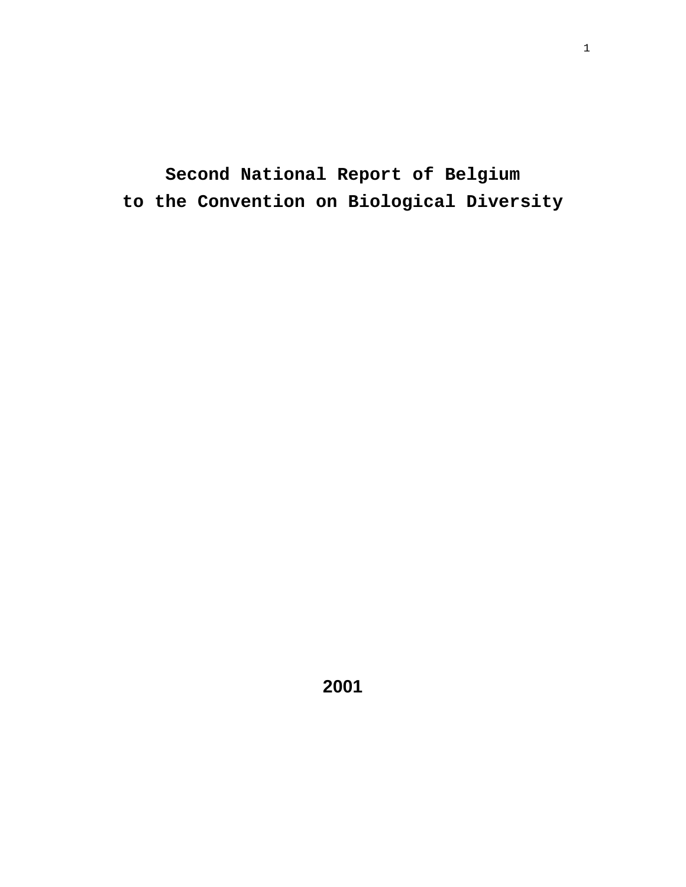# Second National Report of Belgium to the Convention on Biological Diversity

**2001**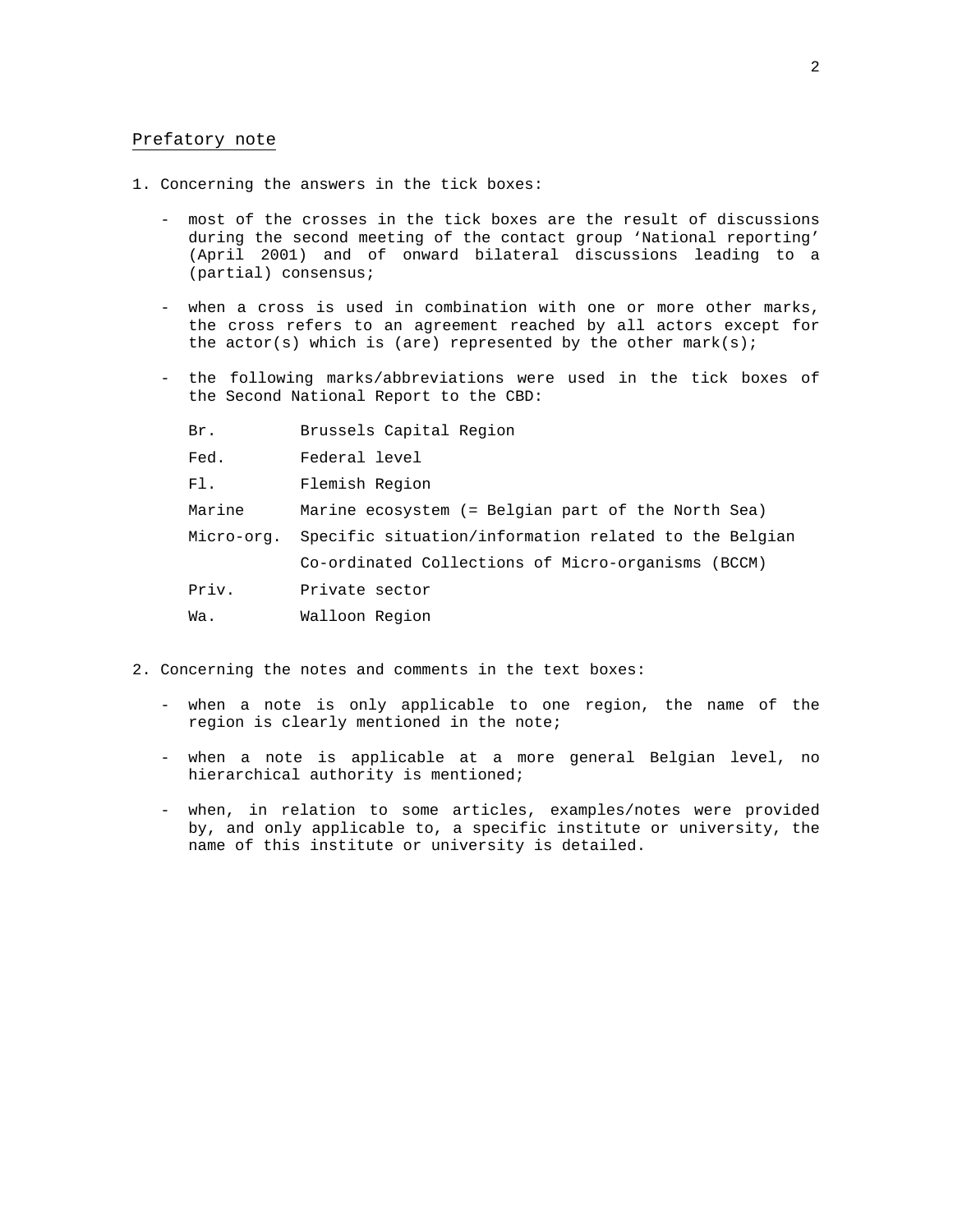## Prefatory note

1. Concerning the answers in the tick boxes:

   - most of the crosses in the tick boxes are the result of discussions during the second meeting of the contact group ‘National reporting’ (April 2001) and of onward bilateral discussions leading to a (partial) consensus;

   - when a cross is used in combination with one or more other marks, the cross refers to an agreement reached by all actors except for the actor(s) which is (are) represented by the other mark(s);

   - the following marks/abbreviations were used in the tick boxes of the Second National Report to the CBD:

| | |
|---|---|
| Br. | Brussels Capital Region |
| Fed. | Federal level |
| Fl. | Flemish Region |
| Marine | Marine ecosystem (= Belgian part of the North Sea) |
| Micro-org. | Specific situation/information related to the Belgian Co-ordinated Collections of Micro-organisms (BCCM) |
| Priv. | Private sector |
| Wa. | Walloon Region |

2. Concerning the notes and comments in the text boxes:

   - when a note is only applicable to one region, the name of the region is clearly mentioned in the note;

   - when a note is applicable at a more general Belgian level, no hierarchical authority is mentioned;

   - when, in relation to some articles, examples/notes were provided by, and only applicable to, a specific institute or university, the name of this institute or university is detailed.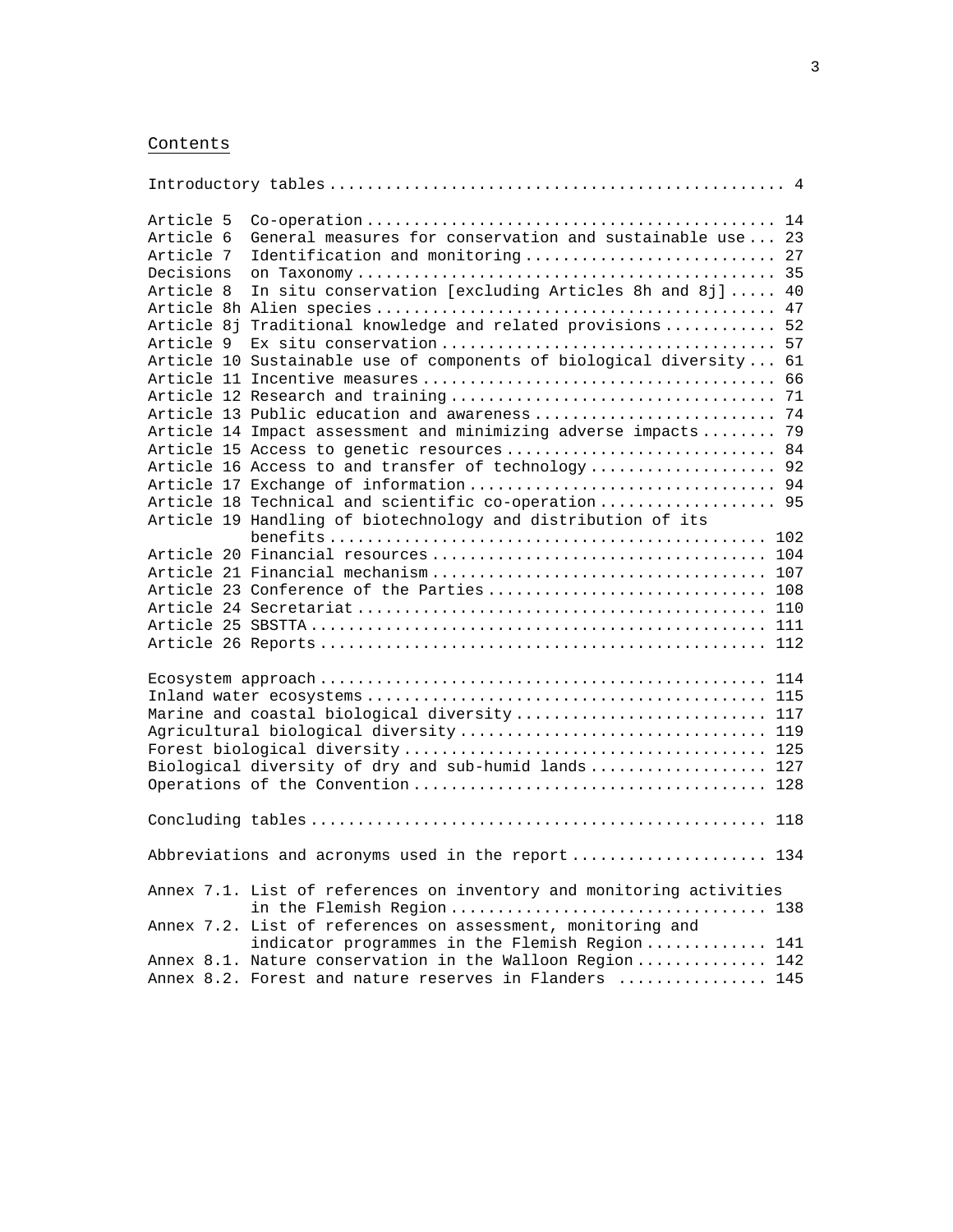## Contents

| | | |
|---|---|---|
| Introductory tables | | 4 |
| Article 5 | Co-operation | 14 |
| Article 6 | General measures for conservation and sustainable use | 23 |
| Article 7 | Identification and monitoring | 27 |
| Decisions | on Taxonomy | 35 |
| Article 8 | In situ conservation [excluding Articles 8h and 8j] | 40 |
| Article 8h | Alien species | 47 |
| Article 8j | Traditional knowledge and related provisions | 52 |
| Article 9 | Ex situ conservation | 57 |
| Article 10 | Sustainable use of components of biological diversity | 61 |
| Article 11 | Incentive measures | 66 |
| Article 12 | Research and training | 71 |
| Article 13 | Public education and awareness | 74 |
| Article 14 | Impact assessment and minimizing adverse impacts | 79 |
| Article 15 | Access to genetic resources | 84 |
| Article 16 | Access to and transfer of technology | 92 |
| Article 17 | Exchange of information | 94 |
| Article 18 | Technical and scientific co-operation | 95 |
| Article 19 | Handling of biotechnology and distribution of its benefits | 102 |
| Article 20 | Financial resources | 104 |
| Article 21 | Financial mechanism | 107 |
| Article 23 | Conference of the Parties | 108 |
| Article 24 | Secretariat | 110 |
| Article 25 | SBSTTA | 111 |
| Article 26 | Reports | 112 |
| Ecosystem approach | | 114 |
| Inland water ecosystems | | 115 |
| Marine and coastal biological diversity | | 117 |
| Agricultural biological diversity | | 119 |
| Forest biological diversity | | 125 |
| Biological diversity of dry and sub-humid lands | | 127 |
| Operations of the Convention | | 128 |
| Concluding tables | | 118 |
| Abbreviations and acronyms used in the report | | 134 |
| Annex 7.1. | List of references on inventory and monitoring activities in the Flemish Region | 138 |
| Annex 7.2. | List of references on assessment, monitoring and indicator programmes in the Flemish Region | 141 |
| Annex 8.1. | Nature conservation in the Walloon Region | 142 |
| Annex 8.2. | Forest and nature reserves in Flanders | 145 |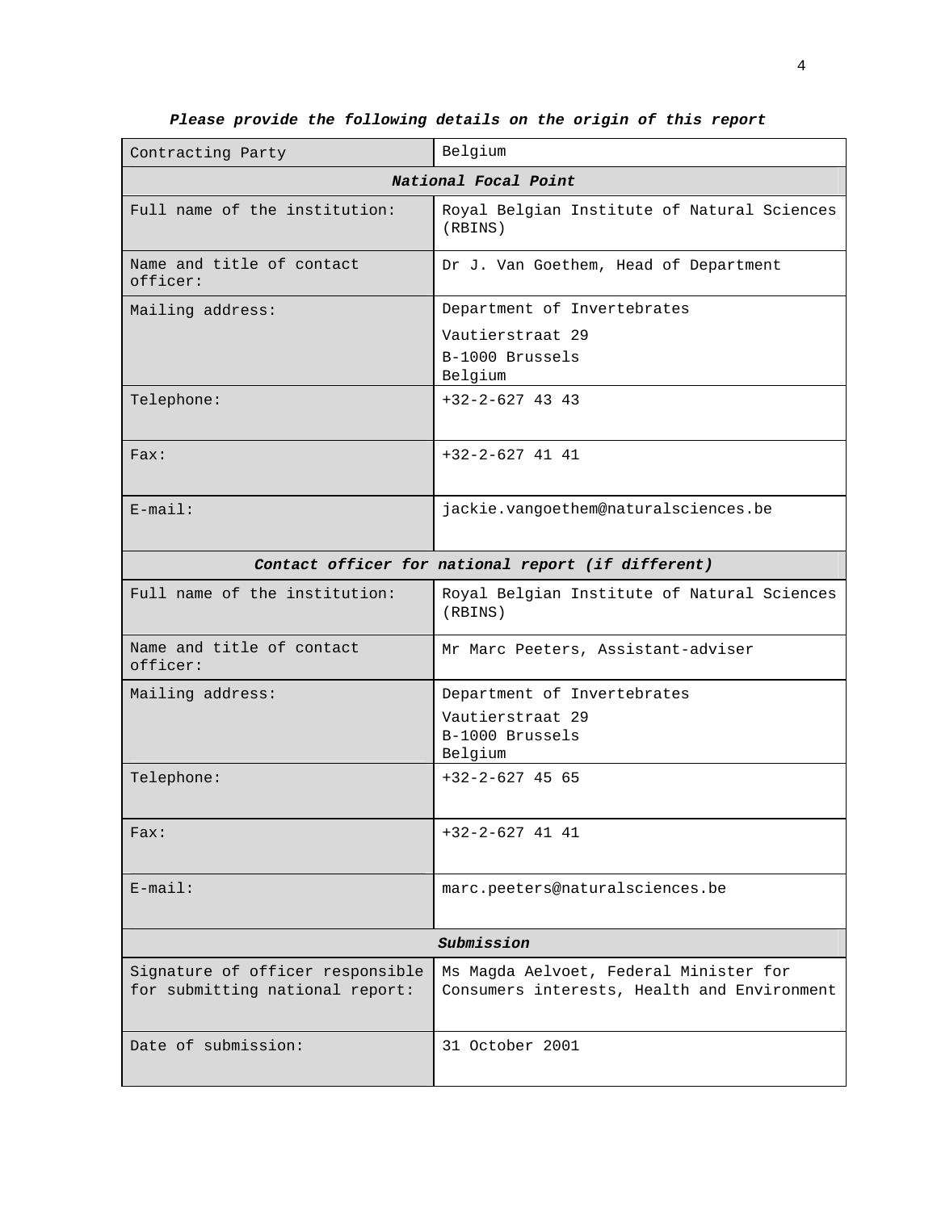***Please provide the following details on the origin of this report***

| Contracting Party | Belgium |
|---|---|
| ***National Focal Point*** | |
| Full name of the institution: | Royal Belgian Institute of Natural Sciences (RBINS) |
| Name and title of contact officer: | Dr J. Van Goethem, Head of Department |
| Mailing address: | Department of Invertebrates<br>Vautierstraat 29<br>B-1000 Brussels<br>Belgium |
| Telephone: | +32-2-627 43 43 |
| Fax: | +32-2-627 41 41 |
| E-mail: | jackie.vangoethem@naturalsciences.be |
| ***Contact officer for national report (if different)*** | |
| Full name of the institution: | Royal Belgian Institute of Natural Sciences (RBINS) |
| Name and title of contact officer: | Mr Marc Peeters, Assistant-adviser |
| Mailing address: | Department of Invertebrates<br>Vautierstraat 29<br>B-1000 Brussels<br>Belgium |
| Telephone: | +32-2-627 45 65 |
| Fax: | +32-2-627 41 41 |
| E-mail: | marc.peeters@naturalsciences.be |
| ***Submission*** | |
| Signature of officer responsible for submitting national report: | Ms Magda Aelvoet, Federal Minister for Consumers interests, Health and Environment |
| Date of submission: | 31 October 2001 |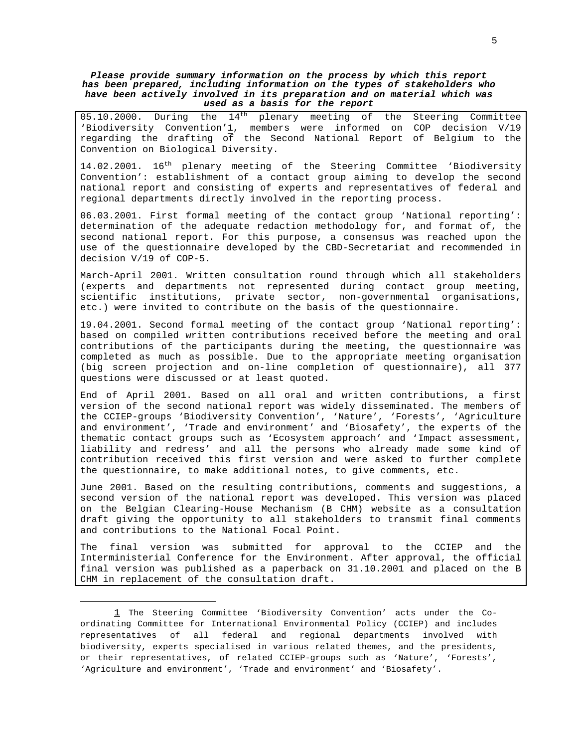***Please provide summary information on the process by which this report has been prepared, including information on the types of stakeholders who have been actively involved in its preparation and on material which was used as a basis for the report***

05.10.2000. During the 14th plenary meeting of the Steering Committee 'Biodiversity Convention'[1], members were informed on COP decision V/19 regarding the drafting of the Second National Report of Belgium to the Convention on Biological Diversity.

14.02.2001. 16th plenary meeting of the Steering Committee 'Biodiversity Convention': establishment of a contact group aiming to develop the second national report and consisting of experts and representatives of federal and regional departments directly involved in the reporting process.

06.03.2001. First formal meeting of the contact group 'National reporting': determination of the adequate redaction methodology for, and format of, the second national report. For this purpose, a consensus was reached upon the use of the questionnaire developed by the CBD-Secretariat and recommended in decision V/19 of COP-5.

March-April 2001. Written consultation round through which all stakeholders (experts and departments not represented during contact group meeting, scientific institutions, private sector, non-governmental organisations, etc.) were invited to contribute on the basis of the questionnaire.

19.04.2001. Second formal meeting of the contact group 'National reporting': based on compiled written contributions received before the meeting and oral contributions of the participants during the meeting, the questionnaire was completed as much as possible. Due to the appropriate meeting organisation (big screen projection and on-line completion of questionnaire), all 377 questions were discussed or at least quoted.

End of April 2001. Based on all oral and written contributions, a first version of the second national report was widely disseminated. The members of the CCIEP-groups 'Biodiversity Convention', 'Nature', 'Forests', 'Agriculture and environment', 'Trade and environment' and 'Biosafety', the experts of the thematic contact groups such as 'Ecosystem approach' and 'Impact assessment, liability and redress' and all the persons who already made some kind of contribution received this first version and were asked to further complete the questionnaire, to make additional notes, to give comments, etc.

June 2001. Based on the resulting contributions, comments and suggestions, a second version of the national report was developed. This version was placed on the Belgian Clearing-House Mechanism (B CHM) website as a consultation draft giving the opportunity to all stakeholders to transmit final comments and contributions to the National Focal Point.

The final version was submitted for approval to the CCIEP and the Interministerial Conference for the Environment. After approval, the official final version was published as a paperback on 31.10.2001 and placed on the B CHM in replacement of the consultation draft.

---

[1] The Steering Committee 'Biodiversity Convention' acts under the Co-ordinating Committee for International Environmental Policy (CCIEP) and includes representatives of all federal and regional departments involved with biodiversity, experts specialised in various related themes, and the presidents, or their representatives, of related CCIEP-groups such as 'Nature', 'Forests', 'Agriculture and environment', 'Trade and environment' and 'Biosafety'.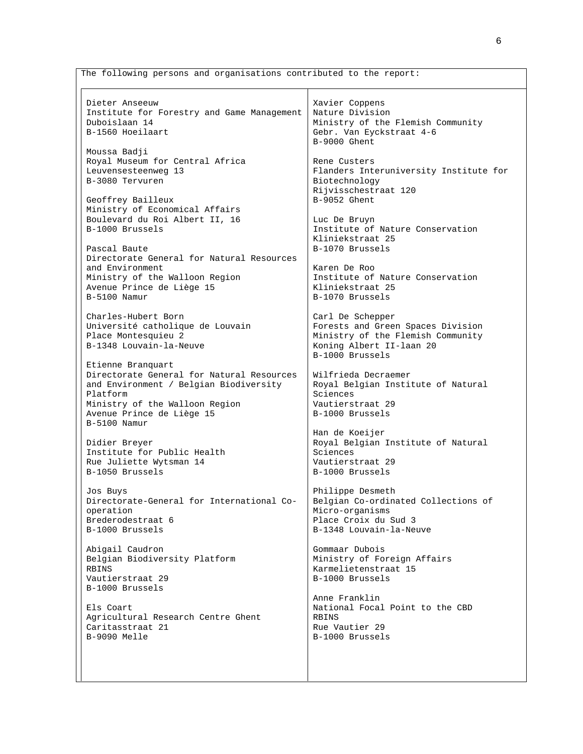The following persons and organisations contributed to the report:

Dieter Anseeuw
Institute for Forestry and Game Management
Duboislaan 14
B-1560 Hoeilaart

Moussa Badji
Royal Museum for Central Africa
Leuvensesteenweg 13
B-3080 Tervuren

Geoffrey Bailleux
Ministry of Economical Affairs
Boulevard du Roi Albert II, 16
B-1000 Brussels

Pascal Baute
Directorate General for Natural Resources and Environment
Ministry of the Walloon Region
Avenue Prince de Liège 15
B-5100 Namur

Charles-Hubert Born
Université catholique de Louvain
Place Montesquieu 2
B-1348 Louvain-la-Neuve

Etienne Branquart
Directorate General for Natural Resources and Environment / Belgian Biodiversity Platform
Ministry of the Walloon Region
Avenue Prince de Liège 15
B-5100 Namur

Didier Breyer
Institute for Public Health
Rue Juliette Wytsman 14
B-1050 Brussels

Jos Buys
Directorate-General for International Co-operation
Brederodestraat 6
B-1000 Brussels

Abigail Caudron
Belgian Biodiversity Platform
RBINS
Vautierstraat 29
B-1000 Brussels

Els Coart
Agricultural Research Centre Ghent
Caritasstraat 21
B-9090 Melle

Xavier Coppens
Nature Division
Ministry of the Flemish Community
Gebr. Van Eyckstraat 4-6
B-9000 Ghent

Rene Custers
Flanders Interuniversity Institute for Biotechnology
Rijvisschestraat 120
B-9052 Ghent

Luc De Bruyn
Institute of Nature Conservation
Kliniekstraat 25
B-1070 Brussels

Karen De Roo
Institute of Nature Conservation
Kliniekstraat 25
B-1070 Brussels

Carl De Schepper
Forests and Green Spaces Division
Ministry of the Flemish Community
Koning Albert II-laan 20
B-1000 Brussels

Wilfrieda Decraemer
Royal Belgian Institute of Natural Sciences
Vautierstraat 29
B-1000 Brussels

Han de Koeijer
Royal Belgian Institute of Natural Sciences
Vautierstraat 29
B-1000 Brussels

Philippe Desmeth
Belgian Co-ordinated Collections of Micro-organisms
Place Croix du Sud 3
B-1348 Louvain-la-Neuve

Gommaar Dubois
Ministry of Foreign Affairs
Karmelietenstraat 15
B-1000 Brussels

Anne Franklin
National Focal Point to the CBD
RBINS
Rue Vautier 29
B-1000 Brussels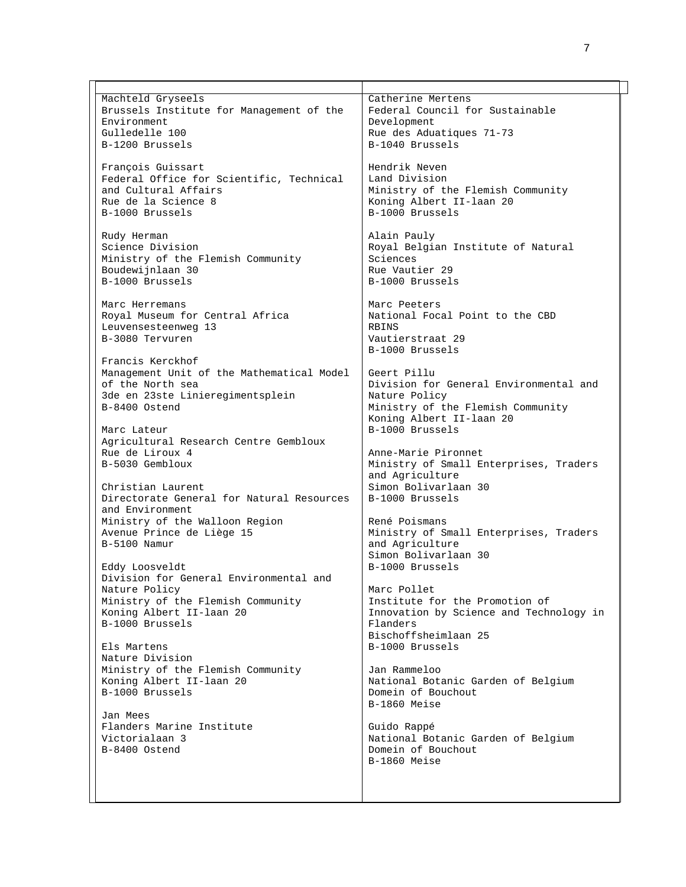Machteld Gryseels
Brussels Institute for Management of the Environment
Gulledelle 100
B-1200 Brussels

François Guissart
Federal Office for Scientific, Technical and Cultural Affairs
Rue de la Science 8
B-1000 Brussels

Rudy Herman
Science Division
Ministry of the Flemish Community
Boudewijnlaan 30
B-1000 Brussels

Marc Herremans
Royal Museum for Central Africa
Leuvensesteenweg 13
B-3080 Tervuren

Francis Kerckhof
Management Unit of the Mathematical Model of the North sea
3de en 23ste Linieregimentsplein
B-8400 Ostend

Marc Lateur
Agricultural Research Centre Gembloux
Rue de Liroux 4
B-5030 Gembloux

Christian Laurent
Directorate General for Natural Resources and Environment
Ministry of the Walloon Region
Avenue Prince de Liège 15
B-5100 Namur

Eddy Loosveldt
Division for General Environmental and Nature Policy
Ministry of the Flemish Community
Koning Albert II-laan 20
B-1000 Brussels

Els Martens
Nature Division
Ministry of the Flemish Community
Koning Albert II-laan 20
B-1000 Brussels

Jan Mees
Flanders Marine Institute
Victorialaan 3
B-8400 Ostend

Catherine Mertens
Federal Council for Sustainable Development
Rue des Aduatiques 71-73
B-1040 Brussels

Hendrik Neven
Land Division
Ministry of the Flemish Community
Koning Albert II-laan 20
B-1000 Brussels

Alain Pauly
Royal Belgian Institute of Natural Sciences
Rue Vautier 29
B-1000 Brussels

Marc Peeters
National Focal Point to the CBD
RBINS
Vautierstraat 29
B-1000 Brussels

Geert Pillu
Division for General Environmental and Nature Policy
Ministry of the Flemish Community
Koning Albert II-laan 20
B-1000 Brussels

Anne-Marie Pironnet
Ministry of Small Enterprises, Traders and Agriculture
Simon Bolivarlaan 30
B-1000 Brussels

René Poismans
Ministry of Small Enterprises, Traders and Agriculture
Simon Bolivarlaan 30
B-1000 Brussels

Marc Pollet
Institute for the Promotion of Innovation by Science and Technology in Flanders
Bischoffsheimlaan 25
B-1000 Brussels

Jan Rammeloo
National Botanic Garden of Belgium
Domein of Bouchout
B-1860 Meise

Guido Rappé
National Botanic Garden of Belgium
Domein of Bouchout
B-1860 Meise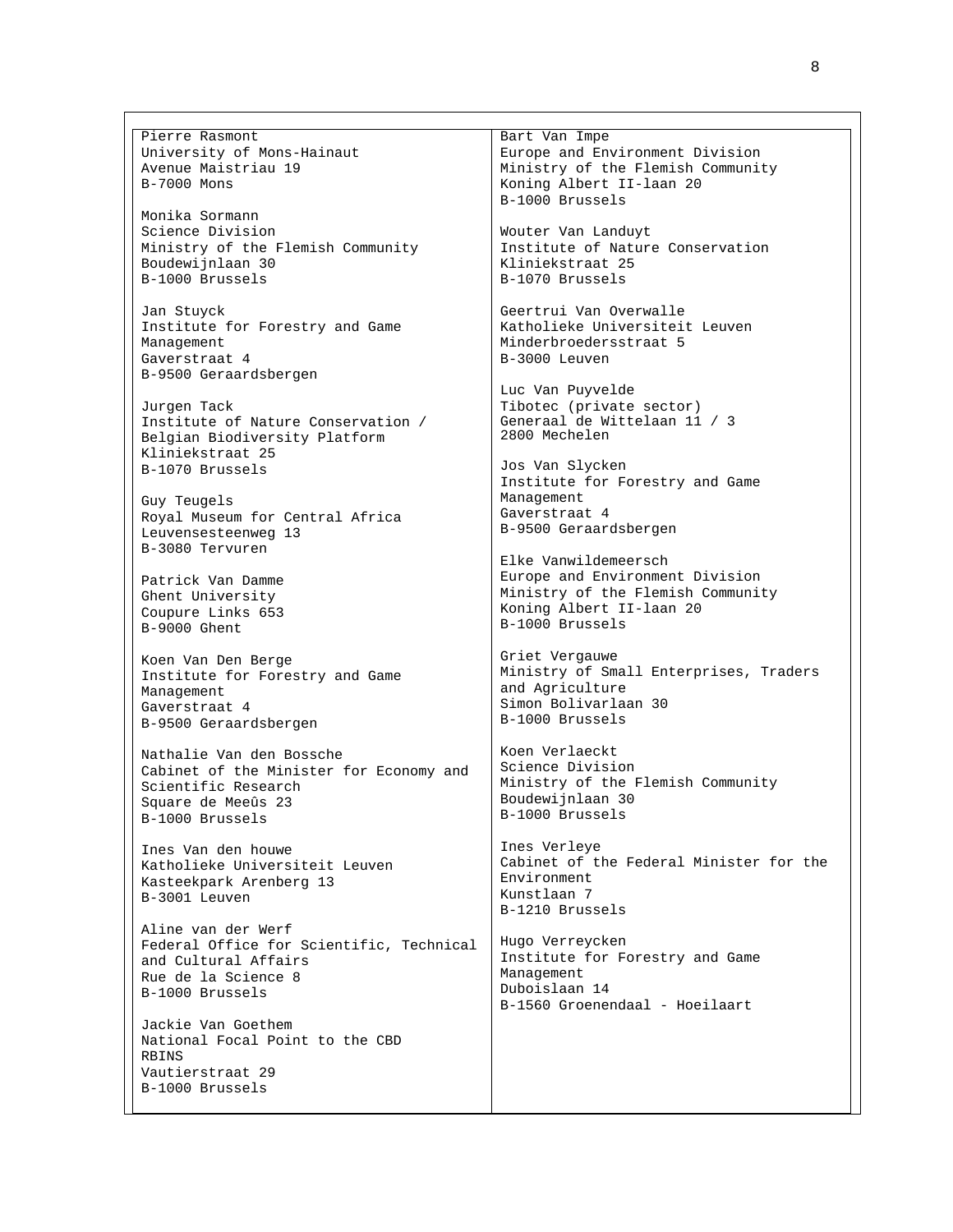Pierre Rasmont
University of Mons-Hainaut
Avenue Maistriau 19
B-7000 Mons

Monika Sormann
Science Division
Ministry of the Flemish Community
Boudewijnlaan 30
B-1000 Brussels

Jan Stuyck
Institute for Forestry and Game Management
Gaverstraat 4
B-9500 Geraardsbergen

Jurgen Tack
Institute of Nature Conservation / Belgian Biodiversity Platform
Kliniekstraat 25
B-1070 Brussels

Guy Teugels
Royal Museum for Central Africa
Leuvensesteenweg 13
B-3080 Tervuren

Patrick Van Damme
Ghent University
Coupure Links 653
B-9000 Ghent

Koen Van Den Berge
Institute for Forestry and Game Management
Gaverstraat 4
B-9500 Geraardsbergen

Nathalie Van den Bossche
Cabinet of the Minister for Economy and Scientific Research
Square de Meeûs 23
B-1000 Brussels

Ines Van den houwe
Katholieke Universiteit Leuven
Kasteekpark Arenberg 13
B-3001 Leuven

Aline van der Werf
Federal Office for Scientific, Technical and Cultural Affairs
Rue de la Science 8
B-1000 Brussels

Jackie Van Goethem
National Focal Point to the CBD
RBINS
Vautierstraat 29
B-1000 Brussels

Bart Van Impe
Europe and Environment Division
Ministry of the Flemish Community
Koning Albert II-laan 20
B-1000 Brussels

Wouter Van Landuyt
Institute of Nature Conservation
Kliniekstraat 25
B-1070 Brussels

Geertrui Van Overwalle
Katholieke Universiteit Leuven
Minderbroedersstraat 5
B-3000 Leuven

Luc Van Puyvelde
Tibotec (private sector)
Generaal de Wittelaan 11 / 3
2800 Mechelen

Jos Van Slycken
Institute for Forestry and Game Management
Gaverstraat 4
B-9500 Geraardsbergen

Elke Vanwildemeersch
Europe and Environment Division
Ministry of the Flemish Community
Koning Albert II-laan 20
B-1000 Brussels

Griet Vergauwe
Ministry of Small Enterprises, Traders and Agriculture
Simon Bolivarlaan 30
B-1000 Brussels

Koen Verlaeckt
Science Division
Ministry of the Flemish Community
Boudewijnlaan 30
B-1000 Brussels

Ines Verleye
Cabinet of the Federal Minister for the Environment
Kunstlaan 7
B-1210 Brussels

Hugo Verreycken
Institute for Forestry and Game Management
Duboislaan 14
B-1560 Groenendaal - Hoeilaart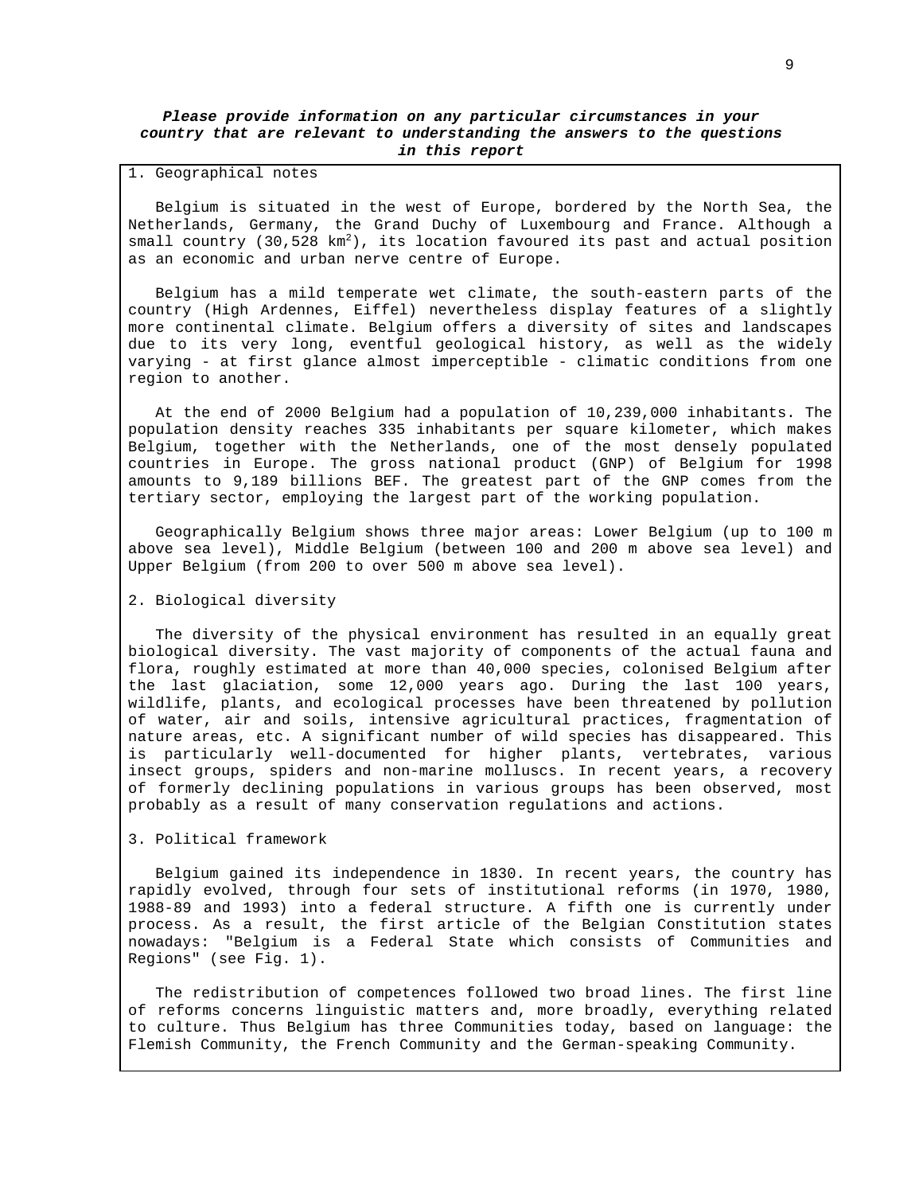***Please provide information on any particular circumstances in your country that are relevant to understanding the answers to the questions in this report***

1. Geographical notes

Belgium is situated in the west of Europe, bordered by the North Sea, the Netherlands, Germany, the Grand Duchy of Luxembourg and France. Although a small country (30,528 $km^2$), its location favoured its past and actual position as an economic and urban nerve centre of Europe.

Belgium has a mild temperate wet climate, the south-eastern parts of the country (High Ardennes, Eiffel) nevertheless display features of a slightly more continental climate. Belgium offers a diversity of sites and landscapes due to its very long, eventful geological history, as well as the widely varying - at first glance almost imperceptible - climatic conditions from one region to another.

At the end of 2000 Belgium had a population of 10,239,000 inhabitants. The population density reaches 335 inhabitants per square kilometer, which makes Belgium, together with the Netherlands, one of the most densely populated countries in Europe. The gross national product (GNP) of Belgium for 1998 amounts to 9,189 billions BEF. The greatest part of the GNP comes from the tertiary sector, employing the largest part of the working population.

Geographically Belgium shows three major areas: Lower Belgium (up to 100 m above sea level), Middle Belgium (between 100 and 200 m above sea level) and Upper Belgium (from 200 to over 500 m above sea level).

2. Biological diversity

The diversity of the physical environment has resulted in an equally great biological diversity. The vast majority of components of the actual fauna and flora, roughly estimated at more than 40,000 species, colonised Belgium after the last glaciation, some 12,000 years ago. During the last 100 years, wildlife, plants, and ecological processes have been threatened by pollution of water, air and soils, intensive agricultural practices, fragmentation of nature areas, etc. A significant number of wild species has disappeared. This is particularly well-documented for higher plants, vertebrates, various insect groups, spiders and non-marine molluscs. In recent years, a recovery of formerly declining populations in various groups has been observed, most probably as a result of many conservation regulations and actions.

3. Political framework

Belgium gained its independence in 1830. In recent years, the country has rapidly evolved, through four sets of institutional reforms (in 1970, 1980, 1988-89 and 1993) into a federal structure. A fifth one is currently under process. As a result, the first article of the Belgian Constitution states nowadays: "Belgium is a Federal State which consists of Communities and Regions" (see Fig. 1).

The redistribution of competences followed two broad lines. The first line of reforms concerns linguistic matters and, more broadly, everything related to culture. Thus Belgium has three Communities today, based on language: the Flemish Community, the French Community and the German-speaking Community.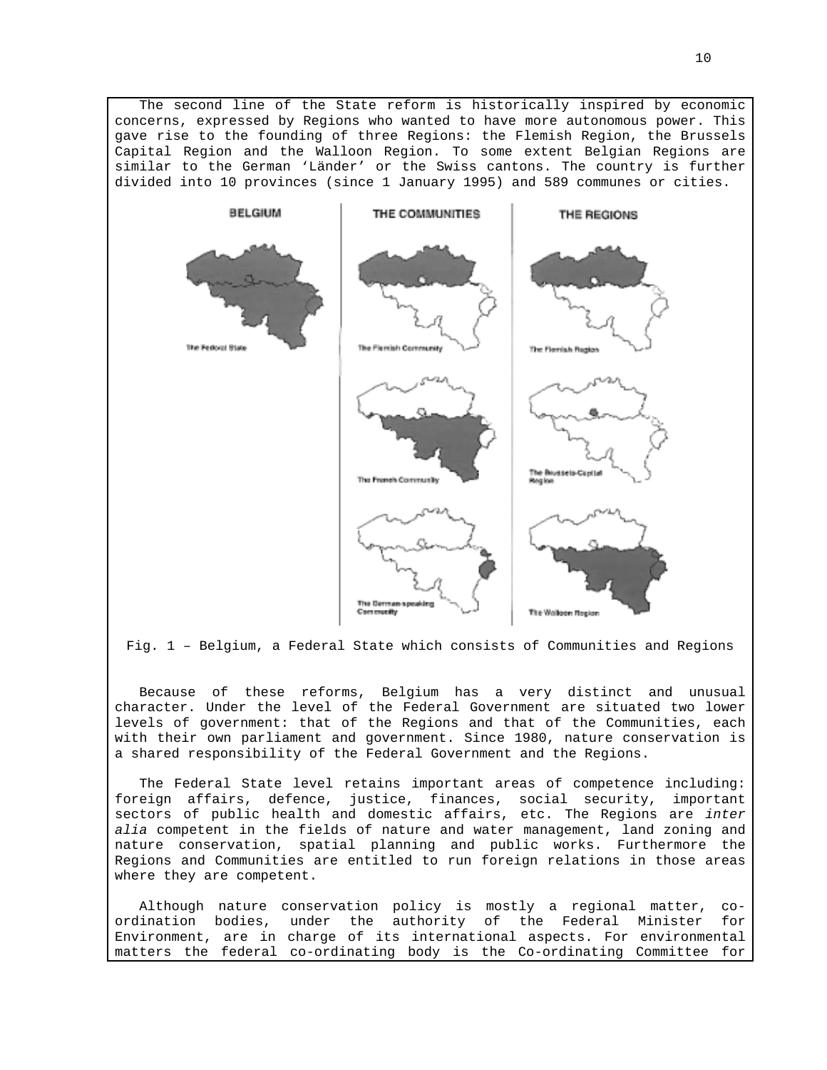The second line of the State reform is historically inspired by economic concerns, expressed by Regions who wanted to have more autonomous power. This gave rise to the founding of three Regions: the Flemish Region, the Brussels Capital Region and the Walloon Region. To some extent Belgian Regions are similar to the German 'Länder' or the Swiss cantons. The country is further divided into 10 provinces (since 1 January 1995) and 589 communes or cities.

Fig. 1 – Belgium, a Federal State which consists of Communities and Regions

Because of these reforms, Belgium has a very distinct and unusual character. Under the level of the Federal Government are situated two lower levels of government: that of the Regions and that of the Communities, each with their own parliament and government. Since 1980, nature conservation is a shared responsibility of the Federal Government and the Regions.

The Federal State level retains important areas of competence including: foreign affairs, defence, justice, finances, social security, important sectors of public health and domestic affairs, etc. The Regions are *inter alia* competent in the fields of nature and water management, land zoning and nature conservation, spatial planning and public works. Furthermore the Regions and Communities are entitled to run foreign relations in those areas where they are competent.

Although nature conservation policy is mostly a regional matter, co-ordination bodies, under the authority of the Federal Minister for Environment, are in charge of its international aspects. For environmental matters the federal co-ordinating body is the Co-ordinating Committee for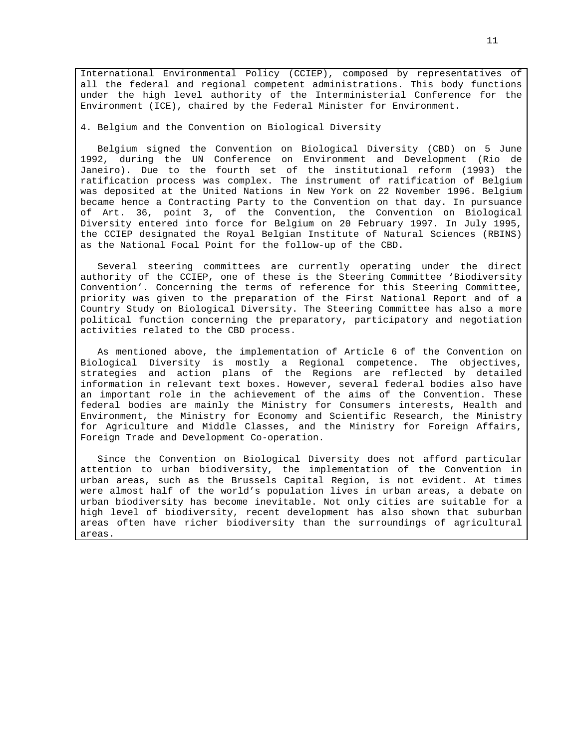International Environmental Policy (CCIEP), composed by representatives of all the federal and regional competent administrations. This body functions under the high level authority of the Interministerial Conference for the Environment (ICE), chaired by the Federal Minister for Environment.

4. Belgium and the Convention on Biological Diversity

Belgium signed the Convention on Biological Diversity (CBD) on 5 June 1992, during the UN Conference on Environment and Development (Rio de Janeiro). Due to the fourth set of the institutional reform (1993) the ratification process was complex. The instrument of ratification of Belgium was deposited at the United Nations in New York on 22 November 1996. Belgium became hence a Contracting Party to the Convention on that day. In pursuance of Art. 36, point 3, of the Convention, the Convention on Biological Diversity entered into force for Belgium on 20 February 1997. In July 1995, the CCIEP designated the Royal Belgian Institute of Natural Sciences (RBINS) as the National Focal Point for the follow-up of the CBD.

Several steering committees are currently operating under the direct authority of the CCIEP, one of these is the Steering Committee 'Biodiversity Convention'. Concerning the terms of reference for this Steering Committee, priority was given to the preparation of the First National Report and of a Country Study on Biological Diversity. The Steering Committee has also a more political function concerning the preparatory, participatory and negotiation activities related to the CBD process.

As mentioned above, the implementation of Article 6 of the Convention on Biological Diversity is mostly a Regional competence. The objectives, strategies and action plans of the Regions are reflected by detailed information in relevant text boxes. However, several federal bodies also have an important role in the achievement of the aims of the Convention. These federal bodies are mainly the Ministry for Consumers interests, Health and Environment, the Ministry for Economy and Scientific Research, the Ministry for Agriculture and Middle Classes, and the Ministry for Foreign Affairs, Foreign Trade and Development Co-operation.

Since the Convention on Biological Diversity does not afford particular attention to urban biodiversity, the implementation of the Convention in urban areas, such as the Brussels Capital Region, is not evident. At times were almost half of the world's population lives in urban areas, a debate on urban biodiversity has become inevitable. Not only cities are suitable for a high level of biodiversity, recent development has also shown that suburban areas often have richer biodiversity than the surroundings of agricultural areas.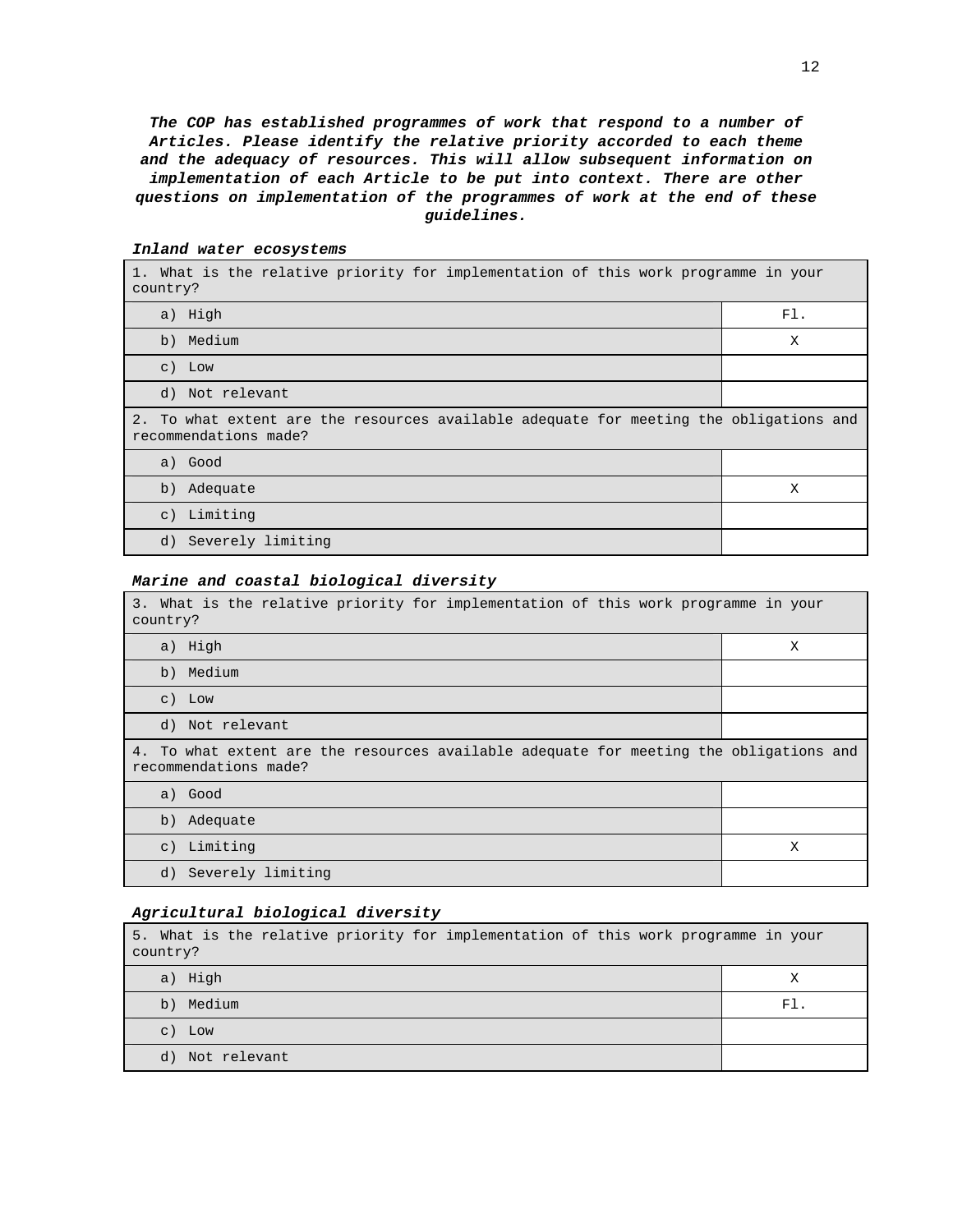***The COP has established programmes of work that respond to a number of Articles. Please identify the relative priority accorded to each theme and the adequacy of resources. This will allow subsequent information on implementation of each Article to be put into context. There are other questions on implementation of the programmes of work at the end of these guidelines.***

***Inland water ecosystems***

| 1. What is the relative priority for implementation of this work programme in your country? | |
|---|---|
| a) High | Fl. |
| b) Medium | X |
| c) Low | |
| d) Not relevant | |
| **2. To what extent are the resources available adequate for meeting the obligations and recommendations made?** | |
| a) Good | |
| b) Adequate | X |
| c) Limiting | |
| d) Severely limiting | |

***Marine and coastal biological diversity***

| 3. What is the relative priority for implementation of this work programme in your country? | |
|---|---|
| a) High | X |
| b) Medium | |
| c) Low | |
| d) Not relevant | |
| **4. To what extent are the resources available adequate for meeting the obligations and recommendations made?** | |
| a) Good | |
| b) Adequate | |
| c) Limiting | X |
| d) Severely limiting | |

***Agricultural biological diversity***

| 5. What is the relative priority for implementation of this work programme in your country? | |
|---|---|
| a) High | X |
| b) Medium | Fl. |
| c) Low | |
| d) Not relevant | |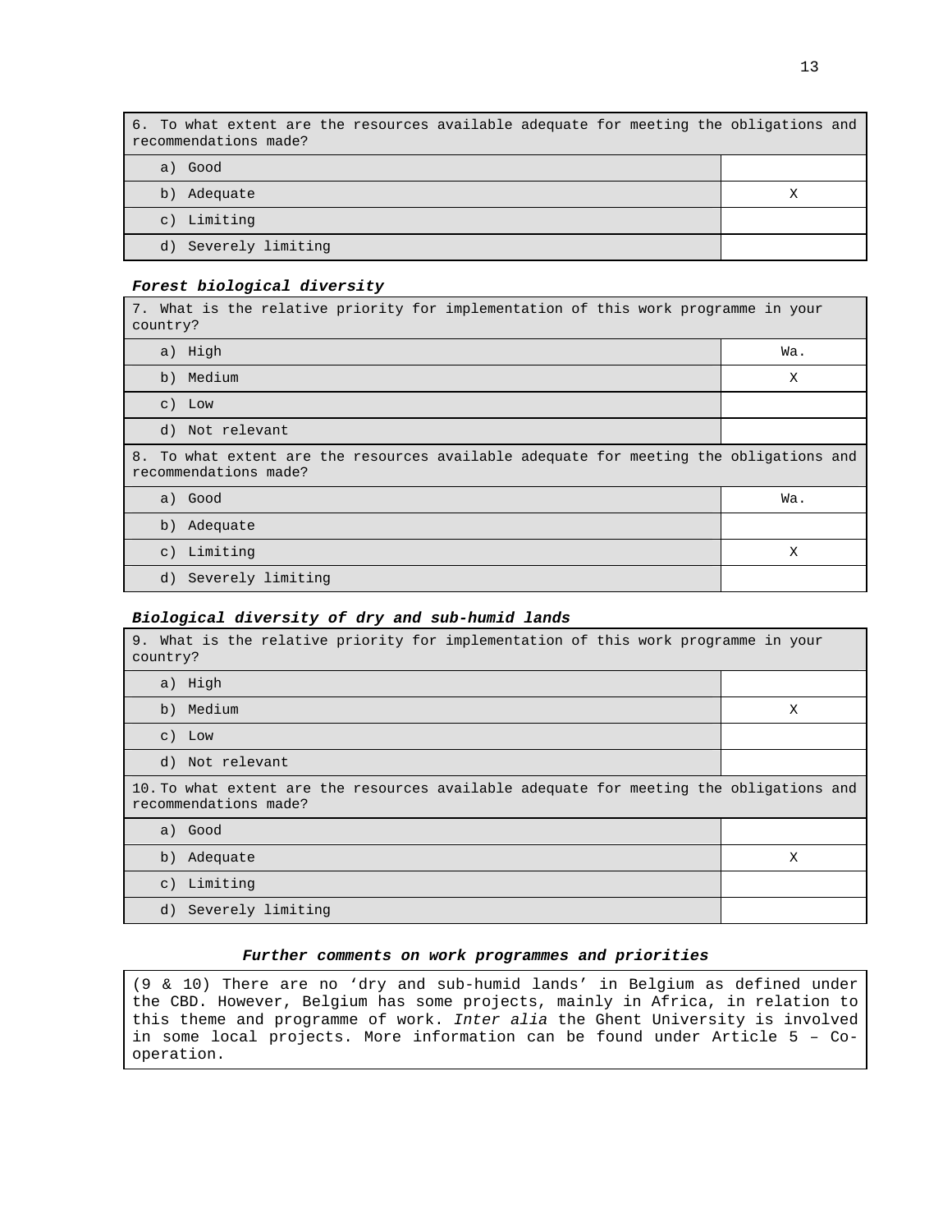| 6. To what extent are the resources available adequate for meeting the obligations and recommendations made? | |
|---|---|
| a) Good | |
| b) Adequate | X |
| c) Limiting | |
| d) Severely limiting | |

***Forest biological diversity***

| 7. What is the relative priority for implementation of this work programme in your country? | |
|---|---|
| a) High | Wa. |
| b) Medium | X |
| c) Low | |
| d) Not relevant | |
| **8. To what extent are the resources available adequate for meeting the obligations and recommendations made?** | |
| a) Good | Wa. |
| b) Adequate | |
| c) Limiting | X |
| d) Severely limiting | |

***Biological diversity of dry and sub-humid lands***

| 9. What is the relative priority for implementation of this work programme in your country? | |
|---|---|
| a) High | |
| b) Medium | X |
| c) Low | |
| d) Not relevant | |
| **10. To what extent are the resources available adequate for meeting the obligations and recommendations made?** | |
| a) Good | |
| b) Adequate | X |
| c) Limiting | |
| d) Severely limiting | |

***Further comments on work programmes and priorities***

(9 & 10) There are no 'dry and sub-humid lands' in Belgium as defined under the CBD. However, Belgium has some projects, mainly in Africa, in relation to this theme and programme of work. *Inter alia* the Ghent University is involved in some local projects. More information can be found under Article 5 – Co-operation.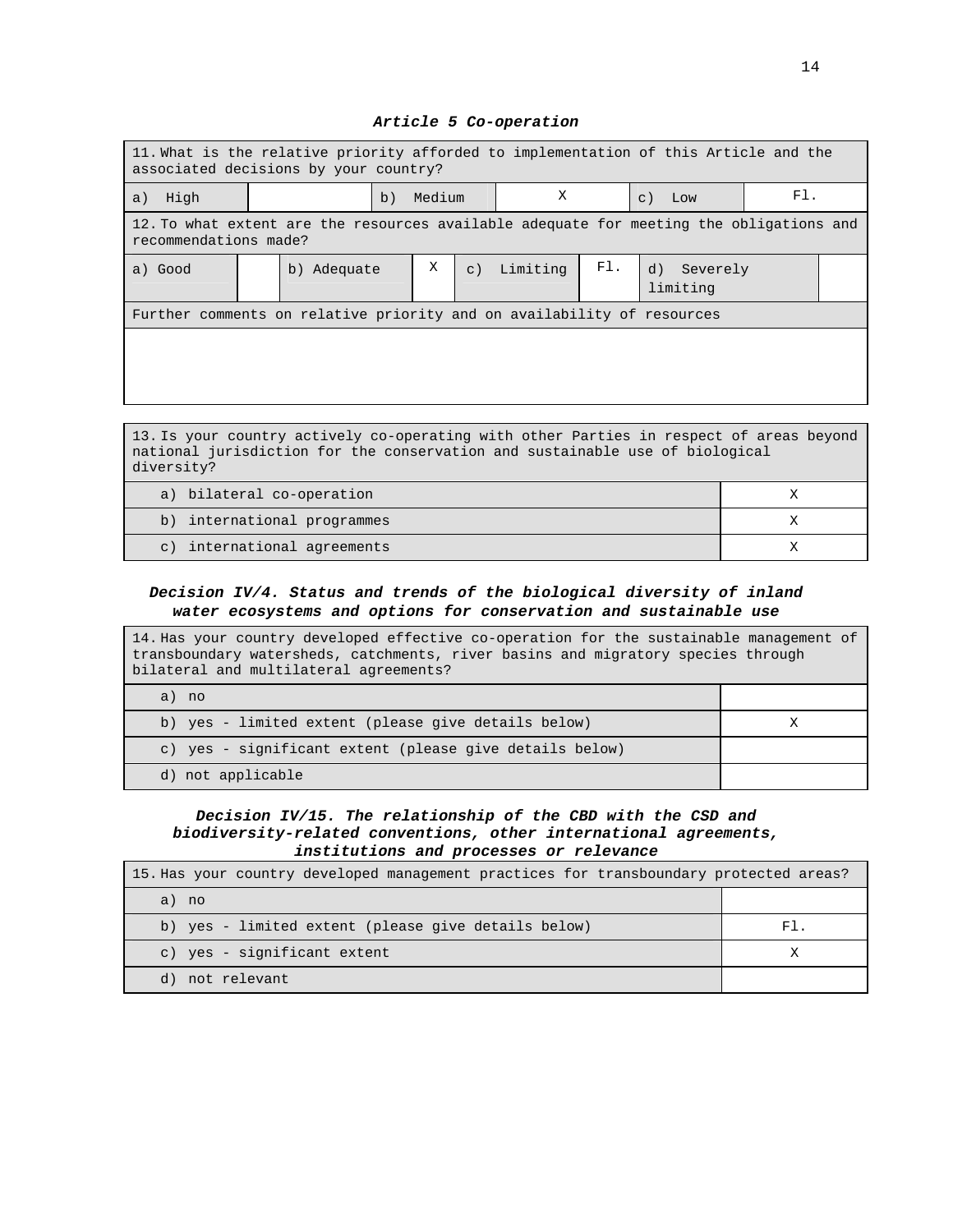### *Article 5 Co-operation*

| 11. What is the relative priority afforded to implementation of this Article and the associated decisions by your country? | | | | | |
|---|---|---|---|---|---|
| a) High | | b) Medium | X | c) Low | Fl. |

| 12. To what extent are the resources available adequate for meeting the obligations and recommendations made? | | | | | | | |
|---|---|---|---|---|---|---|---|
| a) Good | | b) Adequate | X | c) Limiting | Fl. | d) Severely limiting | |

| Further comments on relative priority and on availability of resources |
|---|
| |

| 13. Is your country actively co-operating with other Parties in respect of areas beyond national jurisdiction for the conservation and sustainable use of biological diversity? | |
|---|---|
| a) bilateral co-operation | X |
| b) international programmes | X |
| c) international agreements | X |

### *Decision IV/4. Status and trends of the biological diversity of inland water ecosystems and options for conservation and sustainable use*

| 14. Has your country developed effective co-operation for the sustainable management of transboundary watersheds, catchments, river basins and migratory species through bilateral and multilateral agreements? | |
|---|---|
| a) no | |
| b) yes - limited extent (please give details below) | X |
| c) yes - significant extent (please give details below) | |
| d) not applicable | |

### *Decision IV/15. The relationship of the CBD with the CSD and biodiversity-related conventions, other international agreements, institutions and processes or relevance*

| 15. Has your country developed management practices for transboundary protected areas? | |
|---|---|
| a) no | |
| b) yes - limited extent (please give details below) | Fl. |
| c) yes - significant extent | X |
| d) not relevant | |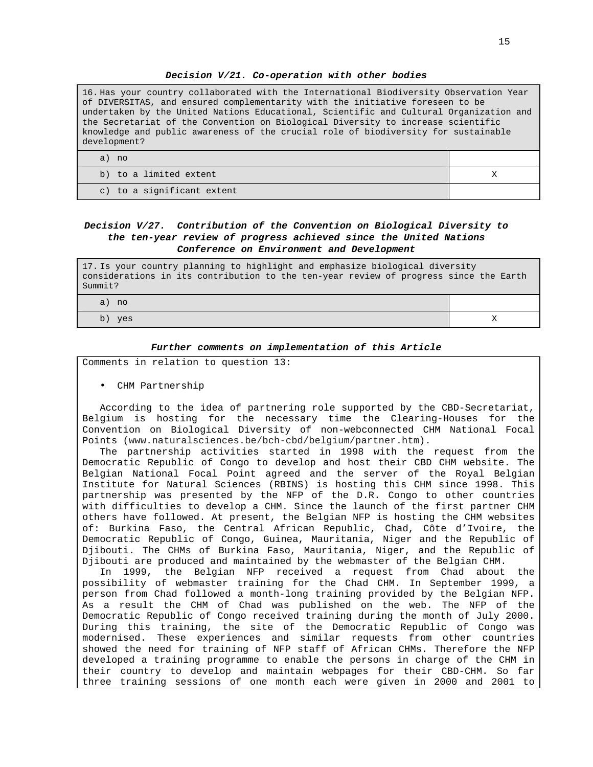### *Decision V/21. Co-operation with other bodies*

| 16. Has your country collaborated with the International Biodiversity Observation Year of DIVERSITAS, and ensured complementarity with the initiative foreseen to be undertaken by the United Nations Educational, Scientific and Cultural Organization and the Secretariat of the Convention on Biological Diversity to increase scientific knowledge and public awareness of the crucial role of biodiversity for sustainable development? | |
|---|---|
| a) no | |
| b) to a limited extent | X |
| c) to a significant extent | |

### *Decision V/27. Contribution of the Convention on Biological Diversity to the ten-year review of progress achieved since the United Nations Conference on Environment and Development*

| 17. Is your country planning to highlight and emphasize biological diversity considerations in its contribution to the ten-year review of progress since the Earth Summit? | |
|---|---|
| a) no | |
| b) yes | X |

### *Further comments on implementation of this Article*

Comments in relation to question 13:

- CHM Partnership

According to the idea of partnering role supported by the CBD-Secretariat, Belgium is hosting for the necessary time the Clearing-Houses for the Convention on Biological Diversity of non-webconnected CHM National Focal Points (www.naturalsciences.be/bch-cbd/belgium/partner.htm).

The partnership activities started in 1998 with the request from the Democratic Republic of Congo to develop and host their CBD CHM website. The Belgian National Focal Point agreed and the server of the Royal Belgian Institute for Natural Sciences (RBINS) is hosting this CHM since 1998. This partnership was presented by the NFP of the D.R. Congo to other countries with difficulties to develop a CHM. Since the launch of the first partner CHM others have followed. At present, the Belgian NFP is hosting the CHM websites of: Burkina Faso, the Central African Republic, Chad, Côte d'Ivoire, the Democratic Republic of Congo, Guinea, Mauritania, Niger and the Republic of Djibouti. The CHMs of Burkina Faso, Mauritania, Niger, and the Republic of Djibouti are produced and maintained by the webmaster of the Belgian CHM.

In 1999, the Belgian NFP received a request from Chad about the possibility of webmaster training for the Chad CHM. In September 1999, a person from Chad followed a month-long training provided by the Belgian NFP. As a result the CHM of Chad was published on the web. The NFP of the Democratic Republic of Congo received training during the month of July 2000. During this training, the site of the Democratic Republic of Congo was modernised. These experiences and similar requests from other countries showed the need for training of NFP staff of African CHMs. Therefore the NFP developed a training programme to enable the persons in charge of the CHM in their country to develop and maintain webpages for their CBD-CHM. So far three training sessions of one month each were given in 2000 and 2001 to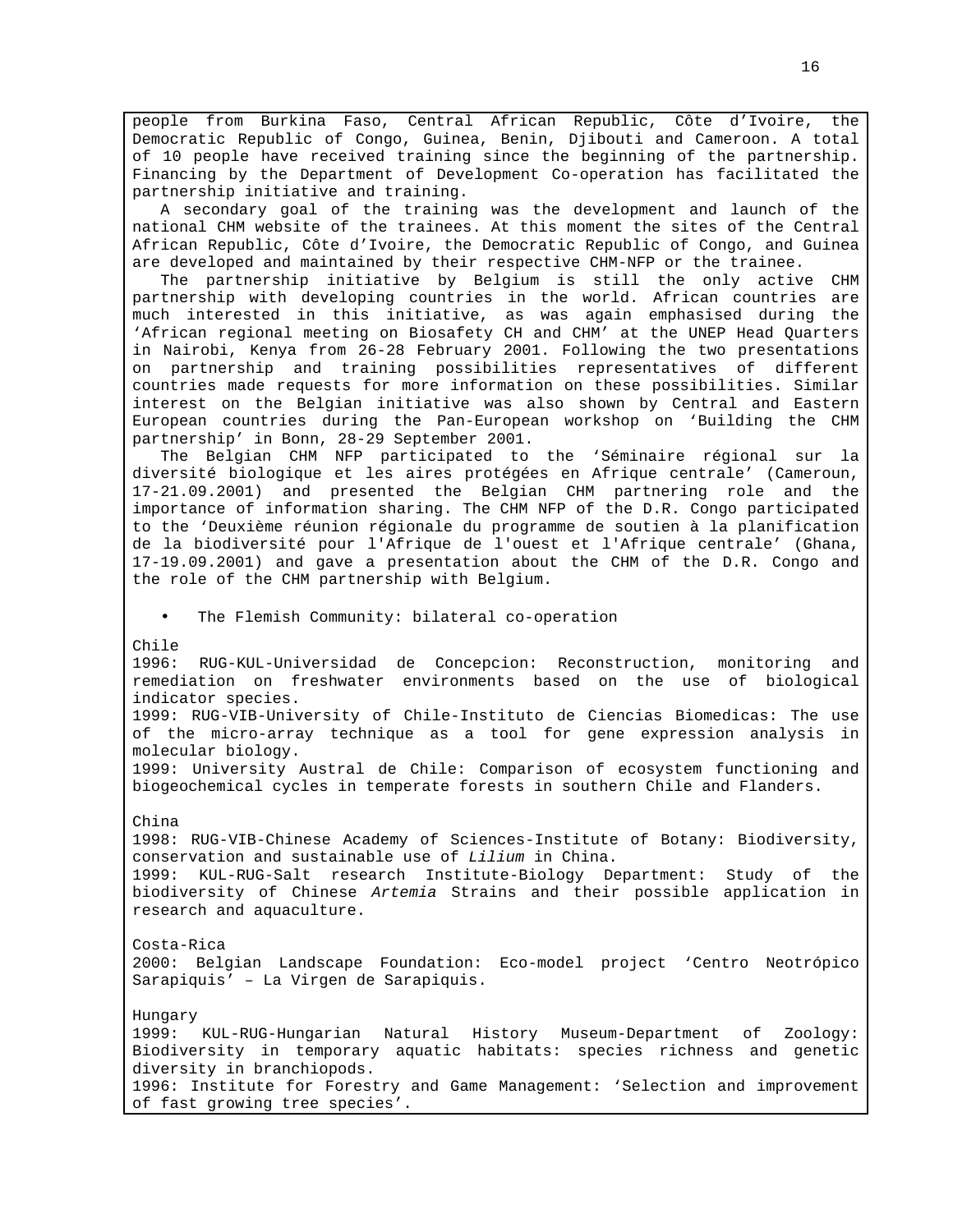people from Burkina Faso, Central African Republic, Côte d'Ivoire, the Democratic Republic of Congo, Guinea, Benin, Djibouti and Cameroon. A total of 10 people have received training since the beginning of the partnership. Financing by the Department of Development Co-operation has facilitated the partnership initiative and training.

A secondary goal of the training was the development and launch of the national CHM website of the trainees. At this moment the sites of the Central African Republic, Côte d'Ivoire, the Democratic Republic of Congo, and Guinea are developed and maintained by their respective CHM-NFP or the trainee.

The partnership initiative by Belgium is still the only active CHM partnership with developing countries in the world. African countries are much interested in this initiative, as was again emphasised during the 'African regional meeting on Biosafety CH and CHM' at the UNEP Head Quarters in Nairobi, Kenya from 26-28 February 2001. Following the two presentations on partnership and training possibilities representatives of different countries made requests for more information on these possibilities. Similar interest on the Belgian initiative was also shown by Central and Eastern European countries during the Pan-European workshop on 'Building the CHM partnership' in Bonn, 28-29 September 2001.

The Belgian CHM NFP participated to the 'Séminaire régional sur la diversité biologique et les aires protégées en Afrique centrale' (Cameroun, 17-21.09.2001) and presented the Belgian CHM partnering role and the importance of information sharing. The CHM NFP of the D.R. Congo participated to the 'Deuxième réunion régionale du programme de soutien à la planification de la biodiversité pour l'Afrique de l'ouest et l'Afrique centrale' (Ghana, 17-19.09.2001) and gave a presentation about the CHM of the D.R. Congo and the role of the CHM partnership with Belgium.

- The Flemish Community: bilateral co-operation

Chile

1996: RUG-KUL-Universidad de Concepcion: Reconstruction, monitoring and remediation on freshwater environments based on the use of biological indicator species.

1999: RUG-VIB-University of Chile-Instituto de Ciencias Biomedicas: The use of the micro-array technique as a tool for gene expression analysis in molecular biology.

1999: University Austral de Chile: Comparison of ecosystem functioning and biogeochemical cycles in temperate forests in southern Chile and Flanders.

China

1998: RUG-VIB-Chinese Academy of Sciences-Institute of Botany: Biodiversity, conservation and sustainable use of *Lilium* in China.

1999: KUL-RUG-Salt research Institute-Biology Department: Study of the biodiversity of Chinese *Artemia* Strains and their possible application in research and aquaculture.

Costa-Rica

2000: Belgian Landscape Foundation: Eco-model project 'Centro Neotrópico Sarapiquis' – La Virgen de Sarapiquis.

Hungary

1999: KUL-RUG-Hungarian Natural History Museum-Department of Zoology: Biodiversity in temporary aquatic habitats: species richness and genetic diversity in branchiopods.

1996: Institute for Forestry and Game Management: 'Selection and improvement of fast growing tree species'.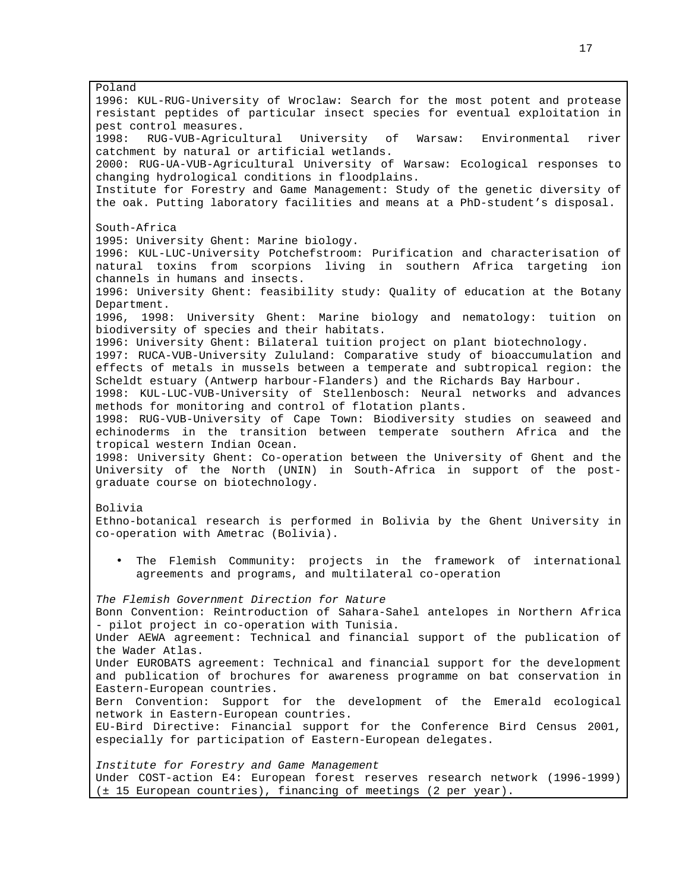Poland

1996: KUL-RUG-University of Wroclaw: Search for the most potent and protease resistant peptides of particular insect species for eventual exploitation in pest control measures.
1998: RUG-VUB-Agricultural University of Warsaw: Environmental river catchment by natural or artificial wetlands.
2000: RUG-UA-VUB-Agricultural University of Warsaw: Ecological responses to changing hydrological conditions in floodplains.
Institute for Forestry and Game Management: Study of the genetic diversity of the oak. Putting laboratory facilities and means at a PhD-student's disposal.

South-Africa

1995: University Ghent: Marine biology.
1996: KUL-LUC-University Potchefstroom: Purification and characterisation of natural toxins from scorpions living in southern Africa targeting ion channels in humans and insects.
1996: University Ghent: feasibility study: Quality of education at the Botany Department.
1996, 1998: University Ghent: Marine biology and nematology: tuition on biodiversity of species and their habitats.
1996: University Ghent: Bilateral tuition project on plant biotechnology.
1997: RUCA-VUB-University Zululand: Comparative study of bioaccumulation and effects of metals in mussels between a temperate and subtropical region: the Scheldt estuary (Antwerp harbour-Flanders) and the Richards Bay Harbour.
1998: KUL-LUC-VUB-University of Stellenbosch: Neural networks and advances methods for monitoring and control of flotation plants.
1998: RUG-VUB-University of Cape Town: Biodiversity studies on seaweed and echinoderms in the transition between temperate southern Africa and the tropical western Indian Ocean.
1998: University Ghent: Co-operation between the University of Ghent and the University of the North (UNIN) in South-Africa in support of the post-graduate course on biotechnology.

Bolivia

Ethno-botanical research is performed in Bolivia by the Ghent University in co-operation with Ametrac (Bolivia).

- The Flemish Community: projects in the framework of international agreements and programs, and multilateral co-operation

*The Flemish Government Direction for Nature*

Bonn Convention: Reintroduction of Sahara-Sahel antelopes in Northern Africa - pilot project in co-operation with Tunisia.
Under AEWA agreement: Technical and financial support of the publication of the Wader Atlas.
Under EUROBATS agreement: Technical and financial support for the development and publication of brochures for awareness programme on bat conservation in Eastern-European countries.
Bern Convention: Support for the development of the Emerald ecological network in Eastern-European countries.
EU-Bird Directive: Financial support for the Conference Bird Census 2001, especially for participation of Eastern-European delegates.

*Institute for Forestry and Game Management*

Under COST-action E4: European forest reserves research network (1996-1999) (± 15 European countries), financing of meetings (2 per year).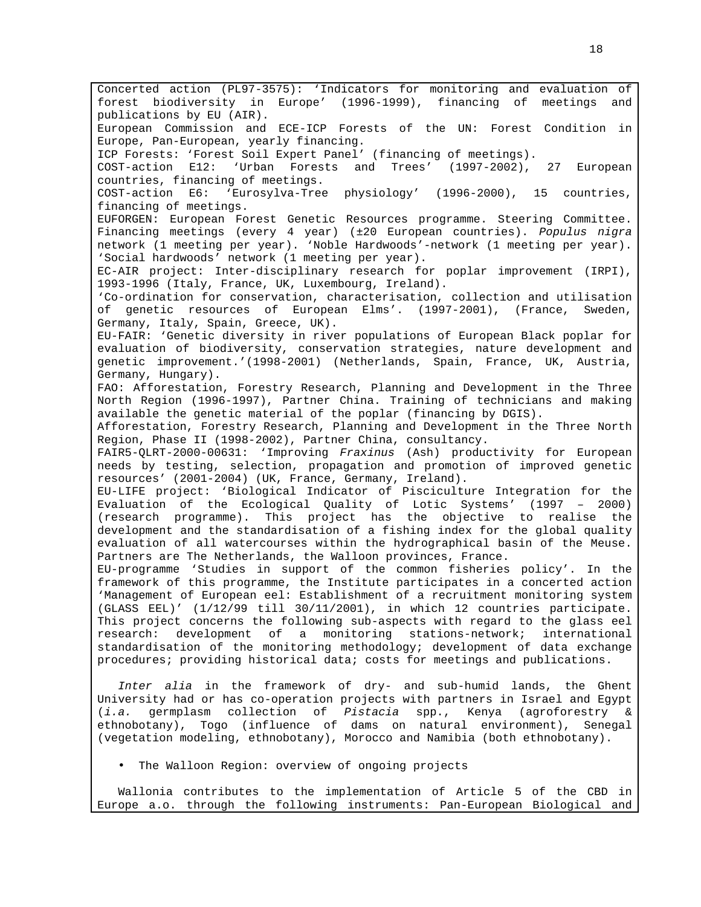Concerted action (PL97-3575): 'Indicators for monitoring and evaluation of forest biodiversity in Europe' (1996-1999), financing of meetings and publications by EU (AIR).
European Commission and ECE-ICP Forests of the UN: Forest Condition in Europe, Pan-European, yearly financing.
ICP Forests: 'Forest Soil Expert Panel' (financing of meetings).
COST-action E12: 'Urban Forests and Trees' (1997-2002), 27 European countries, financing of meetings.
COST-action E6: 'Eurosylva-Tree physiology' (1996-2000), 15 countries, financing of meetings.
EUFORGEN: European Forest Genetic Resources programme. Steering Committee. Financing meetings (every 4 year) (±20 European countries). *Populus nigra* network (1 meeting per year). 'Noble Hardwoods'-network (1 meeting per year). 'Social hardwoods' network (1 meeting per year).
EC-AIR project: Inter-disciplinary research for poplar improvement (IRPI), 1993-1996 (Italy, France, UK, Luxembourg, Ireland).
'Co-ordination for conservation, characterisation, collection and utilisation of genetic resources of European Elms'. (1997-2001), (France, Sweden, Germany, Italy, Spain, Greece, UK).
EU-FAIR: 'Genetic diversity in river populations of European Black poplar for evaluation of biodiversity, conservation strategies, nature development and genetic improvement.'(1998-2001) (Netherlands, Spain, France, UK, Austria, Germany, Hungary).
FAO: Afforestation, Forestry Research, Planning and Development in the Three North Region (1996-1997), Partner China. Training of technicians and making available the genetic material of the poplar (financing by DGIS).
Afforestation, Forestry Research, Planning and Development in the Three North Region, Phase II (1998-2002), Partner China, consultancy.
FAIR5-QLRT-2000-00631: 'Improving *Fraxinus* (Ash) productivity for European needs by testing, selection, propagation and promotion of improved genetic resources' (2001-2004) (UK, France, Germany, Ireland).
EU-LIFE project: 'Biological Indicator of Pisciculture Integration for the Evaluation of the Ecological Quality of Lotic Systems' (1997 – 2000) (research programme). This project has the objective to realise the development and the standardisation of a fishing index for the global quality evaluation of all watercourses within the hydrographical basin of the Meuse. Partners are The Netherlands, the Walloon provinces, France.
EU-programme 'Studies in support of the common fisheries policy'. In the framework of this programme, the Institute participates in a concerted action 'Management of European eel: Establishment of a recruitment monitoring system (GLASS EEL)' (1/12/99 till 30/11/2001), in which 12 countries participate. This project concerns the following sub-aspects with regard to the glass eel research: development of a monitoring stations-network; international standardisation of the monitoring methodology; development of data exchange procedures; providing historical data; costs for meetings and publications.

*Inter alia* in the framework of dry- and sub-humid lands, the Ghent University had or has co-operation projects with partners in Israel and Egypt (*i.a.* germplasm collection of *Pistacia* spp., Kenya (agroforestry & ethnobotany), Togo (influence of dams on natural environment), Senegal (vegetation modeling, ethnobotany), Morocco and Namibia (both ethnobotany).

- The Walloon Region: overview of ongoing projects

Wallonia contributes to the implementation of Article 5 of the CBD in Europe a.o. through the following instruments: Pan-European Biological and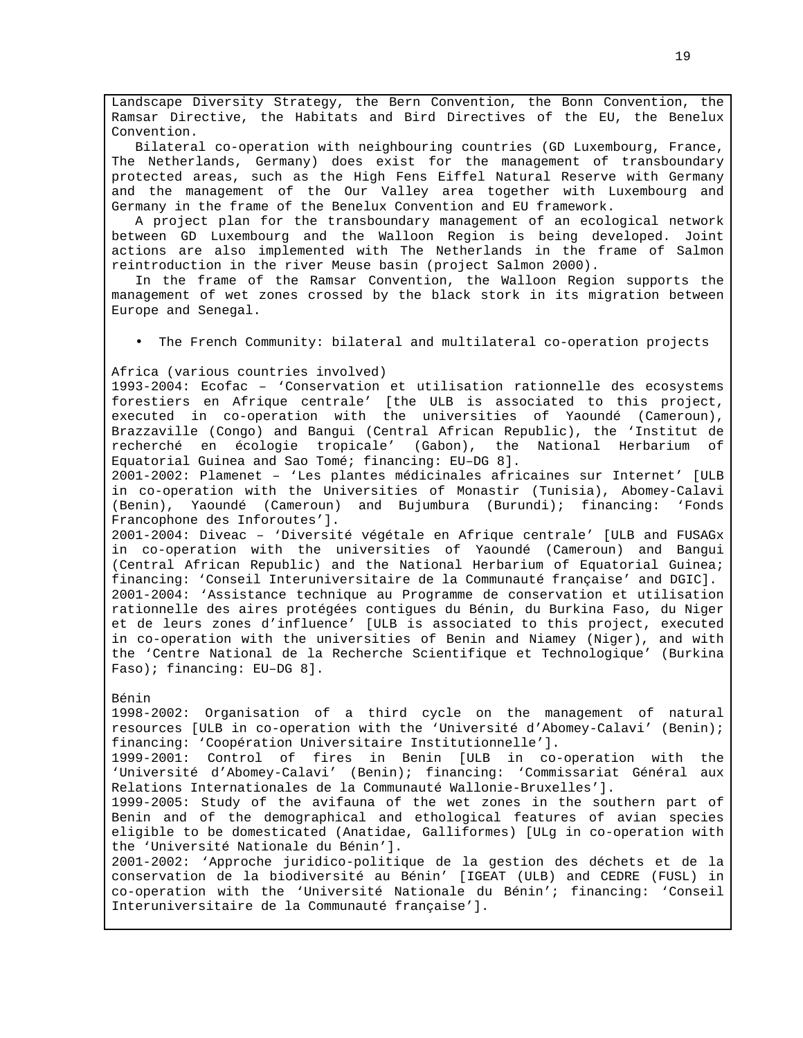Landscape Diversity Strategy, the Bern Convention, the Bonn Convention, the Ramsar Directive, the Habitats and Bird Directives of the EU, the Benelux Convention.

Bilateral co-operation with neighbouring countries (GD Luxembourg, France, The Netherlands, Germany) does exist for the management of transboundary protected areas, such as the High Fens Eiffel Natural Reserve with Germany and the management of the Our Valley area together with Luxembourg and Germany in the frame of the Benelux Convention and EU framework.

A project plan for the transboundary management of an ecological network between GD Luxembourg and the Walloon Region is being developed. Joint actions are also implemented with The Netherlands in the frame of Salmon reintroduction in the river Meuse basin (project Salmon 2000).

In the frame of the Ramsar Convention, the Walloon Region supports the management of wet zones crossed by the black stork in its migration between Europe and Senegal.

- The French Community: bilateral and multilateral co-operation projects

Africa (various countries involved)

1993-2004: Ecofac – 'Conservation et utilisation rationnelle des ecosystems forestiers en Afrique centrale' [the ULB is associated to this project, executed in co-operation with the universities of Yaoundé (Cameroun), Brazzaville (Congo) and Bangui (Central African Republic), the 'Institut de recherché en écologie tropicale' (Gabon), the National Herbarium of Equatorial Guinea and Sao Tomé; financing: EU–DG 8].

2001-2002: Plamenet – 'Les plantes médicinales africaines sur Internet' [ULB in co-operation with the Universities of Monastir (Tunisia), Abomey-Calavi (Benin), Yaoundé (Cameroun) and Bujumbura (Burundi); financing: 'Fonds Francophone des Inforoutes'].

2001-2004: Diveac – 'Diversité végétale en Afrique centrale' [ULB and FUSAGx in co-operation with the universities of Yaoundé (Cameroun) and Bangui (Central African Republic) and the National Herbarium of Equatorial Guinea; financing: 'Conseil Interuniversitaire de la Communauté française' and DGIC].

2001-2004: 'Assistance technique au Programme de conservation et utilisation rationnelle des aires protégées contigues du Bénin, du Burkina Faso, du Niger et de leurs zones d'influence' [ULB is associated to this project, executed in co-operation with the universities of Benin and Niamey (Niger), and with the 'Centre National de la Recherche Scientifique et Technologique' (Burkina Faso); financing: EU–DG 8].

Bénin

1998-2002: Organisation of a third cycle on the management of natural resources [ULB in co-operation with the 'Université d'Abomey-Calavi' (Benin); financing: 'Coopération Universitaire Institutionnelle'].

1999-2001: Control of fires in Benin [ULB in co-operation with the 'Université d'Abomey-Calavi' (Benin); financing: 'Commissariat Général aux Relations Internationales de la Communauté Wallonie-Bruxelles'].

1999-2005: Study of the avifauna of the wet zones in the southern part of Benin and of the demographical and ethological features of avian species eligible to be domesticated (Anatidae, Galliformes) [ULg in co-operation with the 'Université Nationale du Bénin'].

2001-2002: 'Approche juridico-politique de la gestion des déchets et de la conservation de la biodiversité au Bénin' [IGEAT (ULB) and CEDRE (FUSL) in co-operation with the 'Université Nationale du Bénin'; financing: 'Conseil Interuniversitaire de la Communauté française'].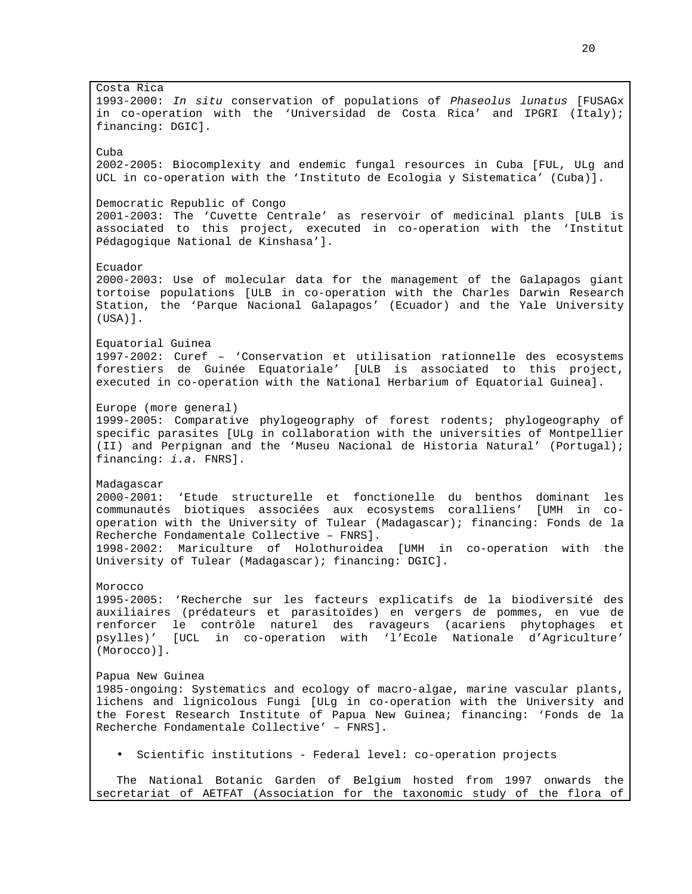Costa Rica
1993-2000: *In situ* conservation of populations of *Phaseolus lunatus* [FUSAGx in co-operation with the 'Universidad de Costa Rica' and IPGRI (Italy); financing: DGIC].

Cuba
2002-2005: Biocomplexity and endemic fungal resources in Cuba [FUL, ULg and UCL in co-operation with the 'Instituto de Ecologia y Sistematica' (Cuba)].

Democratic Republic of Congo
2001-2003: The 'Cuvette Centrale' as reservoir of medicinal plants [ULB is associated to this project, executed in co-operation with the 'Institut Pédagogique National de Kinshasa'].

Ecuador
2000-2003: Use of molecular data for the management of the Galapagos giant tortoise populations [ULB in co-operation with the Charles Darwin Research Station, the 'Parque Nacional Galapagos' (Ecuador) and the Yale University (USA)].

Equatorial Guinea
1997-2002: Curef – 'Conservation et utilisation rationnelle des ecosystems forestiers de Guinée Equatoriale' [ULB is associated to this project, executed in co-operation with the National Herbarium of Equatorial Guinea].

Europe (more general)
1999-2005: Comparative phylogeography of forest rodents; phylogeography of specific parasites [ULg in collaboration with the universities of Montpellier (II) and Perpignan and the 'Museu Nacional de Historia Natural' (Portugal); financing: *i.a.* FNRS].

Madagascar
2000-2001: 'Etude structurelle et fonctionelle du benthos dominant les communautés biotiques associées aux ecosystems coralliens' [UMH in co-operation with the University of Tulear (Madagascar); financing: Fonds de la Recherche Fondamentale Collective – FNRS].
1998-2002: Mariculture of Holothuroidea [UMH in co-operation with the University of Tulear (Madagascar); financing: DGIC].

Morocco
1995-2005: 'Recherche sur les facteurs explicatifs de la biodiversité des auxiliaires (prédateurs et parasitoïdes) en vergers de pommes, en vue de renforcer le contrôle naturel des ravageurs (acariens phytophages et psylles)' [UCL in co-operation with 'l'Ecole Nationale d'Agriculture' (Morocco)].

Papua New Guinea
1985-ongoing: Systematics and ecology of macro-algae, marine vascular plants, lichens and lignicolous Fungi [ULg in co-operation with the University and the Forest Research Institute of Papua New Guinea; financing: 'Fonds de la Recherche Fondamentale Collective' – FNRS].

- Scientific institutions - Federal level: co-operation projects

The National Botanic Garden of Belgium hosted from 1997 onwards the secretariat of AETFAT (Association for the taxonomic study of the flora of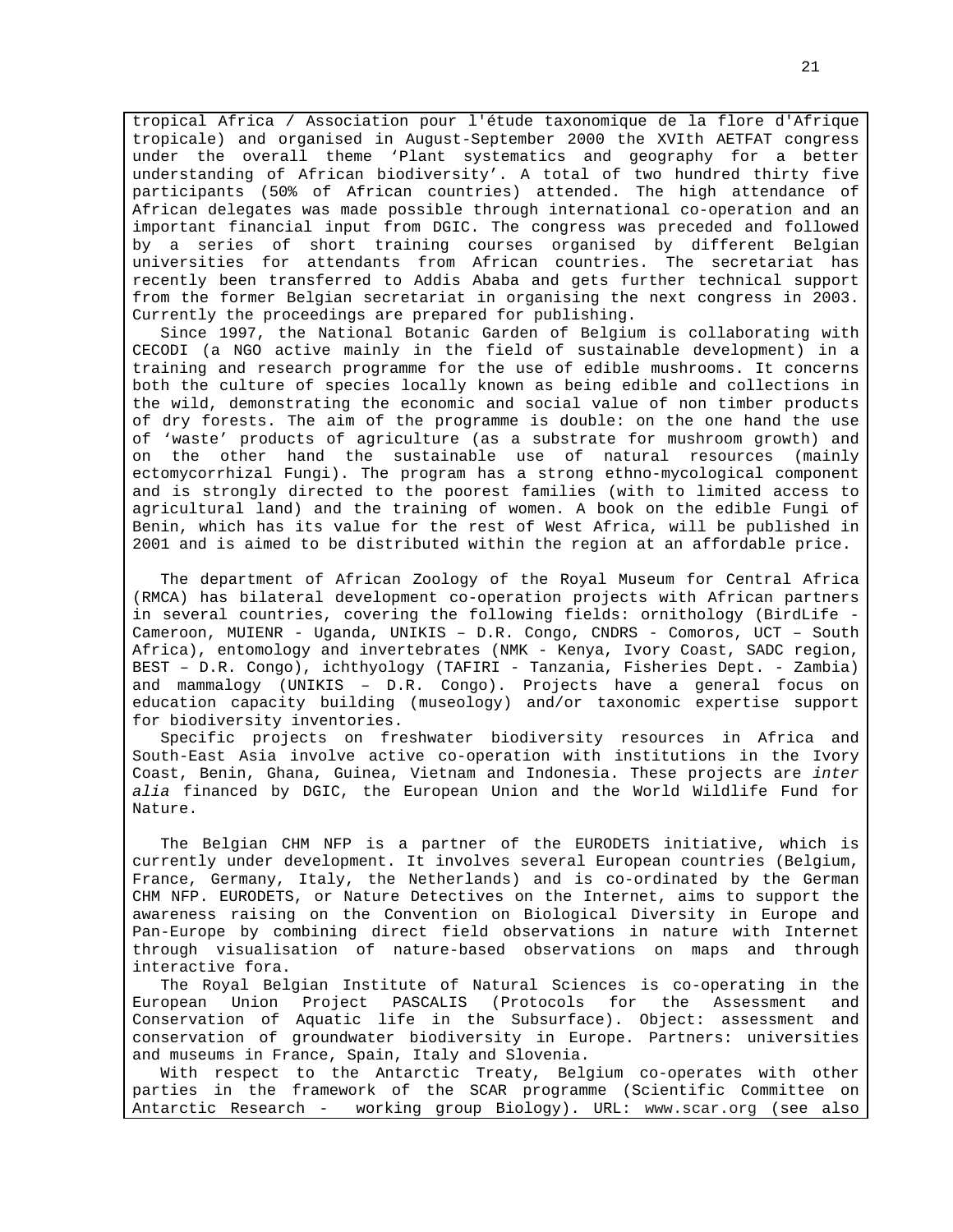tropical Africa / Association pour l'étude taxonomique de la flore d'Afrique tropicale) and organised in August-September 2000 the XVIth AETFAT congress under the overall theme 'Plant systematics and geography for a better understanding of African biodiversity'. A total of two hundred thirty five participants (50% of African countries) attended. The high attendance of African delegates was made possible through international co-operation and an important financial input from DGIC. The congress was preceded and followed by a series of short training courses organised by different Belgian universities for attendants from African countries. The secretariat has recently been transferred to Addis Ababa and gets further technical support from the former Belgian secretariat in organising the next congress in 2003. Currently the proceedings are prepared for publishing.

Since 1997, the National Botanic Garden of Belgium is collaborating with CECODI (a NGO active mainly in the field of sustainable development) in a training and research programme for the use of edible mushrooms. It concerns both the culture of species locally known as being edible and collections in the wild, demonstrating the economic and social value of non timber products of dry forests. The aim of the programme is double: on the one hand the use of 'waste' products of agriculture (as a substrate for mushroom growth) and on the other hand the sustainable use of natural resources (mainly ectomycorrhizal Fungi). The program has a strong ethno-mycological component and is strongly directed to the poorest families (with to limited access to agricultural land) and the training of women. A book on the edible Fungi of Benin, which has its value for the rest of West Africa, will be published in 2001 and is aimed to be distributed within the region at an affordable price.

The department of African Zoology of the Royal Museum for Central Africa (RMCA) has bilateral development co-operation projects with African partners in several countries, covering the following fields: ornithology (BirdLife - Cameroon, MUIENR - Uganda, UNIKIS – D.R. Congo, CNDRS - Comoros, UCT – South Africa), entomology and invertebrates (NMK - Kenya, Ivory Coast, SADC region, BEST – D.R. Congo), ichthyology (TAFIRI - Tanzania, Fisheries Dept. - Zambia) and mammalogy (UNIKIS – D.R. Congo). Projects have a general focus on education capacity building (museology) and/or taxonomic expertise support for biodiversity inventories.

Specific projects on freshwater biodiversity resources in Africa and South-East Asia involve active co-operation with institutions in the Ivory Coast, Benin, Ghana, Guinea, Vietnam and Indonesia. These projects are *inter alia* financed by DGIC, the European Union and the World Wildlife Fund for Nature.

The Belgian CHM NFP is a partner of the EURODETS initiative, which is currently under development. It involves several European countries (Belgium, France, Germany, Italy, the Netherlands) and is co-ordinated by the German CHM NFP. EURODETS, or Nature Detectives on the Internet, aims to support the awareness raising on the Convention on Biological Diversity in Europe and Pan-Europe by combining direct field observations in nature with Internet through visualisation of nature-based observations on maps and through interactive fora.

The Royal Belgian Institute of Natural Sciences is co-operating in the European Union Project PASCALIS (Protocols for the Assessment and Conservation of Aquatic life in the Subsurface). Object: assessment and conservation of groundwater biodiversity in Europe. Partners: universities and museums in France, Spain, Italy and Slovenia.

With respect to the Antarctic Treaty, Belgium co-operates with other parties in the framework of the SCAR programme (Scientific Committee on Antarctic Research - working group Biology). URL: www.scar.org (see also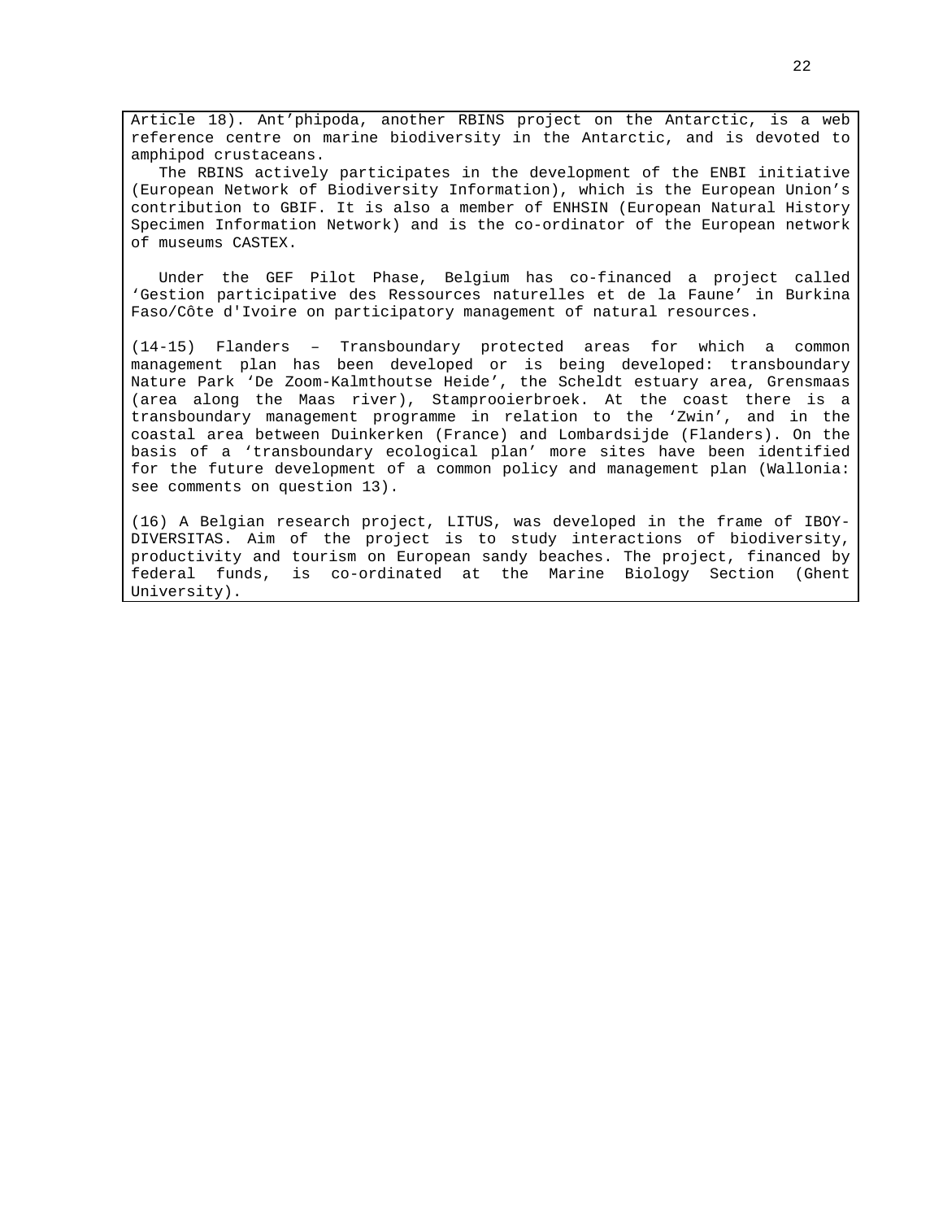Article 18). Ant’phipoda, another RBINS project on the Antarctic, is a web reference centre on marine biodiversity in the Antarctic, and is devoted to amphipod crustaceans.

The RBINS actively participates in the development of the ENBI initiative (European Network of Biodiversity Information), which is the European Union’s contribution to GBIF. It is also a member of ENHSIN (European Natural History Specimen Information Network) and is the co-ordinator of the European network of museums CASTEX.

Under the GEF Pilot Phase, Belgium has co-financed a project called ‘Gestion participative des Ressources naturelles et de la Faune’ in Burkina Faso/Côte d'Ivoire on participatory management of natural resources.

(14-15) Flanders – Transboundary protected areas for which a common management plan has been developed or is being developed: transboundary Nature Park ‘De Zoom-Kalmthoutse Heide’, the Scheldt estuary area, Grensmaas (area along the Maas river), Stamprooierbroek. At the coast there is a transboundary management programme in relation to the ‘Zwin’, and in the coastal area between Duinkerken (France) and Lombardsijde (Flanders). On the basis of a ‘transboundary ecological plan’ more sites have been identified for the future development of a common policy and management plan (Wallonia: see comments on question 13).

(16) A Belgian research project, LITUS, was developed in the frame of IBOY-DIVERSITAS. Aim of the project is to study interactions of biodiversity, productivity and tourism on European sandy beaches. The project, financed by federal funds, is co-ordinated at the Marine Biology Section (Ghent University).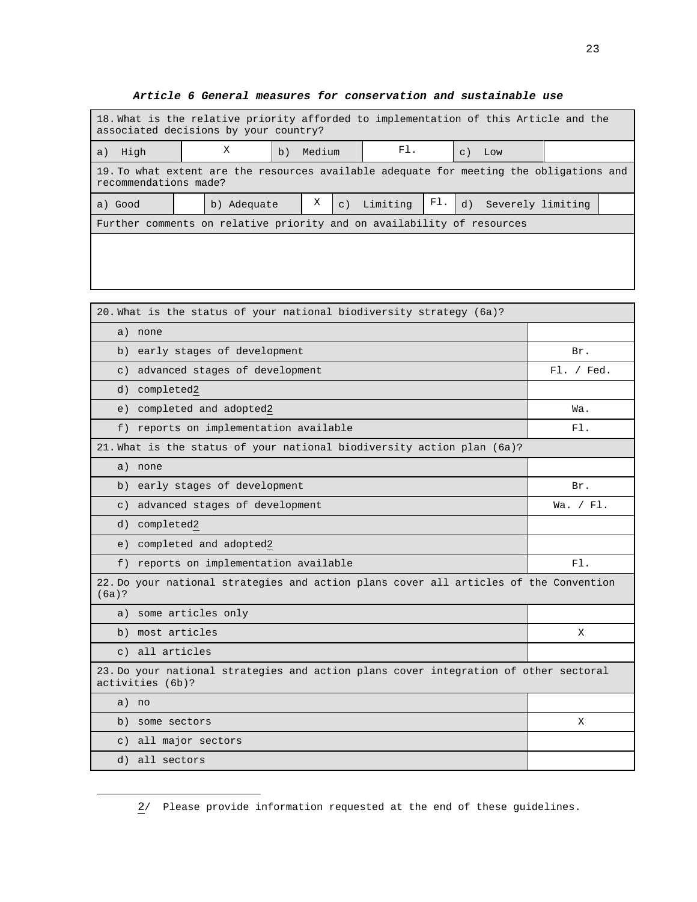***Article 6 General measures for conservation and sustainable use***

| 18. What is the relative priority afforded to implementation of this Article and the associated decisions by your country? | | | | | |
|---|---|---|---|---|---|
| a) High | X | b) Medium | Fl. | c) Low | |

| 19. To what extent are the resources available adequate for meeting the obligations and recommendations made? | | | | | | | |
|---|---|---|---|---|---|---|---|
| a) Good | | b) Adequate | X | c) Limiting | Fl. | d) Severely limiting | |

| Further comments on relative priority and on availability of resources |
|---|
| |

| 20. What is the status of your national biodiversity strategy (6a)? | |
|---|---|
| a) none | |
| b) early stages of development | Br. |
| c) advanced stages of development | Fl. / Fed. |
| d) completed2 | |
| e) completed and adopted2 | Wa. |
| f) reports on implementation available | Fl. |
| **21. What is the status of your national biodiversity action plan (6a)?** | |
| a) none | |
| b) early stages of development | Br. |
| c) advanced stages of development | Wa. / Fl. |
| d) completed2 | |
| e) completed and adopted2 | |
| f) reports on implementation available | Fl. |
| **22. Do your national strategies and action plans cover all articles of the Convention (6a)?** | |
| a) some articles only | |
| b) most articles | X |
| c) all articles | |
| **23. Do your national strategies and action plans cover integration of other sectoral activities (6b)?** | |
| a) no | |
| b) some sectors | X |
| c) all major sectors | |
| d) all sectors | |

2/ Please provide information requested at the end of these guidelines.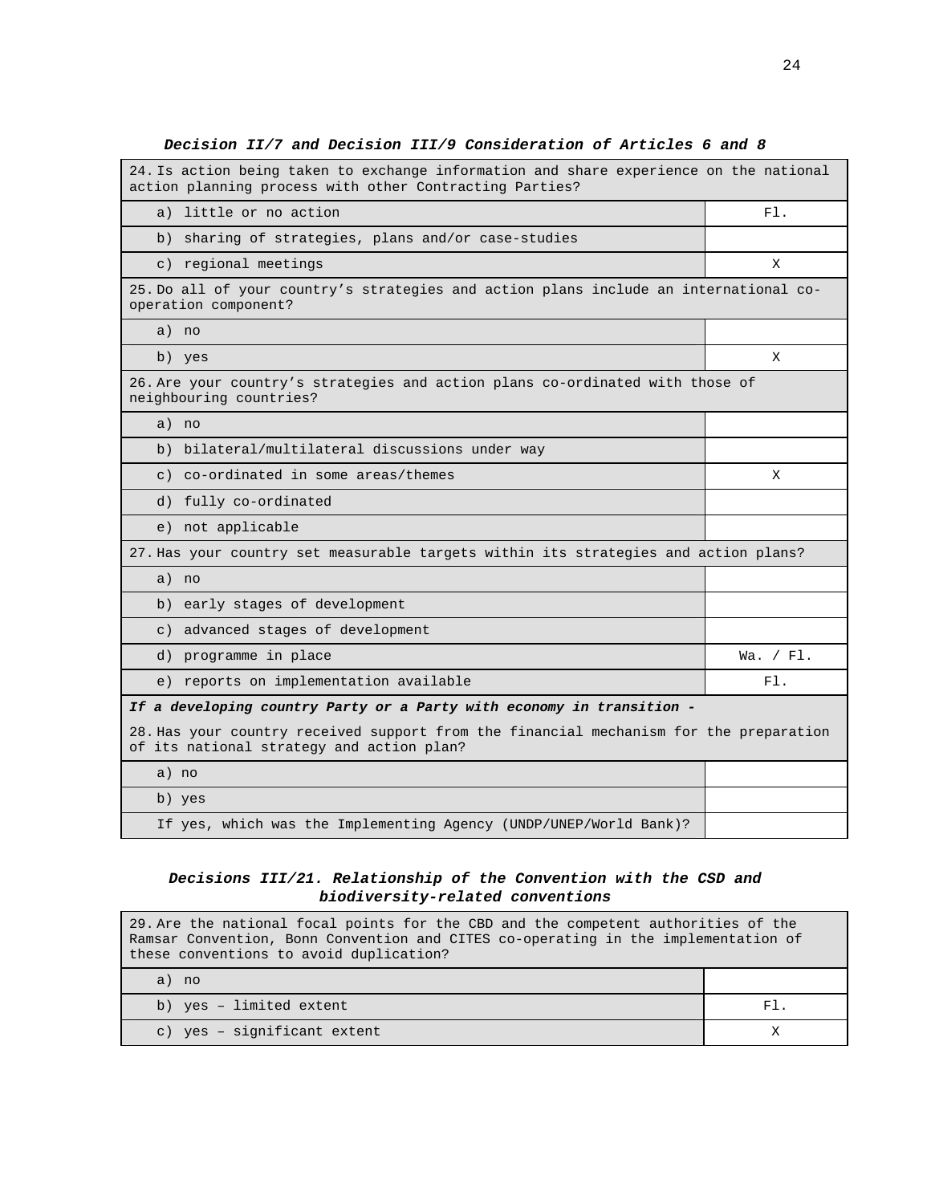***Decision II/7 and Decision III/9 Consideration of Articles 6 and 8***

| 24. Is action being taken to exchange information and share experience on the national action planning process with other Contracting Parties? | |
|---|---|
| a) little or no action | Fl. |
| b) sharing of strategies, plans and/or case-studies | |
| c) regional meetings | X |
| **25. Do all of your country's strategies and action plans include an international co-operation component?** | |
| a) no | |
| b) yes | X |
| **26. Are your country's strategies and action plans co-ordinated with those of neighbouring countries?** | |
| a) no | |
| b) bilateral/multilateral discussions under way | |
| c) co-ordinated in some areas/themes | X |
| d) fully co-ordinated | |
| e) not applicable | |
| **27. Has your country set measurable targets within its strategies and action plans?** | |
| a) no | |
| b) early stages of development | |
| c) advanced stages of development | |
| d) programme in place | Wa. / Fl. |
| e) reports on implementation available | Fl. |
| ***If a developing country Party or a Party with economy in transition -*** 28. Has your country received support from the financial mechanism for the preparation of its national strategy and action plan? | |
| a) no | |
| b) yes | |
| If yes, which was the Implementing Agency (UNDP/UNEP/World Bank)? | |

***Decisions III/21. Relationship of the Convention with the CSD and biodiversity-related conventions***

| 29. Are the national focal points for the CBD and the competent authorities of the Ramsar Convention, Bonn Convention and CITES co-operating in the implementation of these conventions to avoid duplication? | |
|---|---|
| a) no | |
| b) yes – limited extent | Fl. |
| c) yes – significant extent | X |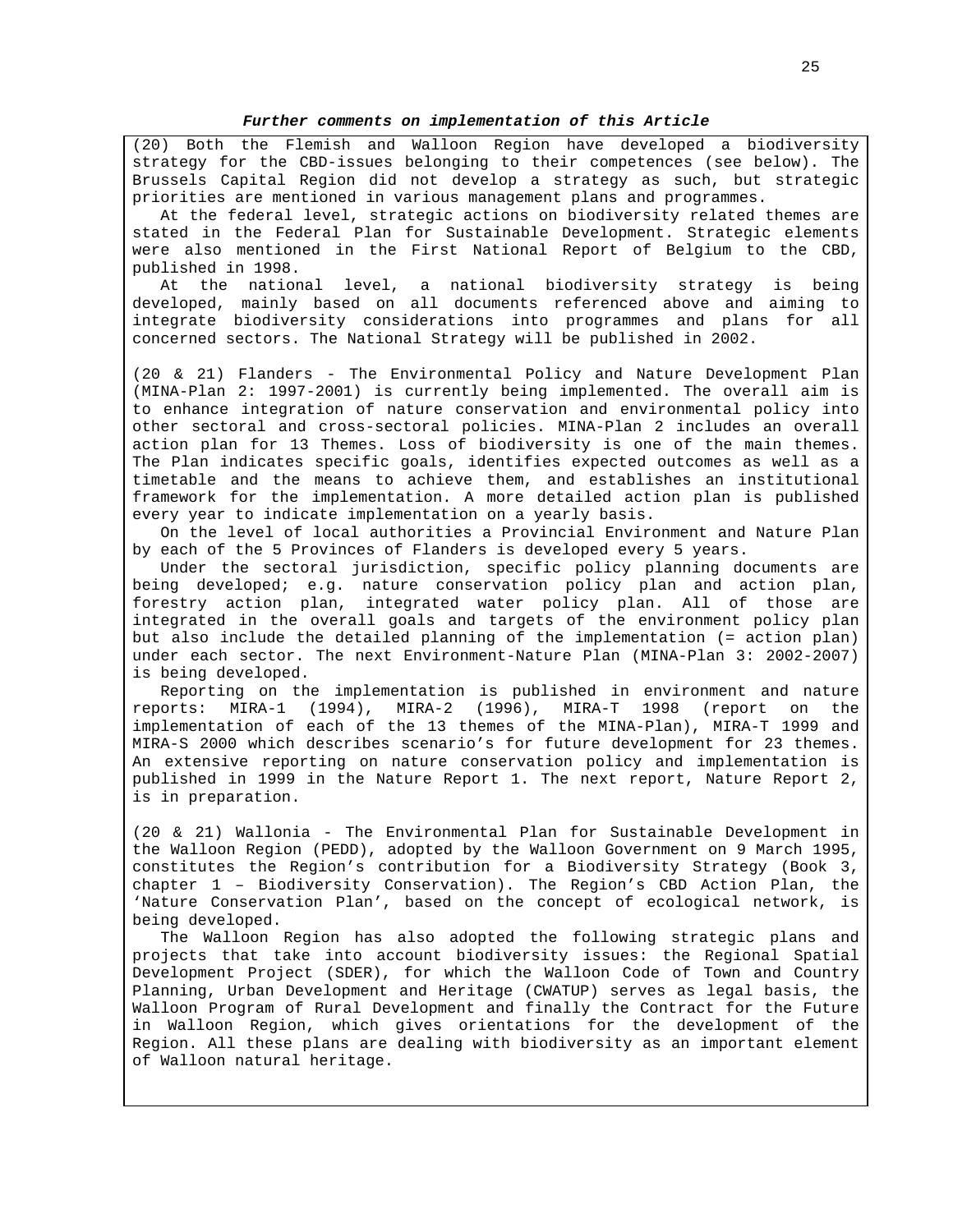***Further comments on implementation of this Article***

(20) Both the Flemish and Walloon Region have developed a biodiversity strategy for the CBD-issues belonging to their competences (see below). The Brussels Capital Region did not develop a strategy as such, but strategic priorities are mentioned in various management plans and programmes.

At the federal level, strategic actions on biodiversity related themes are stated in the Federal Plan for Sustainable Development. Strategic elements were also mentioned in the First National Report of Belgium to the CBD, published in 1998.

At the national level, a national biodiversity strategy is being developed, mainly based on all documents referenced above and aiming to integrate biodiversity considerations into programmes and plans for all concerned sectors. The National Strategy will be published in 2002.

(20 & 21) Flanders - The Environmental Policy and Nature Development Plan (MINA-Plan 2: 1997-2001) is currently being implemented. The overall aim is to enhance integration of nature conservation and environmental policy into other sectoral and cross-sectoral policies. MINA-Plan 2 includes an overall action plan for 13 Themes. Loss of biodiversity is one of the main themes. The Plan indicates specific goals, identifies expected outcomes as well as a timetable and the means to achieve them, and establishes an institutional framework for the implementation. A more detailed action plan is published every year to indicate implementation on a yearly basis.

On the level of local authorities a Provincial Environment and Nature Plan by each of the 5 Provinces of Flanders is developed every 5 years.

Under the sectoral jurisdiction, specific policy planning documents are being developed; e.g. nature conservation policy plan and action plan, forestry action plan, integrated water policy plan. All of those are integrated in the overall goals and targets of the environment policy plan but also include the detailed planning of the implementation (= action plan) under each sector. The next Environment-Nature Plan (MINA-Plan 3: 2002-2007) is being developed.

Reporting on the implementation is published in environment and nature reports: MIRA-1 (1994), MIRA-2 (1996), MIRA-T 1998 (report on the implementation of each of the 13 themes of the MINA-Plan), MIRA-T 1999 and MIRA-S 2000 which describes scenario's for future development for 23 themes. An extensive reporting on nature conservation policy and implementation is published in 1999 in the Nature Report 1. The next report, Nature Report 2, is in preparation.

(20 & 21) Wallonia - The Environmental Plan for Sustainable Development in the Walloon Region (PEDD), adopted by the Walloon Government on 9 March 1995, constitutes the Region's contribution for a Biodiversity Strategy (Book 3, chapter 1 – Biodiversity Conservation). The Region's CBD Action Plan, the 'Nature Conservation Plan', based on the concept of ecological network, is being developed.

The Walloon Region has also adopted the following strategic plans and projects that take into account biodiversity issues: the Regional Spatial Development Project (SDER), for which the Walloon Code of Town and Country Planning, Urban Development and Heritage (CWATUP) serves as legal basis, the Walloon Program of Rural Development and finally the Contract for the Future in Walloon Region, which gives orientations for the development of the Region. All these plans are dealing with biodiversity as an important element of Walloon natural heritage.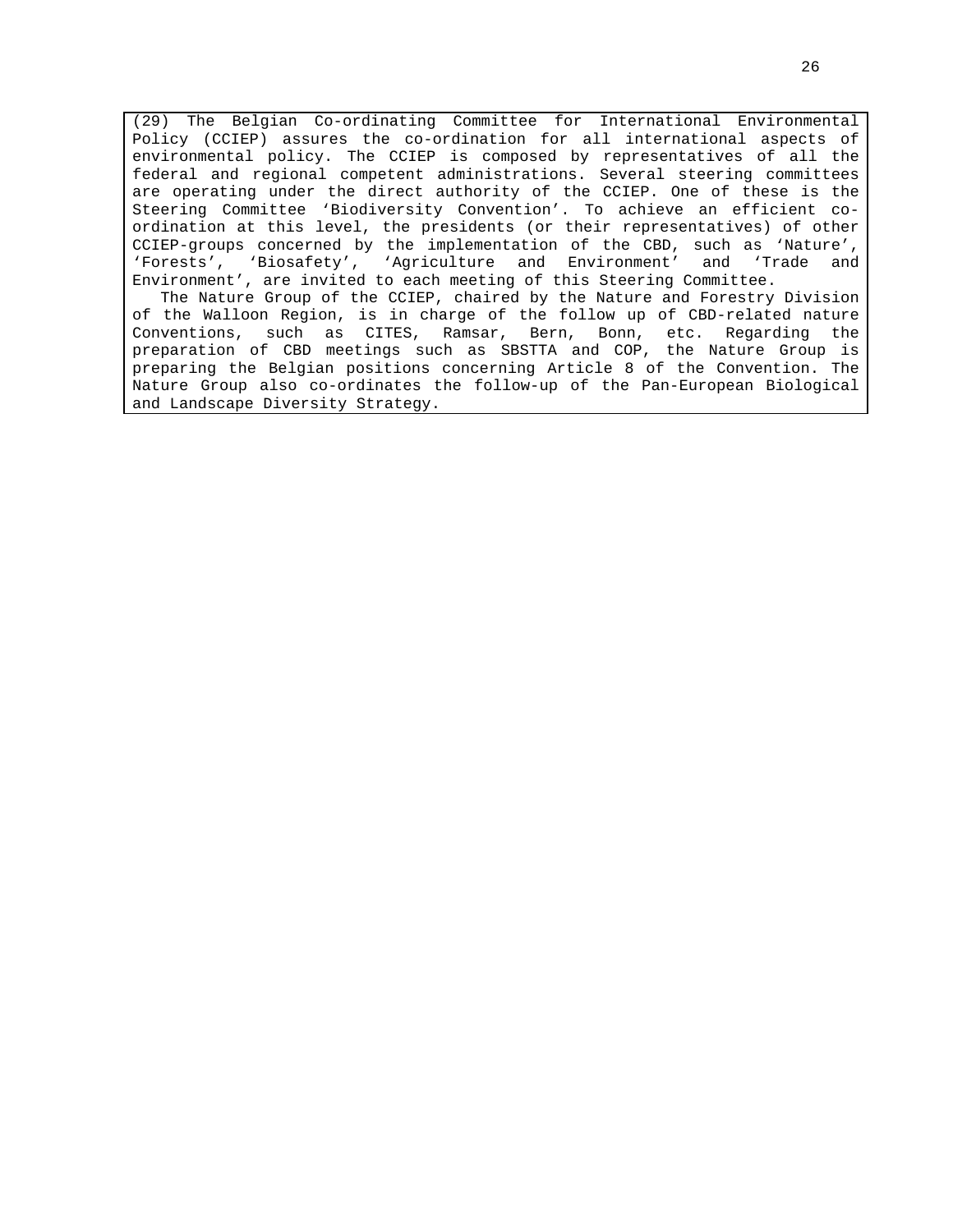(29) The Belgian Co-ordinating Committee for International Environmental Policy (CCIEP) assures the co-ordination for all international aspects of environmental policy. The CCIEP is composed by representatives of all the federal and regional competent administrations. Several steering committees are operating under the direct authority of the CCIEP. One of these is the Steering Committee ‘Biodiversity Convention’. To achieve an efficient co-ordination at this level, the presidents (or their representatives) of other CCIEP-groups concerned by the implementation of the CBD, such as ‘Nature’, ‘Forests’, ‘Biosafety’, ‘Agriculture and Environment’ and ‘Trade and Environment’, are invited to each meeting of this Steering Committee.

The Nature Group of the CCIEP, chaired by the Nature and Forestry Division of the Walloon Region, is in charge of the follow up of CBD-related nature Conventions, such as CITES, Ramsar, Bern, Bonn, etc. Regarding the preparation of CBD meetings such as SBSTTA and COP, the Nature Group is preparing the Belgian positions concerning Article 8 of the Convention. The Nature Group also co-ordinates the follow-up of the Pan-European Biological and Landscape Diversity Strategy.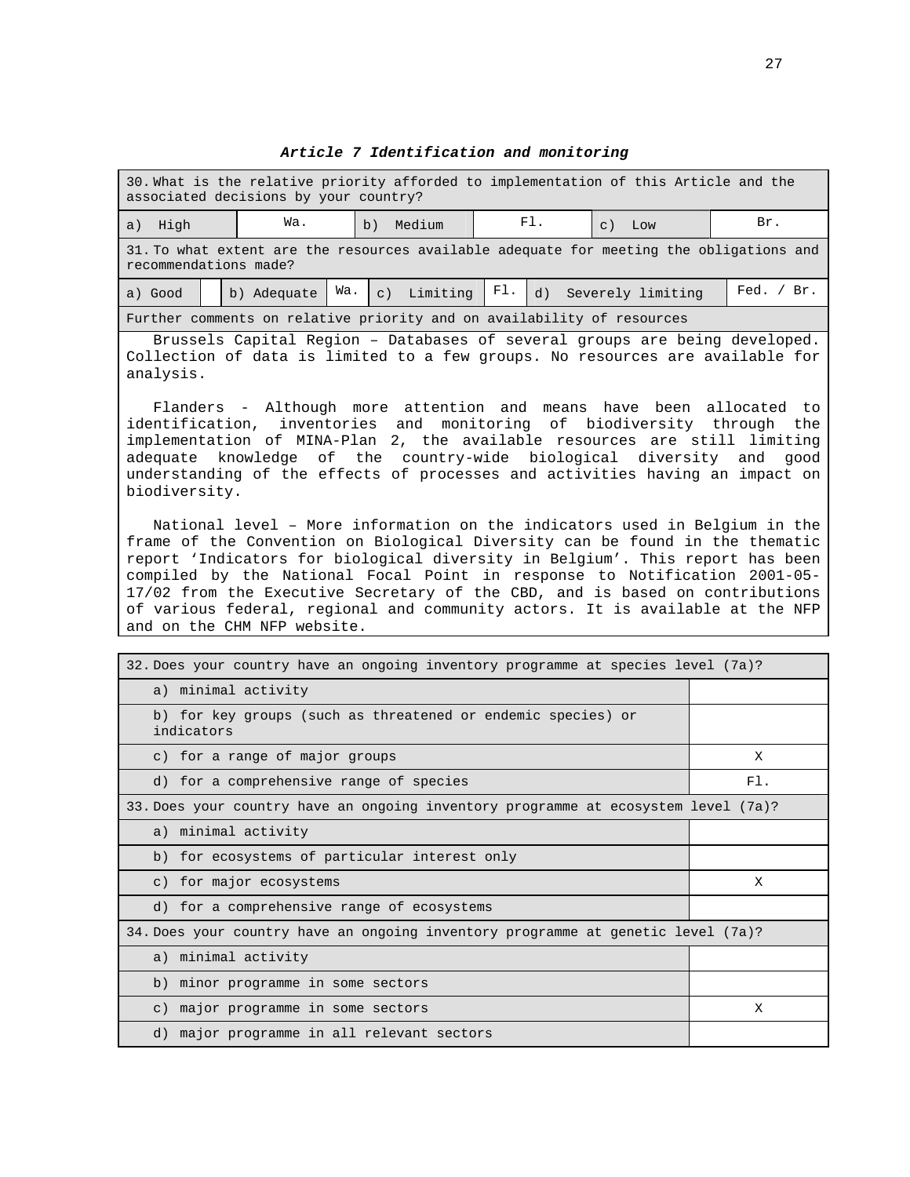***Article 7 Identification and monitoring***

| 30. What is the relative priority afforded to implementation of this Article and the associated decisions by your country? | | | | | |
|---|---|---|---|---|---|
| a) High | Wa. | b) Medium | Fl. | c) Low | Br. |

| 31. To what extent are the resources available adequate for meeting the obligations and recommendations made? | | | | | | | |
|---|---|---|---|---|---|---|---|
| a) Good | | b) Adequate | Wa. | c) Limiting | Fl. | d) Severely limiting | Fed. / Br. |

**Further comments on relative priority and on availability of resources**

Brussels Capital Region – Databases of several groups are being developed. Collection of data is limited to a few groups. No resources are available for analysis.

Flanders - Although more attention and means have been allocated to identification, inventories and monitoring of biodiversity through the implementation of MINA-Plan 2, the available resources are still limiting adequate knowledge of the country-wide biological diversity and good understanding of the effects of processes and activities having an impact on biodiversity.

National level – More information on the indicators used in Belgium in the frame of the Convention on Biological Diversity can be found in the thematic report 'Indicators for biological diversity in Belgium'. This report has been compiled by the National Focal Point in response to Notification 2001-05-17/02 from the Executive Secretary of the CBD, and is based on contributions of various federal, regional and community actors. It is available at the NFP and on the CHM NFP website.

| 32. Does your country have an ongoing inventory programme at species level (7a)? | |
|---|---|
| a) minimal activity | |
| b) for key groups (such as threatened or endemic species) or indicators | |
| c) for a range of major groups | X |
| d) for a comprehensive range of species | Fl. |

| 33. Does your country have an ongoing inventory programme at ecosystem level (7a)? | |
|---|---|
| a) minimal activity | |
| b) for ecosystems of particular interest only | |
| c) for major ecosystems | X |
| d) for a comprehensive range of ecosystems | |

| 34. Does your country have an ongoing inventory programme at genetic level (7a)? | |
|---|---|
| a) minimal activity | |
| b) minor programme in some sectors | |
| c) major programme in some sectors | X |
| d) major programme in all relevant sectors | |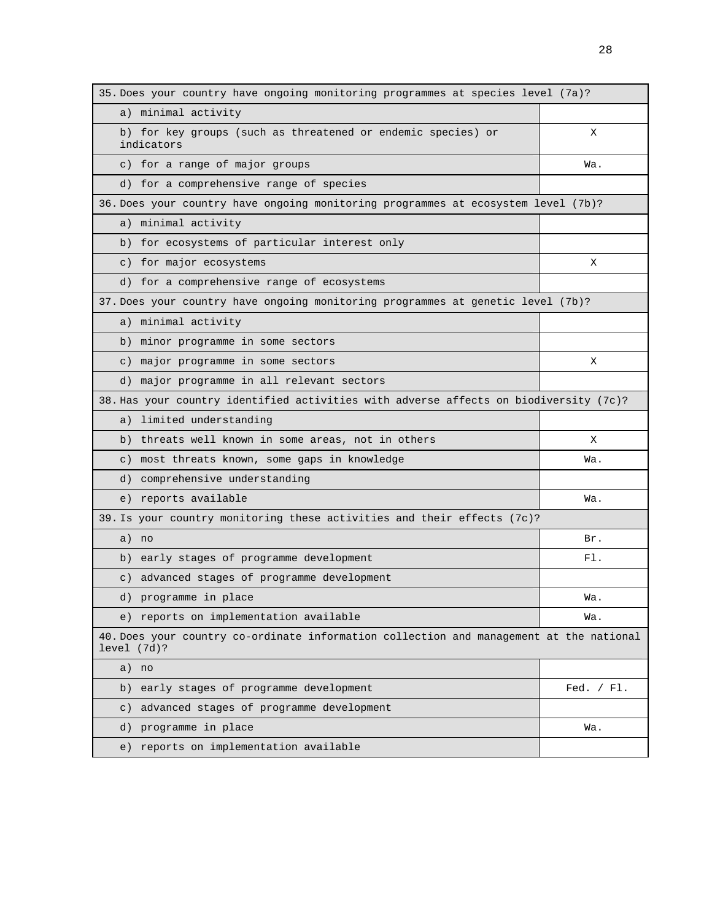| 35. Does your country have ongoing monitoring programmes at species level (7a)? | |
|---|---|
| a) minimal activity | |
| b) for key groups (such as threatened or endemic species) or indicators | X |
| c) for a range of major groups | Wa. |
| d) for a comprehensive range of species | |
| 36. Does your country have ongoing monitoring programmes at ecosystem level (7b)? | |
| a) minimal activity | |
| b) for ecosystems of particular interest only | |
| c) for major ecosystems | X |
| d) for a comprehensive range of ecosystems | |
| 37. Does your country have ongoing monitoring programmes at genetic level (7b)? | |
| a) minimal activity | |
| b) minor programme in some sectors | |
| c) major programme in some sectors | X |
| d) major programme in all relevant sectors | |
| 38. Has your country identified activities with adverse affects on biodiversity (7c)? | |
| a) limited understanding | |
| b) threats well known in some areas, not in others | X |
| c) most threats known, some gaps in knowledge | Wa. |
| d) comprehensive understanding | |
| e) reports available | Wa. |
| 39. Is your country monitoring these activities and their effects (7c)? | |
| a) no | Br. |
| b) early stages of programme development | Fl. |
| c) advanced stages of programme development | |
| d) programme in place | Wa. |
| e) reports on implementation available | Wa. |
| 40. Does your country co-ordinate information collection and management at the national level (7d)? | |
| a) no | |
| b) early stages of programme development | Fed. / Fl. |
| c) advanced stages of programme development | |
| d) programme in place | Wa. |
| e) reports on implementation available | |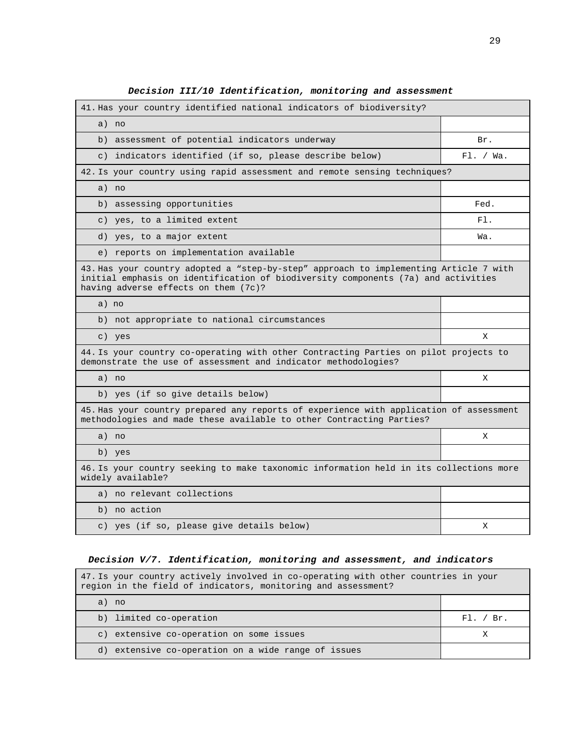***Decision III/10 Identification, monitoring and assessment***

| 41. Has your country identified national indicators of biodiversity? | |
|---|---|
| a) no | |
| b) assessment of potential indicators underway | Br. |
| c) indicators identified (if so, please describe below) | Fl. / Wa. |

| 42. Is your country using rapid assessment and remote sensing techniques? | |
|---|---|
| a) no | |
| b) assessing opportunities | Fed. |
| c) yes, to a limited extent | Fl. |
| d) yes, to a major extent | Wa. |
| e) reports on implementation available | |

| 43. Has your country adopted a "step-by-step" approach to implementing Article 7 with initial emphasis on identification of biodiversity components (7a) and activities having adverse effects on them (7c)? | |
|---|---|
| a) no | |
| b) not appropriate to national circumstances | |
| c) yes | X |

| 44. Is your country co-operating with other Contracting Parties on pilot projects to demonstrate the use of assessment and indicator methodologies? | |
|---|---|
| a) no | X |
| b) yes (if so give details below) | |

| 45. Has your country prepared any reports of experience with application of assessment methodologies and made these available to other Contracting Parties? | |
|---|---|
| a) no | X |
| b) yes | |

| 46. Is your country seeking to make taxonomic information held in its collections more widely available? | |
|---|---|
| a) no relevant collections | |
| b) no action | |
| c) yes (if so, please give details below) | X |

***Decision V/7. Identification, monitoring and assessment, and indicators***

| 47. Is your country actively involved in co-operating with other countries in your region in the field of indicators, monitoring and assessment? | |
|---|---|
| a) no | |
| b) limited co-operation | Fl. / Br. |
| c) extensive co-operation on some issues | X |
| d) extensive co-operation on a wide range of issues | |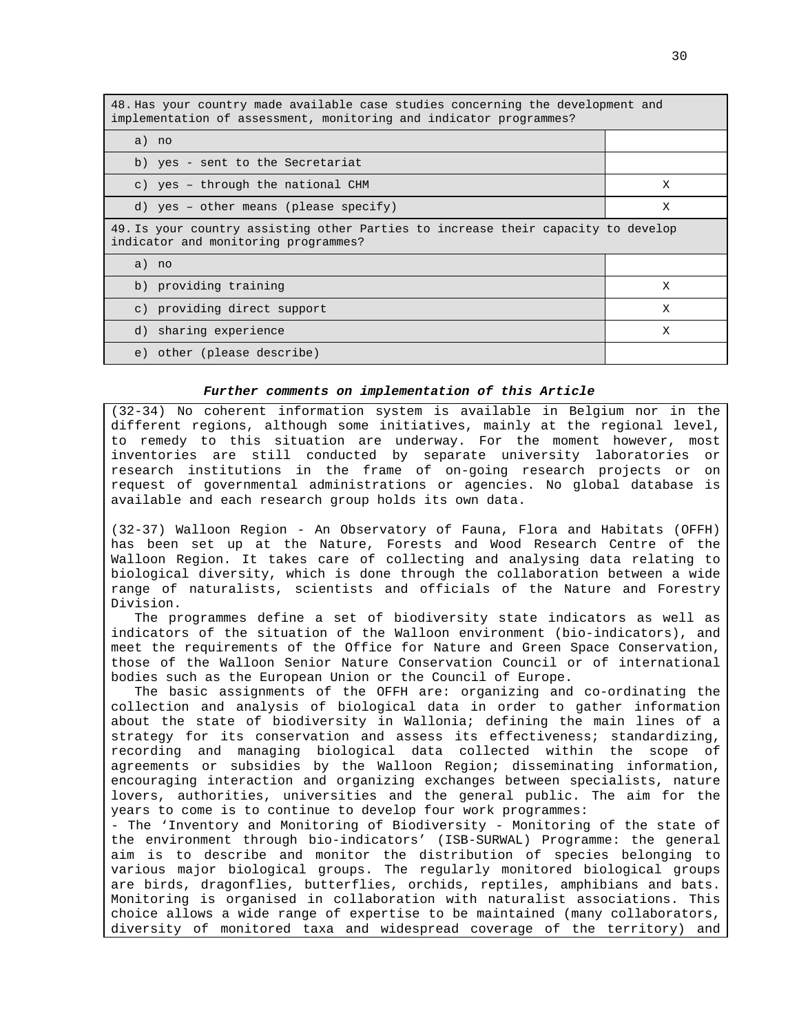| 48. Has your country made available case studies concerning the development and implementation of assessment, monitoring and indicator programmes? | |
|---|---|
| a) no | |
| b) yes - sent to the Secretariat | |
| c) yes – through the national CHM | X |
| d) yes – other means (please specify) | X |

| 49. Is your country assisting other Parties to increase their capacity to develop indicator and monitoring programmes? | |
|---|---|
| a) no | |
| b) providing training | X |
| c) providing direct support | X |
| d) sharing experience | X |
| e) other (please describe) | |

***Further comments on implementation of this Article***

(32-34) No coherent information system is available in Belgium nor in the different regions, although some initiatives, mainly at the regional level, to remedy to this situation are underway. For the moment however, most inventories are still conducted by separate university laboratories or research institutions in the frame of on-going research projects or on request of governmental administrations or agencies. No global database is available and each research group holds its own data.

(32-37) Walloon Region - An Observatory of Fauna, Flora and Habitats (OFFH) has been set up at the Nature, Forests and Wood Research Centre of the Walloon Region. It takes care of collecting and analysing data relating to biological diversity, which is done through the collaboration between a wide range of naturalists, scientists and officials of the Nature and Forestry Division.

The programmes define a set of biodiversity state indicators as well as indicators of the situation of the Walloon environment (bio-indicators), and meet the requirements of the Office for Nature and Green Space Conservation, those of the Walloon Senior Nature Conservation Council or of international bodies such as the European Union or the Council of Europe.

The basic assignments of the OFFH are: organizing and co-ordinating the collection and analysis of biological data in order to gather information about the state of biodiversity in Wallonia; defining the main lines of a strategy for its conservation and assess its effectiveness; standardizing, recording and managing biological data collected within the scope of agreements or subsidies by the Walloon Region; disseminating information, encouraging interaction and organizing exchanges between specialists, nature lovers, authorities, universities and the general public. The aim for the years to come is to continue to develop four work programmes:

- The 'Inventory and Monitoring of Biodiversity - Monitoring of the state of the environment through bio-indicators' (ISB-SURWAL) Programme: the general aim is to describe and monitor the distribution of species belonging to various major biological groups. The regularly monitored biological groups are birds, dragonflies, butterflies, orchids, reptiles, amphibians and bats. Monitoring is organised in collaboration with naturalist associations. This choice allows a wide range of expertise to be maintained (many collaborators, diversity of monitored taxa and widespread coverage of the territory) and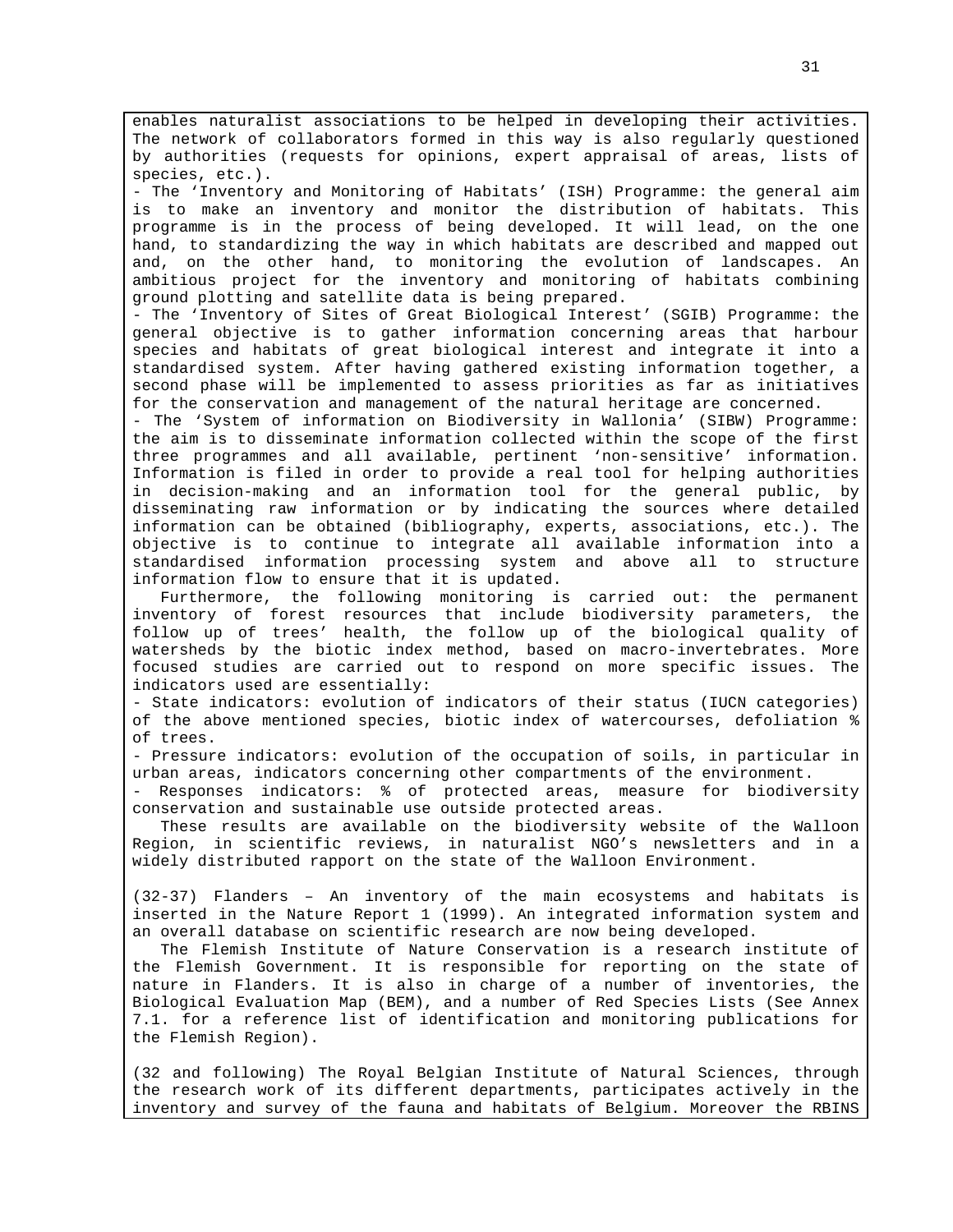enables naturalist associations to be helped in developing their activities. The network of collaborators formed in this way is also regularly questioned by authorities (requests for opinions, expert appraisal of areas, lists of species, etc.).

- The 'Inventory and Monitoring of Habitats' (ISH) Programme: the general aim is to make an inventory and monitor the distribution of habitats. This programme is in the process of being developed. It will lead, on the one hand, to standardizing the way in which habitats are described and mapped out and, on the other hand, to monitoring the evolution of landscapes. An ambitious project for the inventory and monitoring of habitats combining ground plotting and satellite data is being prepared.
- The 'Inventory of Sites of Great Biological Interest' (SGIB) Programme: the general objective is to gather information concerning areas that harbour species and habitats of great biological interest and integrate it into a standardised system. After having gathered existing information together, a second phase will be implemented to assess priorities as far as initiatives for the conservation and management of the natural heritage are concerned.
- The 'System of information on Biodiversity in Wallonia' (SIBW) Programme: the aim is to disseminate information collected within the scope of the first three programmes and all available, pertinent 'non-sensitive' information. Information is filed in order to provide a real tool for helping authorities in decision-making and an information tool for the general public, by disseminating raw information or by indicating the sources where detailed information can be obtained (bibliography, experts, associations, etc.). The objective is to continue to integrate all available information into a standardised information processing system and above all to structure information flow to ensure that it is updated.

Furthermore, the following monitoring is carried out: the permanent inventory of forest resources that include biodiversity parameters, the follow up of trees' health, the follow up of the biological quality of watersheds by the biotic index method, based on macro-invertebrates. More focused studies are carried out to respond on more specific issues. The indicators used are essentially:

- State indicators: evolution of indicators of their status (IUCN categories) of the above mentioned species, biotic index of watercourses, defoliation % of trees.
- Pressure indicators: evolution of the occupation of soils, in particular in urban areas, indicators concerning other compartments of the environment.
- Responses indicators: % of protected areas, measure for biodiversity conservation and sustainable use outside protected areas.

These results are available on the biodiversity website of the Walloon Region, in scientific reviews, in naturalist NGO's newsletters and in a widely distributed rapport on the state of the Walloon Environment.

(32-37) Flanders – An inventory of the main ecosystems and habitats is inserted in the Nature Report 1 (1999). An integrated information system and an overall database on scientific research are now being developed.

The Flemish Institute of Nature Conservation is a research institute of the Flemish Government. It is responsible for reporting on the state of nature in Flanders. It is also in charge of a number of inventories, the Biological Evaluation Map (BEM), and a number of Red Species Lists (See Annex 7.1. for a reference list of identification and monitoring publications for the Flemish Region).

(32 and following) The Royal Belgian Institute of Natural Sciences, through the research work of its different departments, participates actively in the inventory and survey of the fauna and habitats of Belgium. Moreover the RBINS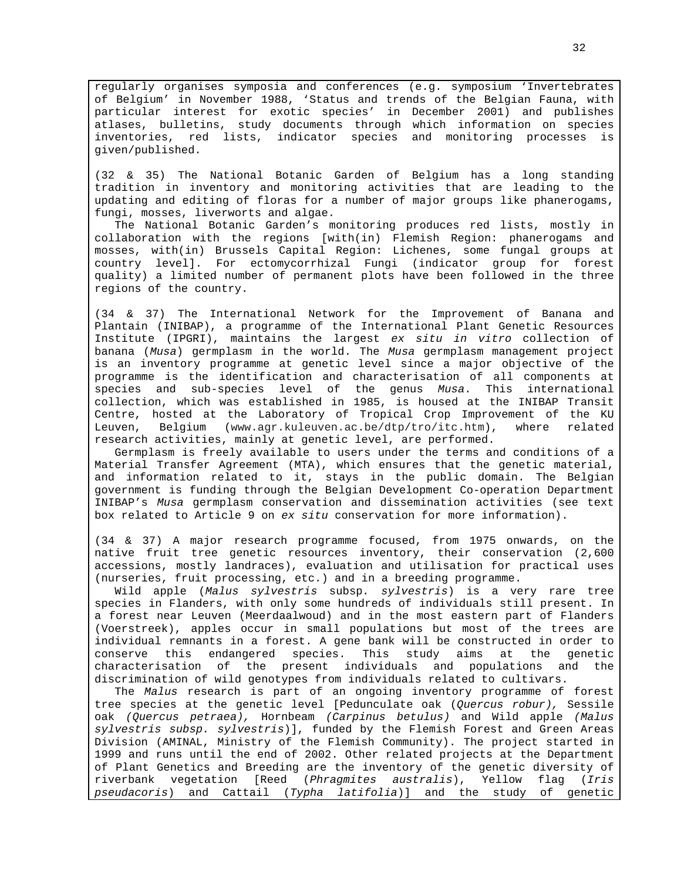regularly organises symposia and conferences (e.g. symposium 'Invertebrates of Belgium' in November 1988, 'Status and trends of the Belgian Fauna, with particular interest for exotic species' in December 2001) and publishes atlases, bulletins, study documents through which information on species inventories, red lists, indicator species and monitoring processes is given/published.

(32 & 35) The National Botanic Garden of Belgium has a long standing tradition in inventory and monitoring activities that are leading to the updating and editing of floras for a number of major groups like phanerogams, fungi, mosses, liverworts and algae.

The National Botanic Garden's monitoring produces red lists, mostly in collaboration with the regions [with(in) Flemish Region: phanerogams and mosses, with(in) Brussels Capital Region: Lichenes, some fungal groups at country level]. For ectomycorrhizal Fungi (indicator group for forest quality) a limited number of permanent plots have been followed in the three regions of the country.

(34 & 37) The International Network for the Improvement of Banana and Plantain (INIBAP), a programme of the International Plant Genetic Resources Institute (IPGRI), maintains the largest *ex situ in vitro* collection of banana (*Musa*) germplasm in the world. The *Musa* germplasm management project is an inventory programme at genetic level since a major objective of the programme is the identification and characterisation of all components at species and sub-species level of the genus *Musa*. This international collection, which was established in 1985, is housed at the INIBAP Transit Centre, hosted at the Laboratory of Tropical Crop Improvement of the KU Leuven, Belgium (www.agr.kuleuven.ac.be/dtp/tro/itc.htm), where related research activities, mainly at genetic level, are performed.

Germplasm is freely available to users under the terms and conditions of a Material Transfer Agreement (MTA), which ensures that the genetic material, and information related to it, stays in the public domain. The Belgian government is funding through the Belgian Development Co-operation Department INIBAP's *Musa* germplasm conservation and dissemination activities (see text box related to Article 9 on *ex situ* conservation for more information).

(34 & 37) A major research programme focused, from 1975 onwards, on the native fruit tree genetic resources inventory, their conservation (2,600 accessions, mostly landraces), evaluation and utilisation for practical uses (nurseries, fruit processing, etc.) and in a breeding programme.

Wild apple (*Malus sylvestris* subsp. *sylvestris*) is a very rare tree species in Flanders, with only some hundreds of individuals still present. In a forest near Leuven (Meerdaalwoud) and in the most eastern part of Flanders (Voerstreek), apples occur in small populations but most of the trees are individual remnants in a forest. A gene bank will be constructed in order to conserve this endangered species. This study aims at the genetic characterisation of the present individuals and populations and the discrimination of wild genotypes from individuals related to cultivars.

The *Malus* research is part of an ongoing inventory programme of forest tree species at the genetic level [Pedunculate oak (*Quercus robur),* Sessile oak *(Quercus petraea),* Hornbeam *(Carpinus betulus)* and Wild apple *(Malus sylvestris subsp. sylvestris*)], funded by the Flemish Forest and Green Areas Division (AMINAL, Ministry of the Flemish Community). The project started in 1999 and runs until the end of 2002. Other related projects at the Department of Plant Genetics and Breeding are the inventory of the genetic diversity of riverbank vegetation [Reed (*Phragmites australis*), Yellow flag (*Iris pseudacoris*) and Cattail (*Typha latifolia*)] and the study of genetic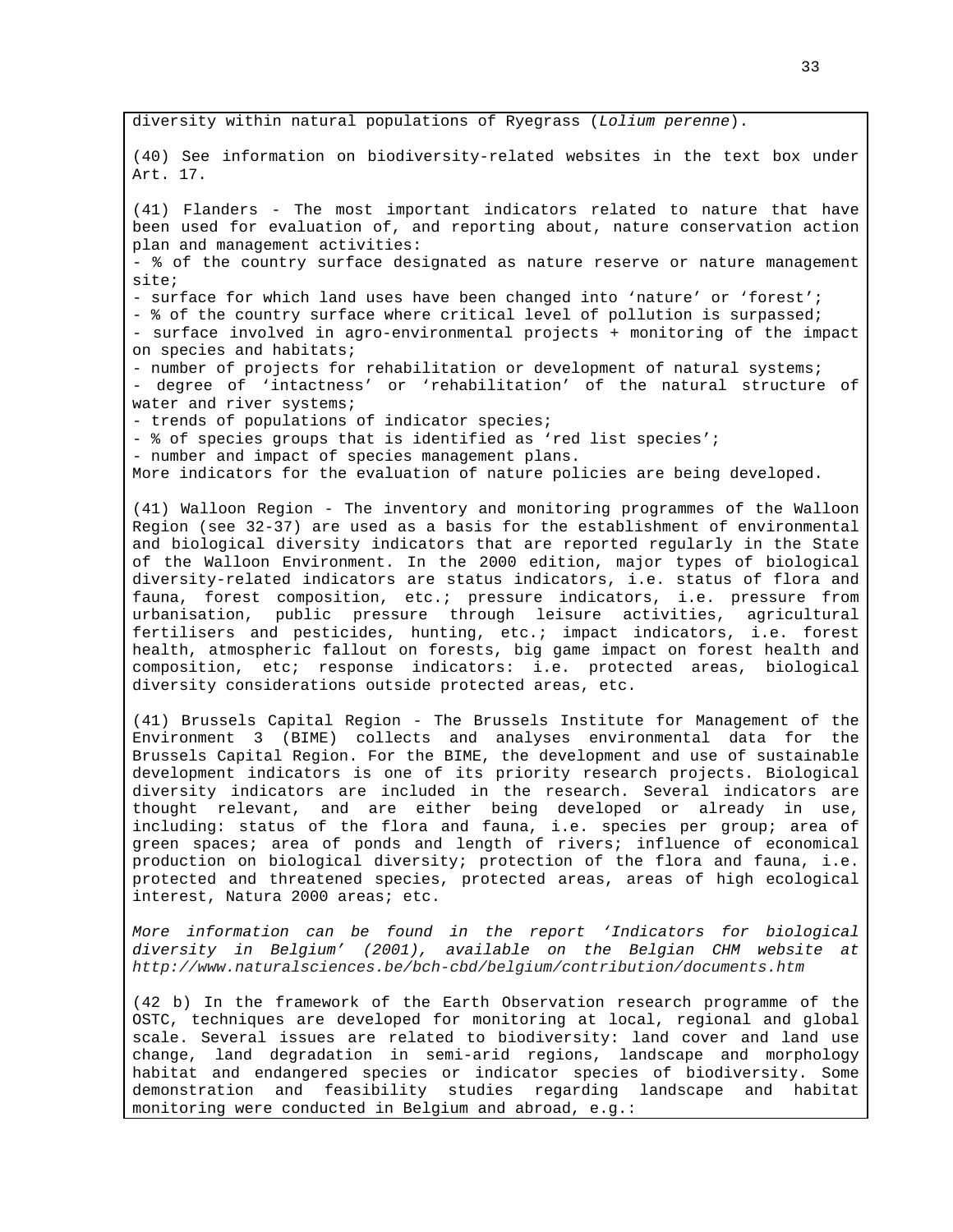diversity within natural populations of Ryegrass (*Lolium perenne*).

(40) See information on biodiversity-related websites in the text box under Art. 17.

(41) Flanders - The most important indicators related to nature that have been used for evaluation of, and reporting about, nature conservation action plan and management activities:

- % of the country surface designated as nature reserve or nature management site;
- surface for which land uses have been changed into 'nature' or 'forest';
- % of the country surface where critical level of pollution is surpassed;
- surface involved in agro-environmental projects + monitoring of the impact on species and habitats;
- number of projects for rehabilitation or development of natural systems;
- degree of 'intactness' or 'rehabilitation' of the natural structure of water and river systems;
- trends of populations of indicator species;
- % of species groups that is identified as 'red list species';
- number and impact of species management plans.

More indicators for the evaluation of nature policies are being developed.

(41) Walloon Region - The inventory and monitoring programmes of the Walloon Region (see 32-37) are used as a basis for the establishment of environmental and biological diversity indicators that are reported regularly in the State of the Walloon Environment. In the 2000 edition, major types of biological diversity-related indicators are status indicators, i.e. status of flora and fauna, forest composition, etc.; pressure indicators, i.e. pressure from urbanisation, public pressure through leisure activities, agricultural fertilisers and pesticides, hunting, etc.; impact indicators, i.e. forest health, atmospheric fallout on forests, big game impact on forest health and composition, etc; response indicators: i.e. protected areas, biological diversity considerations outside protected areas, etc.

(41) Brussels Capital Region - The Brussels Institute for Management of the Environment 3 (BIME) collects and analyses environmental data for the Brussels Capital Region. For the BIME, the development and use of sustainable development indicators is one of its priority research projects. Biological diversity indicators are included in the research. Several indicators are thought relevant, and are either being developed or already in use, including: status of the flora and fauna, i.e. species per group; area of green spaces; area of ponds and length of rivers; influence of economical production on biological diversity; protection of the flora and fauna, i.e. protected and threatened species, protected areas, areas of high ecological interest, Natura 2000 areas; etc.

*More information can be found in the report 'Indicators for biological diversity in Belgium' (2001), available on the Belgian CHM website at http://www.naturalsciences.be/bch-cbd/belgium/contribution/documents.htm*

(42 b) In the framework of the Earth Observation research programme of the OSTC, techniques are developed for monitoring at local, regional and global scale. Several issues are related to biodiversity: land cover and land use change, land degradation in semi-arid regions, landscape and morphology habitat and endangered species or indicator species of biodiversity. Some demonstration and feasibility studies regarding landscape and habitat monitoring were conducted in Belgium and abroad, e.g.: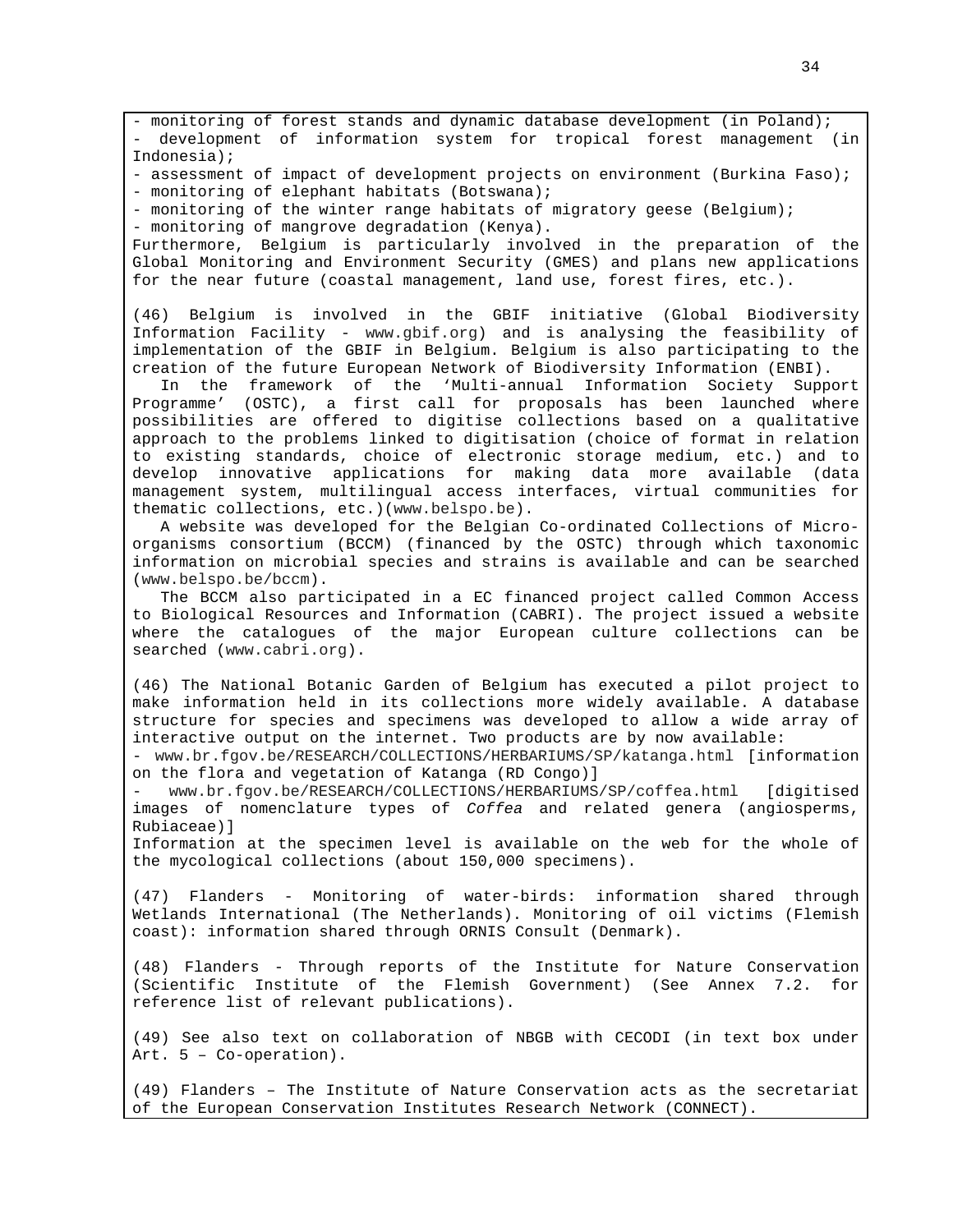- monitoring of forest stands and dynamic database development (in Poland);
- development of information system for tropical forest management (in Indonesia);
- assessment of impact of development projects on environment (Burkina Faso);
- monitoring of elephant habitats (Botswana);
- monitoring of the winter range habitats of migratory geese (Belgium);
- monitoring of mangrove degradation (Kenya).

Furthermore, Belgium is particularly involved in the preparation of the Global Monitoring and Environment Security (GMES) and plans new applications for the near future (coastal management, land use, forest fires, etc.).

(46) Belgium is involved in the GBIF initiative (Global Biodiversity Information Facility - www.gbif.org) and is analysing the feasibility of implementation of the GBIF in Belgium. Belgium is also participating to the creation of the future European Network of Biodiversity Information (ENBI).

In the framework of the 'Multi-annual Information Society Support Programme' (OSTC), a first call for proposals has been launched where possibilities are offered to digitise collections based on a qualitative approach to the problems linked to digitisation (choice of format in relation to existing standards, choice of electronic storage medium, etc.) and to develop innovative applications for making data more available (data management system, multilingual access interfaces, virtual communities for thematic collections, etc.)(www.belspo.be).

A website was developed for the Belgian Co-ordinated Collections of Micro-organisms consortium (BCCM) (financed by the OSTC) through which taxonomic information on microbial species and strains is available and can be searched (www.belspo.be/bccm).

The BCCM also participated in a EC financed project called Common Access to Biological Resources and Information (CABRI). The project issued a website where the catalogues of the major European culture collections can be searched (www.cabri.org).

(46) The National Botanic Garden of Belgium has executed a pilot project to make information held in its collections more widely available. A database structure for species and specimens was developed to allow a wide array of interactive output on the internet. Two products are by now available:
- www.br.fgov.be/RESEARCH/COLLECTIONS/HERBARIUMS/SP/katanga.html [information on the flora and vegetation of Katanga (RD Congo)]
- www.br.fgov.be/RESEARCH/COLLECTIONS/HERBARIUMS/SP/coffea.html [digitised images of nomenclature types of *Coffea* and related genera (angiosperms, Rubiaceae)]

Information at the specimen level is available on the web for the whole of the mycological collections (about 150,000 specimens).

(47) Flanders - Monitoring of water-birds: information shared through Wetlands International (The Netherlands). Monitoring of oil victims (Flemish coast): information shared through ORNIS Consult (Denmark).

(48) Flanders - Through reports of the Institute for Nature Conservation (Scientific Institute of the Flemish Government) (See Annex 7.2. for reference list of relevant publications).

(49) See also text on collaboration of NBGB with CECODI (in text box under Art. 5 – Co-operation).

(49) Flanders – The Institute of Nature Conservation acts as the secretariat of the European Conservation Institutes Research Network (CONNECT).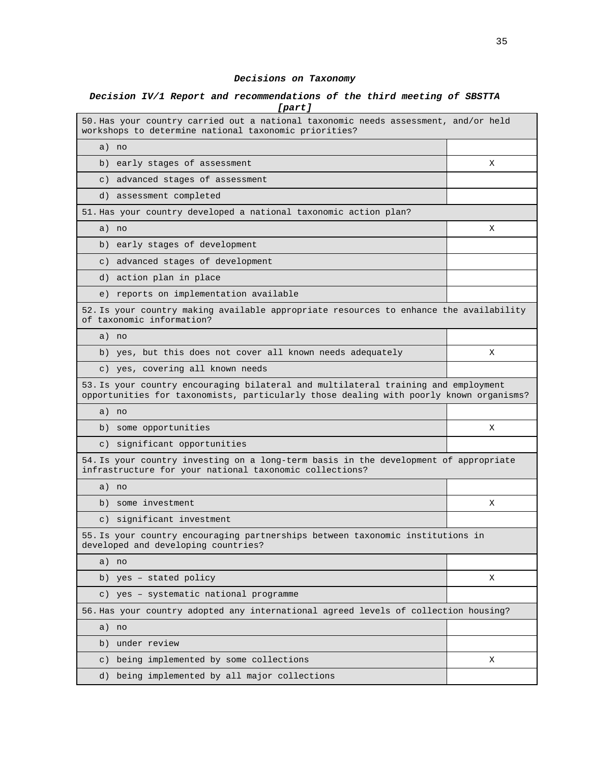***Decisions on Taxonomy***

***Decision IV/1 Report and recommendations of the third meeting of SBSTTA [part]***

| 50. Has your country carried out a national taxonomic needs assessment, and/or held workshops to determine national taxonomic priorities? | |
|---|---|
| a) no | |
| b) early stages of assessment | X |
| c) advanced stages of assessment | |
| d) assessment completed | |
| **51. Has your country developed a national taxonomic action plan?** | |
| a) no | X |
| b) early stages of development | |
| c) advanced stages of development | |
| d) action plan in place | |
| e) reports on implementation available | |
| **52. Is your country making available appropriate resources to enhance the availability of taxonomic information?** | |
| a) no | |
| b) yes, but this does not cover all known needs adequately | X |
| c) yes, covering all known needs | |
| **53. Is your country encouraging bilateral and multilateral training and employment opportunities for taxonomists, particularly those dealing with poorly known organisms?** | |
| a) no | |
| b) some opportunities | X |
| c) significant opportunities | |
| **54. Is your country investing on a long-term basis in the development of appropriate infrastructure for your national taxonomic collections?** | |
| a) no | |
| b) some investment | X |
| c) significant investment | |
| **55. Is your country encouraging partnerships between taxonomic institutions in developed and developing countries?** | |
| a) no | |
| b) yes – stated policy | X |
| c) yes – systematic national programme | |
| **56. Has your country adopted any international agreed levels of collection housing?** | |
| a) no | |
| b) under review | |
| c) being implemented by some collections | X |
| d) being implemented by all major collections | |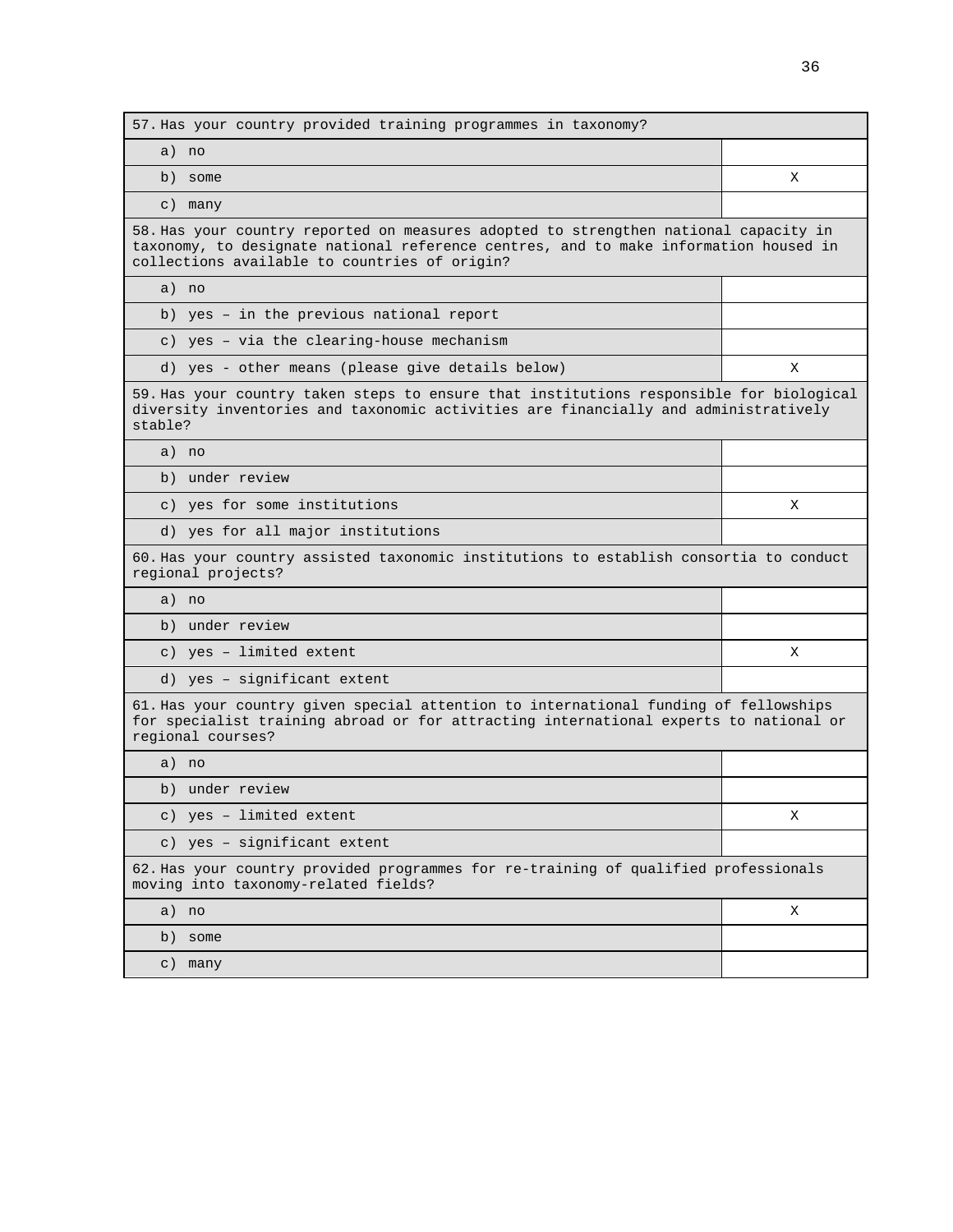| 57. Has your country provided training programmes in taxonomy? | |
|---|---|
| a) no | |
| b) some | X |
| c) many | |

| 58. Has your country reported on measures adopted to strengthen national capacity in taxonomy, to designate national reference centres, and to make information housed in collections available to countries of origin? | |
|---|---|
| a) no | |
| b) yes – in the previous national report | |
| c) yes – via the clearing-house mechanism | |
| d) yes - other means (please give details below) | X |

| 59. Has your country taken steps to ensure that institutions responsible for biological diversity inventories and taxonomic activities are financially and administratively stable? | |
|---|---|
| a) no | |
| b) under review | |
| c) yes for some institutions | X |
| d) yes for all major institutions | |

| 60. Has your country assisted taxonomic institutions to establish consortia to conduct regional projects? | |
|---|---|
| a) no | |
| b) under review | |
| c) yes – limited extent | X |
| d) yes – significant extent | |

| 61. Has your country given special attention to international funding of fellowships for specialist training abroad or for attracting international experts to national or regional courses? | |
|---|---|
| a) no | |
| b) under review | |
| c) yes – limited extent | X |
| c) yes – significant extent | |

| 62. Has your country provided programmes for re-training of qualified professionals moving into taxonomy-related fields? | |
|---|---|
| a) no | X |
| b) some | |
| c) many | |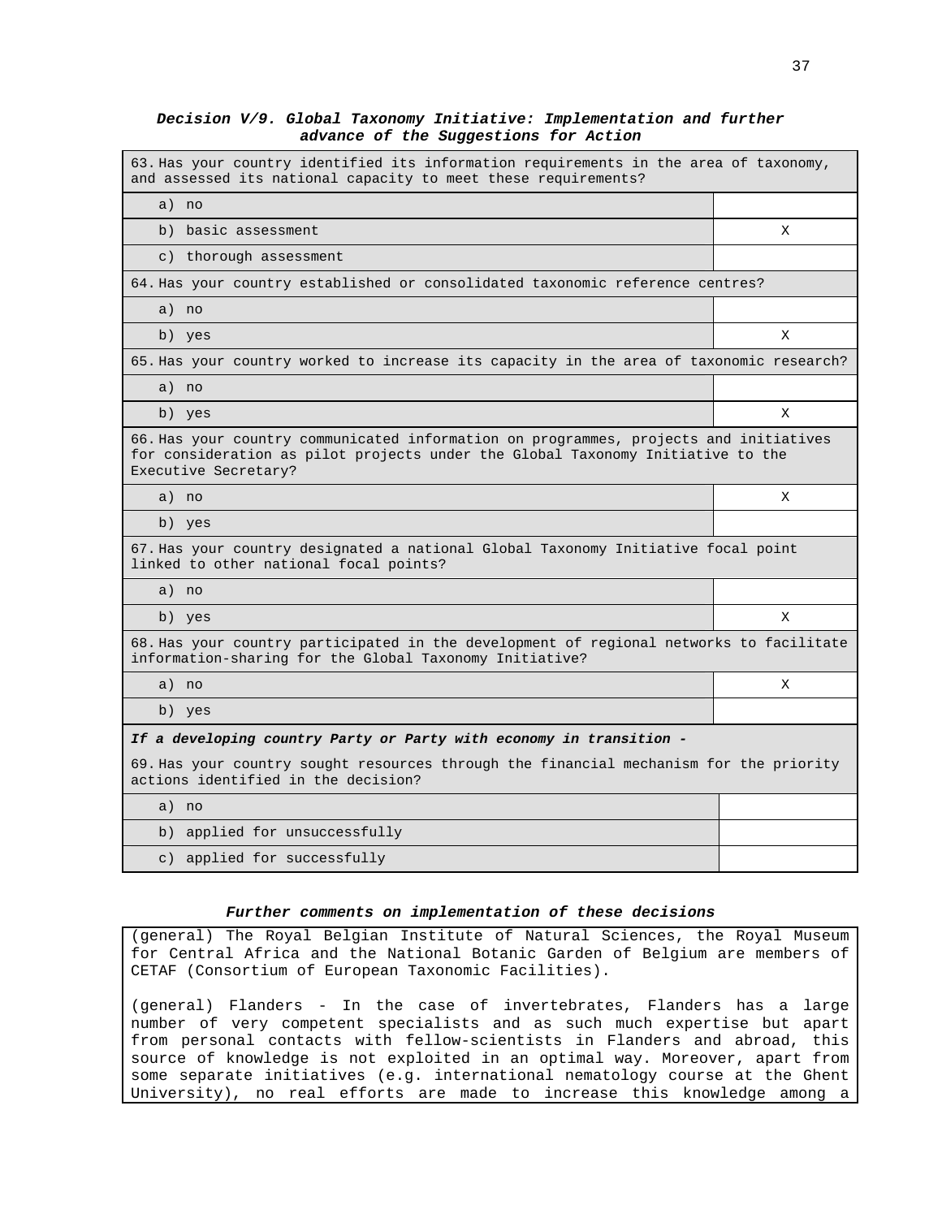***Decision V/9. Global Taxonomy Initiative: Implementation and further advance of the Suggestions for Action***

| 63. Has your country identified its information requirements in the area of taxonomy, and assessed its national capacity to meet these requirements? | |
|---|---|
| a) no | |
| b) basic assessment | X |
| c) thorough assessment | |
| **64. Has your country established or consolidated taxonomic reference centres?** | |
| a) no | |
| b) yes | X |
| **65. Has your country worked to increase its capacity in the area of taxonomic research?** | |
| a) no | |
| b) yes | X |
| **66. Has your country communicated information on programmes, projects and initiatives for consideration as pilot projects under the Global Taxonomy Initiative to the Executive Secretary?** | |
| a) no | X |
| b) yes | |
| **67. Has your country designated a national Global Taxonomy Initiative focal point linked to other national focal points?** | |
| a) no | |
| b) yes | X |
| **68. Has your country participated in the development of regional networks to facilitate information-sharing for the Global Taxonomy Initiative?** | |
| a) no | X |
| b) yes | |
| ***If a developing country Party or Party with economy in transition -*** 69. Has your country sought resources through the financial mechanism for the priority actions identified in the decision? | |
| a) no | |
| b) applied for unsuccessfully | |
| c) applied for successfully | |

***Further comments on implementation of these decisions***

(general) The Royal Belgian Institute of Natural Sciences, the Royal Museum for Central Africa and the National Botanic Garden of Belgium are members of CETAF (Consortium of European Taxonomic Facilities).

(general) Flanders - In the case of invertebrates, Flanders has a large number of very competent specialists and as such much expertise but apart from personal contacts with fellow-scientists in Flanders and abroad, this source of knowledge is not exploited in an optimal way. Moreover, apart from some separate initiatives (e.g. international nematology course at the Ghent University), no real efforts are made to increase this knowledge among a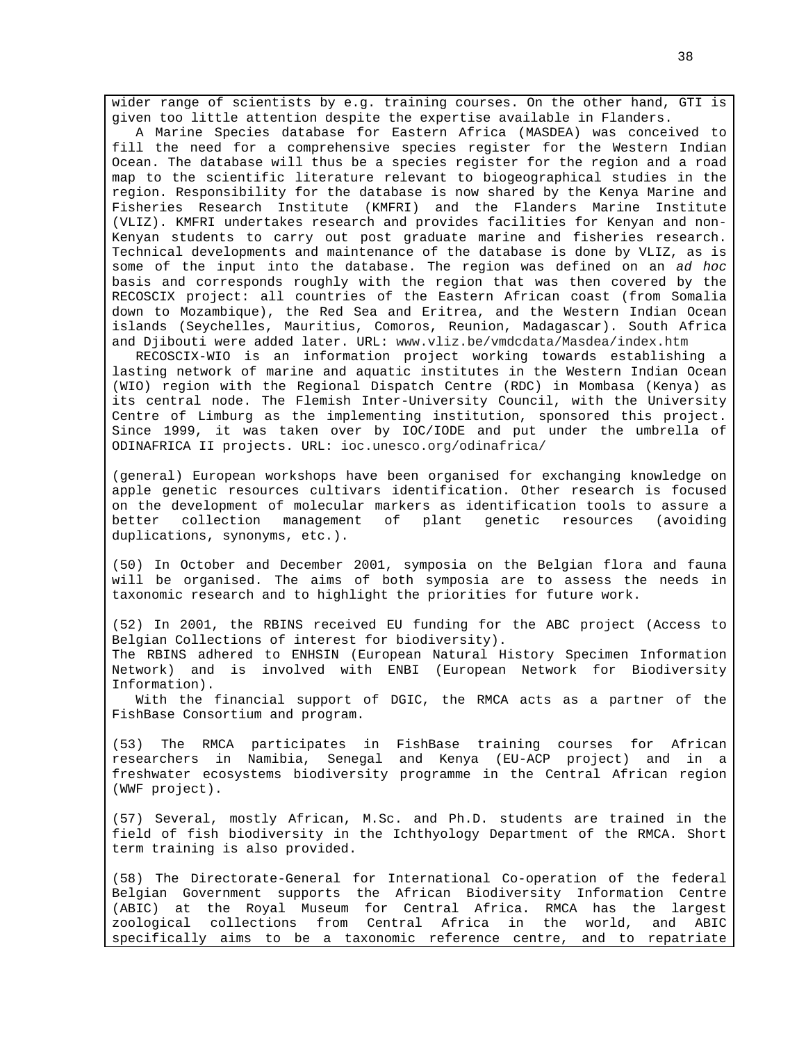wider range of scientists by e.g. training courses. On the other hand, GTI is given too little attention despite the expertise available in Flanders.

A Marine Species database for Eastern Africa (MASDEA) was conceived to fill the need for a comprehensive species register for the Western Indian Ocean. The database will thus be a species register for the region and a road map to the scientific literature relevant to biogeographical studies in the region. Responsibility for the database is now shared by the Kenya Marine and Fisheries Research Institute (KMFRI) and the Flanders Marine Institute (VLIZ). KMFRI undertakes research and provides facilities for Kenyan and non-Kenyan students to carry out post graduate marine and fisheries research. Technical developments and maintenance of the database is done by VLIZ, as is some of the input into the database. The region was defined on an *ad hoc* basis and corresponds roughly with the region that was then covered by the RECOSCIX project: all countries of the Eastern African coast (from Somalia down to Mozambique), the Red Sea and Eritrea, and the Western Indian Ocean islands (Seychelles, Mauritius, Comoros, Reunion, Madagascar). South Africa and Djibouti were added later. URL: www.vliz.be/vmdcdata/Masdea/index.htm

RECOSCIX-WIO is an information project working towards establishing a lasting network of marine and aquatic institutes in the Western Indian Ocean (WIO) region with the Regional Dispatch Centre (RDC) in Mombasa (Kenya) as its central node. The Flemish Inter-University Council, with the University Centre of Limburg as the implementing institution, sponsored this project. Since 1999, it was taken over by IOC/IODE and put under the umbrella of ODINAFRICA II projects. URL: ioc.unesco.org/odinafrica/

(general) European workshops have been organised for exchanging knowledge on apple genetic resources cultivars identification. Other research is focused on the development of molecular markers as identification tools to assure a better collection management of plant genetic resources (avoiding duplications, synonyms, etc.).

(50) In October and December 2001, symposia on the Belgian flora and fauna will be organised. The aims of both symposia are to assess the needs in taxonomic research and to highlight the priorities for future work.

(52) In 2001, the RBINS received EU funding for the ABC project (Access to Belgian Collections of interest for biodiversity).
The RBINS adhered to ENHSIN (European Natural History Specimen Information Network) and is involved with ENBI (European Network for Biodiversity Information).

With the financial support of DGIC, the RMCA acts as a partner of the FishBase Consortium and program.

(53) The RMCA participates in FishBase training courses for African researchers in Namibia, Senegal and Kenya (EU-ACP project) and in a freshwater ecosystems biodiversity programme in the Central African region (WWF project).

(57) Several, mostly African, M.Sc. and Ph.D. students are trained in the field of fish biodiversity in the Ichthyology Department of the RMCA. Short term training is also provided.

(58) The Directorate-General for International Co-operation of the federal Belgian Government supports the African Biodiversity Information Centre (ABIC) at the Royal Museum for Central Africa. RMCA has the largest zoological collections from Central Africa in the world, and ABIC specifically aims to be a taxonomic reference centre, and to repatriate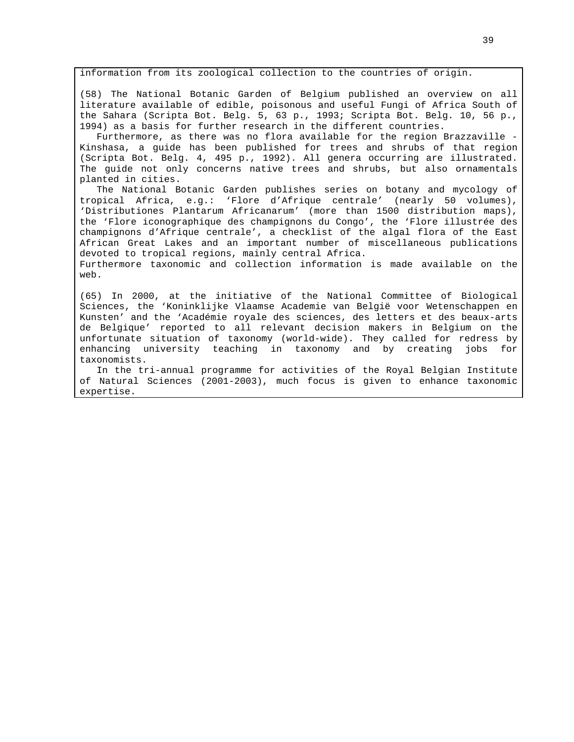information from its zoological collection to the countries of origin.

(58) The National Botanic Garden of Belgium published an overview on all literature available of edible, poisonous and useful Fungi of Africa South of the Sahara (Scripta Bot. Belg. 5, 63 p., 1993; Scripta Bot. Belg. 10, 56 p., 1994) as a basis for further research in the different countries.

Furthermore, as there was no flora available for the region Brazzaville - Kinshasa, a guide has been published for trees and shrubs of that region (Scripta Bot. Belg. 4, 495 p., 1992). All genera occurring are illustrated. The guide not only concerns native trees and shrubs, but also ornamentals planted in cities.

The National Botanic Garden publishes series on botany and mycology of tropical Africa, e.g.: ‘Flore d’Afrique centrale’ (nearly 50 volumes), ‘Distributiones Plantarum Africanarum’ (more than 1500 distribution maps), the ‘Flore iconographique des champignons du Congo’, the ‘Flore illustrée des champignons d’Afrique centrale’, a checklist of the algal flora of the East African Great Lakes and an important number of miscellaneous publications devoted to tropical regions, mainly central Africa.

Furthermore taxonomic and collection information is made available on the web.

(65) In 2000, at the initiative of the National Committee of Biological Sciences, the ‘Koninklijke Vlaamse Academie van België voor Wetenschappen en Kunsten’ and the ‘Académie royale des sciences, des letters et des beaux-arts de Belgique’ reported to all relevant decision makers in Belgium on the unfortunate situation of taxonomy (world-wide). They called for redress by enhancing university teaching in taxonomy and by creating jobs for taxonomists.

In the tri-annual programme for activities of the Royal Belgian Institute of Natural Sciences (2001-2003), much focus is given to enhance taxonomic expertise.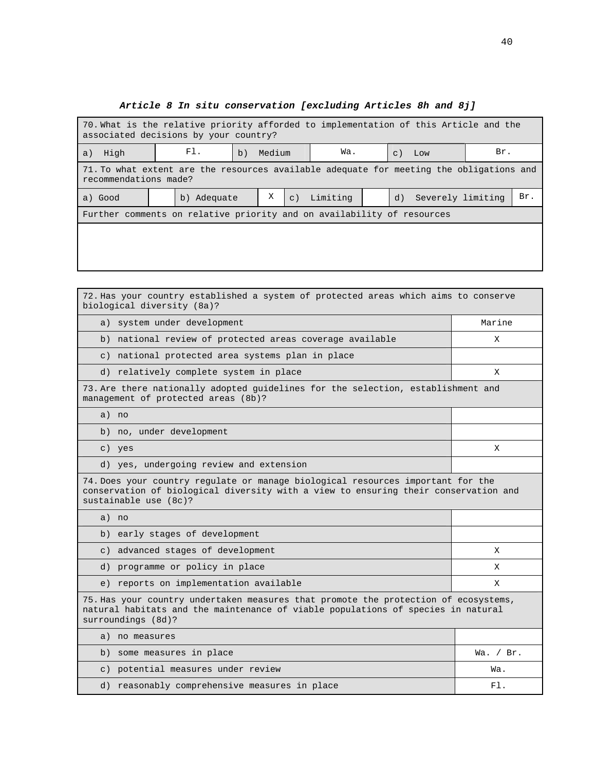### *Article 8 In situ conservation [excluding Articles 8h and 8j]*

| 70. What is the relative priority afforded to implementation of this Article and the associated decisions by your country? | | | | | |
|---|---|---|---|---|---|
| a) High | Fl. | b) Medium | Wa. | c) Low | Br. |

| 71. To what extent are the resources available adequate for meeting the obligations and recommendations made? | | | | | | | |
|---|---|---|---|---|---|---|---|
| a) Good | | b) Adequate | X | c) Limiting | | d) Severely limiting | Br. |

| Further comments on relative priority and on availability of resources |
|---|
| |

| 72. Has your country established a system of protected areas which aims to conserve biological diversity (8a)? | |
|---|---|
| a) system under development | Marine |
| b) national review of protected areas coverage available | X |
| c) national protected area systems plan in place | |
| d) relatively complete system in place | X |

| 73. Are there nationally adopted guidelines for the selection, establishment and management of protected areas (8b)? | |
|---|---|
| a) no | |
| b) no, under development | |
| c) yes | X |
| d) yes, undergoing review and extension | |

| 74. Does your country regulate or manage biological resources important for the conservation of biological diversity with a view to ensuring their conservation and sustainable use (8c)? | |
|---|---|
| a) no | |
| b) early stages of development | |
| c) advanced stages of development | X |
| d) programme or policy in place | X |
| e) reports on implementation available | X |

| 75. Has your country undertaken measures that promote the protection of ecosystems, natural habitats and the maintenance of viable populations of species in natural surroundings (8d)? | |
|---|---|
| a) no measures | |
| b) some measures in place | Wa. / Br. |
| c) potential measures under review | Wa. |
| d) reasonably comprehensive measures in place | Fl. |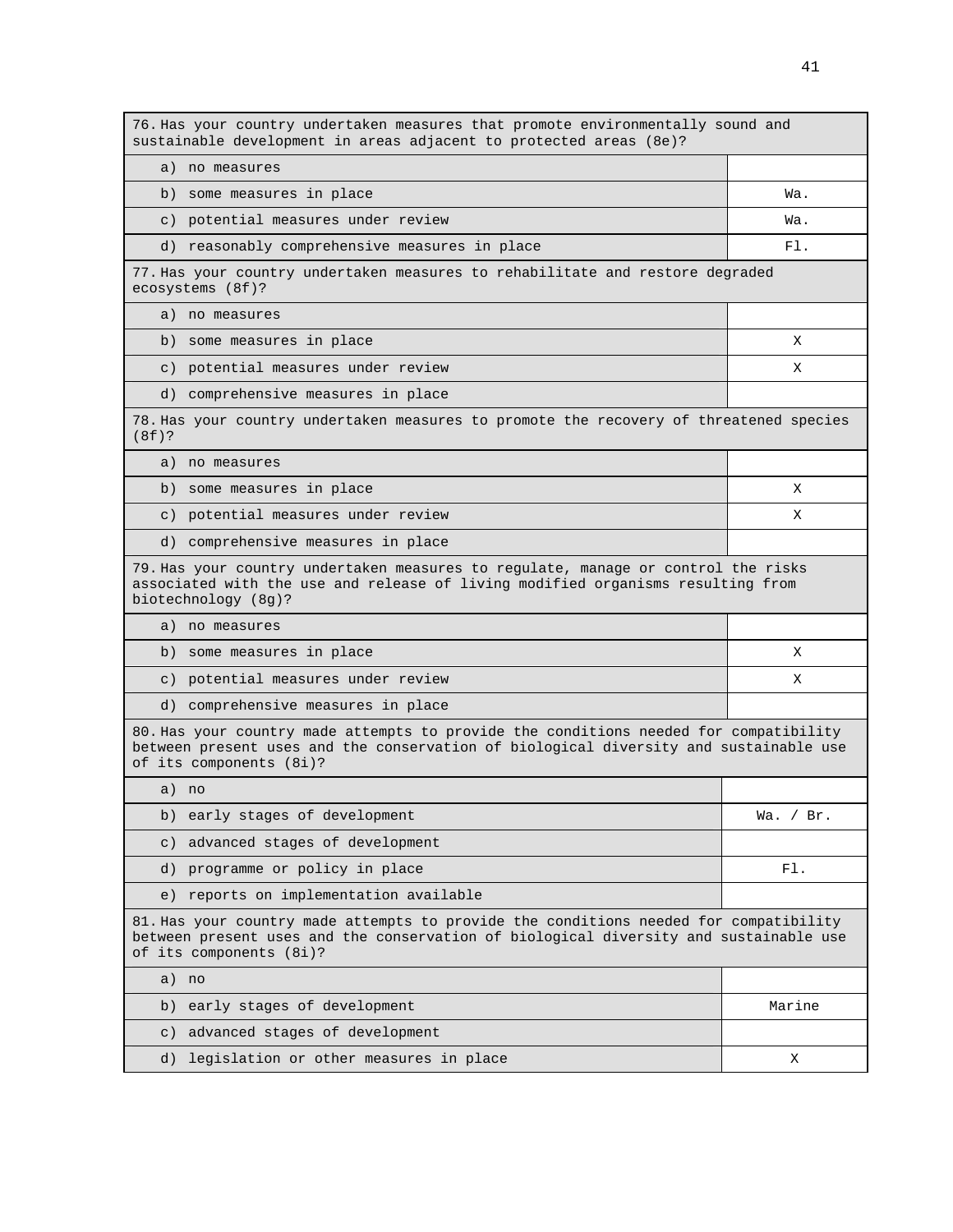| 76. Has your country undertaken measures that promote environmentally sound and sustainable development in areas adjacent to protected areas (8e)? | |
|---|---|
| a) no measures | |
| b) some measures in place | Wa. |
| c) potential measures under review | Wa. |
| d) reasonably comprehensive measures in place | Fl. |

| 77. Has your country undertaken measures to rehabilitate and restore degraded ecosystems (8f)? | |
|---|---|
| a) no measures | |
| b) some measures in place | X |
| c) potential measures under review | X |
| d) comprehensive measures in place | |

| 78. Has your country undertaken measures to promote the recovery of threatened species (8f)? | |
|---|---|
| a) no measures | |
| b) some measures in place | X |
| c) potential measures under review | X |
| d) comprehensive measures in place | |

| 79. Has your country undertaken measures to regulate, manage or control the risks associated with the use and release of living modified organisms resulting from biotechnology (8g)? | |
|---|---|
| a) no measures | |
| b) some measures in place | X |
| c) potential measures under review | X |
| d) comprehensive measures in place | |

| 80. Has your country made attempts to provide the conditions needed for compatibility between present uses and the conservation of biological diversity and sustainable use of its components (8i)? | |
|---|---|
| a) no | |
| b) early stages of development | Wa. / Br. |
| c) advanced stages of development | |
| d) programme or policy in place | Fl. |
| e) reports on implementation available | |

| 81. Has your country made attempts to provide the conditions needed for compatibility between present uses and the conservation of biological diversity and sustainable use of its components (8i)? | |
|---|---|
| a) no | |
| b) early stages of development | Marine |
| c) advanced stages of development | |
| d) legislation or other measures in place | X |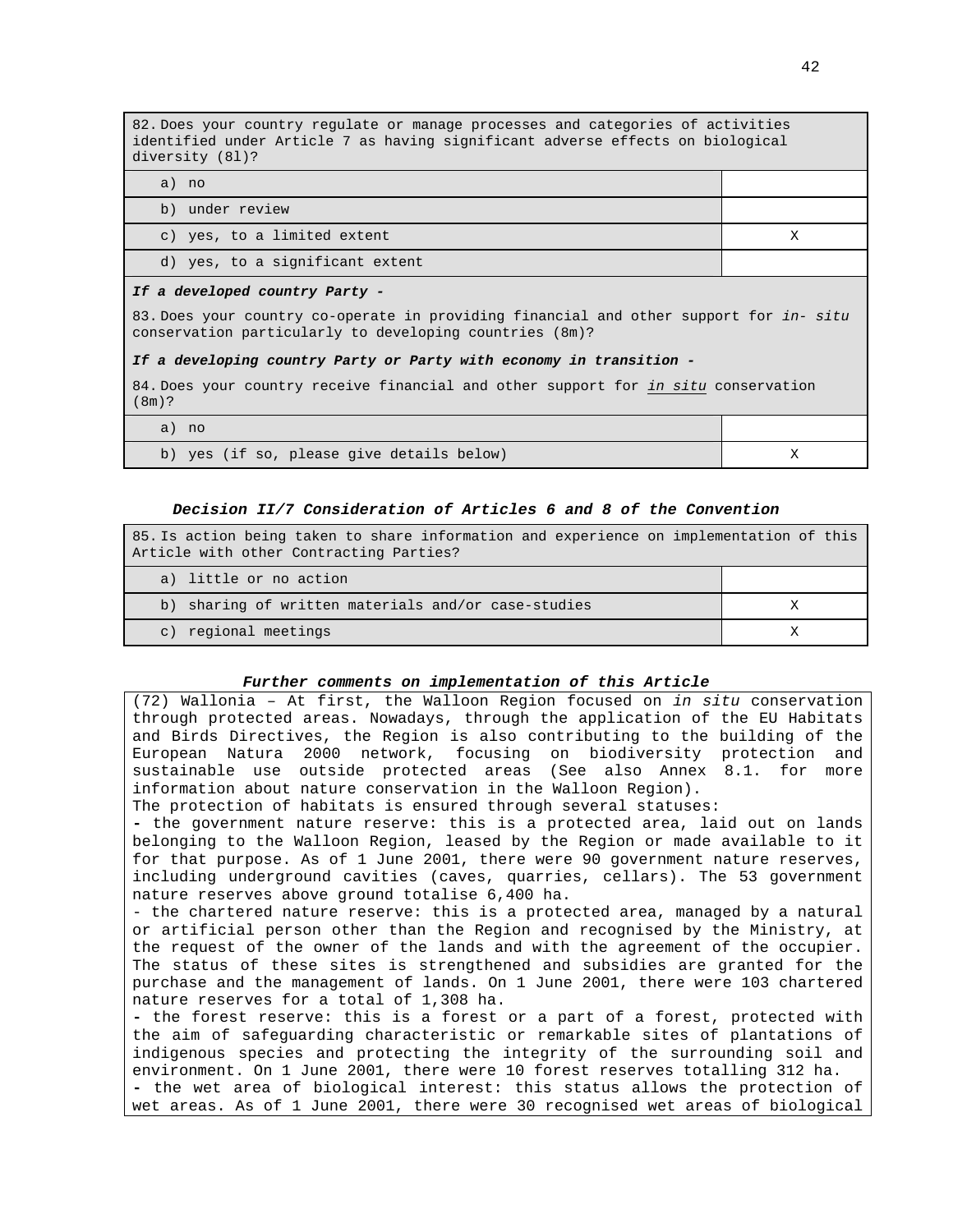| 82. Does your country regulate or manage processes and categories of activities identified under Article 7 as having significant adverse effects on biological diversity (8l)? | |
|---|---|
| a) no | |
| b) under review | |
| c) yes, to a limited extent | X |
| d) yes, to a significant extent | |

***If a developed country Party -***

83. Does your country co-operate in providing financial and other support for *in- situ* conservation particularly to developing countries (8m)?

***If a developing country Party or Party with economy in transition -***

| 84. Does your country receive financial and other support for *in situ* conservation (8m)? | |
|---|---|
| a) no | |
| b) yes (if so, please give details below) | X |

### *Decision II/7 Consideration of Articles 6 and 8 of the Convention*

| 85. Is action being taken to share information and experience on implementation of this Article with other Contracting Parties? | |
|---|---|
| a) little or no action | |
| b) sharing of written materials and/or case-studies | X |
| c) regional meetings | X |

### *Further comments on implementation of this Article*

(72) Wallonia – At first, the Walloon Region focused on *in situ* conservation through protected areas. Nowadays, through the application of the EU Habitats and Birds Directives, the Region is also contributing to the building of the European Natura 2000 network, focusing on biodiversity protection and sustainable use outside protected areas (See also Annex 8.1. for more information about nature conservation in the Walloon Region).

The protection of habitats is ensured through several statuses:

- the government nature reserve: this is a protected area, laid out on lands belonging to the Walloon Region, leased by the Region or made available to it for that purpose. As of 1 June 2001, there were 90 government nature reserves, including underground cavities (caves, quarries, cellars). The 53 government nature reserves above ground totalise 6,400 ha.
- the chartered nature reserve: this is a protected area, managed by a natural or artificial person other than the Region and recognised by the Ministry, at the request of the owner of the lands and with the agreement of the occupier. The status of these sites is strengthened and subsidies are granted for the purchase and the management of lands. On 1 June 2001, there were 103 chartered nature reserves for a total of 1,308 ha.
- the forest reserve: this is a forest or a part of a forest, protected with the aim of safeguarding characteristic or remarkable sites of plantations of indigenous species and protecting the integrity of the surrounding soil and environment. On 1 June 2001, there were 10 forest reserves totalling 312 ha.
- the wet area of biological interest: this status allows the protection of wet areas. As of 1 June 2001, there were 30 recognised wet areas of biological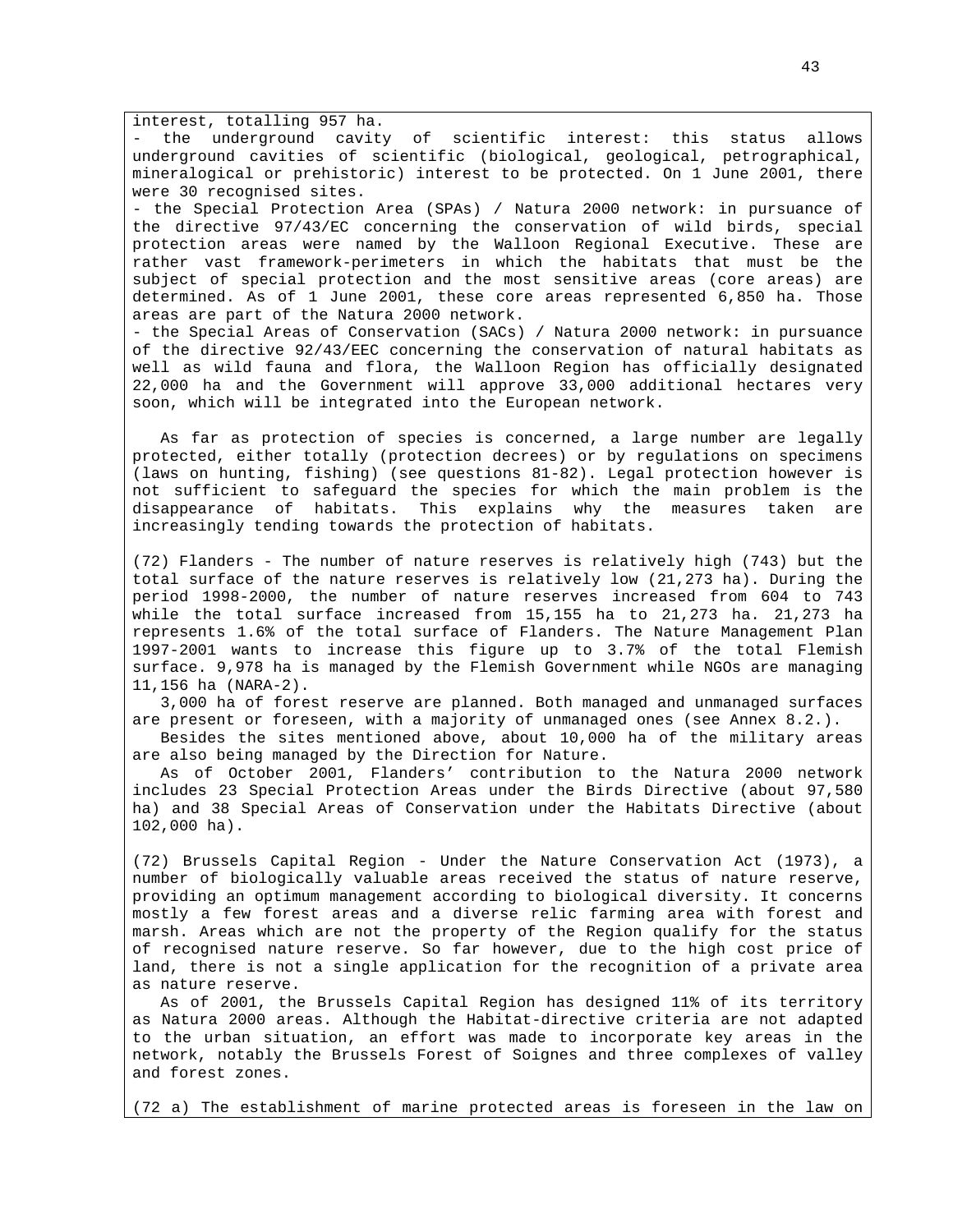interest, totalling 957 ha.

- the underground cavity of scientific interest: this status allows underground cavities of scientific (biological, geological, petrographical, mineralogical or prehistoric) interest to be protected. On 1 June 2001, there were 30 recognised sites.
- the Special Protection Area (SPAs) / Natura 2000 network: in pursuance of the directive 97/43/EC concerning the conservation of wild birds, special protection areas were named by the Walloon Regional Executive. These are rather vast framework-perimeters in which the habitats that must be the subject of special protection and the most sensitive areas (core areas) are determined. As of 1 June 2001, these core areas represented 6,850 ha. Those areas are part of the Natura 2000 network.
- the Special Areas of Conservation (SACs) / Natura 2000 network: in pursuance of the directive 92/43/EEC concerning the conservation of natural habitats as well as wild fauna and flora, the Walloon Region has officially designated 22,000 ha and the Government will approve 33,000 additional hectares very soon, which will be integrated into the European network.

As far as protection of species is concerned, a large number are legally protected, either totally (protection decrees) or by regulations on specimens (laws on hunting, fishing) (see questions 81-82). Legal protection however is not sufficient to safeguard the species for which the main problem is the disappearance of habitats. This explains why the measures taken are increasingly tending towards the protection of habitats.

(72) Flanders - The number of nature reserves is relatively high (743) but the total surface of the nature reserves is relatively low (21,273 ha). During the period 1998-2000, the number of nature reserves increased from 604 to 743 while the total surface increased from 15,155 ha to 21,273 ha. 21,273 ha represents 1.6% of the total surface of Flanders. The Nature Management Plan 1997-2001 wants to increase this figure up to 3.7% of the total Flemish surface. 9,978 ha is managed by the Flemish Government while NGOs are managing 11,156 ha (NARA-2).

3,000 ha of forest reserve are planned. Both managed and unmanaged surfaces are present or foreseen, with a majority of unmanaged ones (see Annex 8.2.).

Besides the sites mentioned above, about 10,000 ha of the military areas are also being managed by the Direction for Nature.

As of October 2001, Flanders' contribution to the Natura 2000 network includes 23 Special Protection Areas under the Birds Directive (about 97,580 ha) and 38 Special Areas of Conservation under the Habitats Directive (about 102,000 ha).

(72) Brussels Capital Region - Under the Nature Conservation Act (1973), a number of biologically valuable areas received the status of nature reserve, providing an optimum management according to biological diversity. It concerns mostly a few forest areas and a diverse relic farming area with forest and marsh. Areas which are not the property of the Region qualify for the status of recognised nature reserve. So far however, due to the high cost price of land, there is not a single application for the recognition of a private area as nature reserve.

As of 2001, the Brussels Capital Region has designed 11% of its territory as Natura 2000 areas. Although the Habitat-directive criteria are not adapted to the urban situation, an effort was made to incorporate key areas in the network, notably the Brussels Forest of Soignes and three complexes of valley and forest zones.

(72 a) The establishment of marine protected areas is foreseen in the law on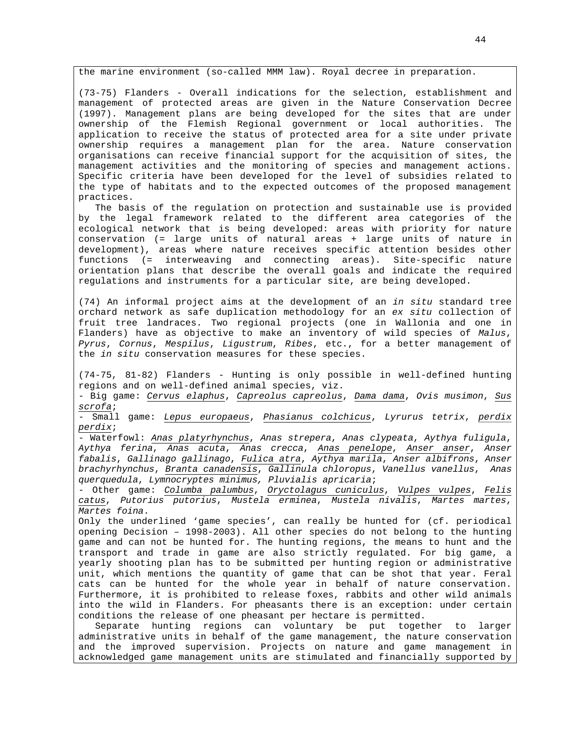the marine environment (so-called MMM law). Royal decree in preparation.

(73-75) Flanders - Overall indications for the selection, establishment and management of protected areas are given in the Nature Conservation Decree (1997). Management plans are being developed for the sites that are under ownership of the Flemish Regional government or local authorities. The application to receive the status of protected area for a site under private ownership requires a management plan for the area. Nature conservation organisations can receive financial support for the acquisition of sites, the management activities and the monitoring of species and management actions. Specific criteria have been developed for the level of subsidies related to the type of habitats and to the expected outcomes of the proposed management practices.

The basis of the regulation on protection and sustainable use is provided by the legal framework related to the different area categories of the ecological network that is being developed: areas with priority for nature conservation (= large units of natural areas + large units of nature in development), areas where nature receives specific attention besides other functions (= interweaving and connecting areas). Site-specific nature orientation plans that describe the overall goals and indicate the required regulations and instruments for a particular site, are being developed.

(74) An informal project aims at the development of an *in situ* standard tree orchard network as safe duplication methodology for an *ex situ* collection of fruit tree landraces. Two regional projects (one in Wallonia and one in Flanders) have as objective to make an inventory of wild species of *Malus*, *Pyrus*, *Cornus*, *Mespilus*, *Ligustrum*, *Ribes*, etc., for a better management of the *in situ* conservation measures for these species.

(74-75, 81-82) Flanders - Hunting is only possible in well-defined hunting regions and on well-defined animal species, viz.

- Big game: <u>*Cervus elaphus*</u>, <u>*Capreolus capreolus*</u>, <u>*Dama dama*</u>, *Ovis musimon*, <u>*Sus scrofa*</u>;
- Small game: <u>*Lepus europaeus*</u>, <u>*Phasianus colchicus*</u>, *Lyrurus tetrix*, <u>*perdix perdix*</u>;
- Waterfowl: <u>*Anas platyrhynchus*</u>, *Anas strepera*, *Anas clypeata*, *Aythya fuligula*, *Aythya ferina*, *Anas acuta*, *Anas crecca*, <u>*Anas penelope*</u>, <u>*Anser anser*</u>, *Anser fabalis*, *Gallinago gallinago*, <u>*Fulica atra*</u>, *Aythya marila*, *Anser albifrons*, *Anser brachyrhynchus*, <u>*Branta canadensis*</u>, *Gallinula chloropus*, *Vanellus vanellus*, *Anas querquedula*, *Lymnocryptes minimus, Pluvialis apricaria*;
- Other game: <u>*Columba palumbus*</u>, <u>*Oryctolagus cuniculus*</u>, <u>*Vulpes vulpes*</u>, <u>*Felis catus*</u>, *Putorius putorius*, *Mustela erminea*, *Mustela nivalis*, *Martes martes*, *Martes foina*.

Only the underlined 'game species', can really be hunted for (cf. periodical opening Decision – 1998-2003). All other species do not belong to the hunting game and can not be hunted for. The hunting regions, the means to hunt and the transport and trade in game are also strictly regulated. For big game, a yearly shooting plan has to be submitted per hunting region or administrative unit, which mentions the quantity of game that can be shot that year. Feral cats can be hunted for the whole year in behalf of nature conservation. Furthermore, it is prohibited to release foxes, rabbits and other wild animals into the wild in Flanders. For pheasants there is an exception: under certain conditions the release of one pheasant per hectare is permitted.

Separate hunting regions can voluntary be put together to larger administrative units in behalf of the game management, the nature conservation and the improved supervision. Projects on nature and game management in acknowledged game management units are stimulated and financially supported by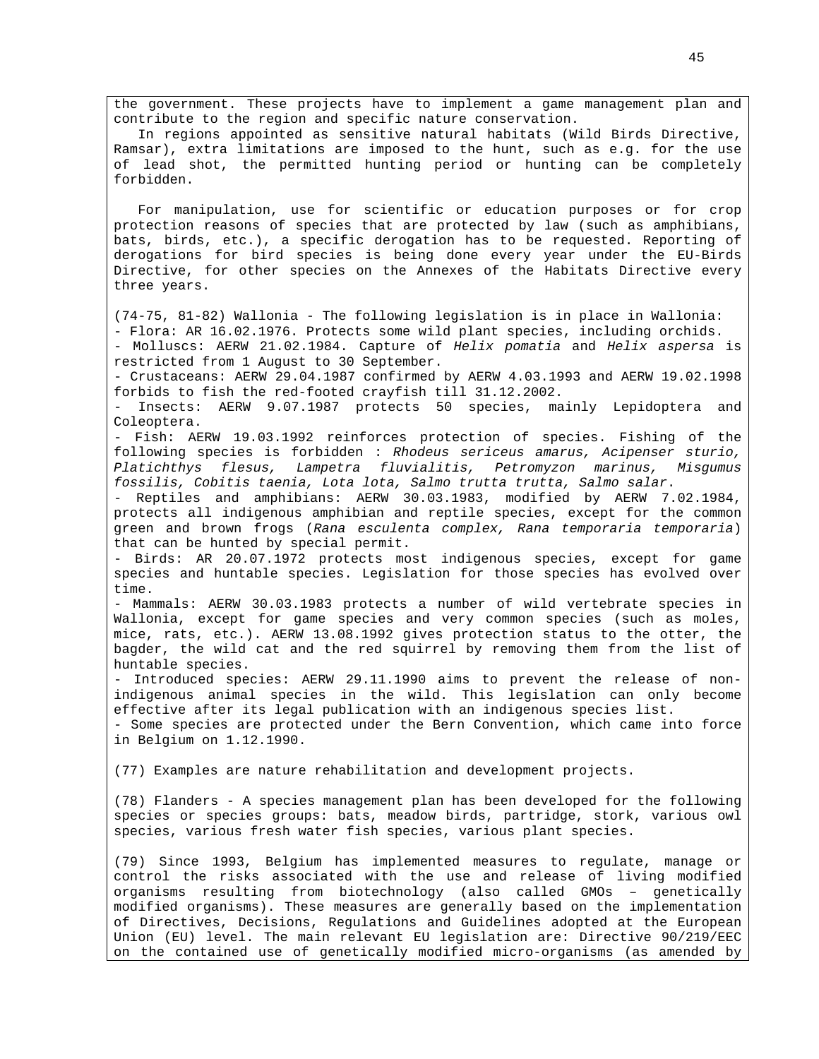the government. These projects have to implement a game management plan and contribute to the region and specific nature conservation.

In regions appointed as sensitive natural habitats (Wild Birds Directive, Ramsar), extra limitations are imposed to the hunt, such as e.g. for the use of lead shot, the permitted hunting period or hunting can be completely forbidden.

For manipulation, use for scientific or education purposes or for crop protection reasons of species that are protected by law (such as amphibians, bats, birds, etc.), a specific derogation has to be requested. Reporting of derogations for bird species is being done every year under the EU-Birds Directive, for other species on the Annexes of the Habitats Directive every three years.

(74-75, 81-82) Wallonia - The following legislation is in place in Wallonia:
- Flora: AR 16.02.1976. Protects some wild plant species, including orchids.
- Molluscs: AERW 21.02.1984. Capture of *Helix pomatia* and *Helix aspersa* is restricted from 1 August to 30 September.
- Crustaceans: AERW 29.04.1987 confirmed by AERW 4.03.1993 and AERW 19.02.1998 forbids to fish the red-footed crayfish till 31.12.2002.
- Insects: AERW 9.07.1987 protects 50 species, mainly Lepidoptera and Coleoptera.
- Fish: AERW 19.03.1992 reinforces protection of species. Fishing of the following species is forbidden : *Rhodeus sericeus amarus, Acipenser sturio, Platichthys flesus, Lampetra fluvialitis, Petromyzon marinus, Misgumus fossilis, Cobitis taenia, Lota lota, Salmo trutta trutta, Salmo salar*.
- Reptiles and amphibians: AERW 30.03.1983, modified by AERW 7.02.1984, protects all indigenous amphibian and reptile species, except for the common green and brown frogs (*Rana esculenta complex, Rana temporaria temporaria*) that can be hunted by special permit.
- Birds: AR 20.07.1972 protects most indigenous species, except for game species and huntable species. Legislation for those species has evolved over time.
- Mammals: AERW 30.03.1983 protects a number of wild vertebrate species in Wallonia, except for game species and very common species (such as moles, mice, rats, etc.). AERW 13.08.1992 gives protection status to the otter, the bagder, the wild cat and the red squirrel by removing them from the list of huntable species.
- Introduced species: AERW 29.11.1990 aims to prevent the release of non-indigenous animal species in the wild. This legislation can only become effective after its legal publication with an indigenous species list.
- Some species are protected under the Bern Convention, which came into force in Belgium on 1.12.1990.

(77) Examples are nature rehabilitation and development projects.

(78) Flanders - A species management plan has been developed for the following species or species groups: bats, meadow birds, partridge, stork, various owl species, various fresh water fish species, various plant species.

(79) Since 1993, Belgium has implemented measures to regulate, manage or control the risks associated with the use and release of living modified organisms resulting from biotechnology (also called GMOs – genetically modified organisms). These measures are generally based on the implementation of Directives, Decisions, Regulations and Guidelines adopted at the European Union (EU) level. The main relevant EU legislation are: Directive 90/219/EEC on the contained use of genetically modified micro-organisms (as amended by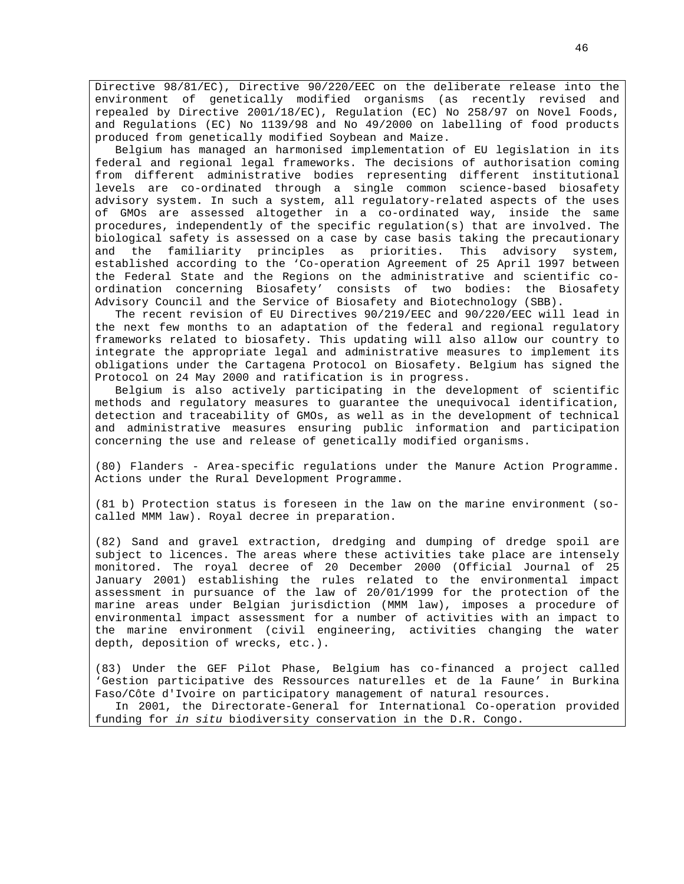Directive 98/81/EC), Directive 90/220/EEC on the deliberate release into the environment of genetically modified organisms (as recently revised and repealed by Directive 2001/18/EC), Regulation (EC) No 258/97 on Novel Foods, and Regulations (EC) No 1139/98 and No 49/2000 on labelling of food products produced from genetically modified Soybean and Maize.

Belgium has managed an harmonised implementation of EU legislation in its federal and regional legal frameworks. The decisions of authorisation coming from different administrative bodies representing different institutional levels are co-ordinated through a single common science-based biosafety advisory system. In such a system, all regulatory-related aspects of the uses of GMOs are assessed altogether in a co-ordinated way, inside the same procedures, independently of the specific regulation(s) that are involved. The biological safety is assessed on a case by case basis taking the precautionary and the familiarity principles as priorities. This advisory system, established according to the 'Co-operation Agreement of 25 April 1997 between the Federal State and the Regions on the administrative and scientific co-ordination concerning Biosafety' consists of two bodies: the Biosafety Advisory Council and the Service of Biosafety and Biotechnology (SBB).

The recent revision of EU Directives 90/219/EEC and 90/220/EEC will lead in the next few months to an adaptation of the federal and regional regulatory frameworks related to biosafety. This updating will also allow our country to integrate the appropriate legal and administrative measures to implement its obligations under the Cartagena Protocol on Biosafety. Belgium has signed the Protocol on 24 May 2000 and ratification is in progress.

Belgium is also actively participating in the development of scientific methods and regulatory measures to guarantee the unequivocal identification, detection and traceability of GMOs, as well as in the development of technical and administrative measures ensuring public information and participation concerning the use and release of genetically modified organisms.

(80) Flanders - Area-specific regulations under the Manure Action Programme. Actions under the Rural Development Programme.

(81 b) Protection status is foreseen in the law on the marine environment (so-called MMM law). Royal decree in preparation.

(82) Sand and gravel extraction, dredging and dumping of dredge spoil are subject to licences. The areas where these activities take place are intensely monitored. The royal decree of 20 December 2000 (Official Journal of 25 January 2001) establishing the rules related to the environmental impact assessment in pursuance of the law of 20/01/1999 for the protection of the marine areas under Belgian jurisdiction (MMM law), imposes a procedure of environmental impact assessment for a number of activities with an impact to the marine environment (civil engineering, activities changing the water depth, deposition of wrecks, etc.).

(83) Under the GEF Pilot Phase, Belgium has co-financed a project called 'Gestion participative des Ressources naturelles et de la Faune' in Burkina Faso/Côte d'Ivoire on participatory management of natural resources.

In 2001, the Directorate-General for International Co-operation provided funding for *in situ* biodiversity conservation in the D.R. Congo.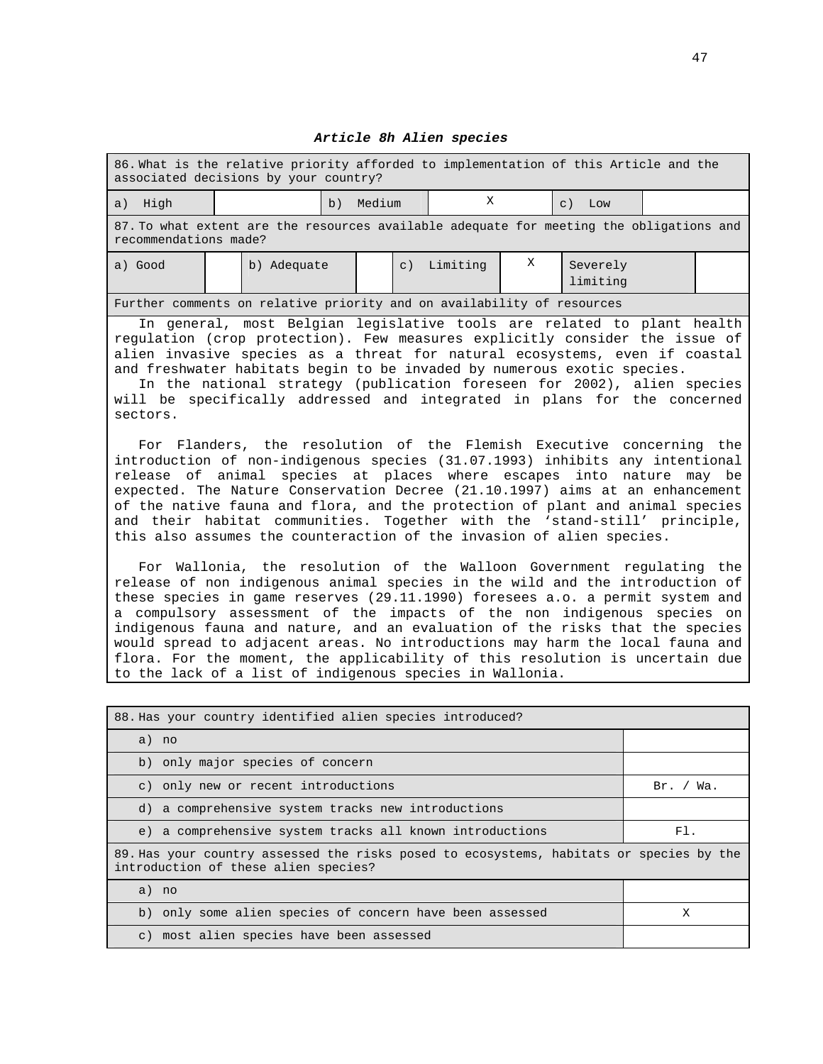### *Article 8h Alien species*

| 86. What is the relative priority afforded to implementation of this Article and the associated decisions by your country? | | | | | |
|---|---|---|---|---|---|
| a) High | | b) Medium | X | c) Low | |

| 87. To what extent are the resources available adequate for meeting the obligations and recommendations made? | | | | | | | |
|---|---|---|---|---|---|---|---|
| a) Good | | b) Adequate | | c) Limiting | X | Severely limiting | |

**Further comments on relative priority and on availability of resources**

In general, most Belgian legislative tools are related to plant health regulation (crop protection). Few measures explicitly consider the issue of alien invasive species as a threat for natural ecosystems, even if coastal and freshwater habitats begin to be invaded by numerous exotic species.

In the national strategy (publication foreseen for 2002), alien species will be specifically addressed and integrated in plans for the concerned sectors.

For Flanders, the resolution of the Flemish Executive concerning the introduction of non-indigenous species (31.07.1993) inhibits any intentional release of animal species at places where escapes into nature may be expected. The Nature Conservation Decree (21.10.1997) aims at an enhancement of the native fauna and flora, and the protection of plant and animal species and their habitat communities. Together with the ‘stand-still’ principle, this also assumes the counteraction of the invasion of alien species.

For Wallonia, the resolution of the Walloon Government regulating the release of non indigenous animal species in the wild and the introduction of these species in game reserves (29.11.1990) foresees a.o. a permit system and a compulsory assessment of the impacts of the non indigenous species on indigenous fauna and nature, and an evaluation of the risks that the species would spread to adjacent areas. No introductions may harm the local fauna and flora. For the moment, the applicability of this resolution is uncertain due to the lack of a list of indigenous species in Wallonia.

| 88. Has your country identified alien species introduced? | |
|---|---|
| a) no | |
| b) only major species of concern | |
| c) only new or recent introductions | Br. / Wa. |
| d) a comprehensive system tracks new introductions | |
| e) a comprehensive system tracks all known introductions | Fl. |

| 89. Has your country assessed the risks posed to ecosystems, habitats or species by the introduction of these alien species? | |
|---|---|
| a) no | |
| b) only some alien species of concern have been assessed | X |
| c) most alien species have been assessed | |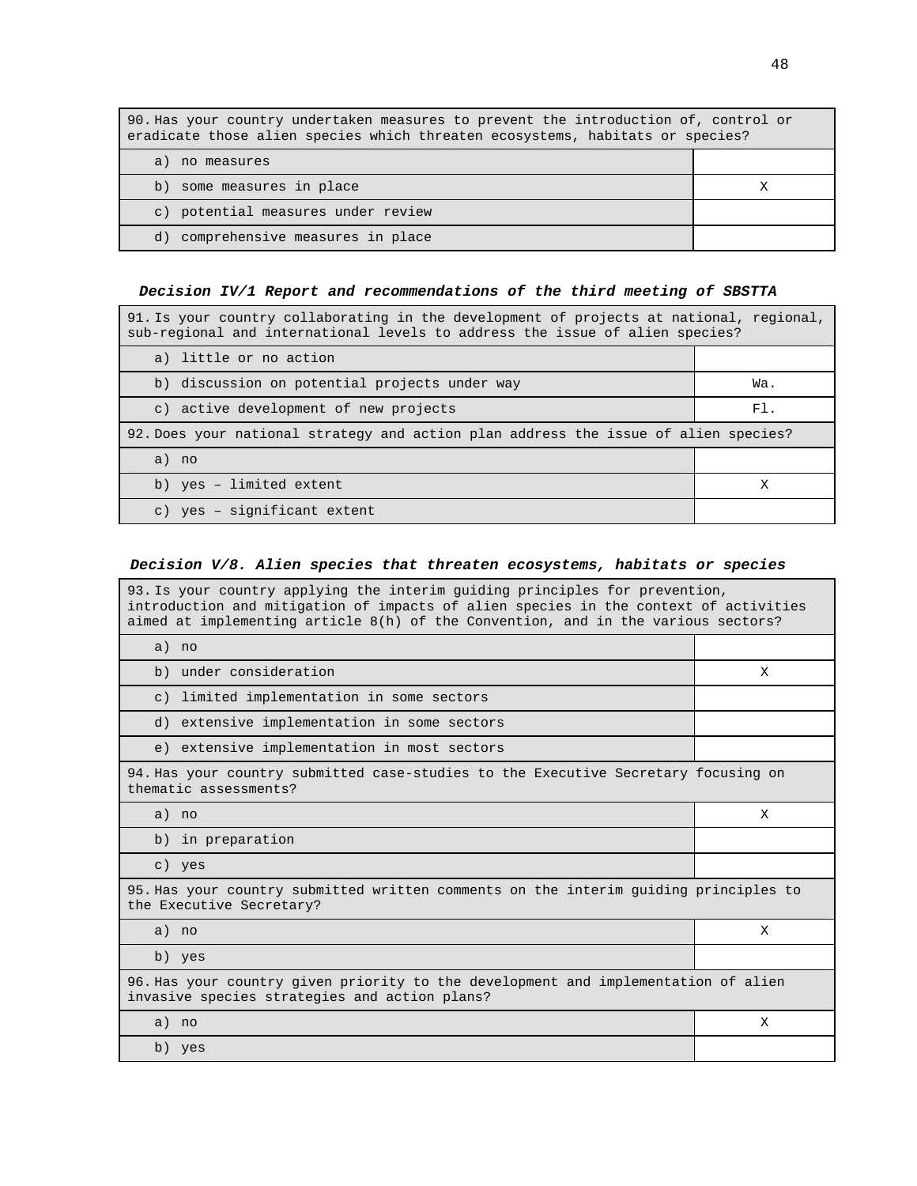| 90. Has your country undertaken measures to prevent the introduction of, control or eradicate those alien species which threaten ecosystems, habitats or species? | |
|---|---|
| a) no measures | |
| b) some measures in place | X |
| c) potential measures under review | |
| d) comprehensive measures in place | |

***Decision IV/1 Report and recommendations of the third meeting of SBSTTA***

| 91. Is your country collaborating in the development of projects at national, regional, sub-regional and international levels to address the issue of alien species? | |
|---|---|
| a) little or no action | |
| b) discussion on potential projects under way | Wa. |
| c) active development of new projects | Fl. |
| **92. Does your national strategy and action plan address the issue of alien species?** | |
| a) no | |
| b) yes – limited extent | X |
| c) yes – significant extent | |

***Decision V/8. Alien species that threaten ecosystems, habitats or species***

| 93. Is your country applying the interim guiding principles for prevention, introduction and mitigation of impacts of alien species in the context of activities aimed at implementing article 8(h) of the Convention, and in the various sectors? | |
|---|---|
| a) no | |
| b) under consideration | X |
| c) limited implementation in some sectors | |
| d) extensive implementation in some sectors | |
| e) extensive implementation in most sectors | |
| **94. Has your country submitted case-studies to the Executive Secretary focusing on thematic assessments?** | |
| a) no | X |
| b) in preparation | |
| c) yes | |
| **95. Has your country submitted written comments on the interim guiding principles to the Executive Secretary?** | |
| a) no | X |
| b) yes | |
| **96. Has your country given priority to the development and implementation of alien invasive species strategies and action plans?** | |
| a) no | X |
| b) yes | |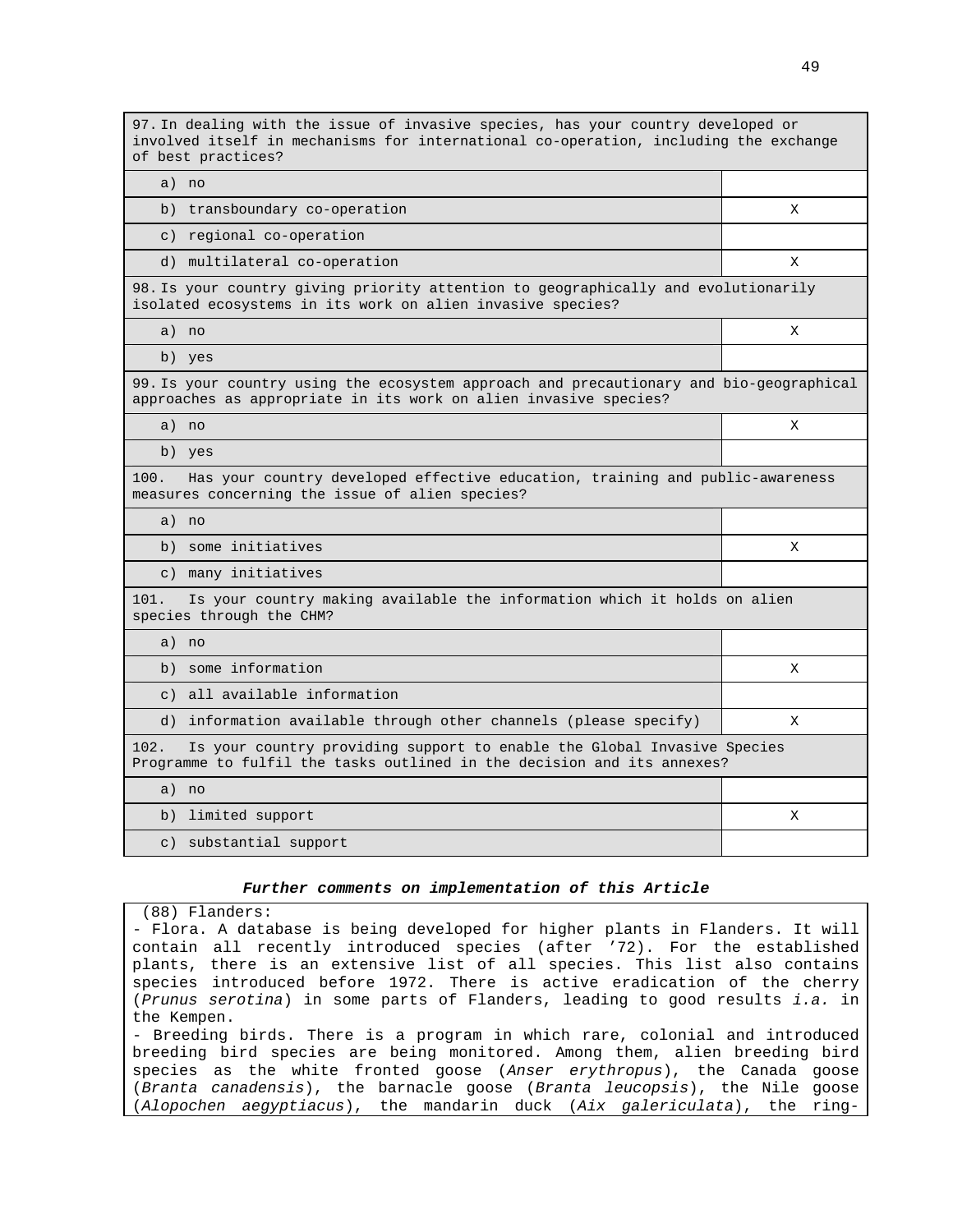| 97. In dealing with the issue of invasive species, has your country developed or involved itself in mechanisms for international co-operation, including the exchange of best practices? | |
|---|---|
| a) no | |
| b) transboundary co-operation | X |
| c) regional co-operation | |
| d) multilateral co-operation | X |
| **98. Is your country giving priority attention to geographically and evolutionarily isolated ecosystems in its work on alien invasive species?** | |
| a) no | X |
| b) yes | |
| **99. Is your country using the ecosystem approach and precautionary and bio-geographical approaches as appropriate in its work on alien invasive species?** | |
| a) no | X |
| b) yes | |
| **100. Has your country developed effective education, training and public-awareness measures concerning the issue of alien species?** | |
| a) no | |
| b) some initiatives | X |
| c) many initiatives | |
| **101. Is your country making available the information which it holds on alien species through the CHM?** | |
| a) no | |
| b) some information | X |
| c) all available information | |
| d) information available through other channels (please specify) | X |
| **102. Is your country providing support to enable the Global Invasive Species Programme to fulfil the tasks outlined in the decision and its annexes?** | |
| a) no | |
| b) limited support | X |
| c) substantial support | |

***Further comments on implementation of this Article***

(88) Flanders:
- Flora. A database is being developed for higher plants in Flanders. It will contain all recently introduced species (after '72). For the established plants, there is an extensive list of all species. This list also contains species introduced before 1972. There is active eradication of the cherry (*Prunus serotina*) in some parts of Flanders, leading to good results *i.a.* in the Kempen.
- Breeding birds. There is a program in which rare, colonial and introduced breeding bird species are being monitored. Among them, alien breeding bird species as the white fronted goose (*Anser erythropus*), the Canada goose (*Branta canadensis*), the barnacle goose (*Branta leucopsis*), the Nile goose (*Alopochen aegyptiacus*), the mandarin duck (*Aix galericulata*), the ring-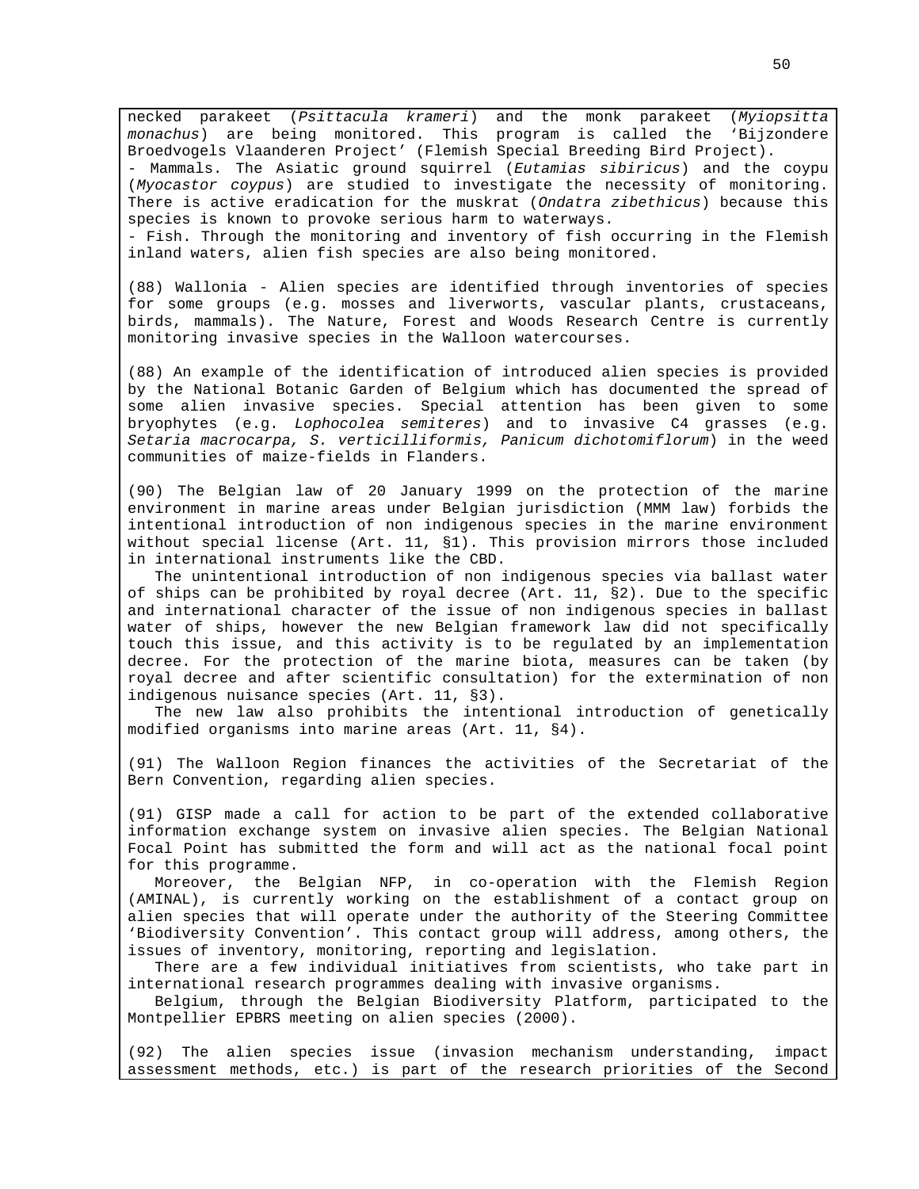necked parakeet (*Psittacula krameri*) and the monk parakeet (*Myiopsitta monachus*) are being monitored. This program is called the 'Bijzondere Broedvogels Vlaanderen Project' (Flemish Special Breeding Bird Project).
- Mammals. The Asiatic ground squirrel (*Eutamias sibiricus*) and the coypu (*Myocastor coypus*) are studied to investigate the necessity of monitoring. There is active eradication for the muskrat (*Ondatra zibethicus*) because this species is known to provoke serious harm to waterways.
- Fish. Through the monitoring and inventory of fish occurring in the Flemish inland waters, alien fish species are also being monitored.

(88) Wallonia - Alien species are identified through inventories of species for some groups (e.g. mosses and liverworts, vascular plants, crustaceans, birds, mammals). The Nature, Forest and Woods Research Centre is currently monitoring invasive species in the Walloon watercourses.

(88) An example of the identification of introduced alien species is provided by the National Botanic Garden of Belgium which has documented the spread of some alien invasive species. Special attention has been given to some bryophytes (e.g. *Lophocolea semiteres*) and to invasive C4 grasses (e.g. *Setaria macrocarpa, S. verticilliformis, Panicum dichotomiflorum*) in the weed communities of maize-fields in Flanders.

(90) The Belgian law of 20 January 1999 on the protection of the marine environment in marine areas under Belgian jurisdiction (MMM law) forbids the intentional introduction of non indigenous species in the marine environment without special license (Art. 11, §1). This provision mirrors those included in international instruments like the CBD.

The unintentional introduction of non indigenous species via ballast water of ships can be prohibited by royal decree (Art. 11, §2). Due to the specific and international character of the issue of non indigenous species in ballast water of ships, however the new Belgian framework law did not specifically touch this issue, and this activity is to be regulated by an implementation decree. For the protection of the marine biota, measures can be taken (by royal decree and after scientific consultation) for the extermination of non indigenous nuisance species (Art. 11, §3).

The new law also prohibits the intentional introduction of genetically modified organisms into marine areas (Art. 11, §4).

(91) The Walloon Region finances the activities of the Secretariat of the Bern Convention, regarding alien species.

(91) GISP made a call for action to be part of the extended collaborative information exchange system on invasive alien species. The Belgian National Focal Point has submitted the form and will act as the national focal point for this programme.

Moreover, the Belgian NFP, in co-operation with the Flemish Region (AMINAL), is currently working on the establishment of a contact group on alien species that will operate under the authority of the Steering Committee 'Biodiversity Convention'. This contact group will address, among others, the issues of inventory, monitoring, reporting and legislation.

There are a few individual initiatives from scientists, who take part in international research programmes dealing with invasive organisms.

Belgium, through the Belgian Biodiversity Platform, participated to the Montpellier EPBRS meeting on alien species (2000).

(92) The alien species issue (invasion mechanism understanding, impact assessment methods, etc.) is part of the research priorities of the Second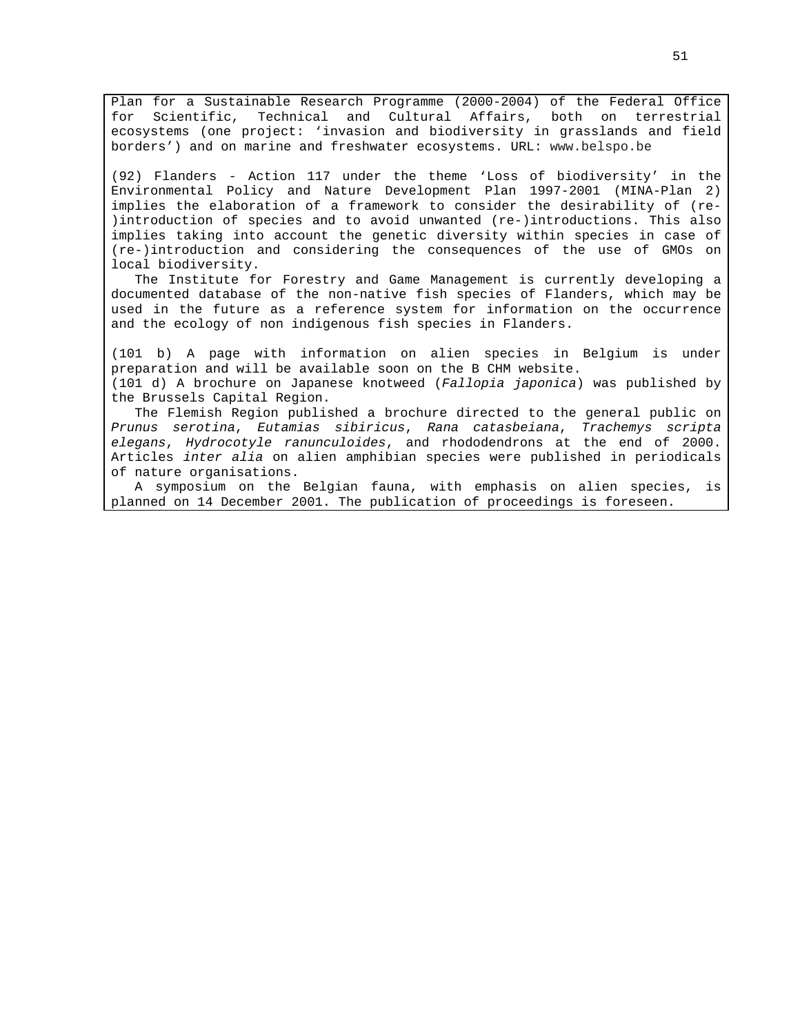Plan for a Sustainable Research Programme (2000-2004) of the Federal Office for Scientific, Technical and Cultural Affairs, both on terrestrial ecosystems (one project: 'invasion and biodiversity in grasslands and field borders') and on marine and freshwater ecosystems. URL: www.belspo.be

(92) Flanders - Action 117 under the theme 'Loss of biodiversity' in the Environmental Policy and Nature Development Plan 1997-2001 (MINA-Plan 2) implies the elaboration of a framework to consider the desirability of (re-)introduction of species and to avoid unwanted (re-)introductions. This also implies taking into account the genetic diversity within species in case of (re-)introduction and considering the consequences of the use of GMOs on local biodiversity.

The Institute for Forestry and Game Management is currently developing a documented database of the non-native fish species of Flanders, which may be used in the future as a reference system for information on the occurrence and the ecology of non indigenous fish species in Flanders.

(101 b) A page with information on alien species in Belgium is under preparation and will be available soon on the B CHM website.

(101 d) A brochure on Japanese knotweed (*Fallopia japonica*) was published by the Brussels Capital Region.

The Flemish Region published a brochure directed to the general public on *Prunus serotina*, *Eutamias sibiricus*, *Rana catasbeiana*, *Trachemys scripta elegans*, *Hydrocotyle ranunculoides*, and rhododendrons at the end of 2000. Articles *inter alia* on alien amphibian species were published in periodicals of nature organisations.

A symposium on the Belgian fauna, with emphasis on alien species, is planned on 14 December 2001. The publication of proceedings is foreseen.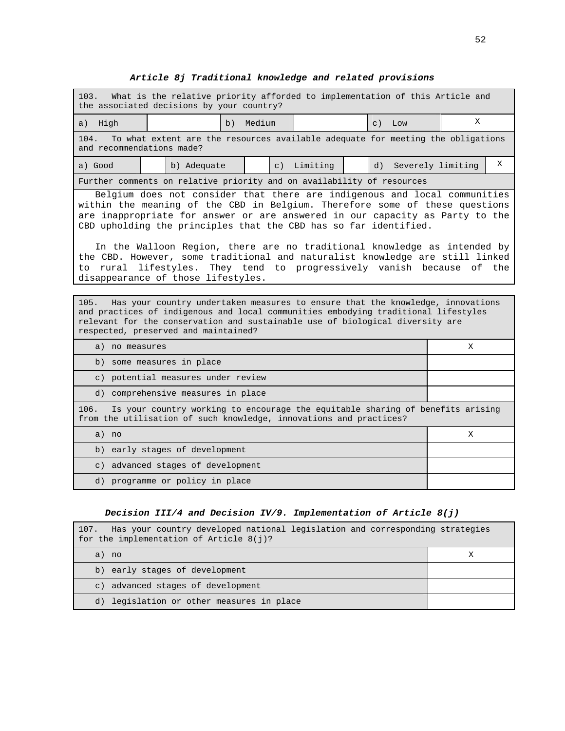### *Article 8j Traditional knowledge and related provisions*

| 103. What is the relative priority afforded to implementation of this Article and the associated decisions by your country? | | | | | |
|---|---|---|---|---|---|
| a) High | | b) Medium | | c) Low | X |

| 104. To what extent are the resources available adequate for meeting the obligations and recommendations made? | | | | | | | |
|---|---|---|---|---|---|---|---|
| a) Good | | b) Adequate | | c) Limiting | | d) Severely limiting | X |

**Further comments on relative priority and on availability of resources**

Belgium does not consider that there are indigenous and local communities within the meaning of the CBD in Belgium. Therefore some of these questions are inappropriate for answer or are answered in our capacity as Party to the CBD upholding the principles that the CBD has so far identified.

In the Walloon Region, there are no traditional knowledge as intended by the CBD. However, some traditional and naturalist knowledge are still linked to rural lifestyles. They tend to progressively vanish because of the disappearance of those lifestyles.

| 105. Has your country undertaken measures to ensure that the knowledge, innovations and practices of indigenous and local communities embodying traditional lifestyles relevant for the conservation and sustainable use of biological diversity are respected, preserved and maintained? | |
|---|---|
| a) no measures | X |
| b) some measures in place | |
| c) potential measures under review | |
| d) comprehensive measures in place | |

| 106. Is your country working to encourage the equitable sharing of benefits arising from the utilisation of such knowledge, innovations and practices? | |
|---|---|
| a) no | X |
| b) early stages of development | |
| c) advanced stages of development | |
| d) programme or policy in place | |

### *Decision III/4 and Decision IV/9. Implementation of Article 8(j)*

| 107. Has your country developed national legislation and corresponding strategies for the implementation of Article 8(j)? | |
|---|---|
| a) no | X |
| b) early stages of development | |
| c) advanced stages of development | |
| d) legislation or other measures in place | |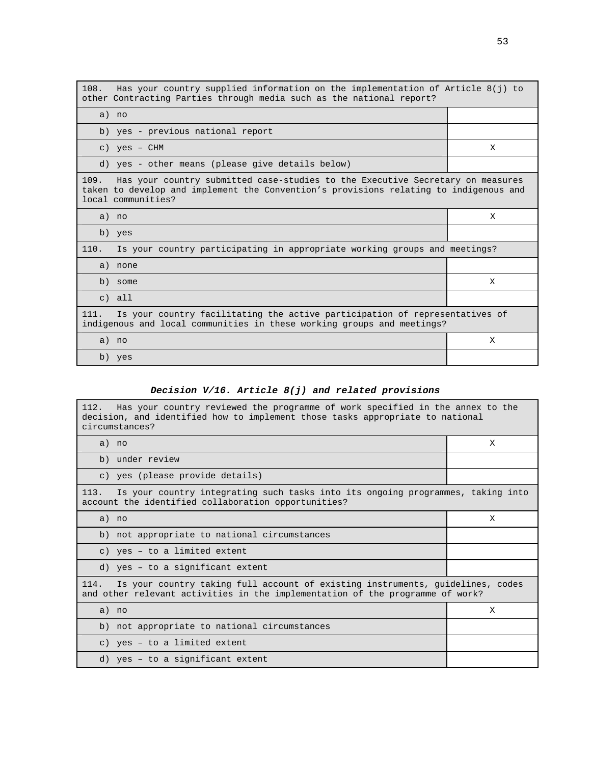| 108. Has your country supplied information on the implementation of Article 8(j) to other Contracting Parties through media such as the national report? | |
|---|---|
| a) no | |
| b) yes - previous national report | |
| c) yes – CHM | X |
| d) yes - other means (please give details below) | |
| **109. Has your country submitted case-studies to the Executive Secretary on measures taken to develop and implement the Convention's provisions relating to indigenous and local communities?** | |
| a) no | X |
| b) yes | |
| **110. Is your country participating in appropriate working groups and meetings?** | |
| a) none | |
| b) some | X |
| c) all | |
| **111. Is your country facilitating the active participation of representatives of indigenous and local communities in these working groups and meetings?** | |
| a) no | X |
| b) yes | |

### ***Decision V/16. Article 8(j) and related provisions***

| 112. Has your country reviewed the programme of work specified in the annex to the decision, and identified how to implement those tasks appropriate to national circumstances? | |
|---|---|
| a) no | X |
| b) under review | |
| c) yes (please provide details) | |
| **113. Is your country integrating such tasks into its ongoing programmes, taking into account the identified collaboration opportunities?** | |
| a) no | X |
| b) not appropriate to national circumstances | |
| c) yes – to a limited extent | |
| d) yes – to a significant extent | |
| **114. Is your country taking full account of existing instruments, guidelines, codes and other relevant activities in the implementation of the programme of work?** | |
| a) no | X |
| b) not appropriate to national circumstances | |
| c) yes – to a limited extent | |
| d) yes – to a significant extent | |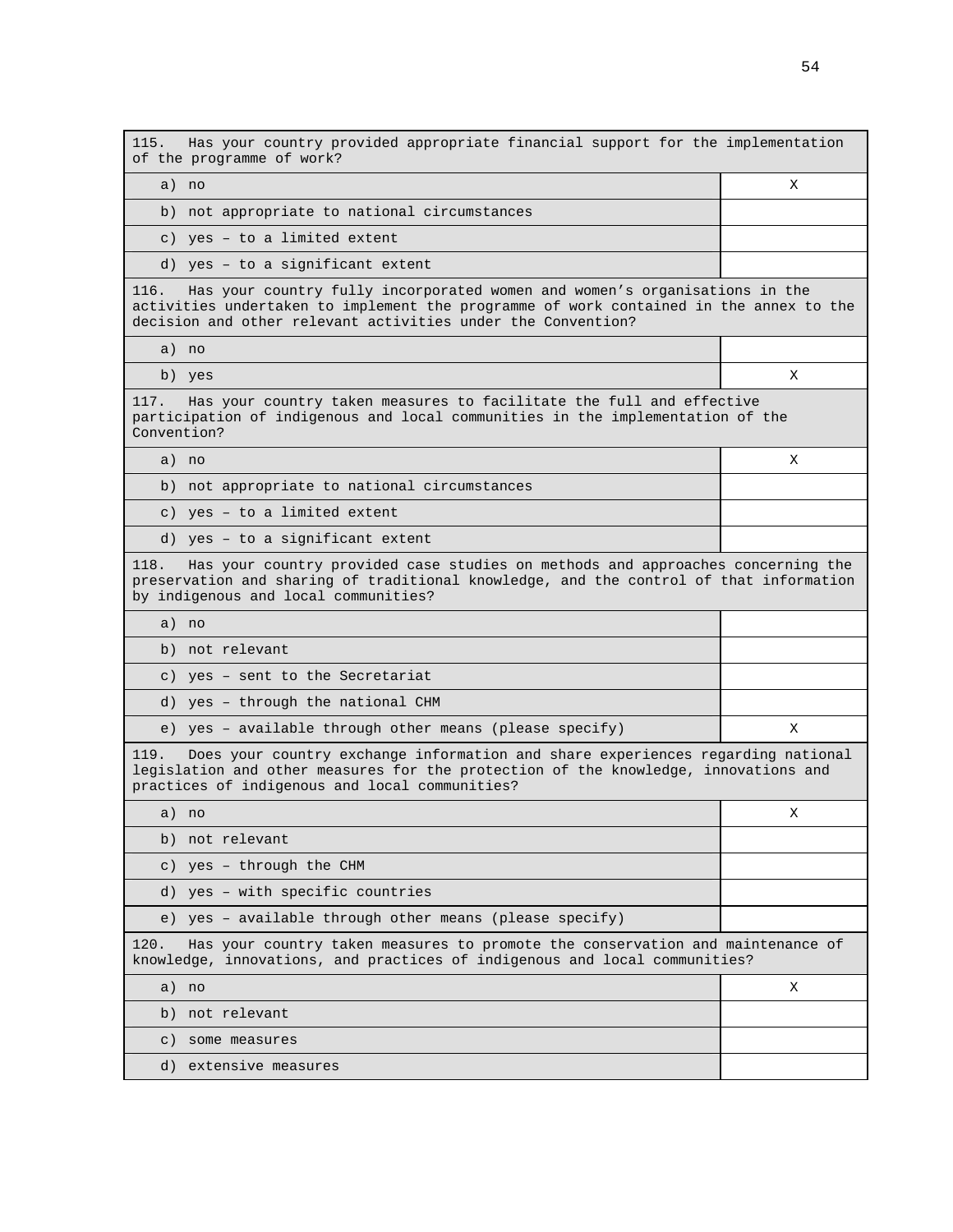| 115. Has your country provided appropriate financial support for the implementation of the programme of work? | |
|---|---|
| a) no | X |
| b) not appropriate to national circumstances | |
| c) yes – to a limited extent | |
| d) yes – to a significant extent | |

| 116. Has your country fully incorporated women and women's organisations in the activities undertaken to implement the programme of work contained in the annex to the decision and other relevant activities under the Convention? | |
|---|---|
| a) no | |
| b) yes | X |

| 117. Has your country taken measures to facilitate the full and effective participation of indigenous and local communities in the implementation of the Convention? | |
|---|---|
| a) no | X |
| b) not appropriate to national circumstances | |
| c) yes – to a limited extent | |
| d) yes – to a significant extent | |

| 118. Has your country provided case studies on methods and approaches concerning the preservation and sharing of traditional knowledge, and the control of that information by indigenous and local communities? | |
|---|---|
| a) no | |
| b) not relevant | |
| c) yes – sent to the Secretariat | |
| d) yes – through the national CHM | |
| e) yes – available through other means (please specify) | X |

| 119. Does your country exchange information and share experiences regarding national legislation and other measures for the protection of the knowledge, innovations and practices of indigenous and local communities? | |
|---|---|
| a) no | X |
| b) not relevant | |
| c) yes – through the CHM | |
| d) yes – with specific countries | |
| e) yes – available through other means (please specify) | |

| 120. Has your country taken measures to promote the conservation and maintenance of knowledge, innovations, and practices of indigenous and local communities? | |
|---|---|
| a) no | X |
| b) not relevant | |
| c) some measures | |
| d) extensive measures | |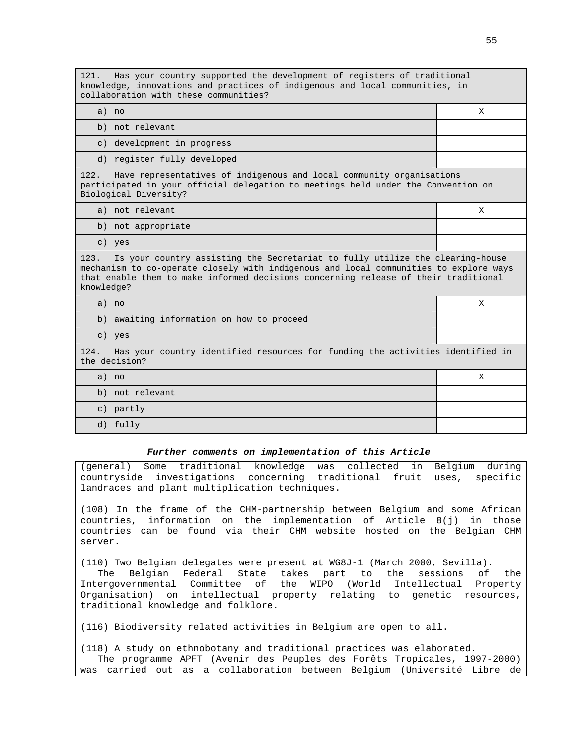| 121. Has your country supported the development of registers of traditional knowledge, innovations and practices of indigenous and local communities, in collaboration with these communities? | |
|---|---|
| a) no | X |
| b) not relevant | |
| c) development in progress | |
| d) register fully developed | |

| 122. Have representatives of indigenous and local community organisations participated in your official delegation to meetings held under the Convention on Biological Diversity? | |
|---|---|
| a) not relevant | X |
| b) not appropriate | |
| c) yes | |

| 123. Is your country assisting the Secretariat to fully utilize the clearing-house mechanism to co-operate closely with indigenous and local communities to explore ways that enable them to make informed decisions concerning release of their traditional knowledge? | |
|---|---|
| a) no | X |
| b) awaiting information on how to proceed | |
| c) yes | |

| 124. Has your country identified resources for funding the activities identified in the decision? | |
|---|---|
| a) no | X |
| b) not relevant | |
| c) partly | |
| d) fully | |

***Further comments on implementation of this Article***

(general) Some traditional knowledge was collected in Belgium during countryside investigations concerning traditional fruit uses, specific landraces and plant multiplication techniques.

(108) In the frame of the CHM-partnership between Belgium and some African countries, information on the implementation of Article 8(j) in those countries can be found via their CHM website hosted on the Belgian CHM server.

(110) Two Belgian delegates were present at WG8J-1 (March 2000, Sevilla).
The Belgian Federal State takes part to the sessions of the Intergovernmental Committee of the WIPO (World Intellectual Property Organisation) on intellectual property relating to genetic resources, traditional knowledge and folklore.

(116) Biodiversity related activities in Belgium are open to all.

(118) A study on ethnobotany and traditional practices was elaborated.
The programme APFT (Avenir des Peuples des Forêts Tropicales, 1997-2000) was carried out as a collaboration between Belgium (Université Libre de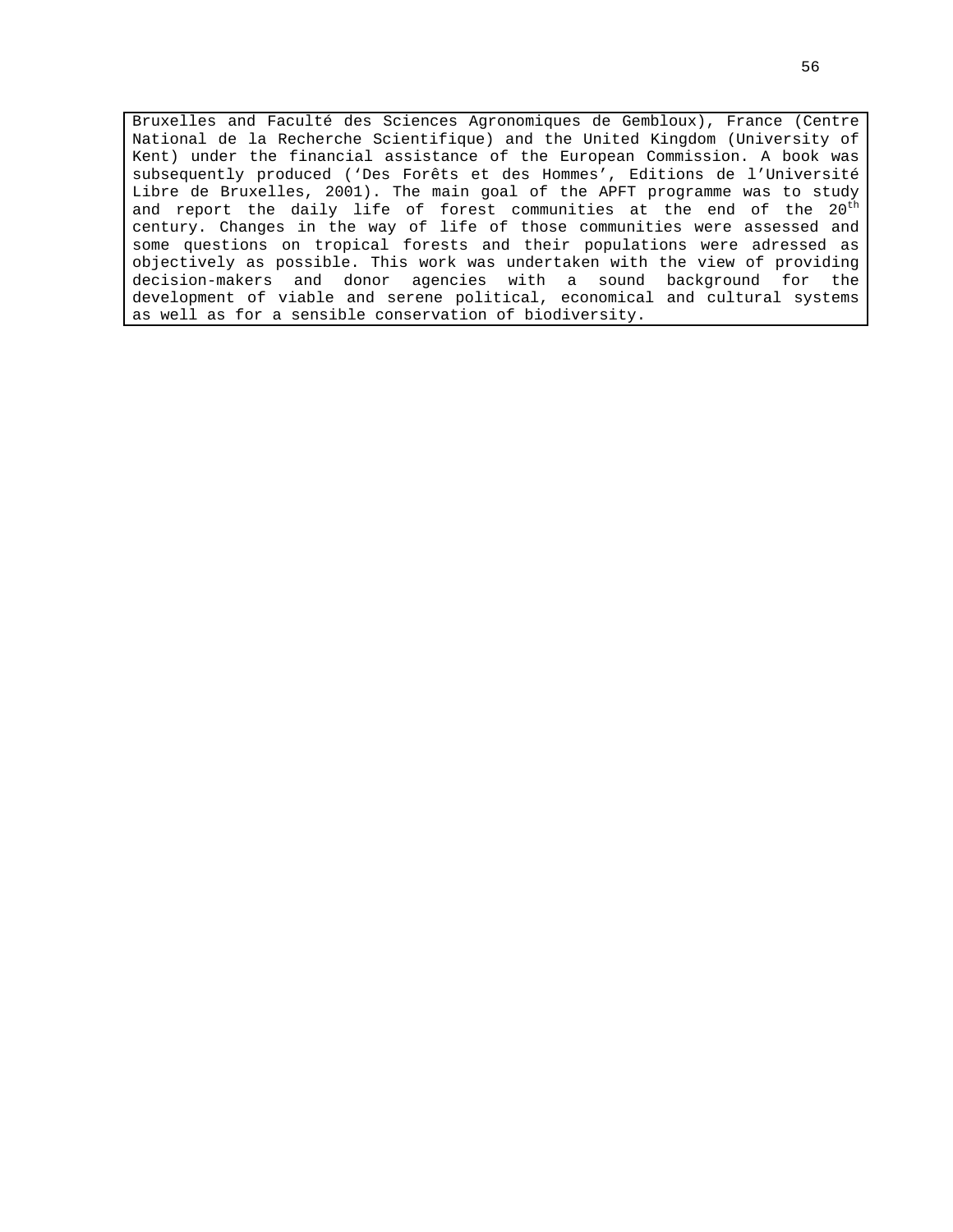Bruxelles and Faculté des Sciences Agronomiques de Gembloux), France (Centre National de la Recherche Scientifique) and the United Kingdom (University of Kent) under the financial assistance of the European Commission. A book was subsequently produced ('Des Forêts et des Hommes', Editions de l'Université Libre de Bruxelles, 2001). The main goal of the APFT programme was to study and report the daily life of forest communities at the end of the 20th century. Changes in the way of life of those communities were assessed and some questions on tropical forests and their populations were adressed as objectively as possible. This work was undertaken with the view of providing decision-makers and donor agencies with a sound background for the development of viable and serene political, economical and cultural systems as well as for a sensible conservation of biodiversity.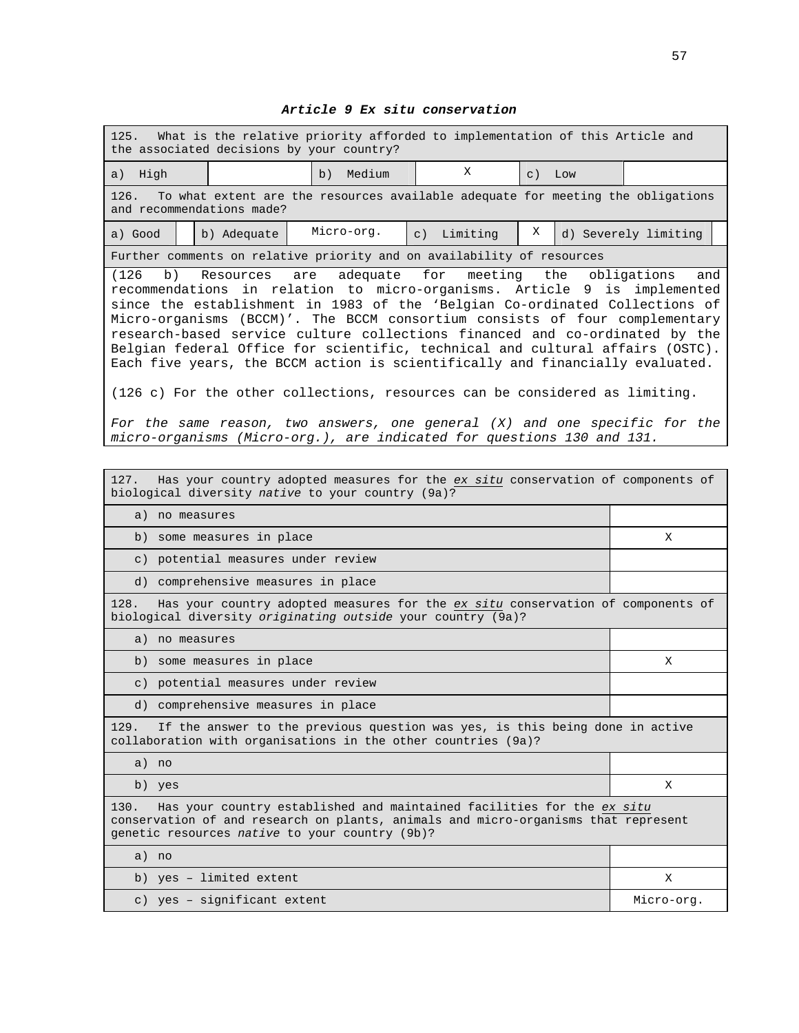### ***Article 9 Ex situ conservation***

| 125. What is the relative priority afforded to implementation of this Article and the associated decisions by your country? | | | | | |
|---|---|---|---|---|---|
| a) High | | b) Medium | X | c) Low | |

| 126. To what extent are the resources available adequate for meeting the obligations and recommendations made? | | | | | | | |
|---|---|---|---|---|---|---|---|
| a) Good | | b) Adequate | Micro-org. | c) Limiting | X | d) Severely limiting | |

Further comments on relative priority and on availability of resources

(126 b) Resources are adequate for meeting the obligations and recommendations in relation to micro-organisms. Article 9 is implemented since the establishment in 1983 of the 'Belgian Co-ordinated Collections of Micro-organisms (BCCM)'. The BCCM consortium consists of four complementary research-based service culture collections financed and co-ordinated by the Belgian federal Office for scientific, technical and cultural affairs (OSTC). Each five years, the BCCM action is scientifically and financially evaluated.

(126 c) For the other collections, resources can be considered as limiting.

*For the same reason, two answers, one general (X) and one specific for the micro-organisms (Micro-org.), are indicated for questions 130 and 131.*

| 127. Has your country adopted measures for the *ex situ* conservation of components of biological diversity *native* to your country (9a)? | |
|---|---|
| a) no measures | |
| b) some measures in place | X |
| c) potential measures under review | |
| d) comprehensive measures in place | |

| 128. Has your country adopted measures for the *ex situ* conservation of components of biological diversity *originating outside* your country (9a)? | |
|---|---|
| a) no measures | |
| b) some measures in place | X |
| c) potential measures under review | |
| d) comprehensive measures in place | |

| 129. If the answer to the previous question was yes, is this being done in active collaboration with organisations in the other countries (9a)? | |
|---|---|
| a) no | |
| b) yes | X |

| 130. Has your country established and maintained facilities for the *ex situ* conservation of and research on plants, animals and micro-organisms that represent genetic resources *native* to your country (9b)? | |
|---|---|
| a) no | |
| b) yes – limited extent | X |
| c) yes – significant extent | Micro-org. |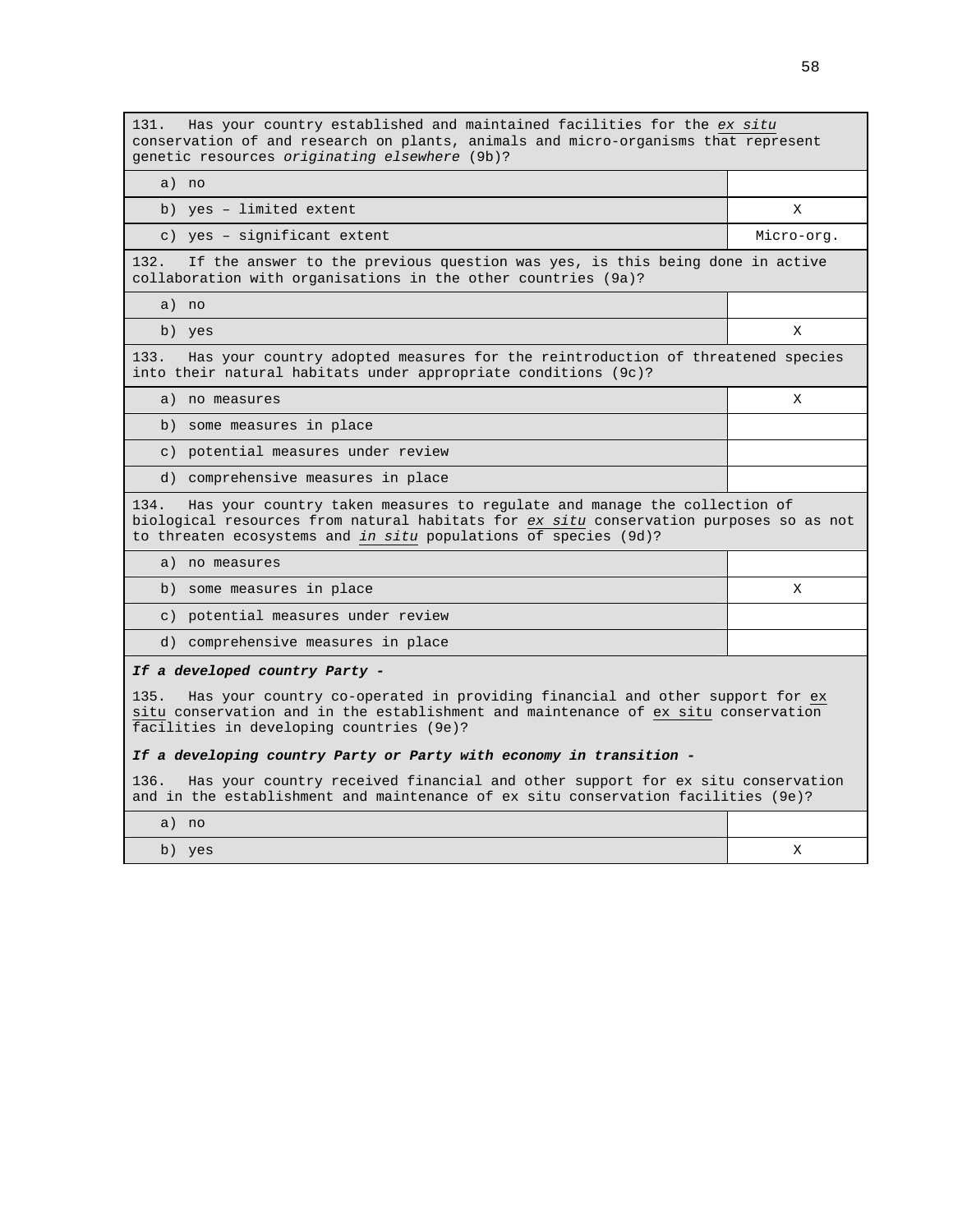| 131. Has your country established and maintained facilities for the *ex situ* conservation of and research on plants, animals and micro-organisms that represent genetic resources *originating elsewhere* (9b)? | |
|---|---|
| a) no | |
| b) yes – limited extent | X |
| c) yes – significant extent | Micro-org. |
| 132. If the answer to the previous question was yes, is this being done in active collaboration with organisations in the other countries (9a)? | |
| a) no | |
| b) yes | X |
| 133. Has your country adopted measures for the reintroduction of threatened species into their natural habitats under appropriate conditions (9c)? | |
| a) no measures | X |
| b) some measures in place | |
| c) potential measures under review | |
| d) comprehensive measures in place | |
| 134. Has your country taken measures to regulate and manage the collection of biological resources from natural habitats for *ex situ* conservation purposes so as not to threaten ecosystems and *in situ* populations of species (9d)? | |
| a) no measures | |
| b) some measures in place | X |
| c) potential measures under review | |
| d) comprehensive measures in place | |
| ***If a developed country Party -*** 135. Has your country co-operated in providing financial and other support for ex situ conservation and in the establishment and maintenance of ex situ conservation facilities in developing countries (9e)? ***If a developing country Party or Party with economy in transition -*** 136. Has your country received financial and other support for ex situ conservation and in the establishment and maintenance of ex situ conservation facilities (9e)? | |
| a) no | |
| b) yes | X |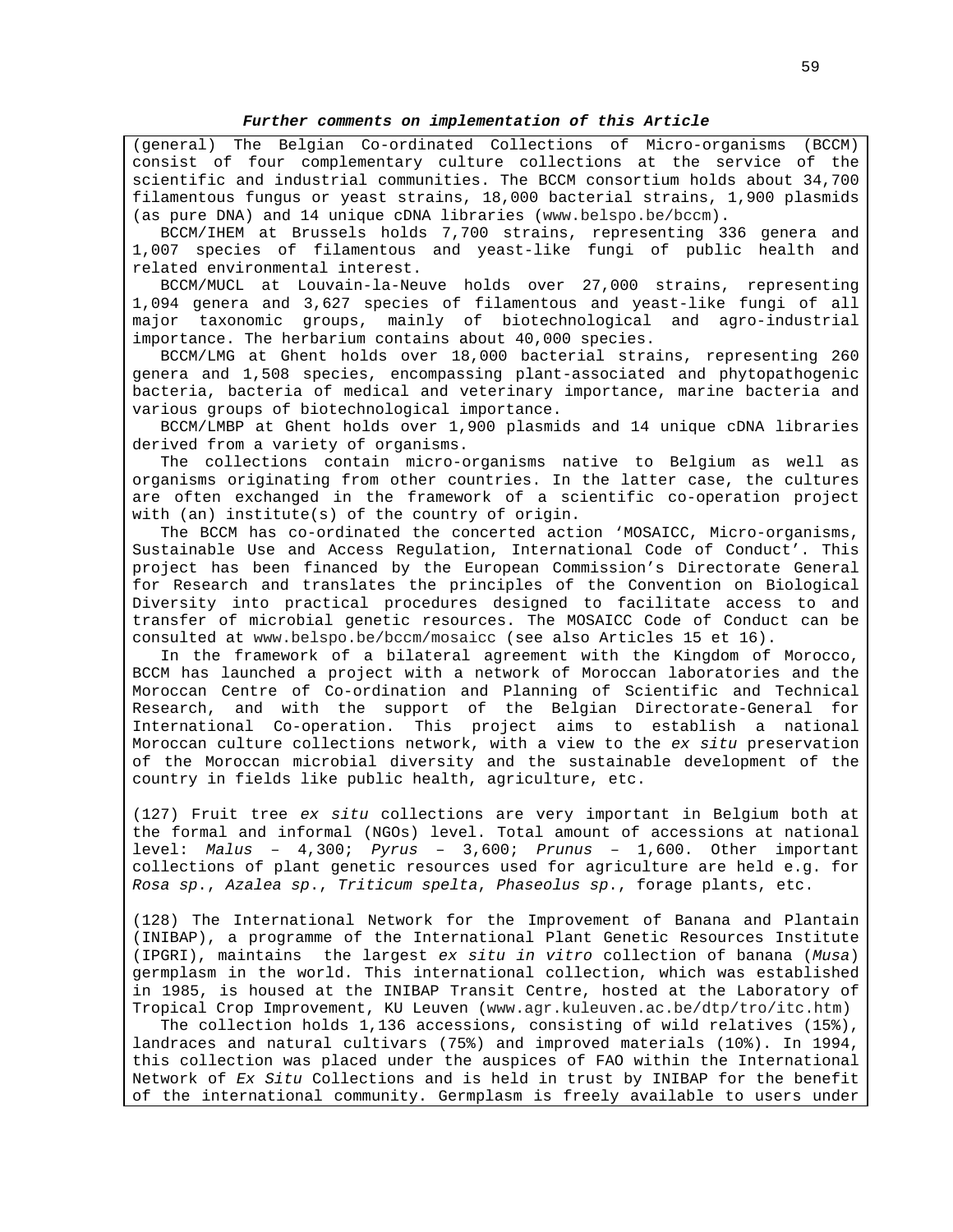***Further comments on implementation of this Article***

(general) The Belgian Co-ordinated Collections of Micro-organisms (BCCM) consist of four complementary culture collections at the service of the scientific and industrial communities. The BCCM consortium holds about 34,700 filamentous fungus or yeast strains, 18,000 bacterial strains, 1,900 plasmids (as pure DNA) and 14 unique cDNA libraries (www.belspo.be/bccm).

BCCM/IHEM at Brussels holds 7,700 strains, representing 336 genera and 1,007 species of filamentous and yeast-like fungi of public health and related environmental interest.

BCCM/MUCL at Louvain-la-Neuve holds over 27,000 strains, representing 1,094 genera and 3,627 species of filamentous and yeast-like fungi of all major taxonomic groups, mainly of biotechnological and agro-industrial importance. The herbarium contains about 40,000 species.

BCCM/LMG at Ghent holds over 18,000 bacterial strains, representing 260 genera and 1,508 species, encompassing plant-associated and phytopathogenic bacteria, bacteria of medical and veterinary importance, marine bacteria and various groups of biotechnological importance.

BCCM/LMBP at Ghent holds over 1,900 plasmids and 14 unique cDNA libraries derived from a variety of organisms.

The collections contain micro-organisms native to Belgium as well as organisms originating from other countries. In the latter case, the cultures are often exchanged in the framework of a scientific co-operation project with (an) institute(s) of the country of origin.

The BCCM has co-ordinated the concerted action 'MOSAICC, Micro-organisms, Sustainable Use and Access Regulation, International Code of Conduct'. This project has been financed by the European Commission's Directorate General for Research and translates the principles of the Convention on Biological Diversity into practical procedures designed to facilitate access to and transfer of microbial genetic resources. The MOSAICC Code of Conduct can be consulted at www.belspo.be/bccm/mosaicc (see also Articles 15 et 16).

In the framework of a bilateral agreement with the Kingdom of Morocco, BCCM has launched a project with a network of Moroccan laboratories and the Moroccan Centre of Co-ordination and Planning of Scientific and Technical Research, and with the support of the Belgian Directorate-General for International Co-operation. This project aims to establish a national Moroccan culture collections network, with a view to the *ex situ* preservation of the Moroccan microbial diversity and the sustainable development of the country in fields like public health, agriculture, etc.

(127) Fruit tree *ex situ* collections are very important in Belgium both at the formal and informal (NGOs) level. Total amount of accessions at national level: *Malus* – 4,300; *Pyrus* – 3,600; *Prunus* – 1,600. Other important collections of plant genetic resources used for agriculture are held e.g. for *Rosa sp*., *Azalea sp*., *Triticum spelta*, *Phaseolus sp*., forage plants, etc.

(128) The International Network for the Improvement of Banana and Plantain (INIBAP), a programme of the International Plant Genetic Resources Institute (IPGRI), maintains the largest *ex situ in vitro* collection of banana (*Musa*) germplasm in the world. This international collection, which was established in 1985, is housed at the INIBAP Transit Centre, hosted at the Laboratory of Tropical Crop Improvement, KU Leuven (www.agr.kuleuven.ac.be/dtp/tro/itc.htm)

The collection holds 1,136 accessions, consisting of wild relatives (15%), landraces and natural cultivars (75%) and improved materials (10%). In 1994, this collection was placed under the auspices of FAO within the International Network of *Ex Situ* Collections and is held in trust by INIBAP for the benefit of the international community. Germplasm is freely available to users under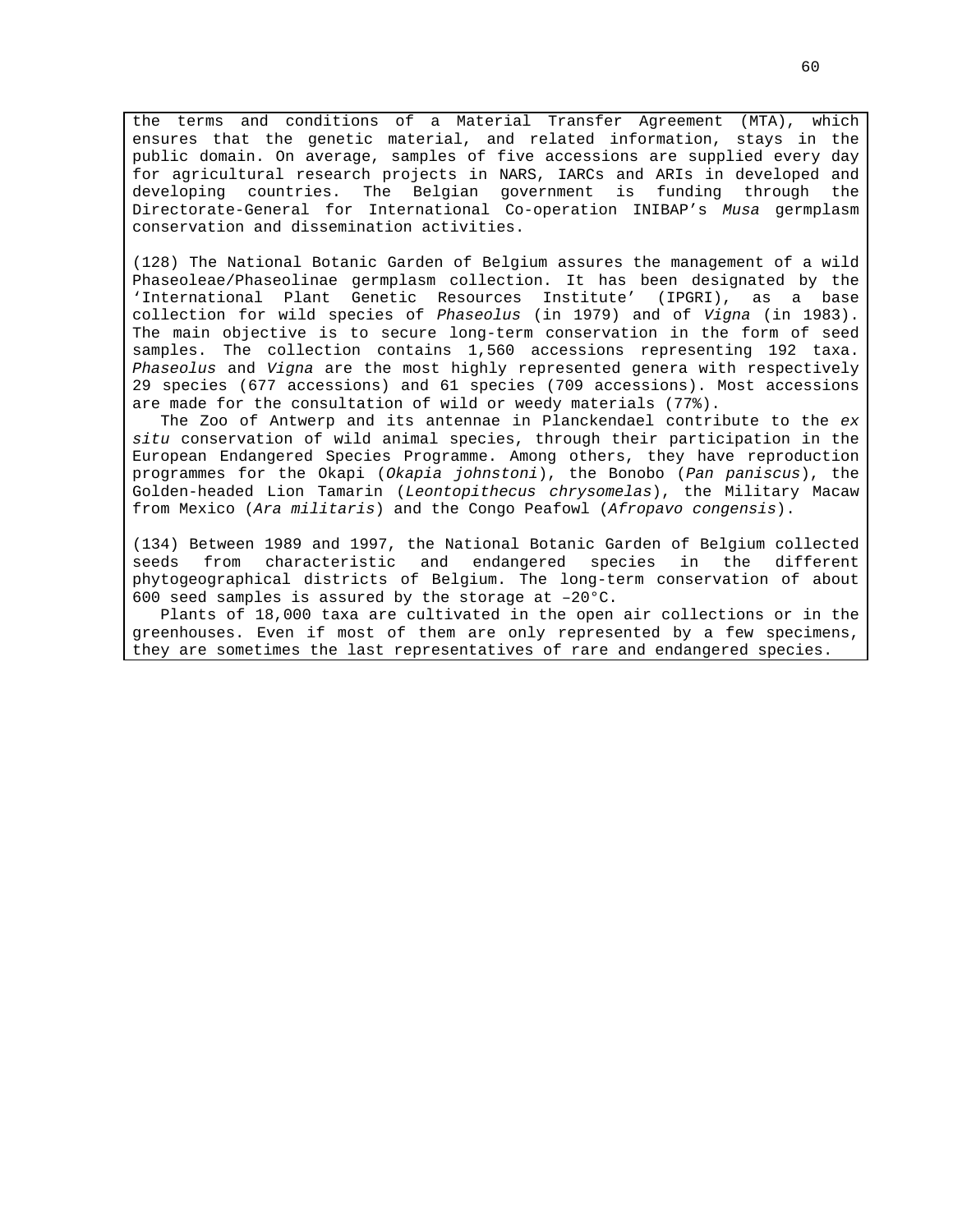the terms and conditions of a Material Transfer Agreement (MTA), which ensures that the genetic material, and related information, stays in the public domain. On average, samples of five accessions are supplied every day for agricultural research projects in NARS, IARCs and ARIs in developed and developing countries. The Belgian government is funding through the Directorate-General for International Co-operation INIBAP's *Musa* germplasm conservation and dissemination activities.

(128) The National Botanic Garden of Belgium assures the management of a wild Phaseoleae/Phaseolinae germplasm collection. It has been designated by the 'International Plant Genetic Resources Institute' (IPGRI), as a base collection for wild species of *Phaseolus* (in 1979) and of *Vigna* (in 1983). The main objective is to secure long-term conservation in the form of seed samples. The collection contains 1,560 accessions representing 192 taxa. *Phaseolus* and *Vigna* are the most highly represented genera with respectively 29 species (677 accessions) and 61 species (709 accessions). Most accessions are made for the consultation of wild or weedy materials (77%).

The Zoo of Antwerp and its antennae in Planckendael contribute to the *ex situ* conservation of wild animal species, through their participation in the European Endangered Species Programme. Among others, they have reproduction programmes for the Okapi (*Okapia johnstoni*), the Bonobo (*Pan paniscus*), the Golden-headed Lion Tamarin (*Leontopithecus chrysomelas*), the Military Macaw from Mexico (*Ara militaris*) and the Congo Peafowl (*Afropavo congensis*).

(134) Between 1989 and 1997, the National Botanic Garden of Belgium collected seeds from characteristic and endangered species in the different phytogeographical districts of Belgium. The long-term conservation of about 600 seed samples is assured by the storage at –20°C.

Plants of 18,000 taxa are cultivated in the open air collections or in the greenhouses. Even if most of them are only represented by a few specimens, they are sometimes the last representatives of rare and endangered species.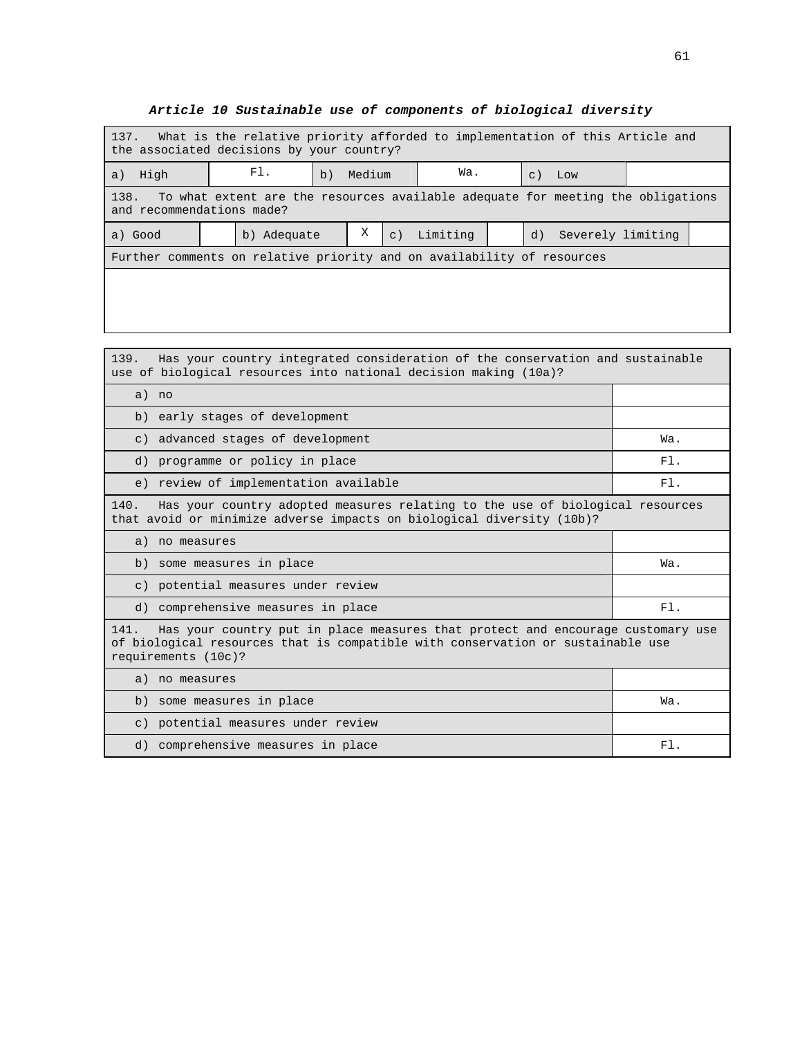***Article 10 Sustainable use of components of biological diversity***

| 137. What is the relative priority afforded to implementation of this Article and the associated decisions by your country? | | | | | |
|---|---|---|---|---|---|
| a) High | Fl. | b) Medium | Wa. | c) Low | |

| 138. To what extent are the resources available adequate for meeting the obligations and recommendations made? | | | | | | | |
|---|---|---|---|---|---|---|---|
| a) Good | | b) Adequate | X | c) Limiting | | d) Severely limiting | |

| Further comments on relative priority and on availability of resources |
|---|
| |

| 139. Has your country integrated consideration of the conservation and sustainable use of biological resources into national decision making (10a)? | |
|---|---|
| a) no | |
| b) early stages of development | |
| c) advanced stages of development | Wa. |
| d) programme or policy in place | Fl. |
| e) review of implementation available | Fl. |

| 140. Has your country adopted measures relating to the use of biological resources that avoid or minimize adverse impacts on biological diversity (10b)? | |
|---|---|
| a) no measures | |
| b) some measures in place | Wa. |
| c) potential measures under review | |
| d) comprehensive measures in place | Fl. |

| 141. Has your country put in place measures that protect and encourage customary use of biological resources that is compatible with conservation or sustainable use requirements (10c)? | |
|---|---|
| a) no measures | |
| b) some measures in place | Wa. |
| c) potential measures under review | |
| d) comprehensive measures in place | Fl. |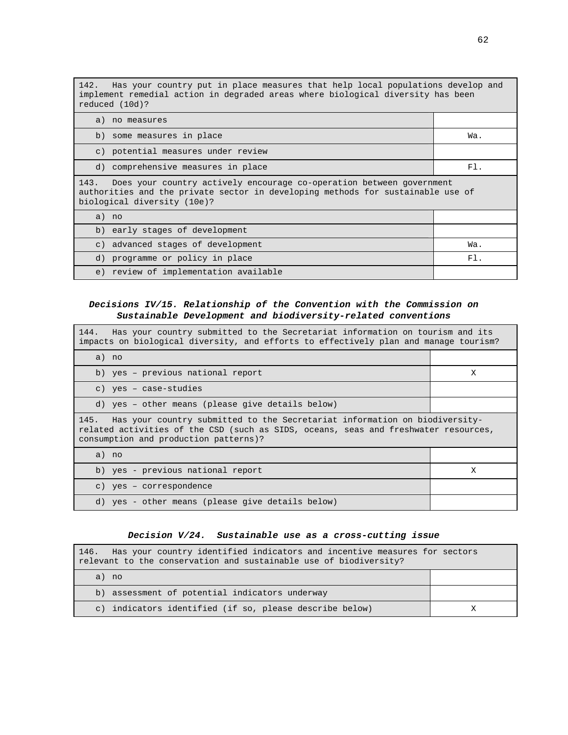| 142. Has your country put in place measures that help local populations develop and implement remedial action in degraded areas where biological diversity has been reduced (10d)? | |
|---|---|
| a) no measures | |
| b) some measures in place | Wa. |
| c) potential measures under review | |
| d) comprehensive measures in place | Fl. |

| 143. Does your country actively encourage co-operation between government authorities and the private sector in developing methods for sustainable use of biological diversity (10e)? | |
|---|---|
| a) no | |
| b) early stages of development | |
| c) advanced stages of development | Wa. |
| d) programme or policy in place | Fl. |
| e) review of implementation available | |

***Decisions IV/15. Relationship of the Convention with the Commission on Sustainable Development and biodiversity-related conventions***

| 144. Has your country submitted to the Secretariat information on tourism and its impacts on biological diversity, and efforts to effectively plan and manage tourism? | |
|---|---|
| a) no | |
| b) yes – previous national report | X |
| c) yes – case-studies | |
| d) yes – other means (please give details below) | |

| 145. Has your country submitted to the Secretariat information on biodiversity-related activities of the CSD (such as SIDS, oceans, seas and freshwater resources, consumption and production patterns)? | |
|---|---|
| a) no | |
| b) yes - previous national report | X |
| c) yes – correspondence | |
| d) yes - other means (please give details below) | |

***Decision V/24. Sustainable use as a cross-cutting issue***

| 146. Has your country identified indicators and incentive measures for sectors relevant to the conservation and sustainable use of biodiversity? | |
|---|---|
| a) no | |
| b) assessment of potential indicators underway | |
| c) indicators identified (if so, please describe below) | X |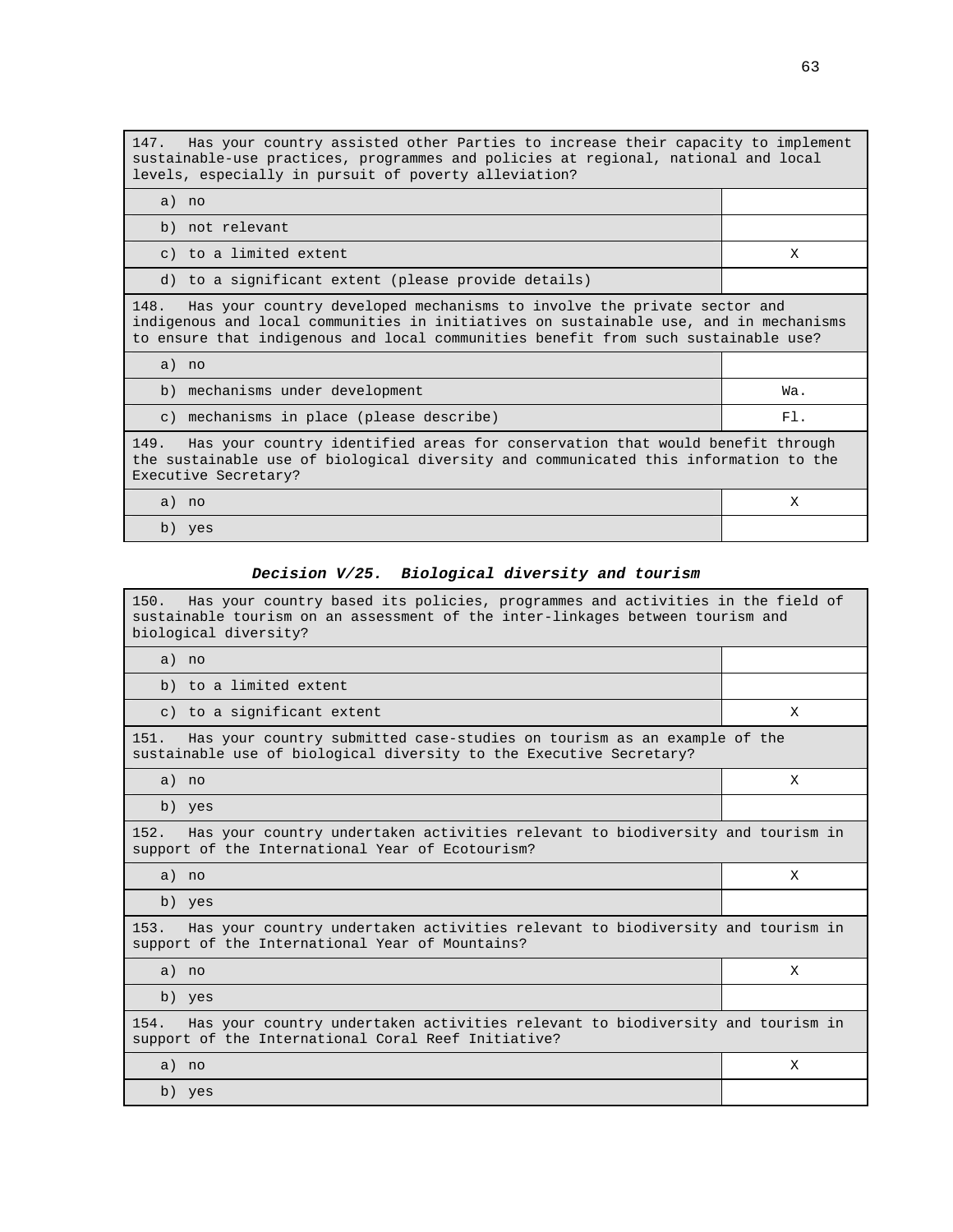| 147. Has your country assisted other Parties to increase their capacity to implement sustainable-use practices, programmes and policies at regional, national and local levels, especially in pursuit of poverty alleviation? | |
|---|---|
| a) no | |
| b) not relevant | |
| c) to a limited extent | X |
| d) to a significant extent (please provide details) | |

| 148. Has your country developed mechanisms to involve the private sector and indigenous and local communities in initiatives on sustainable use, and in mechanisms to ensure that indigenous and local communities benefit from such sustainable use? | |
|---|---|
| a) no | |
| b) mechanisms under development | Wa. |
| c) mechanisms in place (please describe) | Fl. |

| 149. Has your country identified areas for conservation that would benefit through the sustainable use of biological diversity and communicated this information to the Executive Secretary? | |
|---|---|
| a) no | X |
| b) yes | |

### *Decision V/25. Biological diversity and tourism*

| 150. Has your country based its policies, programmes and activities in the field of sustainable tourism on an assessment of the inter-linkages between tourism and biological diversity? | |
|---|---|
| a) no | |
| b) to a limited extent | |
| c) to a significant extent | X |

| 151. Has your country submitted case-studies on tourism as an example of the sustainable use of biological diversity to the Executive Secretary? | |
|---|---|
| a) no | X |
| b) yes | |

| 152. Has your country undertaken activities relevant to biodiversity and tourism in support of the International Year of Ecotourism? | |
|---|---|
| a) no | X |
| b) yes | |

| 153. Has your country undertaken activities relevant to biodiversity and tourism in support of the International Year of Mountains? | |
|---|---|
| a) no | X |
| b) yes | |

| 154. Has your country undertaken activities relevant to biodiversity and tourism in support of the International Coral Reef Initiative? | |
|---|---|
| a) no | X |
| b) yes | |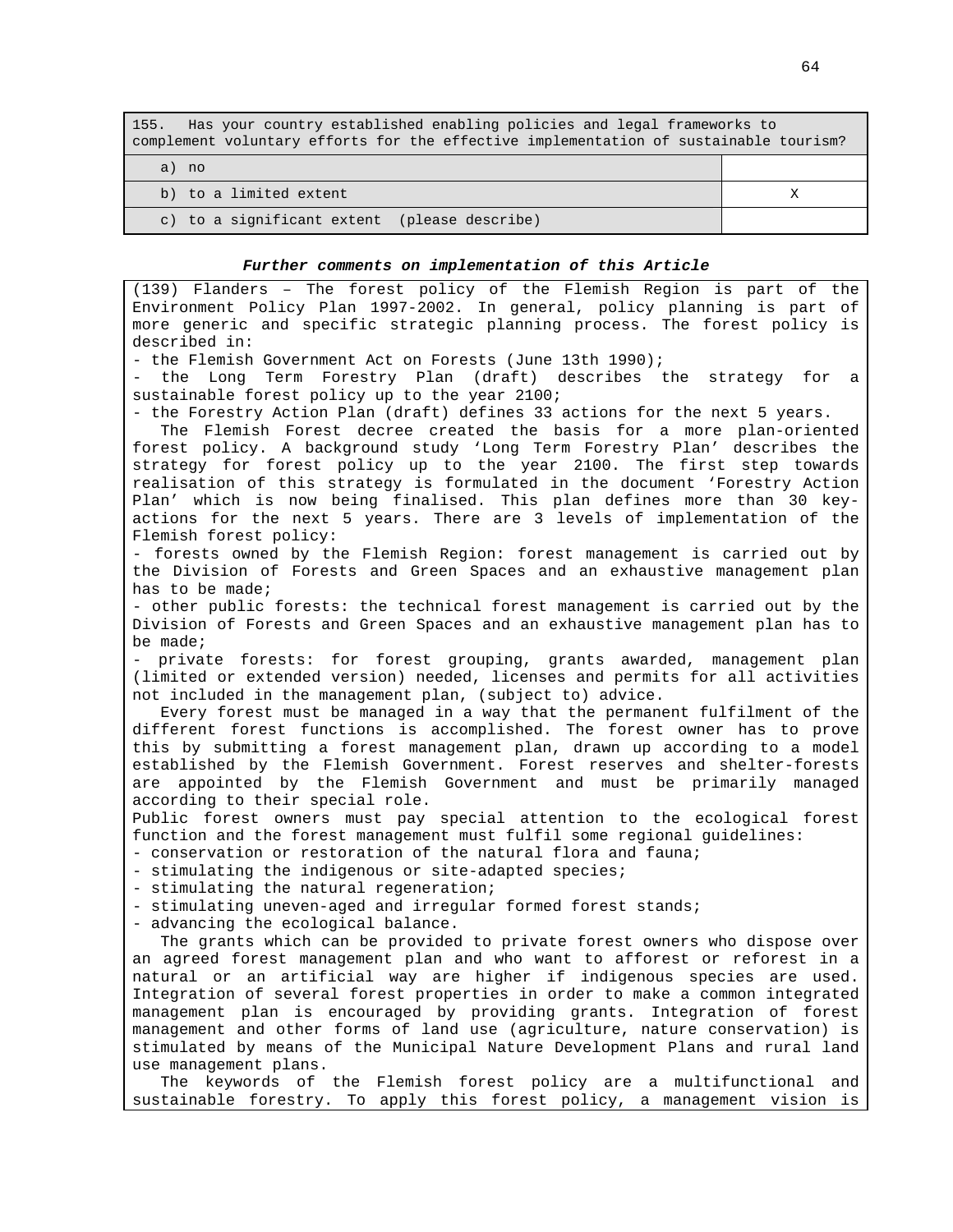| 155. Has your country established enabling policies and legal frameworks to complement voluntary efforts for the effective implementation of sustainable tourism? | |
|---|---|
| a) no | |
| b) to a limited extent | X |
| c) to a significant extent (please describe) | |

***Further comments on implementation of this Article***

(139) Flanders – The forest policy of the Flemish Region is part of the Environment Policy Plan 1997-2002. In general, policy planning is part of more generic and specific strategic planning process. The forest policy is described in:

- the Flemish Government Act on Forests (June 13th 1990);
- the Long Term Forestry Plan (draft) describes the strategy for a sustainable forest policy up to the year 2100;
- the Forestry Action Plan (draft) defines 33 actions for the next 5 years.

The Flemish Forest decree created the basis for a more plan-oriented forest policy. A background study 'Long Term Forestry Plan' describes the strategy for forest policy up to the year 2100. The first step towards realisation of this strategy is formulated in the document 'Forestry Action Plan' which is now being finalised. This plan defines more than 30 key-actions for the next 5 years. There are 3 levels of implementation of the Flemish forest policy:

- forests owned by the Flemish Region: forest management is carried out by the Division of Forests and Green Spaces and an exhaustive management plan has to be made;
- other public forests: the technical forest management is carried out by the Division of Forests and Green Spaces and an exhaustive management plan has to be made;
- private forests: for forest grouping, grants awarded, management plan (limited or extended version) needed, licenses and permits for all activities not included in the management plan, (subject to) advice.

Every forest must be managed in a way that the permanent fulfilment of the different forest functions is accomplished. The forest owner has to prove this by submitting a forest management plan, drawn up according to a model established by the Flemish Government. Forest reserves and shelter-forests are appointed by the Flemish Government and must be primarily managed according to their special role.

Public forest owners must pay special attention to the ecological forest function and the forest management must fulfil some regional guidelines:

- conservation or restoration of the natural flora and fauna;
- stimulating the indigenous or site-adapted species;
- stimulating the natural regeneration;
- stimulating uneven-aged and irregular formed forest stands;
- advancing the ecological balance.

The grants which can be provided to private forest owners who dispose over an agreed forest management plan and who want to afforest or reforest in a natural or an artificial way are higher if indigenous species are used. Integration of several forest properties in order to make a common integrated management plan is encouraged by providing grants. Integration of forest management and other forms of land use (agriculture, nature conservation) is stimulated by means of the Municipal Nature Development Plans and rural land use management plans.

The keywords of the Flemish forest policy are a multifunctional and sustainable forestry. To apply this forest policy, a management vision is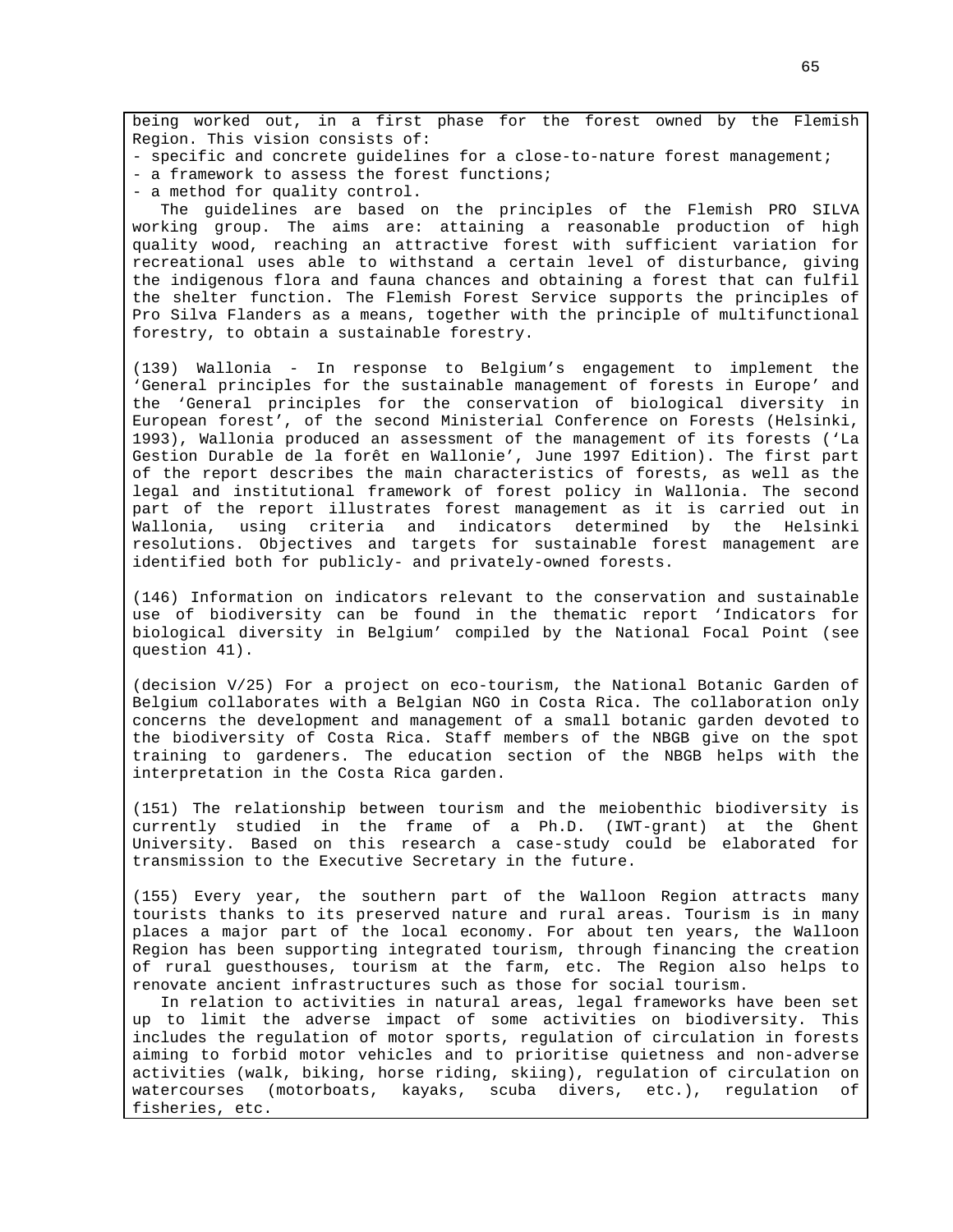being worked out, in a first phase for the forest owned by the Flemish Region. This vision consists of:

- specific and concrete guidelines for a close-to-nature forest management;
- a framework to assess the forest functions;
- a method for quality control.

The guidelines are based on the principles of the Flemish PRO SILVA working group. The aims are: attaining a reasonable production of high quality wood, reaching an attractive forest with sufficient variation for recreational uses able to withstand a certain level of disturbance, giving the indigenous flora and fauna chances and obtaining a forest that can fulfil the shelter function. The Flemish Forest Service supports the principles of Pro Silva Flanders as a means, together with the principle of multifunctional forestry, to obtain a sustainable forestry.

(139) Wallonia - In response to Belgium's engagement to implement the 'General principles for the sustainable management of forests in Europe' and the 'General principles for the conservation of biological diversity in European forest', of the second Ministerial Conference on Forests (Helsinki, 1993), Wallonia produced an assessment of the management of its forests ('La Gestion Durable de la forêt en Wallonie', June 1997 Edition). The first part of the report describes the main characteristics of forests, as well as the legal and institutional framework of forest policy in Wallonia. The second part of the report illustrates forest management as it is carried out in Wallonia, using criteria and indicators determined by the Helsinki resolutions. Objectives and targets for sustainable forest management are identified both for publicly- and privately-owned forests.

(146) Information on indicators relevant to the conservation and sustainable use of biodiversity can be found in the thematic report 'Indicators for biological diversity in Belgium' compiled by the National Focal Point (see question 41).

(decision V/25) For a project on eco-tourism, the National Botanic Garden of Belgium collaborates with a Belgian NGO in Costa Rica. The collaboration only concerns the development and management of a small botanic garden devoted to the biodiversity of Costa Rica. Staff members of the NBGB give on the spot training to gardeners. The education section of the NBGB helps with the interpretation in the Costa Rica garden.

(151) The relationship between tourism and the meiobenthic biodiversity is currently studied in the frame of a Ph.D. (IWT-grant) at the Ghent University. Based on this research a case-study could be elaborated for transmission to the Executive Secretary in the future.

(155) Every year, the southern part of the Walloon Region attracts many tourists thanks to its preserved nature and rural areas. Tourism is in many places a major part of the local economy. For about ten years, the Walloon Region has been supporting integrated tourism, through financing the creation of rural guesthouses, tourism at the farm, etc. The Region also helps to renovate ancient infrastructures such as those for social tourism.

In relation to activities in natural areas, legal frameworks have been set up to limit the adverse impact of some activities on biodiversity. This includes the regulation of motor sports, regulation of circulation in forests aiming to forbid motor vehicles and to prioritise quietness and non-adverse activities (walk, biking, horse riding, skiing), regulation of circulation on watercourses (motorboats, kayaks, scuba divers, etc.), regulation of fisheries, etc.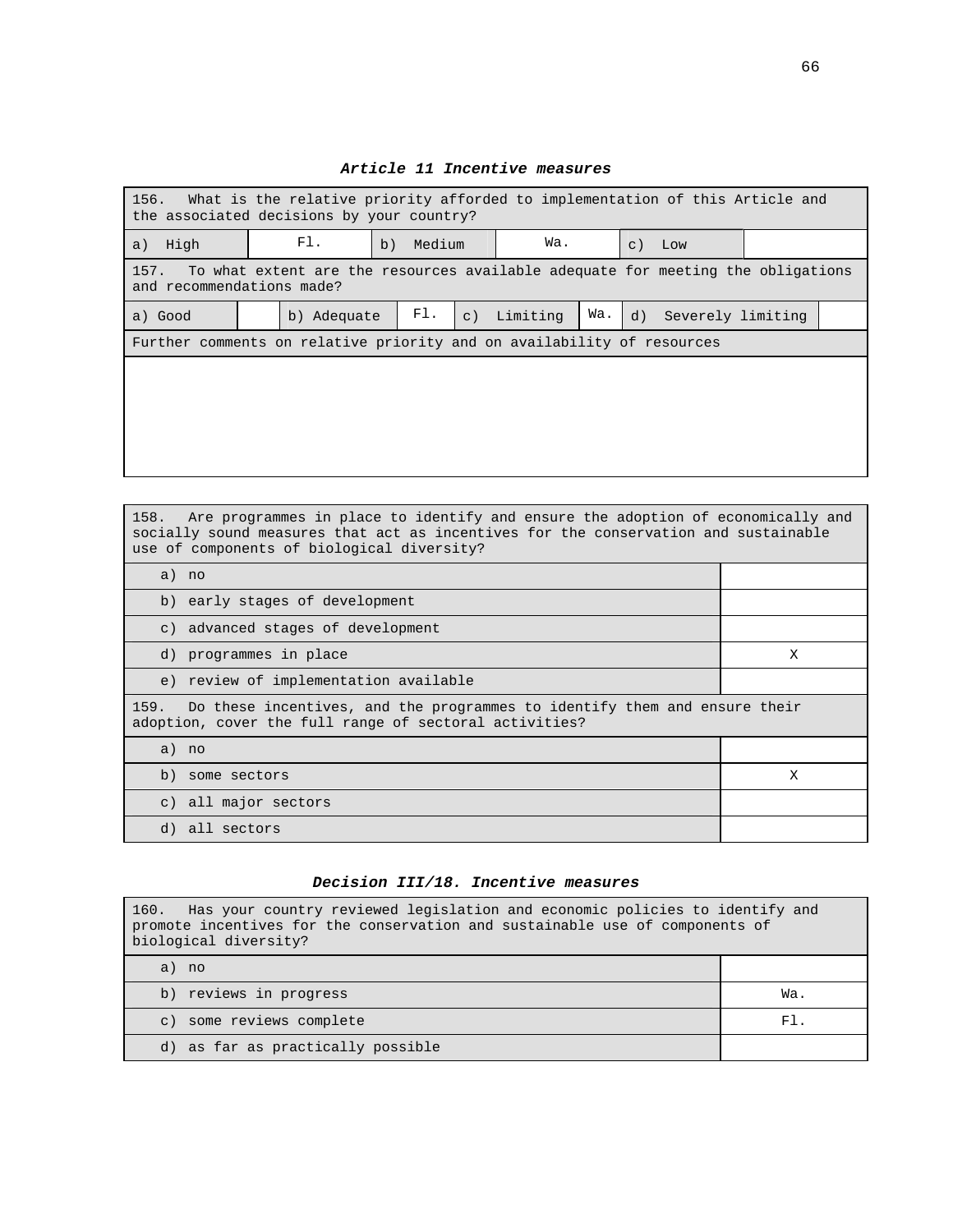### *Article 11 Incentive measures*

| 156. What is the relative priority afforded to implementation of this Article and the associated decisions by your country? | | | | | |
|---|---|---|---|---|---|
| a) High | Fl. | b) Medium | Wa. | c) Low | |

| 157. To what extent are the resources available adequate for meeting the obligations and recommendations made? | | | | | | | |
|---|---|---|---|---|---|---|---|
| a) Good | | b) Adequate | Fl. | c) Limiting | Wa. | d) Severely limiting | |

| Further comments on relative priority and on availability of resources |
|---|
| |

| 158. Are programmes in place to identify and ensure the adoption of economically and socially sound measures that act as incentives for the conservation and sustainable use of components of biological diversity? | |
|---|---|
| a) no | |
| b) early stages of development | |
| c) advanced stages of development | |
| d) programmes in place | X |
| e) review of implementation available | |

| 159. Do these incentives, and the programmes to identify them and ensure their adoption, cover the full range of sectoral activities? | |
|---|---|
| a) no | |
| b) some sectors | X |
| c) all major sectors | |
| d) all sectors | |

### *Decision III/18. Incentive measures*

| 160. Has your country reviewed legislation and economic policies to identify and promote incentives for the conservation and sustainable use of components of biological diversity? | |
|---|---|
| a) no | |
| b) reviews in progress | Wa. |
| c) some reviews complete | Fl. |
| d) as far as practically possible | |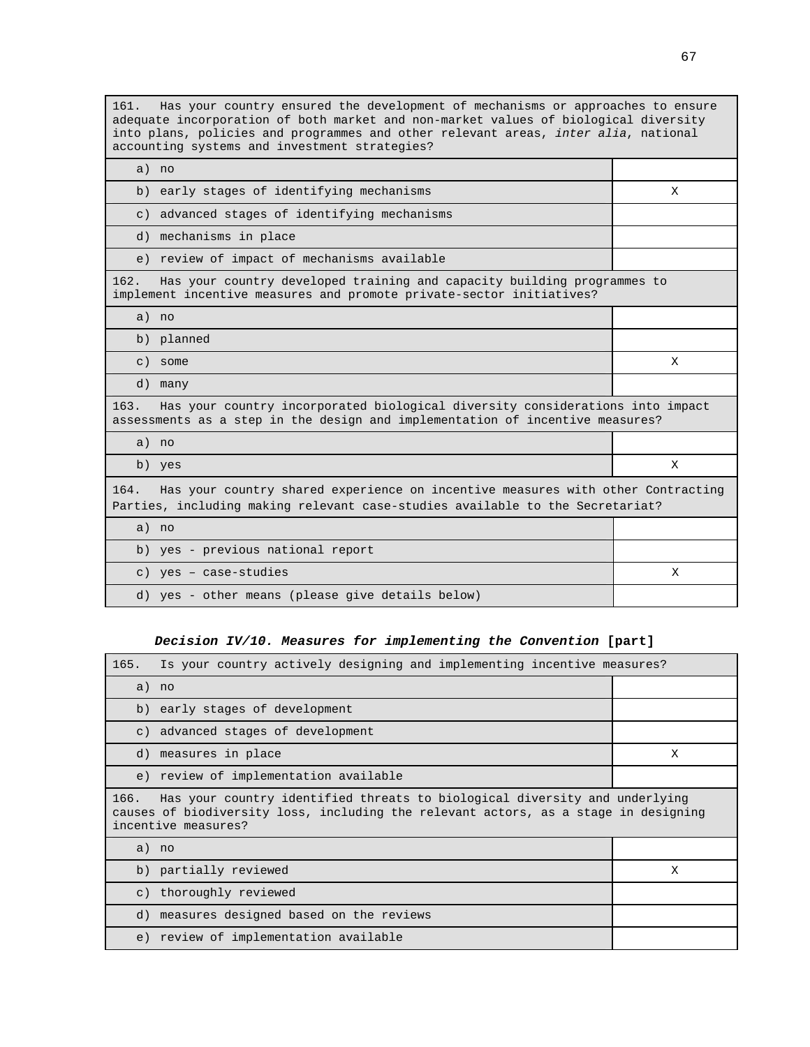| 161. Has your country ensured the development of mechanisms or approaches to ensure adequate incorporation of both market and non-market values of biological diversity into plans, policies and programmes and other relevant areas, *inter alia*, national accounting systems and investment strategies? | |
|---|---|
| a) no | |
| b) early stages of identifying mechanisms | X |
| c) advanced stages of identifying mechanisms | |
| d) mechanisms in place | |
| e) review of impact of mechanisms available | |

| 162. Has your country developed training and capacity building programmes to implement incentive measures and promote private-sector initiatives? | |
|---|---|
| a) no | |
| b) planned | |
| c) some | X |
| d) many | |

| 163. Has your country incorporated biological diversity considerations into impact assessments as a step in the design and implementation of incentive measures? | |
|---|---|
| a) no | |
| b) yes | X |

| 164. Has your country shared experience on incentive measures with other Contracting Parties, including making relevant case-studies available to the Secretariat? | |
|---|---|
| a) no | |
| b) yes - previous national report | |
| c) yes – case-studies | X |
| d) yes - other means (please give details below) | |

***Decision IV/10. Measures for implementing the Convention* [part]**

| 165. Is your country actively designing and implementing incentive measures? | |
|---|---|
| a) no | |
| b) early stages of development | |
| c) advanced stages of development | |
| d) measures in place | X |
| e) review of implementation available | |

| 166. Has your country identified threats to biological diversity and underlying causes of biodiversity loss, including the relevant actors, as a stage in designing incentive measures? | |
|---|---|
| a) no | |
| b) partially reviewed | X |
| c) thoroughly reviewed | |
| d) measures designed based on the reviews | |
| e) review of implementation available | |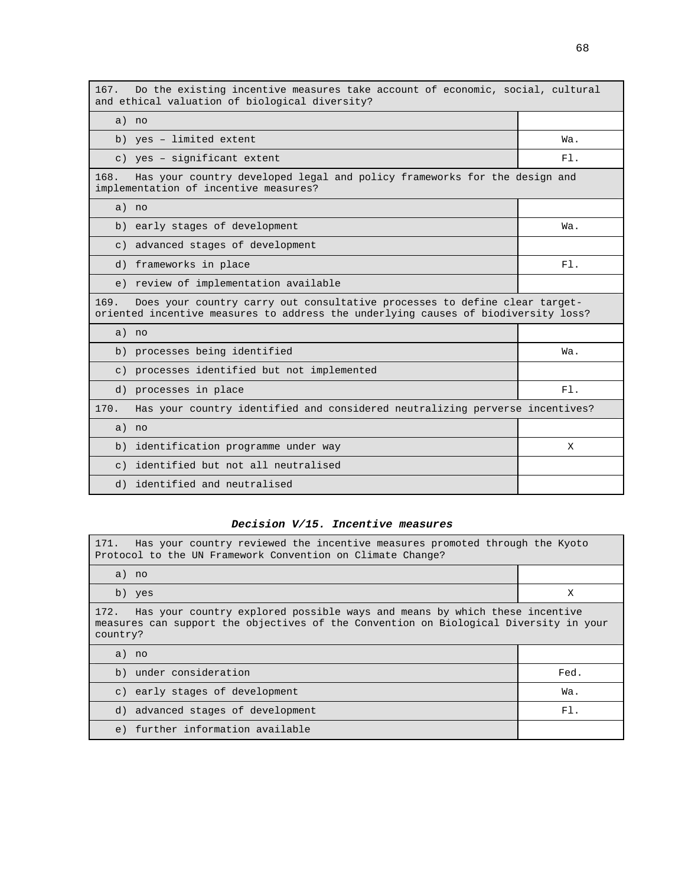| 167. Do the existing incentive measures take account of economic, social, cultural and ethical valuation of biological diversity? | |
|---|---|
| a) no | |
| b) yes – limited extent | Wa. |
| c) yes – significant extent | Fl. |

| 168. Has your country developed legal and policy frameworks for the design and implementation of incentive measures? | |
|---|---|
| a) no | |
| b) early stages of development | Wa. |
| c) advanced stages of development | |
| d) frameworks in place | Fl. |
| e) review of implementation available | |

| 169. Does your country carry out consultative processes to define clear target-oriented incentive measures to address the underlying causes of biodiversity loss? | |
|---|---|
| a) no | |
| b) processes being identified | Wa. |
| c) processes identified but not implemented | |
| d) processes in place | Fl. |

| 170. Has your country identified and considered neutralizing perverse incentives? | |
|---|---|
| a) no | |
| b) identification programme under way | X |
| c) identified but not all neutralised | |
| d) identified and neutralised | |

***Decision V/15. Incentive measures***

| 171. Has your country reviewed the incentive measures promoted through the Kyoto Protocol to the UN Framework Convention on Climate Change? | |
|---|---|
| a) no | |
| b) yes | X |

| 172. Has your country explored possible ways and means by which these incentive measures can support the objectives of the Convention on Biological Diversity in your country? | |
|---|---|
| a) no | |
| b) under consideration | Fed. |
| c) early stages of development | Wa. |
| d) advanced stages of development | Fl. |
| e) further information available | |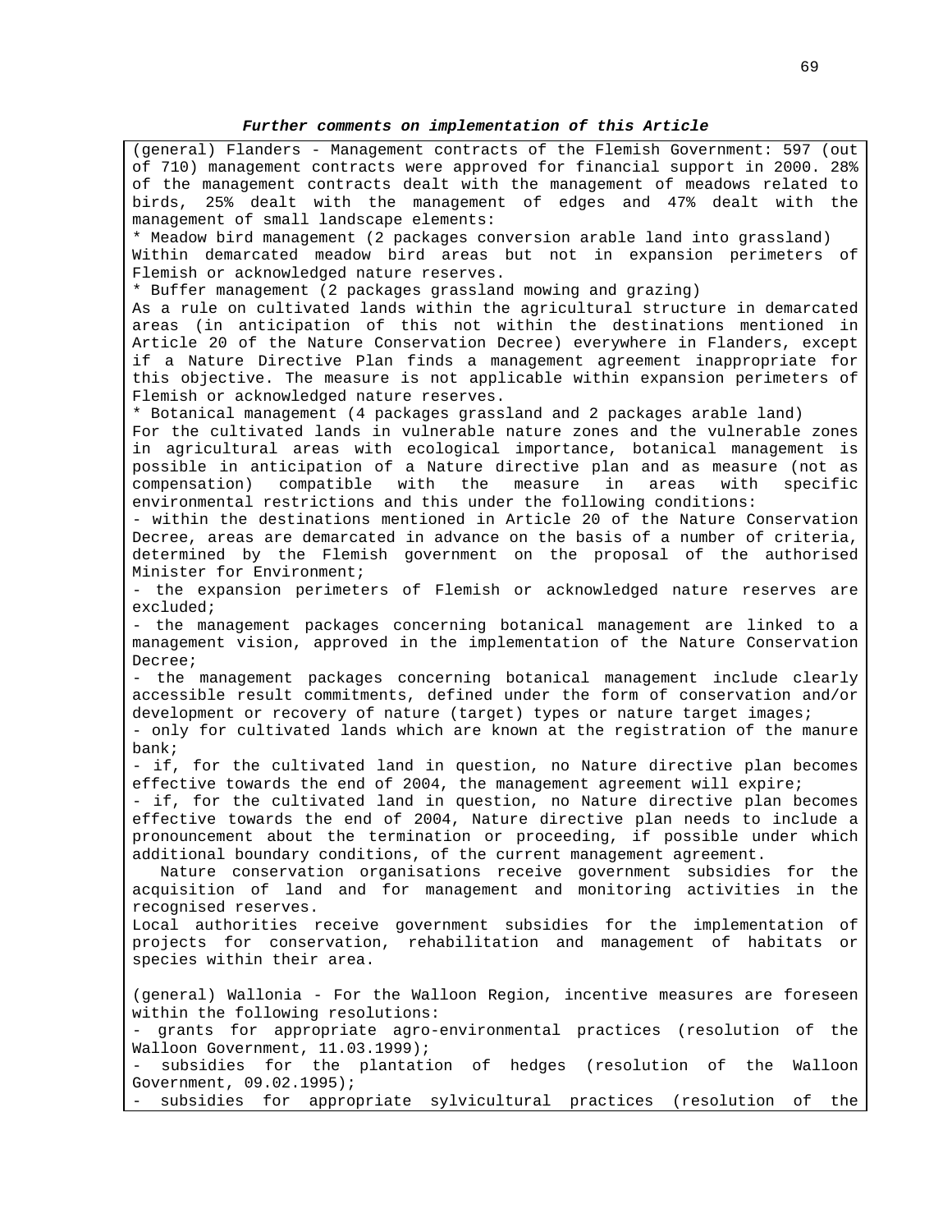***Further comments on implementation of this Article***

(general) Flanders - Management contracts of the Flemish Government: 597 (out of 710) management contracts were approved for financial support in 2000. 28% of the management contracts dealt with the management of meadows related to birds, 25% dealt with the management of edges and 47% dealt with the management of small landscape elements:

* Meadow bird management (2 packages conversion arable land into grassland)
Within demarcated meadow bird areas but not in expansion perimeters of Flemish or acknowledged nature reserves.
* Buffer management (2 packages grassland mowing and grazing)
As a rule on cultivated lands within the agricultural structure in demarcated areas (in anticipation of this not within the destinations mentioned in Article 20 of the Nature Conservation Decree) everywhere in Flanders, except if a Nature Directive Plan finds a management agreement inappropriate for this objective. The measure is not applicable within expansion perimeters of Flemish or acknowledged nature reserves.
* Botanical management (4 packages grassland and 2 packages arable land)
For the cultivated lands in vulnerable nature zones and the vulnerable zones in agricultural areas with ecological importance, botanical management is possible in anticipation of a Nature directive plan and as measure (not as compensation) compatible with the measure in areas with specific environmental restrictions and this under the following conditions:

- within the destinations mentioned in Article 20 of the Nature Conservation Decree, areas are demarcated in advance on the basis of a number of criteria, determined by the Flemish government on the proposal of the authorised Minister for Environment;
- the expansion perimeters of Flemish or acknowledged nature reserves are excluded;
- the management packages concerning botanical management are linked to a management vision, approved in the implementation of the Nature Conservation Decree;
- the management packages concerning botanical management include clearly accessible result commitments, defined under the form of conservation and/or development or recovery of nature (target) types or nature target images;
- only for cultivated lands which are known at the registration of the manure bank;
- if, for the cultivated land in question, no Nature directive plan becomes effective towards the end of 2004, the management agreement will expire;
- if, for the cultivated land in question, no Nature directive plan becomes effective towards the end of 2004, Nature directive plan needs to include a pronouncement about the termination or proceeding, if possible under which additional boundary conditions, of the current management agreement.

Nature conservation organisations receive government subsidies for the acquisition of land and for management and monitoring activities in the recognised reserves.
Local authorities receive government subsidies for the implementation of projects for conservation, rehabilitation and management of habitats or species within their area.

(general) Wallonia - For the Walloon Region, incentive measures are foreseen within the following resolutions:

- grants for appropriate agro-environmental practices (resolution of the Walloon Government, 11.03.1999);
- subsidies for the plantation of hedges (resolution of the Walloon Government, 09.02.1995);
- subsidies for appropriate sylvicultural practices (resolution of the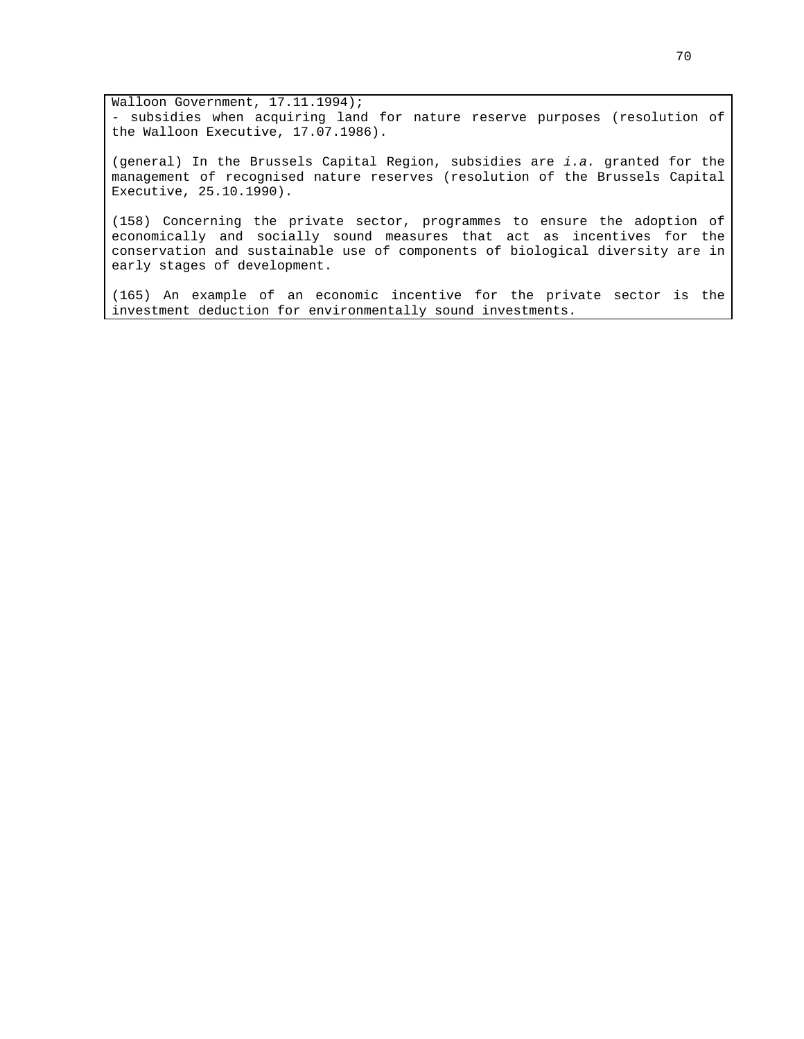Walloon Government, 17.11.1994);
- subsidies when acquiring land for nature reserve purposes (resolution of the Walloon Executive, 17.07.1986).

(general) In the Brussels Capital Region, subsidies are *i.a.* granted for the management of recognised nature reserves (resolution of the Brussels Capital Executive, 25.10.1990).

(158) Concerning the private sector, programmes to ensure the adoption of economically and socially sound measures that act as incentives for the conservation and sustainable use of components of biological diversity are in early stages of development.

(165) An example of an economic incentive for the private sector is the investment deduction for environmentally sound investments.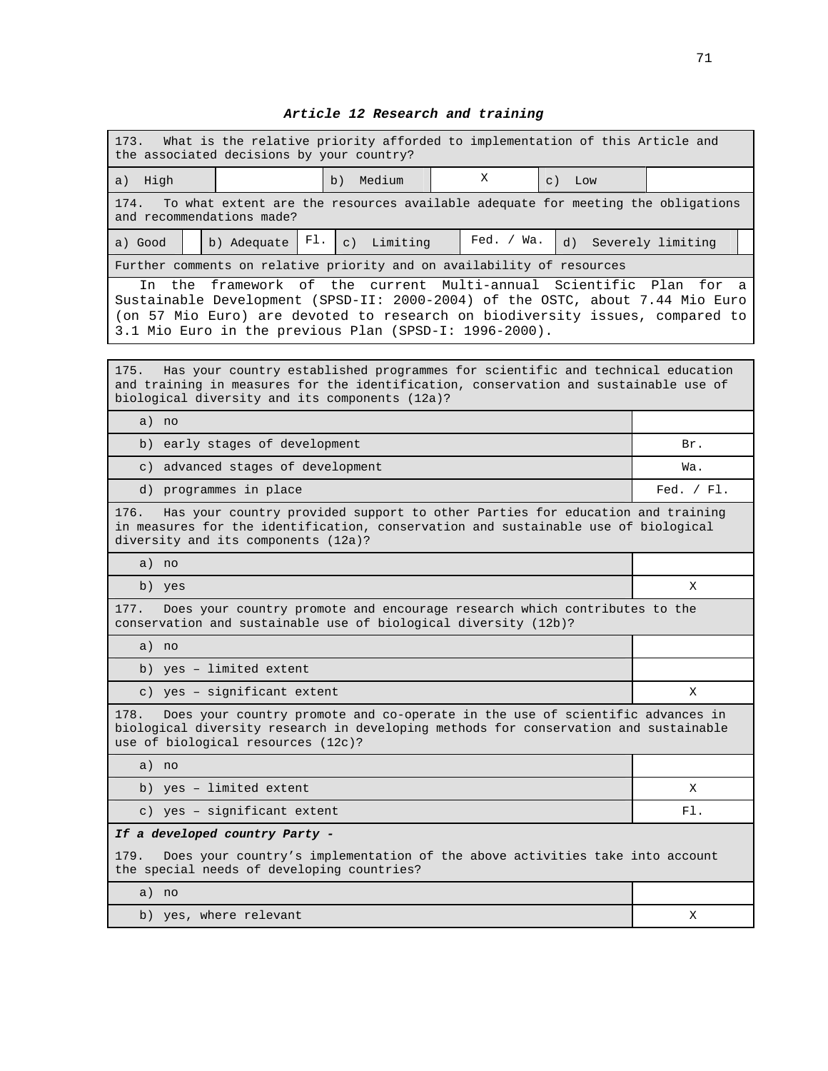***Article 12 Research and training***

| 173. What is the relative priority afforded to implementation of this Article and the associated decisions by your country? | | | | | |
|---|---|---|---|---|---|
| a) High | | b) Medium | X | c) Low | |

| 174. To what extent are the resources available adequate for meeting the obligations and recommendations made? | | | | | | | |
|---|---|---|---|---|---|---|---|
| a) Good | | b) Adequate | Fl. | c) Limiting | Fed. / Wa. | d) Severely limiting | |

Further comments on relative priority and on availability of resources

In the framework of the current Multi-annual Scientific Plan for a Sustainable Development (SPSD-II: 2000-2004) of the OSTC, about 7.44 Mio Euro (on 57 Mio Euro) are devoted to research on biodiversity issues, compared to 3.1 Mio Euro in the previous Plan (SPSD-I: 1996-2000).

| 175. Has your country established programmes for scientific and technical education and training in measures for the identification, conservation and sustainable use of biological diversity and its components (12a)? | |
|---|---|
| a) no | |
| b) early stages of development | Br. |
| c) advanced stages of development | Wa. |
| d) programmes in place | Fed. / Fl. |

| 176. Has your country provided support to other Parties for education and training in measures for the identification, conservation and sustainable use of biological diversity and its components (12a)? | |
|---|---|
| a) no | |
| b) yes | X |

| 177. Does your country promote and encourage research which contributes to the conservation and sustainable use of biological diversity (12b)? | |
|---|---|
| a) no | |
| b) yes – limited extent | |
| c) yes – significant extent | X |

| 178. Does your country promote and co-operate in the use of scientific advances in biological diversity research in developing methods for conservation and sustainable use of biological resources (12c)? | |
|---|---|
| a) no | |
| b) yes – limited extent | X |
| c) yes – significant extent | Fl. |

***If a developed country Party -***

| 179. Does your country's implementation of the above activities take into account the special needs of developing countries? | |
|---|---|
| a) no | |
| b) yes, where relevant | X |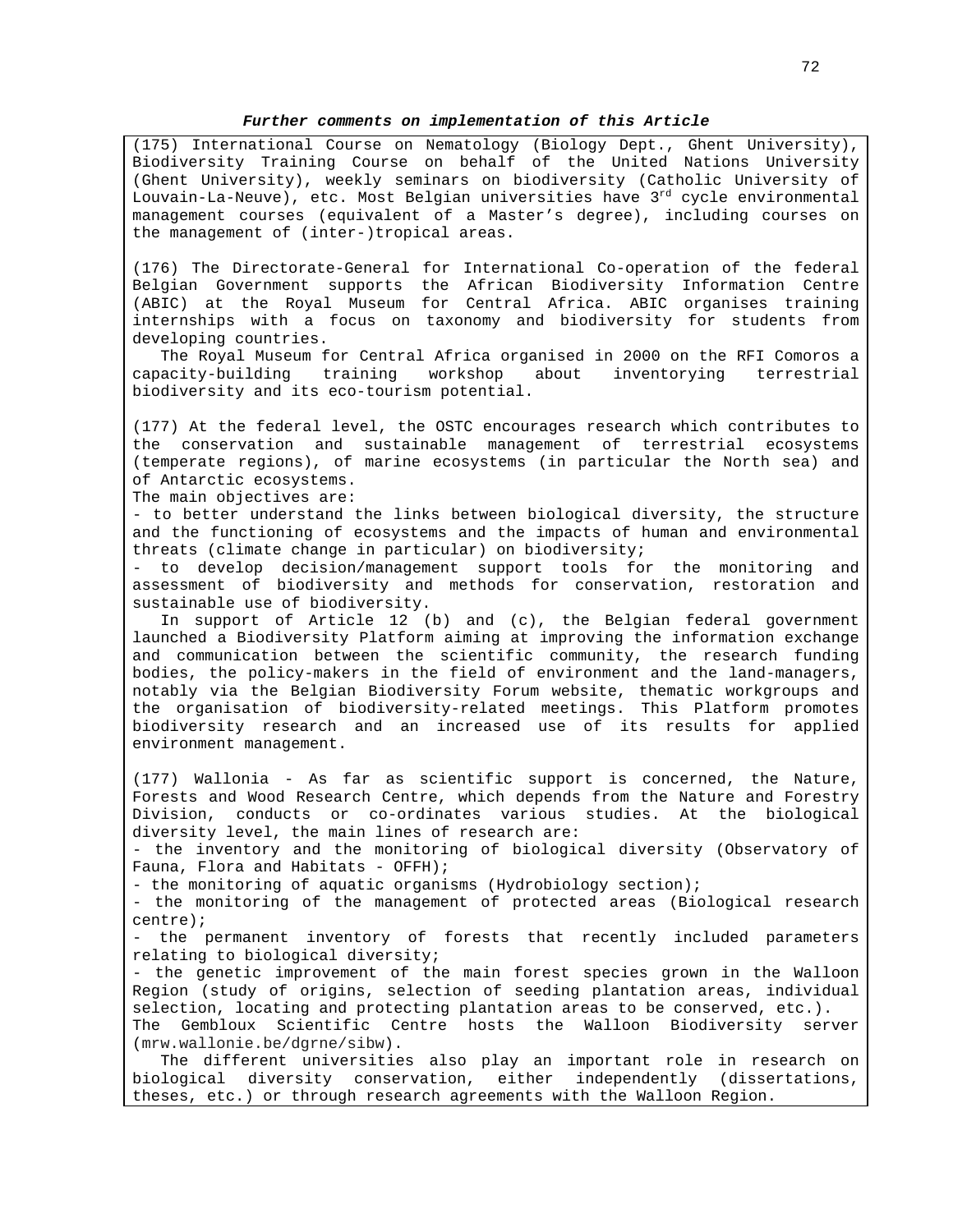***Further comments on implementation of this Article***

(175) International Course on Nematology (Biology Dept., Ghent University), Biodiversity Training Course on behalf of the United Nations University (Ghent University), weekly seminars on biodiversity (Catholic University of Louvain-La-Neuve), etc. Most Belgian universities have 3rd cycle environmental management courses (equivalent of a Master's degree), including courses on the management of (inter-)tropical areas.

(176) The Directorate-General for International Co-operation of the federal Belgian Government supports the African Biodiversity Information Centre (ABIC) at the Royal Museum for Central Africa. ABIC organises training internships with a focus on taxonomy and biodiversity for students from developing countries.

The Royal Museum for Central Africa organised in 2000 on the RFI Comoros a capacity-building training workshop about inventorying terrestrial biodiversity and its eco-tourism potential.

(177) At the federal level, the OSTC encourages research which contributes to the conservation and sustainable management of terrestrial ecosystems (temperate regions), of marine ecosystems (in particular the North sea) and of Antarctic ecosystems.
The main objectives are:
- to better understand the links between biological diversity, the structure and the functioning of ecosystems and the impacts of human and environmental threats (climate change in particular) on biodiversity;
- to develop decision/management support tools for the monitoring and assessment of biodiversity and methods for conservation, restoration and sustainable use of biodiversity.

In support of Article 12 (b) and (c), the Belgian federal government launched a Biodiversity Platform aiming at improving the information exchange and communication between the scientific community, the research funding bodies, the policy-makers in the field of environment and the land-managers, notably via the Belgian Biodiversity Forum website, thematic workgroups and the organisation of biodiversity-related meetings. This Platform promotes biodiversity research and an increased use of its results for applied environment management.

(177) Wallonia - As far as scientific support is concerned, the Nature, Forests and Wood Research Centre, which depends from the Nature and Forestry Division, conducts or co-ordinates various studies. At the biological diversity level, the main lines of research are:
- the inventory and the monitoring of biological diversity (Observatory of Fauna, Flora and Habitats - OFFH);
- the monitoring of aquatic organisms (Hydrobiology section);
- the monitoring of the management of protected areas (Biological research centre);
- the permanent inventory of forests that recently included parameters relating to biological diversity;
- the genetic improvement of the main forest species grown in the Walloon Region (study of origins, selection of seeding plantation areas, individual selection, locating and protecting plantation areas to be conserved, etc.).
The Gembloux Scientific Centre hosts the Walloon Biodiversity server (mrw.wallonie.be/dgrne/sibw).

The different universities also play an important role in research on biological diversity conservation, either independently (dissertations, theses, etc.) or through research agreements with the Walloon Region.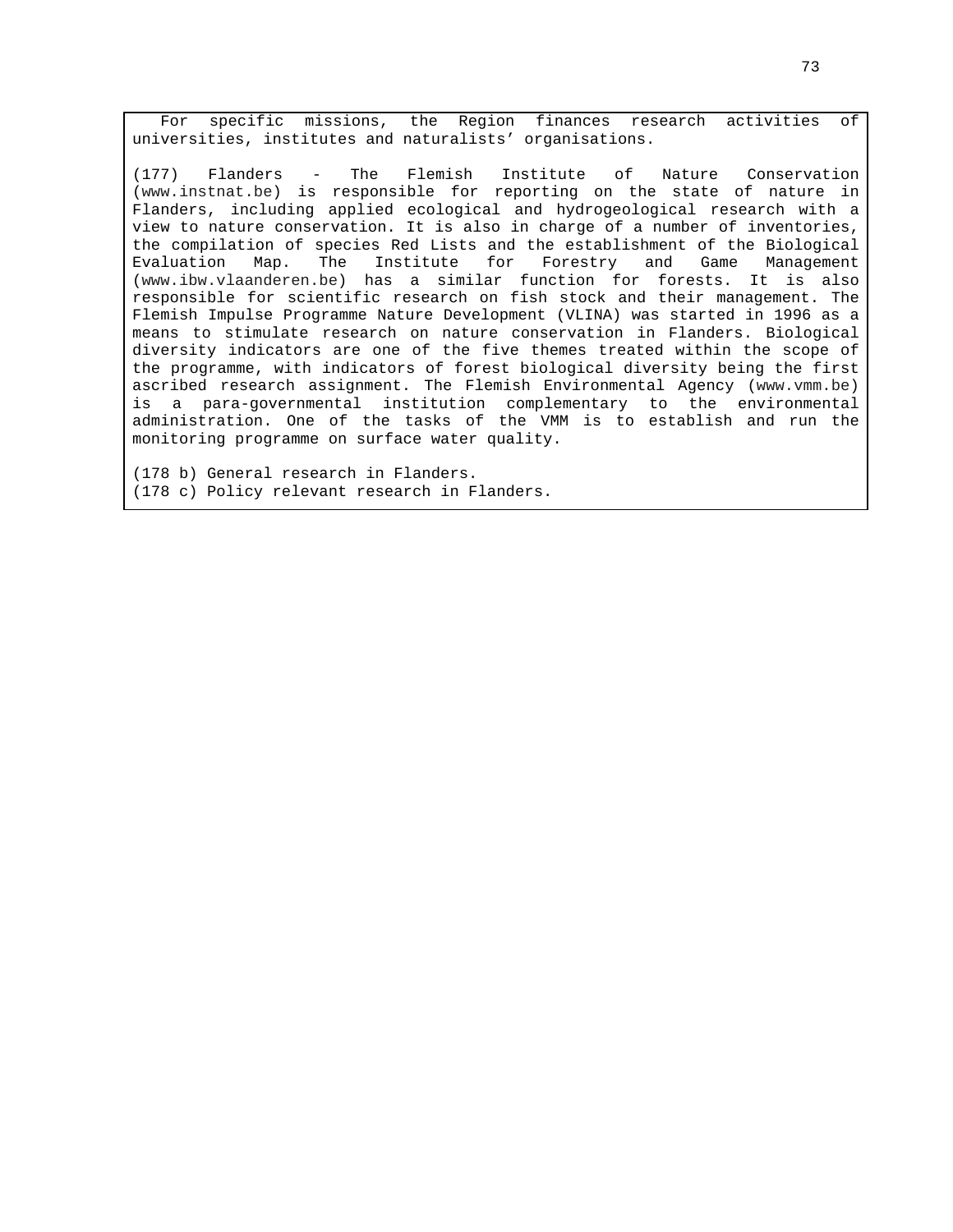For specific missions, the Region finances research activities of universities, institutes and naturalists' organisations.

(177) Flanders - The Flemish Institute of Nature Conservation (www.instnat.be) is responsible for reporting on the state of nature in Flanders, including applied ecological and hydrogeological research with a view to nature conservation. It is also in charge of a number of inventories, the compilation of species Red Lists and the establishment of the Biological Evaluation Map. The Institute for Forestry and Game Management (www.ibw.vlaanderen.be) has a similar function for forests. It is also responsible for scientific research on fish stock and their management. The Flemish Impulse Programme Nature Development (VLINA) was started in 1996 as a means to stimulate research on nature conservation in Flanders. Biological diversity indicators are one of the five themes treated within the scope of the programme, with indicators of forest biological diversity being the first ascribed research assignment. The Flemish Environmental Agency (www.vmm.be) is a para-governmental institution complementary to the environmental administration. One of the tasks of the VMM is to establish and run the monitoring programme on surface water quality.

(178 b) General research in Flanders.
(178 c) Policy relevant research in Flanders.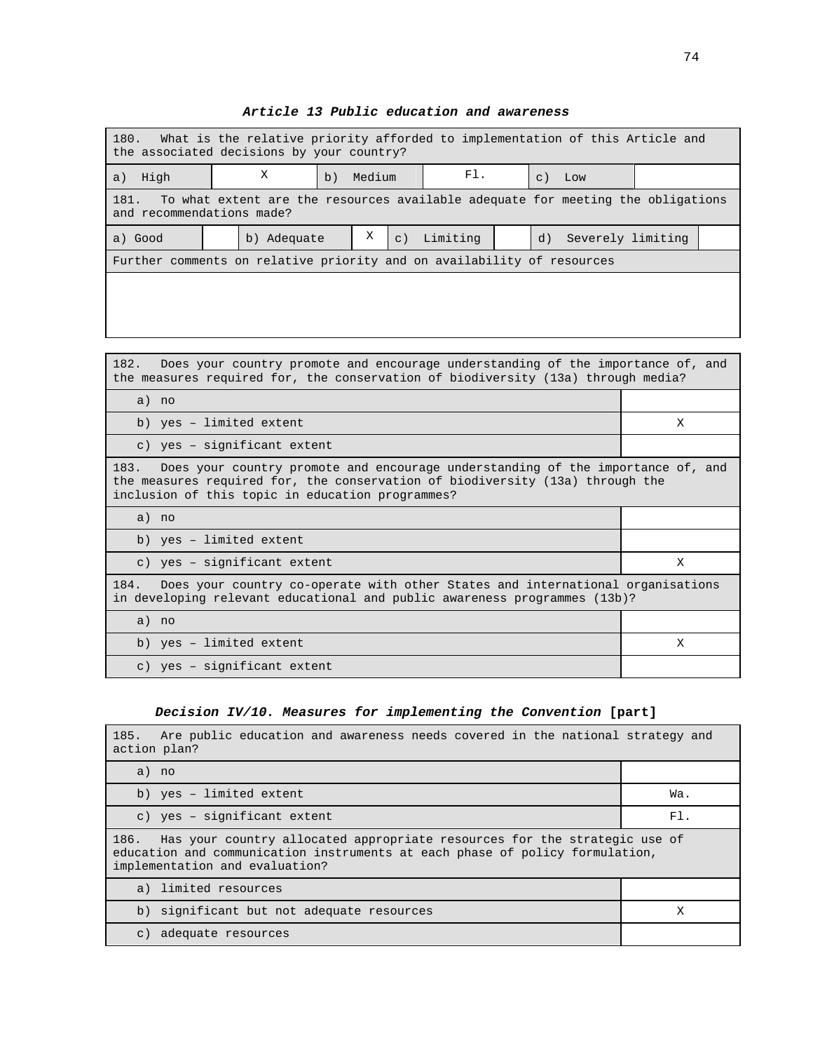### *Article 13 Public education and awareness*

| 180. What is the relative priority afforded to implementation of this Article and the associated decisions by your country? | | | | | |
|---|---|---|---|---|---|
| a) High | X | b) Medium | Fl. | c) Low | |

| 181. To what extent are the resources available adequate for meeting the obligations and recommendations made? | | | | | | | |
|---|---|---|---|---|---|---|---|
| a) Good | | b) Adequate | X | c) Limiting | | d) Severely limiting | |

| Further comments on relative priority and on availability of resources |
|---|
| |

| 182. Does your country promote and encourage understanding of the importance of, and the measures required for, the conservation of biodiversity (13a) through media? | |
|---|---|
| a) no | |
| b) yes – limited extent | X |
| c) yes – significant extent | |
| **183. Does your country promote and encourage understanding of the importance of, and the measures required for, the conservation of biodiversity (13a) through the inclusion of this topic in education programmes?** | |
| a) no | |
| b) yes – limited extent | |
| c) yes – significant extent | X |
| **184. Does your country co-operate with other States and international organisations in developing relevant educational and public awareness programmes (13b)?** | |
| a) no | |
| b) yes – limited extent | X |
| c) yes – significant extent | |

### *Decision IV/10. Measures for implementing the Convention* [part]

| 185. Are public education and awareness needs covered in the national strategy and action plan? | |
|---|---|
| a) no | |
| b) yes – limited extent | Wa. |
| c) yes – significant extent | Fl. |
| **186. Has your country allocated appropriate resources for the strategic use of education and communication instruments at each phase of policy formulation, implementation and evaluation?** | |
| a) limited resources | |
| b) significant but not adequate resources | X |
| c) adequate resources | |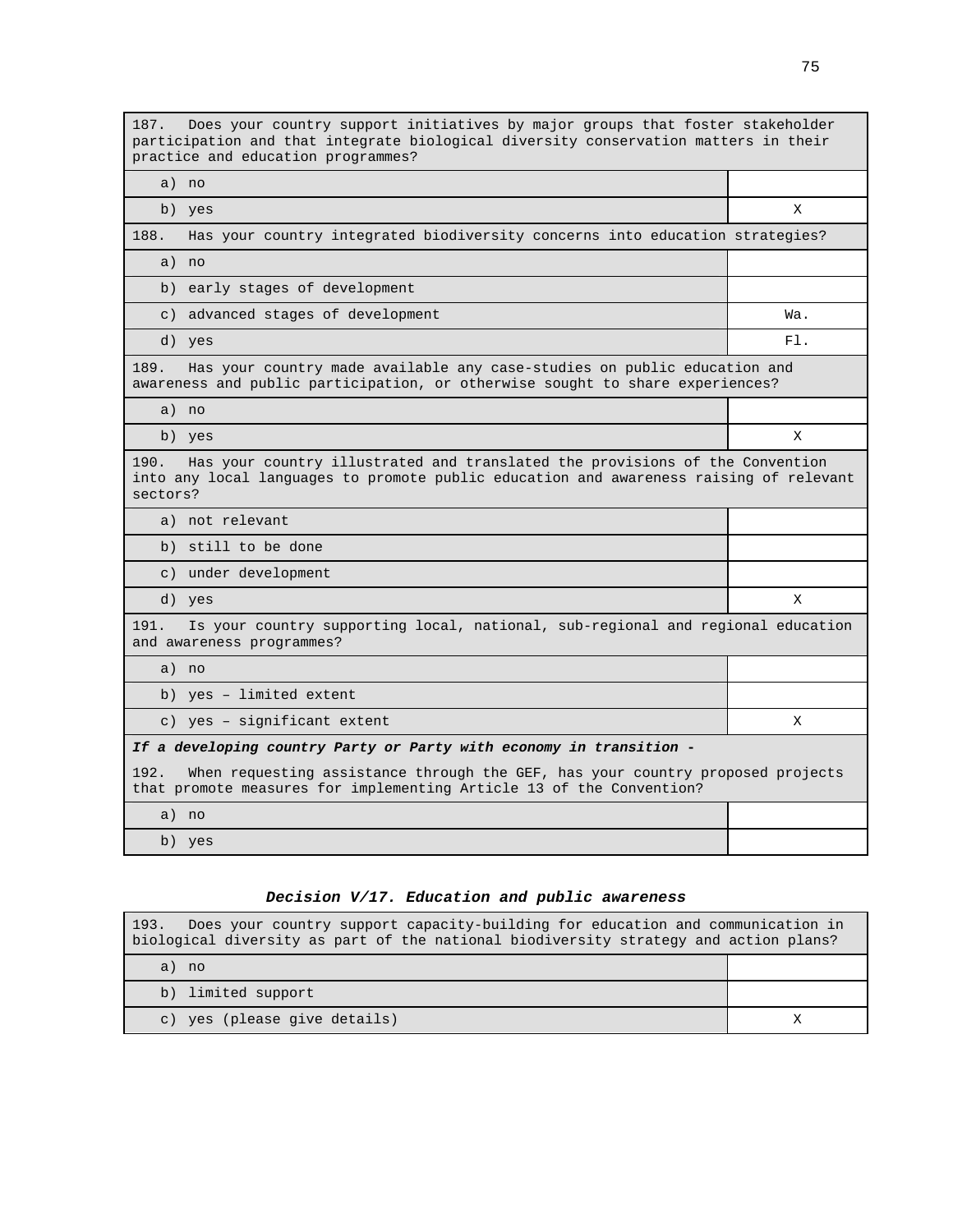| 187. Does your country support initiatives by major groups that foster stakeholder participation and that integrate biological diversity conservation matters in their practice and education programmes? | |
|---|---|
| a) no | |
| b) yes | X |
| **188.** Has your country integrated biodiversity concerns into education strategies? | |
| a) no | |
| b) early stages of development | |
| c) advanced stages of development | Wa. |
| d) yes | Fl. |
| **189.** Has your country made available any case-studies on public education and awareness and public participation, or otherwise sought to share experiences? | |
| a) no | |
| b) yes | X |
| **190.** Has your country illustrated and translated the provisions of the Convention into any local languages to promote public education and awareness raising of relevant sectors? | |
| a) not relevant | |
| b) still to be done | |
| c) under development | |
| d) yes | X |
| **191.** Is your country supporting local, national, sub-regional and regional education and awareness programmes? | |
| a) no | |
| b) yes – limited extent | |
| c) yes – significant extent | X |
| ***If a developing country Party or Party with economy in transition -*** 192. When requesting assistance through the GEF, has your country proposed projects that promote measures for implementing Article 13 of the Convention? | |
| a) no | |
| b) yes | |

### *Decision V/17. Education and public awareness*

| 193. Does your country support capacity-building for education and communication in biological diversity as part of the national biodiversity strategy and action plans? | |
|---|---|
| a) no | |
| b) limited support | |
| c) yes (please give details) | X |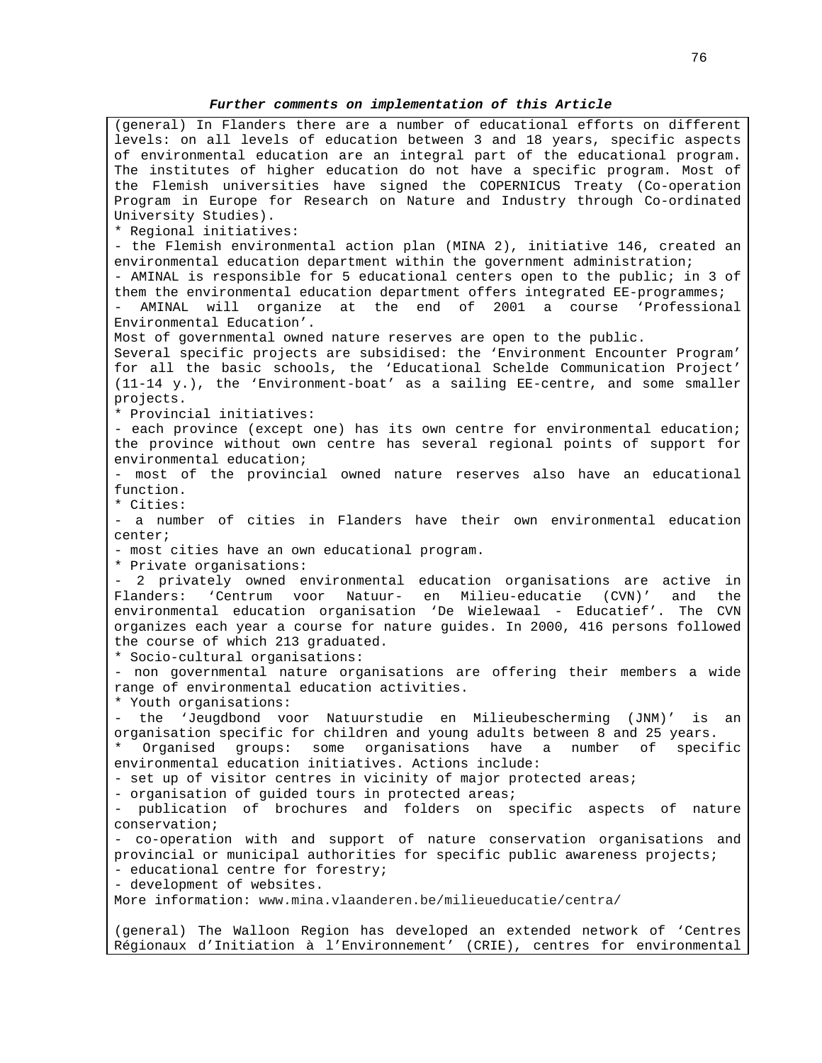***Further comments on implementation of this Article***

(general) In Flanders there are a number of educational efforts on different levels: on all levels of education between 3 and 18 years, specific aspects of environmental education are an integral part of the educational program. The institutes of higher education do not have a specific program. Most of the Flemish universities have signed the COPERNICUS Treaty (Co-operation Program in Europe for Research on Nature and Industry through Co-ordinated University Studies).

* Regional initiatives:

- the Flemish environmental action plan (MINA 2), initiative 146, created an environmental education department within the government administration;
- AMINAL is responsible for 5 educational centers open to the public; in 3 of them the environmental education department offers integrated EE-programmes;
- AMINAL will organize at the end of 2001 a course ‘Professional Environmental Education’.

Most of governmental owned nature reserves are open to the public.

Several specific projects are subsidised: the ‘Environment Encounter Program’ for all the basic schools, the ‘Educational Schelde Communication Project’ (11-14 y.), the ‘Environment-boat’ as a sailing EE-centre, and some smaller projects.

* Provincial initiatives:

- each province (except one) has its own centre for environmental education; the province without own centre has several regional points of support for environmental education;
- most of the provincial owned nature reserves also have an educational function.

* Cities:

- a number of cities in Flanders have their own environmental education center;
- most cities have an own educational program.

* Private organisations:

- 2 privately owned environmental education organisations are active in Flanders: ‘Centrum voor Natuur- en Milieu-educatie (CVN)’ and the environmental education organisation ‘De Wielewaal - Educatief’. The CVN organizes each year a course for nature guides. In 2000, 416 persons followed the course of which 213 graduated.

* Socio-cultural organisations:

- non governmental nature organisations are offering their members a wide range of environmental education activities.

* Youth organisations:

- the ‘Jeugdbond voor Natuurstudie en Milieubescherming (JNM)’ is an organisation specific for children and young adults between 8 and 25 years.

* Organised groups: some organisations have a number of specific environmental education initiatives. Actions include:

- set up of visitor centres in vicinity of major protected areas;
- organisation of guided tours in protected areas;
- publication of brochures and folders on specific aspects of nature conservation;
- co-operation with and support of nature conservation organisations and provincial or municipal authorities for specific public awareness projects;
- educational centre for forestry;
- development of websites.

More information: www.mina.vlaanderen.be/milieueducatie/centra/

(general) The Walloon Region has developed an extended network of ‘Centres Régionaux d’Initiation à l’Environnement’ (CRIE), centres for environmental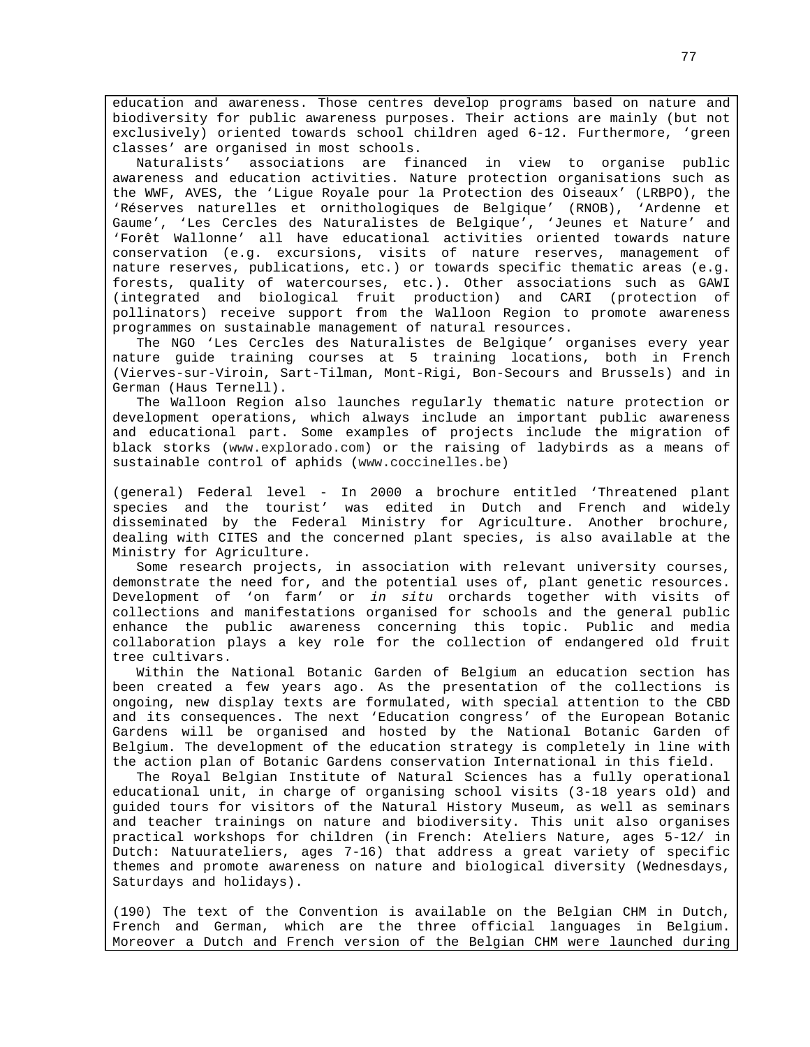education and awareness. Those centres develop programs based on nature and biodiversity for public awareness purposes. Their actions are mainly (but not exclusively) oriented towards school children aged 6-12. Furthermore, 'green classes' are organised in most schools.

Naturalists' associations are financed in view to organise public awareness and education activities. Nature protection organisations such as the WWF, AVES, the 'Ligue Royale pour la Protection des Oiseaux' (LRBPO), the 'Réserves naturelles et ornithologiques de Belgique' (RNOB), 'Ardenne et Gaume', 'Les Cercles des Naturalistes de Belgique', 'Jeunes et Nature' and 'Forêt Wallonne' all have educational activities oriented towards nature conservation (e.g. excursions, visits of nature reserves, management of nature reserves, publications, etc.) or towards specific thematic areas (e.g. forests, quality of watercourses, etc.). Other associations such as GAWI (integrated and biological fruit production) and CARI (protection of pollinators) receive support from the Walloon Region to promote awareness programmes on sustainable management of natural resources.

The NGO 'Les Cercles des Naturalistes de Belgique' organises every year nature guide training courses at 5 training locations, both in French (Vierves-sur-Viroin, Sart-Tilman, Mont-Rigi, Bon-Secours and Brussels) and in German (Haus Ternell).

The Walloon Region also launches regularly thematic nature protection or development operations, which always include an important public awareness and educational part. Some examples of projects include the migration of black storks (www.explorado.com) or the raising of ladybirds as a means of sustainable control of aphids (www.coccinelles.be)

(general) Federal level - In 2000 a brochure entitled 'Threatened plant species and the tourist' was edited in Dutch and French and widely disseminated by the Federal Ministry for Agriculture. Another brochure, dealing with CITES and the concerned plant species, is also available at the Ministry for Agriculture.

Some research projects, in association with relevant university courses, demonstrate the need for, and the potential uses of, plant genetic resources. Development of 'on farm' or *in situ* orchards together with visits of collections and manifestations organised for schools and the general public enhance the public awareness concerning this topic. Public and media collaboration plays a key role for the collection of endangered old fruit tree cultivars.

Within the National Botanic Garden of Belgium an education section has been created a few years ago. As the presentation of the collections is ongoing, new display texts are formulated, with special attention to the CBD and its consequences. The next 'Education congress' of the European Botanic Gardens will be organised and hosted by the National Botanic Garden of Belgium. The development of the education strategy is completely in line with the action plan of Botanic Gardens conservation International in this field.

The Royal Belgian Institute of Natural Sciences has a fully operational educational unit, in charge of organising school visits (3-18 years old) and guided tours for visitors of the Natural History Museum, as well as seminars and teacher trainings on nature and biodiversity. This unit also organises practical workshops for children (in French: Ateliers Nature, ages 5-12/ in Dutch: Natuurateliers, ages 7-16) that address a great variety of specific themes and promote awareness on nature and biological diversity (Wednesdays, Saturdays and holidays).

(190) The text of the Convention is available on the Belgian CHM in Dutch, French and German, which are the three official languages in Belgium. Moreover a Dutch and French version of the Belgian CHM were launched during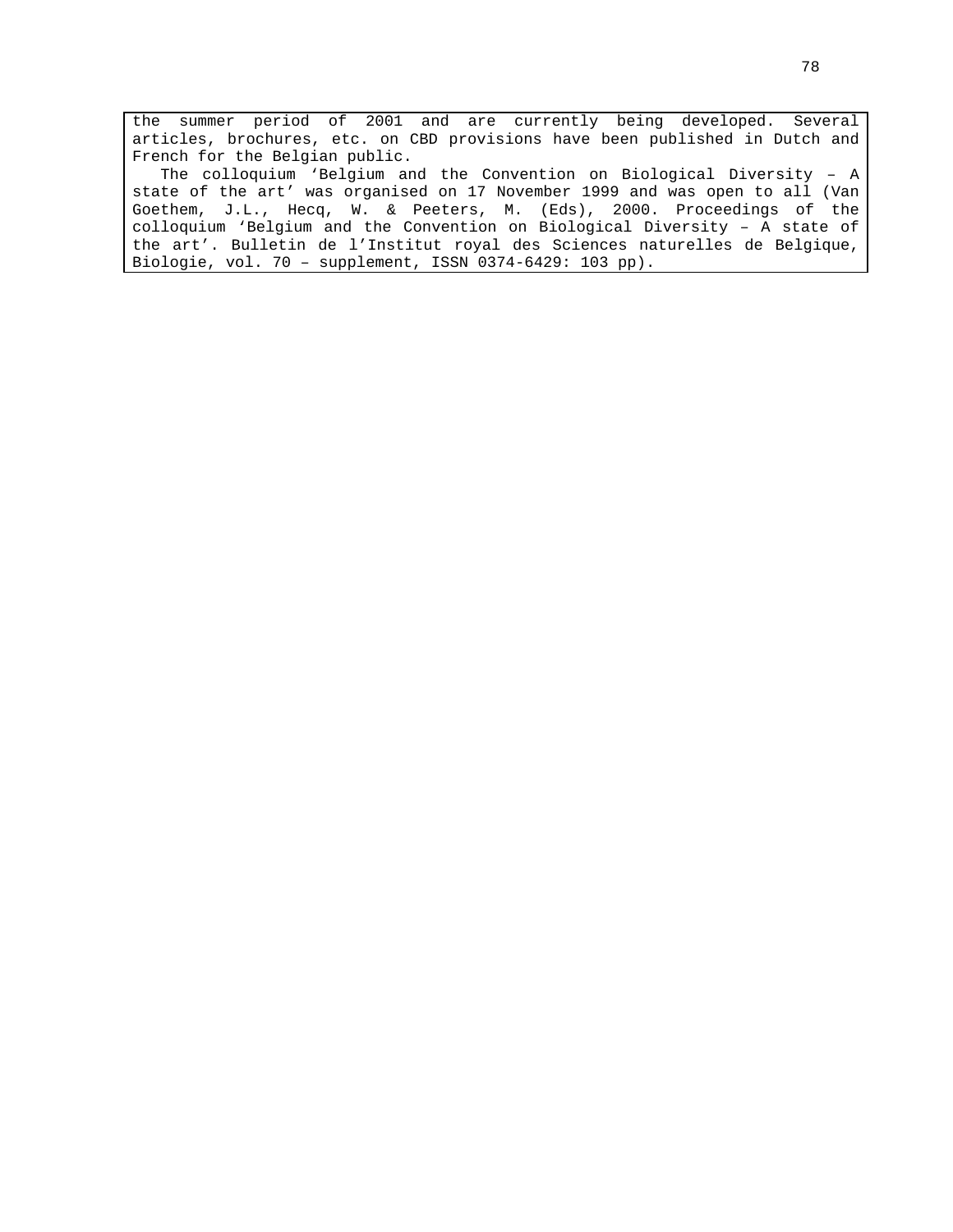the summer period of 2001 and are currently being developed. Several articles, brochures, etc. on CBD provisions have been published in Dutch and French for the Belgian public.

The colloquium ‘Belgium and the Convention on Biological Diversity – A state of the art’ was organised on 17 November 1999 and was open to all (Van Goethem, J.L., Hecq, W. & Peeters, M. (Eds), 2000. Proceedings of the colloquium ‘Belgium and the Convention on Biological Diversity – A state of the art’. Bulletin de l’Institut royal des Sciences naturelles de Belgique, Biologie, vol. 70 – supplement, ISSN 0374-6429: 103 pp).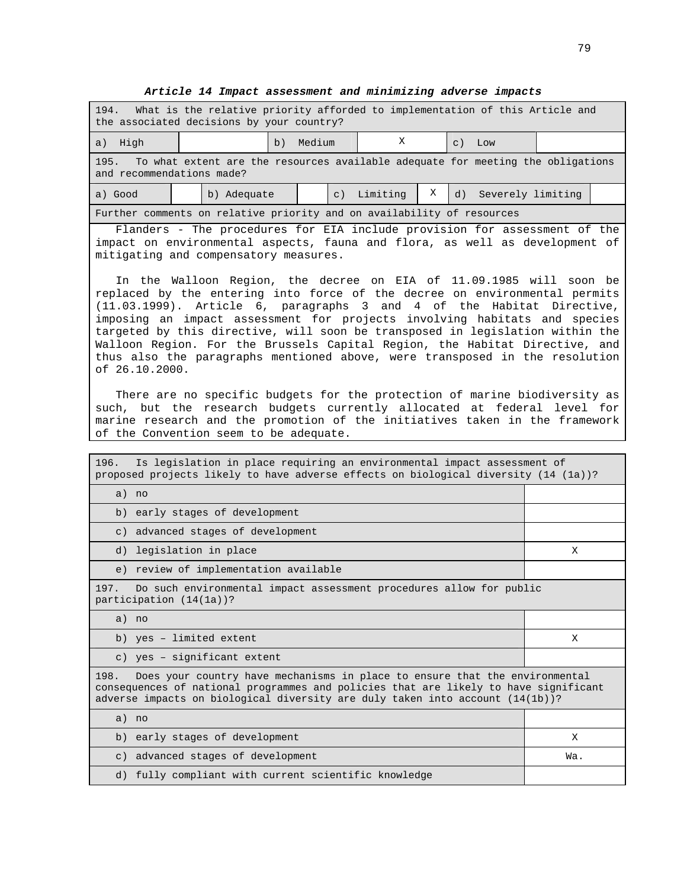### *Article 14 Impact assessment and minimizing adverse impacts*

| 194. What is the relative priority afforded to implementation of this Article and the associated decisions by your country? | | | | | |
|---|---|---|---|---|---|
| a) High | | b) Medium | X | c) Low | |

| 195. To what extent are the resources available adequate for meeting the obligations and recommendations made? | | | | | | | |
|---|---|---|---|---|---|---|---|
| a) Good | | b) Adequate | | c) Limiting | X | d) Severely limiting | |

**Further comments on relative priority and on availability of resources**

Flanders - The procedures for EIA include provision for assessment of the impact on environmental aspects, fauna and flora, as well as development of mitigating and compensatory measures.

In the Walloon Region, the decree on EIA of 11.09.1985 will soon be replaced by the entering into force of the decree on environmental permits (11.03.1999). Article 6, paragraphs 3 and 4 of the Habitat Directive, imposing an impact assessment for projects involving habitats and species targeted by this directive, will soon be transposed in legislation within the Walloon Region. For the Brussels Capital Region, the Habitat Directive, and thus also the paragraphs mentioned above, were transposed in the resolution of 26.10.2000.

There are no specific budgets for the protection of marine biodiversity as such, but the research budgets currently allocated at federal level for marine research and the promotion of the initiatives taken in the framework of the Convention seem to be adequate.

| 196. Is legislation in place requiring an environmental impact assessment of proposed projects likely to have adverse effects on biological diversity (14 (1a))? | |
|---|---|
| a) no | |
| b) early stages of development | |
| c) advanced stages of development | |
| d) legislation in place | X |
| e) review of implementation available | |
| **197. Do such environmental impact assessment procedures allow for public participation (14(1a))?** | |
| a) no | |
| b) yes – limited extent | X |
| c) yes – significant extent | |
| **198. Does your country have mechanisms in place to ensure that the environmental consequences of national programmes and policies that are likely to have significant adverse impacts on biological diversity are duly taken into account (14(1b))?** | |
| a) no | |
| b) early stages of development | X |
| c) advanced stages of development | Wa. |
| d) fully compliant with current scientific knowledge | |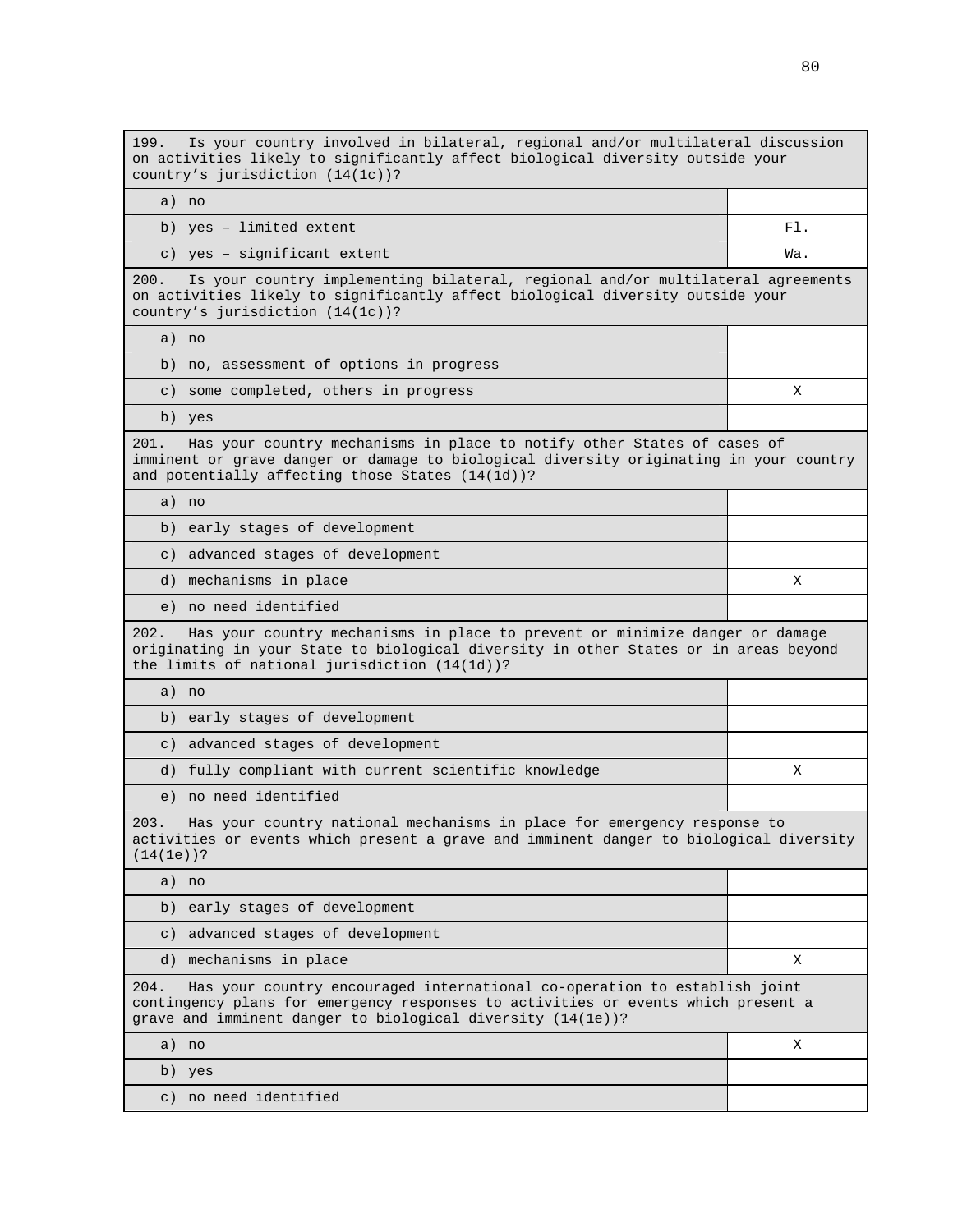| 199. Is your country involved in bilateral, regional and/or multilateral discussion on activities likely to significantly affect biological diversity outside your country's jurisdiction (14(1c))? | |
|---|---|
| a) no | |
| b) yes – limited extent | Fl. |
| c) yes – significant extent | Wa. |

| 200. Is your country implementing bilateral, regional and/or multilateral agreements on activities likely to significantly affect biological diversity outside your country's jurisdiction (14(1c))? | |
|---|---|
| a) no | |
| b) no, assessment of options in progress | |
| c) some completed, others in progress | X |
| b) yes | |

| 201. Has your country mechanisms in place to notify other States of cases of imminent or grave danger or damage to biological diversity originating in your country and potentially affecting those States (14(1d))? | |
|---|---|
| a) no | |
| b) early stages of development | |
| c) advanced stages of development | |
| d) mechanisms in place | X |
| e) no need identified | |

| 202. Has your country mechanisms in place to prevent or minimize danger or damage originating in your State to biological diversity in other States or in areas beyond the limits of national jurisdiction (14(1d))? | |
|---|---|
| a) no | |
| b) early stages of development | |
| c) advanced stages of development | |
| d) fully compliant with current scientific knowledge | X |
| e) no need identified | |

| 203. Has your country national mechanisms in place for emergency response to activities or events which present a grave and imminent danger to biological diversity (14(1e))? | |
|---|---|
| a) no | |
| b) early stages of development | |
| c) advanced stages of development | |
| d) mechanisms in place | X |

| 204. Has your country encouraged international co-operation to establish joint contingency plans for emergency responses to activities or events which present a grave and imminent danger to biological diversity (14(1e))? | |
|---|---|
| a) no | X |
| b) yes | |
| c) no need identified | |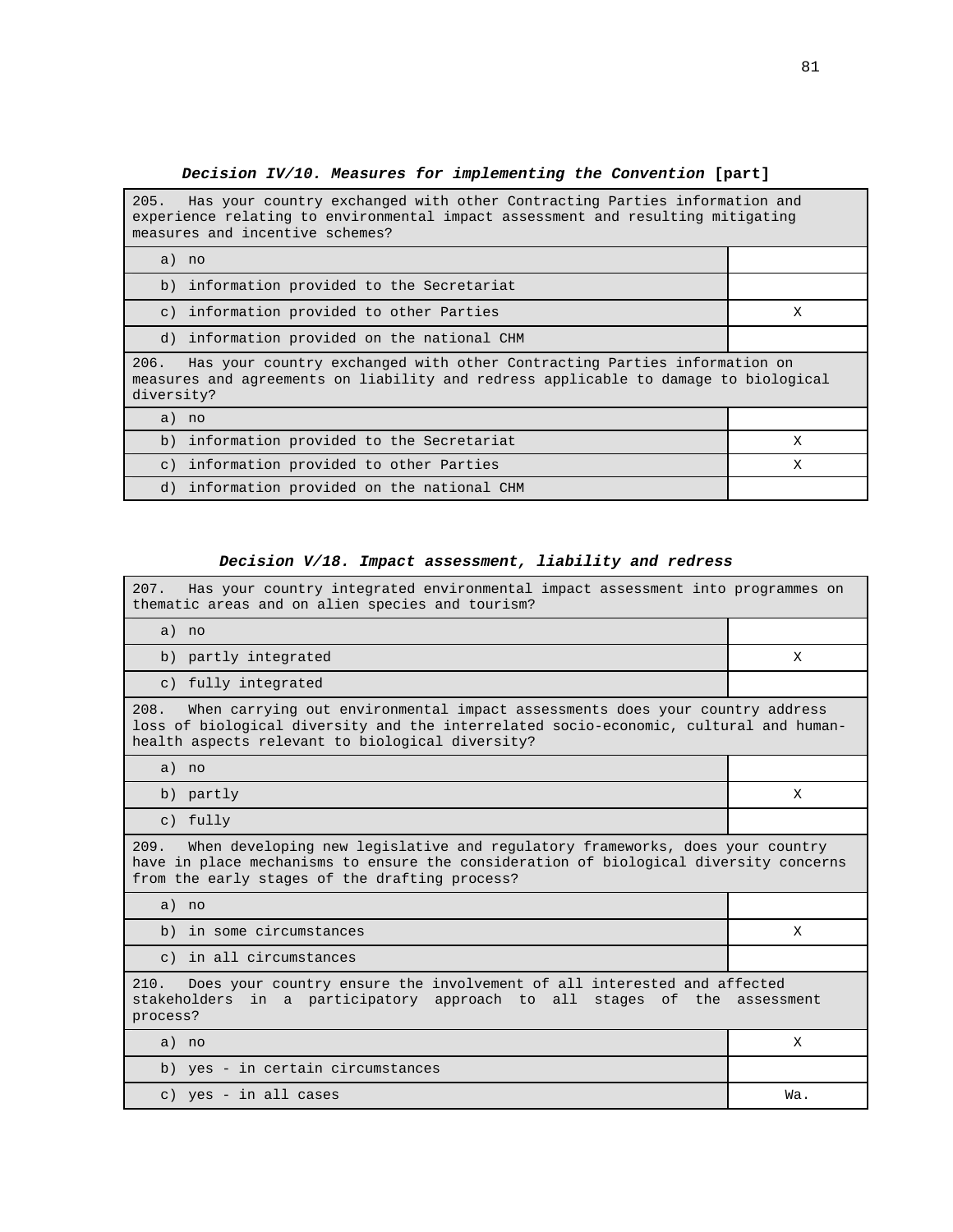**_Decision IV/10. Measures for implementing the Convention_ [part]**

| 205. Has your country exchanged with other Contracting Parties information and experience relating to environmental impact assessment and resulting mitigating measures and incentive schemes? | |
|---|---|
| a) no | |
| b) information provided to the Secretariat | |
| c) information provided to other Parties | X |
| d) information provided on the national CHM | |
| 206. Has your country exchanged with other Contracting Parties information on measures and agreements on liability and redress applicable to damage to biological diversity? | |
| a) no | |
| b) information provided to the Secretariat | X |
| c) information provided to other Parties | X |
| d) information provided on the national CHM | |

**_Decision V/18. Impact assessment, liability and redress_**

| 207. Has your country integrated environmental impact assessment into programmes on thematic areas and on alien species and tourism? | |
|---|---|
| a) no | |
| b) partly integrated | X |
| c) fully integrated | |
| 208. When carrying out environmental impact assessments does your country address loss of biological diversity and the interrelated socio-economic, cultural and human-health aspects relevant to biological diversity? | |
| a) no | |
| b) partly | X |
| c) fully | |
| 209. When developing new legislative and regulatory frameworks, does your country have in place mechanisms to ensure the consideration of biological diversity concerns from the early stages of the drafting process? | |
| a) no | |
| b) in some circumstances | X |
| c) in all circumstances | |
| 210. Does your country ensure the involvement of all interested and affected stakeholders in a participatory approach to all stages of the assessment process? | |
| a) no | X |
| b) yes - in certain circumstances | |
| c) yes - in all cases | Wa. |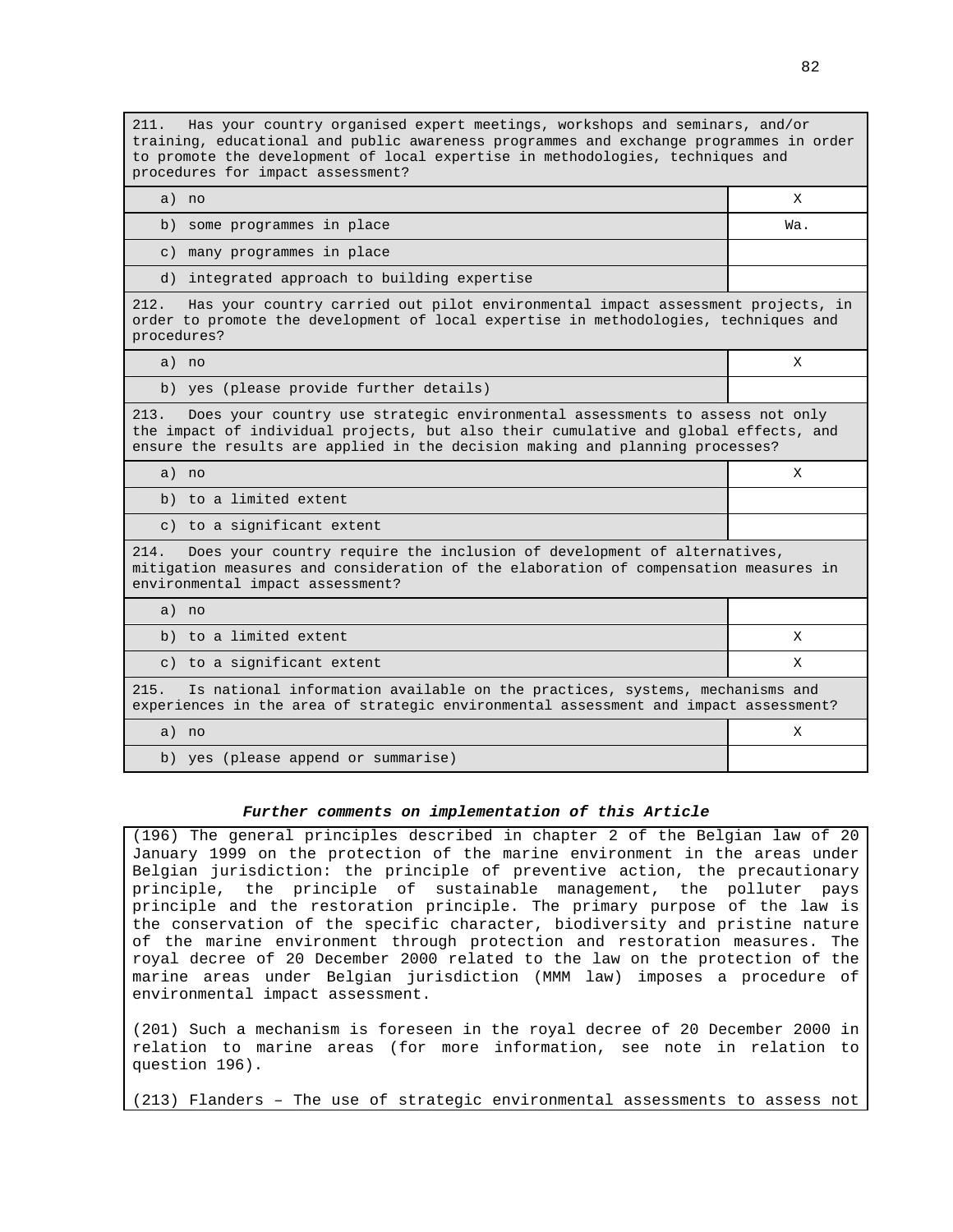| 211. Has your country organised expert meetings, workshops and seminars, and/or training, educational and public awareness programmes and exchange programmes in order to promote the development of local expertise in methodologies, techniques and procedures for impact assessment? | |
|---|---|
| a) no | X |
| b) some programmes in place | Wa. |
| c) many programmes in place | |
| d) integrated approach to building expertise | |

| 212. Has your country carried out pilot environmental impact assessment projects, in order to promote the development of local expertise in methodologies, techniques and procedures? | |
|---|---|
| a) no | X |
| b) yes (please provide further details) | |

| 213. Does your country use strategic environmental assessments to assess not only the impact of individual projects, but also their cumulative and global effects, and ensure the results are applied in the decision making and planning processes? | |
|---|---|
| a) no | X |
| b) to a limited extent | |
| c) to a significant extent | |

| 214. Does your country require the inclusion of development of alternatives, mitigation measures and consideration of the elaboration of compensation measures in environmental impact assessment? | |
|---|---|
| a) no | |
| b) to a limited extent | X |
| c) to a significant extent | X |

| 215. Is national information available on the practices, systems, mechanisms and experiences in the area of strategic environmental assessment and impact assessment? | |
|---|---|
| a) no | X |
| b) yes (please append or summarise) | |

***Further comments on implementation of this Article***

(196) The general principles described in chapter 2 of the Belgian law of 20 January 1999 on the protection of the marine environment in the areas under Belgian jurisdiction: the principle of preventive action, the precautionary principle, the principle of sustainable management, the polluter pays principle and the restoration principle. The primary purpose of the law is the conservation of the specific character, biodiversity and pristine nature of the marine environment through protection and restoration measures. The royal decree of 20 December 2000 related to the law on the protection of the marine areas under Belgian jurisdiction (MMM law) imposes a procedure of environmental impact assessment.

(201) Such a mechanism is foreseen in the royal decree of 20 December 2000 in relation to marine areas (for more information, see note in relation to question 196).

(213) Flanders – The use of strategic environmental assessments to assess not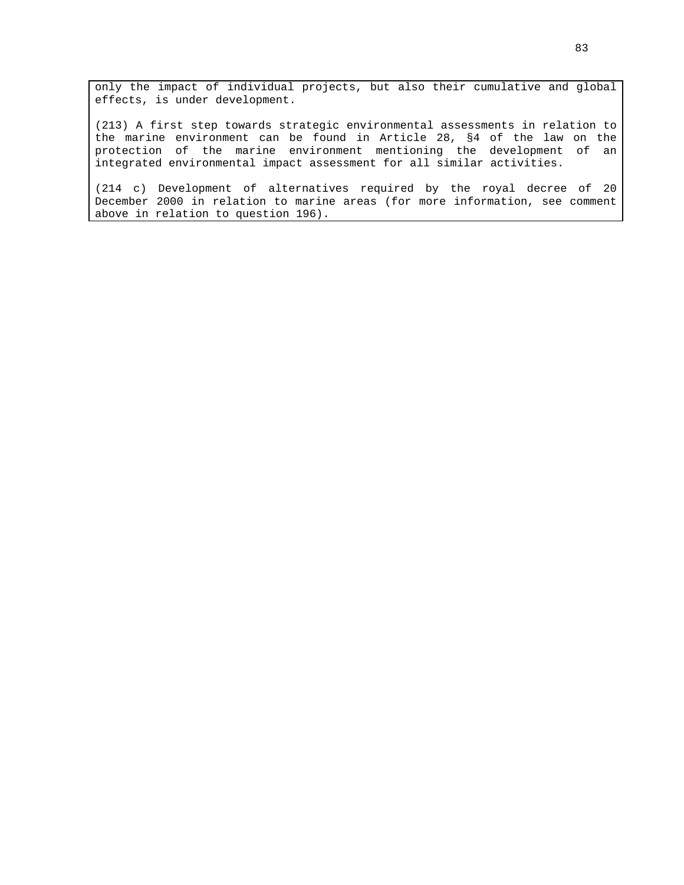only the impact of individual projects, but also their cumulative and global effects, is under development.

(213) A first step towards strategic environmental assessments in relation to the marine environment can be found in Article 28, §4 of the law on the protection of the marine environment mentioning the development of an integrated environmental impact assessment for all similar activities.

(214 c) Development of alternatives required by the royal decree of 20 December 2000 in relation to marine areas (for more information, see comment above in relation to question 196).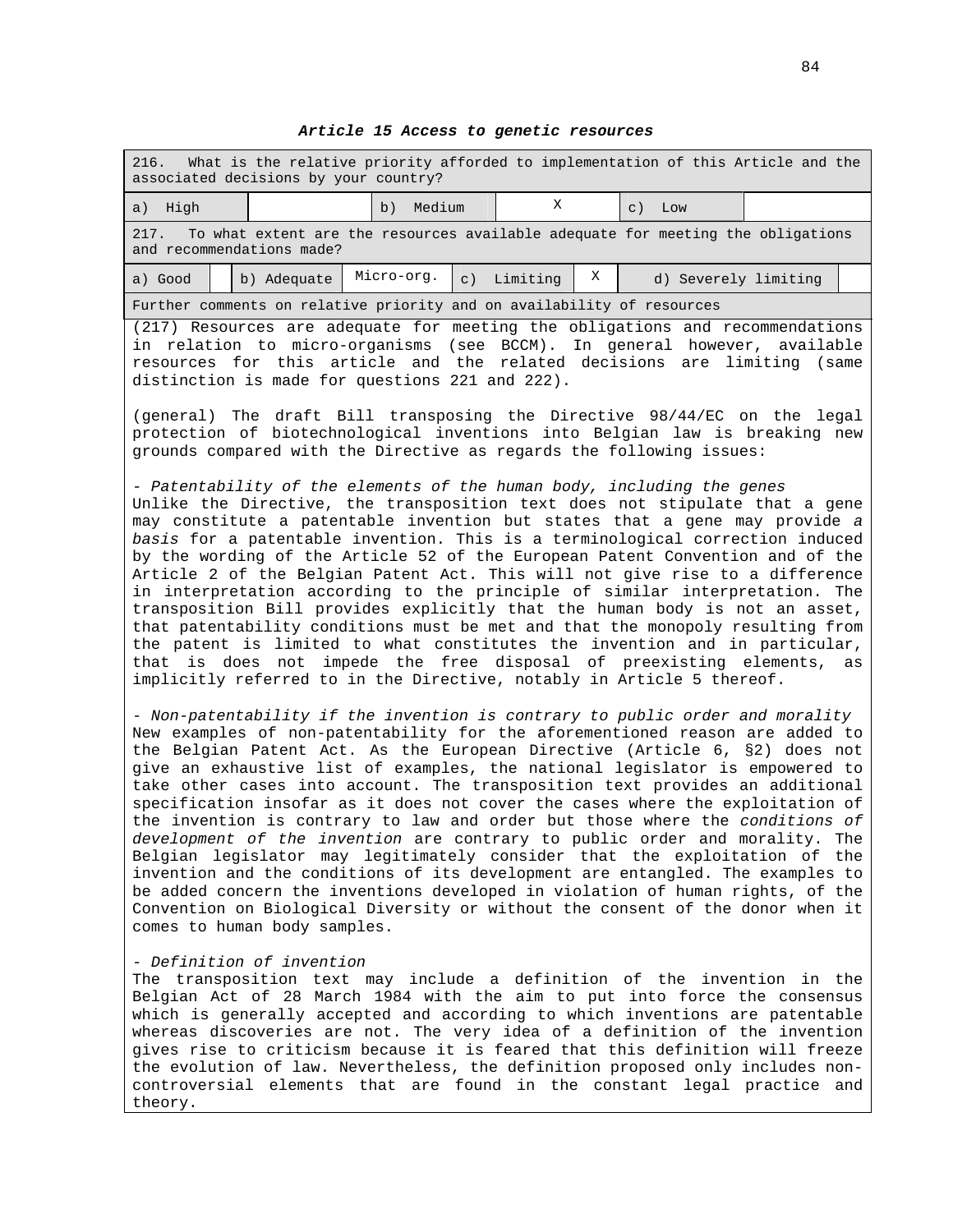### *Article 15 Access to genetic resources*

| 216. What is the relative priority afforded to implementation of this Article and the associated decisions by your country? | | | | | |
|---|---|---|---|---|---|
| a) High | | b) Medium | X | c) Low | |

| 217. To what extent are the resources available adequate for meeting the obligations and recommendations made? | | | | | | | |
|---|---|---|---|---|---|---|---|
| a) Good | | b) Adequate | Micro-org. | c) Limiting | X | d) Severely limiting | |

Further comments on relative priority and on availability of resources

(217) Resources are adequate for meeting the obligations and recommendations in relation to micro-organisms (see BCCM). In general however, available resources for this article and the related decisions are limiting (same distinction is made for questions 221 and 222).

(general) The draft Bill transposing the Directive 98/44/EC on the legal protection of biotechnological inventions into Belgian law is breaking new grounds compared with the Directive as regards the following issues:

*- Patentability of the elements of the human body, including the genes*
Unlike the Directive, the transposition text does not stipulate that a gene may constitute a patentable invention but states that a gene may provide *a basis* for a patentable invention. This is a terminological correction induced by the wording of the Article 52 of the European Patent Convention and of the Article 2 of the Belgian Patent Act. This will not give rise to a difference in interpretation according to the principle of similar interpretation. The transposition Bill provides explicitly that the human body is not an asset, that patentability conditions must be met and that the monopoly resulting from the patent is limited to what constitutes the invention and in particular, that is does not impede the free disposal of preexisting elements, as implicitly referred to in the Directive, notably in Article 5 thereof.

*- Non-patentability if the invention is contrary to public order and morality*
New examples of non-patentability for the aforementioned reason are added to the Belgian Patent Act. As the European Directive (Article 6, §2) does not give an exhaustive list of examples, the national legislator is empowered to take other cases into account. The transposition text provides an additional specification insofar as it does not cover the cases where the exploitation of the invention is contrary to law and order but those where the *conditions of development of the invention* are contrary to public order and morality. The Belgian legislator may legitimately consider that the exploitation of the invention and the conditions of its development are entangled. The examples to be added concern the inventions developed in violation of human rights, of the Convention on Biological Diversity or without the consent of the donor when it comes to human body samples.

*- Definition of invention*
The transposition text may include a definition of the invention in the Belgian Act of 28 March 1984 with the aim to put into force the consensus which is generally accepted and according to which inventions are patentable whereas discoveries are not. The very idea of a definition of the invention gives rise to criticism because it is feared that this definition will freeze the evolution of law. Nevertheless, the definition proposed only includes non-controversial elements that are found in the constant legal practice and theory.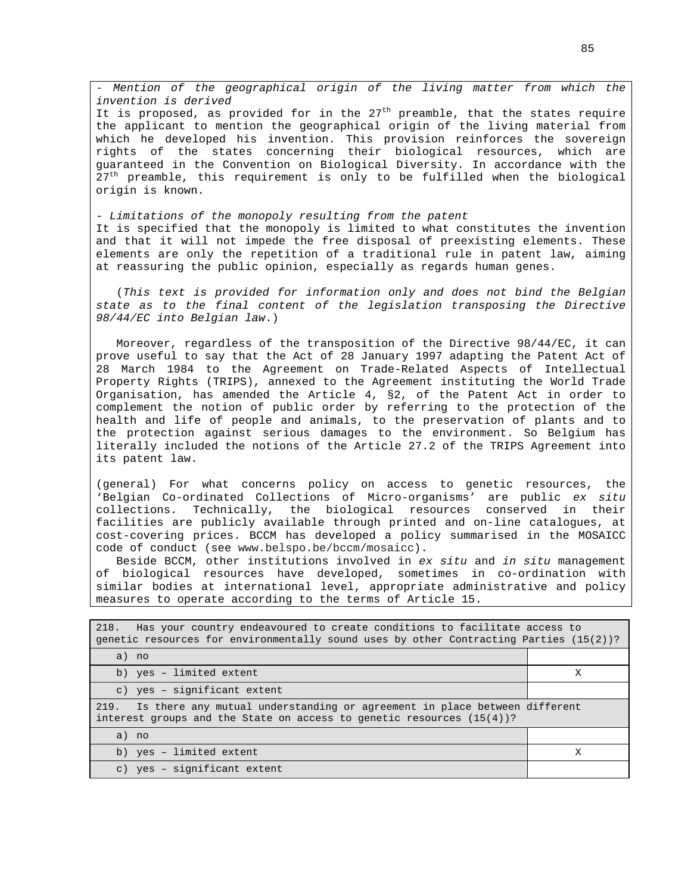*- Mention of the geographical origin of the living matter from which the invention is derived*

It is proposed, as provided for in the 27[th] preamble, that the states require the applicant to mention the geographical origin of the living material from which he developed his invention. This provision reinforces the sovereign rights of the states concerning their biological resources, which are guaranteed in the Convention on Biological Diversity. In accordance with the 27[th] preamble, this requirement is only to be fulfilled when the biological origin is known.

*- Limitations of the monopoly resulting from the patent*

It is specified that the monopoly is limited to what constitutes the invention and that it will not impede the free disposal of preexisting elements. These elements are only the repetition of a traditional rule in patent law, aiming at reassuring the public opinion, especially as regards human genes.

(*This text is provided for information only and does not bind the Belgian state as to the final content of the legislation transposing the Directive 98/44/EC into Belgian law*.)

Moreover, regardless of the transposition of the Directive 98/44/EC, it can prove useful to say that the Act of 28 January 1997 adapting the Patent Act of 28 March 1984 to the Agreement on Trade-Related Aspects of Intellectual Property Rights (TRIPS), annexed to the Agreement instituting the World Trade Organisation, has amended the Article 4, §2, of the Patent Act in order to complement the notion of public order by referring to the protection of the health and life of people and animals, to the preservation of plants and to the protection against serious damages to the environment. So Belgium has literally included the notions of the Article 27.2 of the TRIPS Agreement into its patent law.

(general) For what concerns policy on access to genetic resources, the ‘Belgian Co-ordinated Collections of Micro-organisms’ are public *ex situ* collections. Technically, the biological resources conserved in their facilities are publicly available through printed and on-line catalogues, at cost-covering prices. BCCM has developed a policy summarised in the MOSAICC code of conduct (see www.belspo.be/bccm/mosaicc).

Beside BCCM, other institutions involved in *ex situ* and *in situ* management of biological resources have developed, sometimes in co-ordination with similar bodies at international level, appropriate administrative and policy measures to operate according to the terms of Article 15.

| 218. Has your country endeavoured to create conditions to facilitate access to genetic resources for environmentally sound uses by other Contracting Parties (15(2))? | |
|---|---|
| a) no | |
| b) yes – limited extent | X |
| c) yes – significant extent | |

| 219. Is there any mutual understanding or agreement in place between different interest groups and the State on access to genetic resources (15(4))? | |
|---|---|
| a) no | |
| b) yes – limited extent | X |
| c) yes – significant extent | |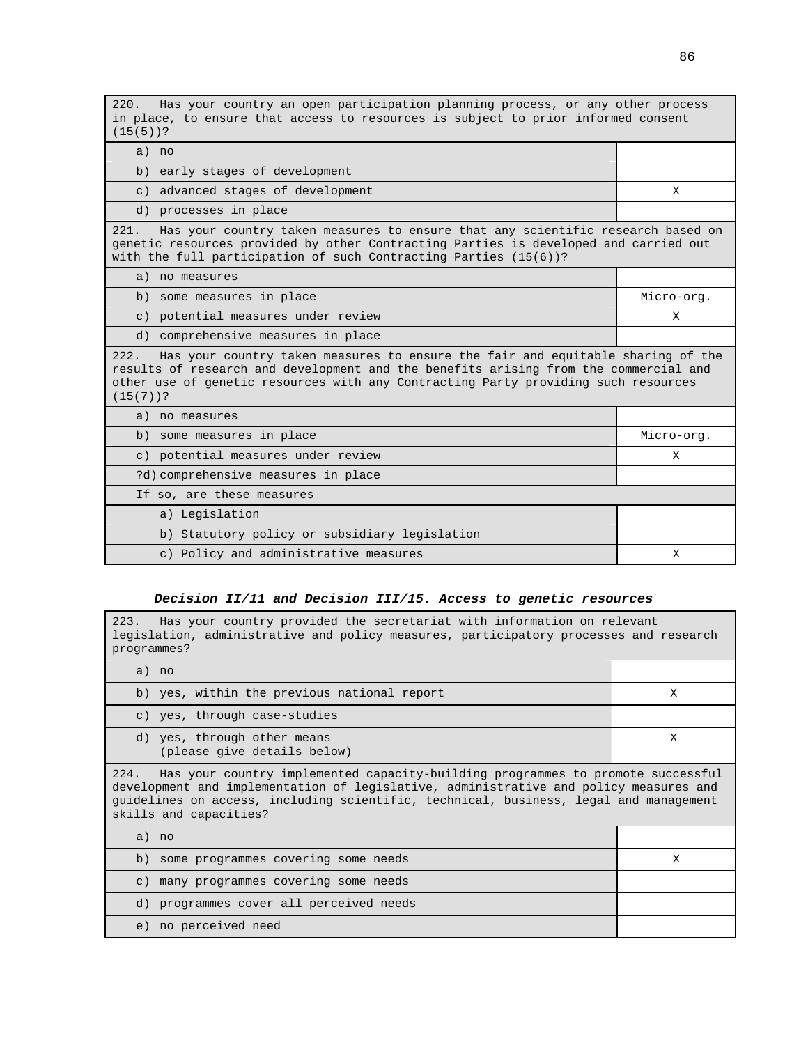| 220. Has your country an open participation planning process, or any other process in place, to ensure that access to resources is subject to prior informed consent (15(5))? | |
|---|---|
| a) no | |
| b) early stages of development | |
| c) advanced stages of development | X |
| d) processes in place | |

| 221. Has your country taken measures to ensure that any scientific research based on genetic resources provided by other Contracting Parties is developed and carried out with the full participation of such Contracting Parties (15(6))? | |
|---|---|
| a) no measures | |
| b) some measures in place | Micro-org. |
| c) potential measures under review | X |
| d) comprehensive measures in place | |

| 222. Has your country taken measures to ensure the fair and equitable sharing of the results of research and development and the benefits arising from the commercial and other use of genetic resources with any Contracting Party providing such resources (15(7))? | |
|---|---|
| a) no measures | |
| b) some measures in place | Micro-org. |
| c) potential measures under review | X |
| ?d) comprehensive measures in place | |
| If so, are these measures | |
| a) Legislation | |
| b) Statutory policy or subsidiary legislation | |
| c) Policy and administrative measures | X |

***Decision II/11 and Decision III/15. Access to genetic resources***

| 223. Has your country provided the secretariat with information on relevant legislation, administrative and policy measures, participatory processes and research programmes? | |
|---|---|
| a) no | |
| b) yes, within the previous national report | X |
| c) yes, through case-studies | |
| d) yes, through other means (please give details below) | X |

| 224. Has your country implemented capacity-building programmes to promote successful development and implementation of legislative, administrative and policy measures and guidelines on access, including scientific, technical, business, legal and management skills and capacities? | |
|---|---|
| a) no | |
| b) some programmes covering some needs | X |
| c) many programmes covering some needs | |
| d) programmes cover all perceived needs | |
| e) no perceived need | |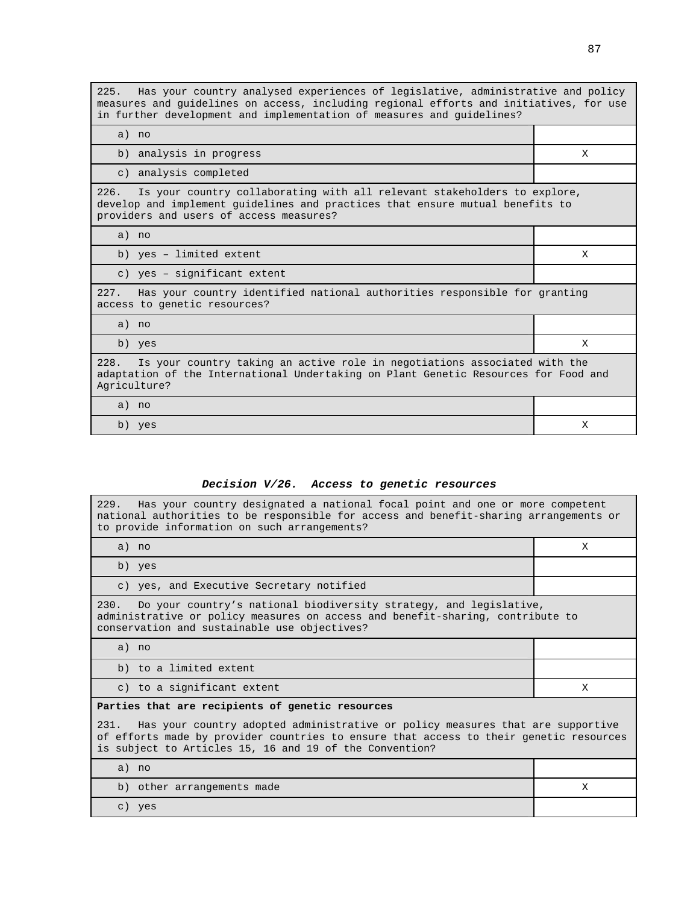| 225. Has your country analysed experiences of legislative, administrative and policy measures and guidelines on access, including regional efforts and initiatives, for use in further development and implementation of measures and guidelines? | |
|---|---|
| a) no | |
| b) analysis in progress | X |
| c) analysis completed | |
| 226. Is your country collaborating with all relevant stakeholders to explore, develop and implement guidelines and practices that ensure mutual benefits to providers and users of access measures? | |
| a) no | |
| b) yes – limited extent | X |
| c) yes – significant extent | |
| 227. Has your country identified national authorities responsible for granting access to genetic resources? | |
| a) no | |
| b) yes | X |
| 228. Is your country taking an active role in negotiations associated with the adaptation of the International Undertaking on Plant Genetic Resources for Food and Agriculture? | |
| a) no | |
| b) yes | X |

***Decision V/26. Access to genetic resources***

| 229. Has your country designated a national focal point and one or more competent national authorities to be responsible for access and benefit-sharing arrangements or to provide information on such arrangements? | |
|---|---|
| a) no | X |
| b) yes | |
| c) yes, and Executive Secretary notified | |
| 230. Do your country's national biodiversity strategy, and legislative, administrative or policy measures on access and benefit-sharing, contribute to conservation and sustainable use objectives? | |
| a) no | |
| b) to a limited extent | |
| c) to a significant extent | X |
| **Parties that are recipients of genetic resources**<br>231. Has your country adopted administrative or policy measures that are supportive of efforts made by provider countries to ensure that access to their genetic resources is subject to Articles 15, 16 and 19 of the Convention? | |
| a) no | |
| b) other arrangements made | X |
| c) yes | |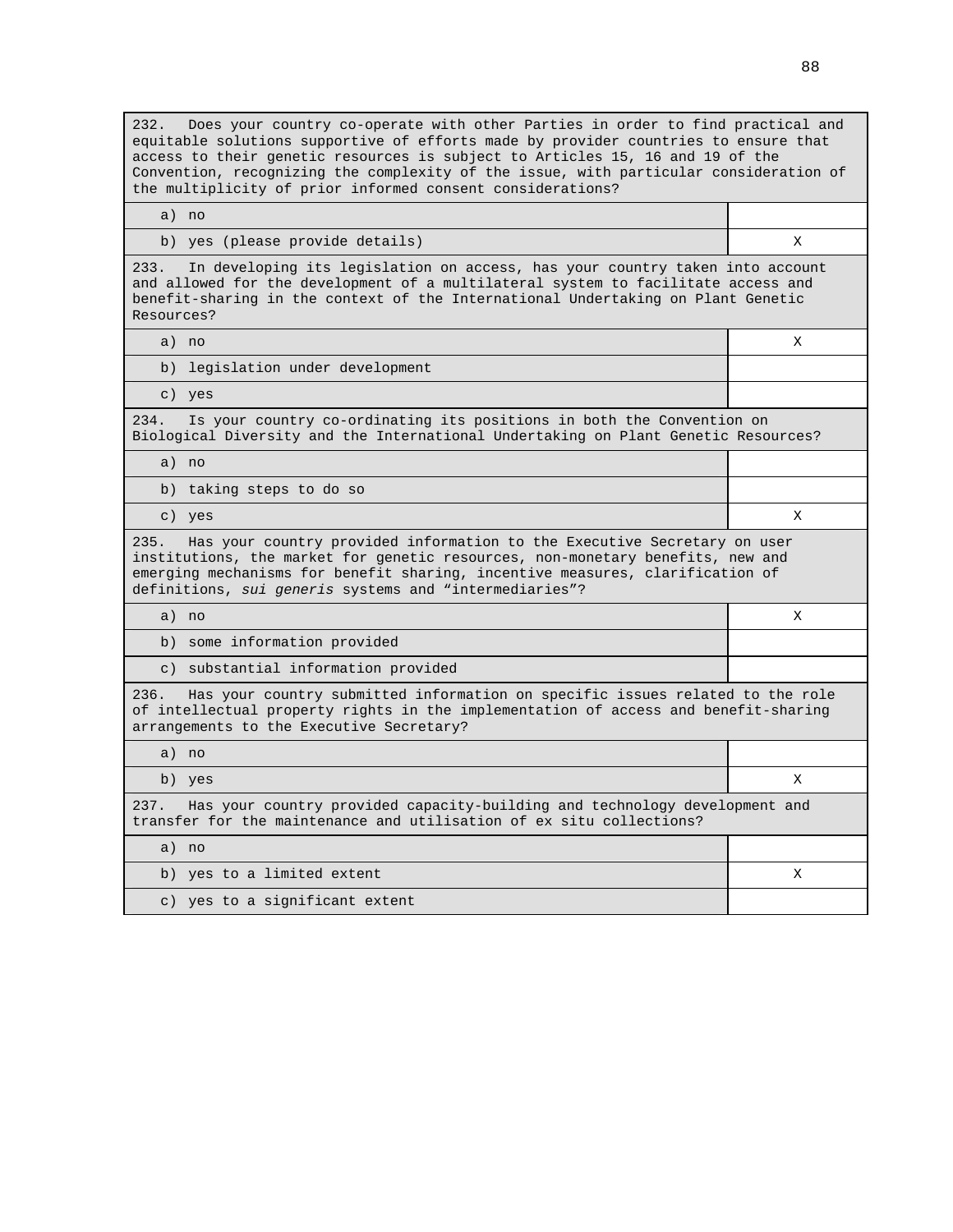| 232. Does your country co-operate with other Parties in order to find practical and equitable solutions supportive of efforts made by provider countries to ensure that access to their genetic resources is subject to Articles 15, 16 and 19 of the Convention, recognizing the complexity of the issue, with particular consideration of the multiplicity of prior informed consent considerations? | |
|---|---|
| a) no | |
| b) yes (please provide details) | X |
| **233.** In developing its legislation on access, has your country taken into account and allowed for the development of a multilateral system to facilitate access and benefit-sharing in the context of the International Undertaking on Plant Genetic Resources? | |
| a) no | X |
| b) legislation under development | |
| c) yes | |
| **234.** Is your country co-ordinating its positions in both the Convention on Biological Diversity and the International Undertaking on Plant Genetic Resources? | |
| a) no | |
| b) taking steps to do so | |
| c) yes | X |
| **235.** Has your country provided information to the Executive Secretary on user institutions, the market for genetic resources, non-monetary benefits, new and emerging mechanisms for benefit sharing, incentive measures, clarification of definitions, *sui generis* systems and "intermediaries"? | |
| a) no | X |
| b) some information provided | |
| c) substantial information provided | |
| **236.** Has your country submitted information on specific issues related to the role of intellectual property rights in the implementation of access and benefit-sharing arrangements to the Executive Secretary? | |
| a) no | |
| b) yes | X |
| **237.** Has your country provided capacity-building and technology development and transfer for the maintenance and utilisation of ex situ collections? | |
| a) no | |
| b) yes to a limited extent | X |
| c) yes to a significant extent | |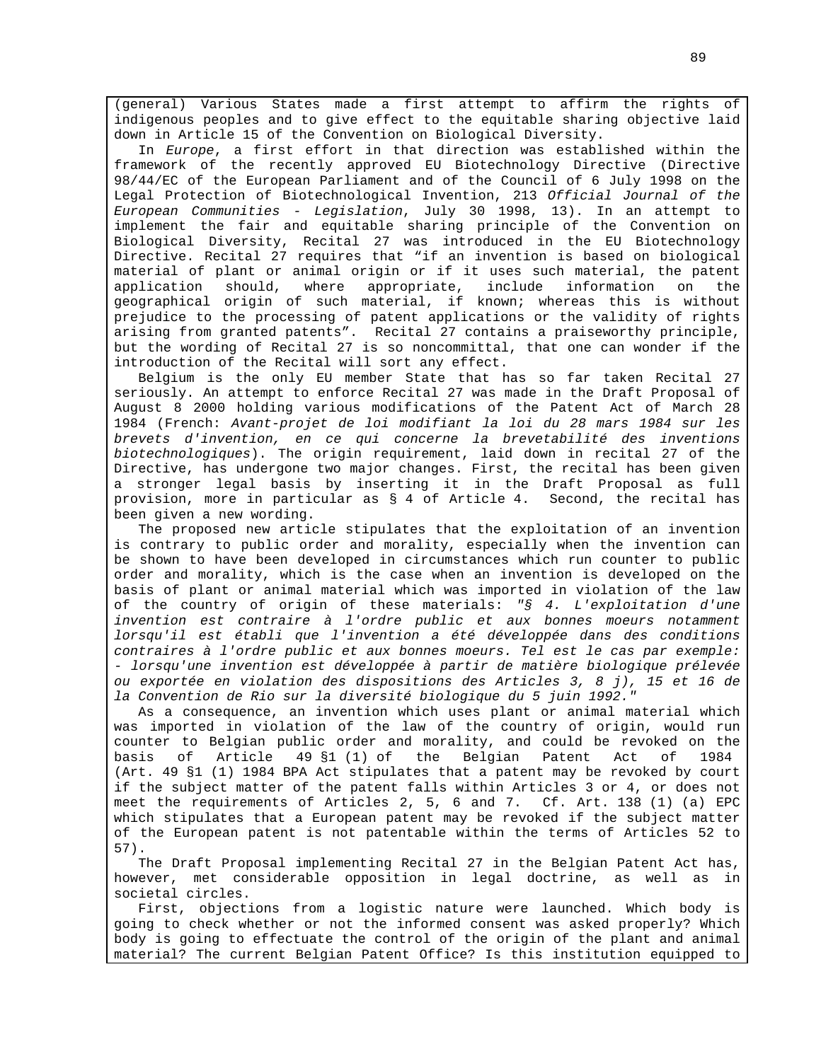(general) Various States made a first attempt to affirm the rights of indigenous peoples and to give effect to the equitable sharing objective laid down in Article 15 of the Convention on Biological Diversity.

In *Europe*, a first effort in that direction was established within the framework of the recently approved EU Biotechnology Directive (Directive 98/44/EC of the European Parliament and of the Council of 6 July 1998 on the Legal Protection of Biotechnological Invention, 213 *Official Journal of the European Communities - Legislation*, July 30 1998, 13). In an attempt to implement the fair and equitable sharing principle of the Convention on Biological Diversity, Recital 27 was introduced in the EU Biotechnology Directive. Recital 27 requires that "if an invention is based on biological material of plant or animal origin or if it uses such material, the patent application should, where appropriate, include information on the geographical origin of such material, if known; whereas this is without prejudice to the processing of patent applications or the validity of rights arising from granted patents". Recital 27 contains a praiseworthy principle, but the wording of Recital 27 is so noncommittal, that one can wonder if the introduction of the Recital will sort any effect.

Belgium is the only EU member State that has so far taken Recital 27 seriously. An attempt to enforce Recital 27 was made in the Draft Proposal of August 8 2000 holding various modifications of the Patent Act of March 28 1984 (French: *Avant-projet de loi modifiant la loi du 28 mars 1984 sur les brevets d'invention, en ce qui concerne la brevetabilité des inventions biotechnologiques*). The origin requirement, laid down in recital 27 of the Directive, has undergone two major changes. First, the recital has been given a stronger legal basis by inserting it in the Draft Proposal as full provision, more in particular as § 4 of Article 4. Second, the recital has been given a new wording.

The proposed new article stipulates that the exploitation of an invention is contrary to public order and morality, especially when the invention can be shown to have been developed in circumstances which run counter to public order and morality, which is the case when an invention is developed on the basis of plant or animal material which was imported in violation of the law of the country of origin of these materials: *"§ 4. L'exploitation d'une invention est contraire à l'ordre public et aux bonnes moeurs notamment lorsqu'il est établi que l'invention a été développée dans des conditions contraires à l'ordre public et aux bonnes moeurs. Tel est le cas par exemple: - lorsqu'une invention est développée à partir de matière biologique prélevée ou exportée en violation des dispositions des Articles 3, 8 j), 15 et 16 de la Convention de Rio sur la diversité biologique du 5 juin 1992."*

As a consequence, an invention which uses plant or animal material which was imported in violation of the law of the country of origin, would run counter to Belgian public order and morality, and could be revoked on the basis of Article 49 §1 (1) of the Belgian Patent Act of 1984 (Art. 49 §1 (1) 1984 BPA Act stipulates that a patent may be revoked by court if the subject matter of the patent falls within Articles 3 or 4, or does not meet the requirements of Articles 2, 5, 6 and 7. Cf. Art. 138 (1) (a) EPC which stipulates that a European patent may be revoked if the subject matter of the European patent is not patentable within the terms of Articles 52 to 57).

The Draft Proposal implementing Recital 27 in the Belgian Patent Act has, however, met considerable opposition in legal doctrine, as well as in societal circles.

First, objections from a logistic nature were launched. Which body is going to check whether or not the informed consent was asked properly? Which body is going to effectuate the control of the origin of the plant and animal material? The current Belgian Patent Office? Is this institution equipped to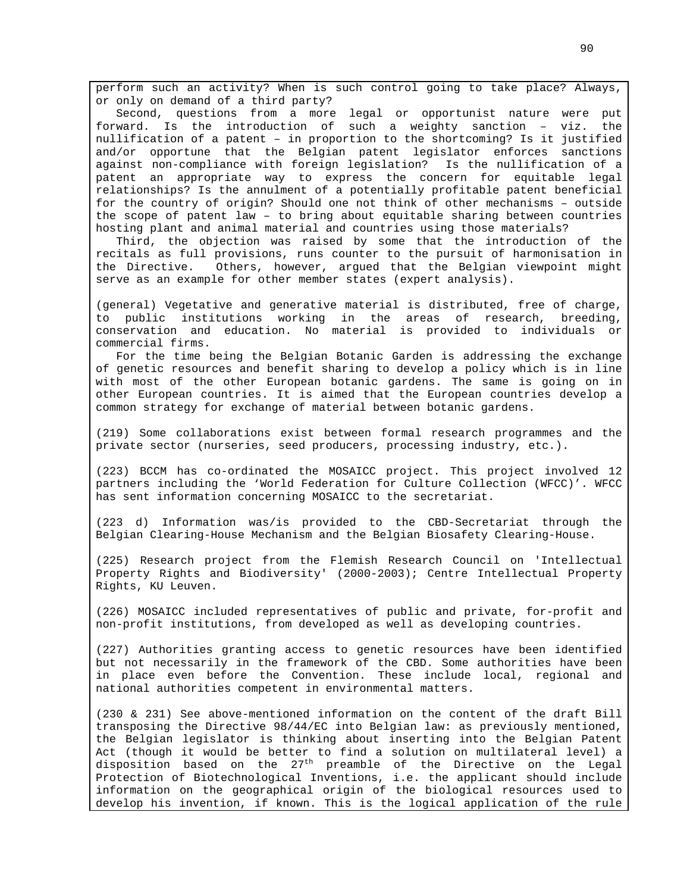perform such an activity? When is such control going to take place? Always, or only on demand of a third party?

Second, questions from a more legal or opportunist nature were put forward. Is the introduction of such a weighty sanction – viz. the nullification of a patent – in proportion to the shortcoming? Is it justified and/or opportune that the Belgian patent legislator enforces sanctions against non-compliance with foreign legislation? Is the nullification of a patent an appropriate way to express the concern for equitable legal relationships? Is the annulment of a potentially profitable patent beneficial for the country of origin? Should one not think of other mechanisms – outside the scope of patent law – to bring about equitable sharing between countries hosting plant and animal material and countries using those materials?

Third, the objection was raised by some that the introduction of the recitals as full provisions, runs counter to the pursuit of harmonisation in the Directive. Others, however, argued that the Belgian viewpoint might serve as an example for other member states (expert analysis).

(general) Vegetative and generative material is distributed, free of charge, to public institutions working in the areas of research, breeding, conservation and education. No material is provided to individuals or commercial firms.

For the time being the Belgian Botanic Garden is addressing the exchange of genetic resources and benefit sharing to develop a policy which is in line with most of the other European botanic gardens. The same is going on in other European countries. It is aimed that the European countries develop a common strategy for exchange of material between botanic gardens.

(219) Some collaborations exist between formal research programmes and the private sector (nurseries, seed producers, processing industry, etc.).

(223) BCCM has co-ordinated the MOSAICC project. This project involved 12 partners including the 'World Federation for Culture Collection (WFCC)'. WFCC has sent information concerning MOSAICC to the secretariat.

(223 d) Information was/is provided to the CBD-Secretariat through the Belgian Clearing-House Mechanism and the Belgian Biosafety Clearing-House.

(225) Research project from the Flemish Research Council on 'Intellectual Property Rights and Biodiversity' (2000-2003); Centre Intellectual Property Rights, KU Leuven.

(226) MOSAICC included representatives of public and private, for-profit and non-profit institutions, from developed as well as developing countries.

(227) Authorities granting access to genetic resources have been identified but not necessarily in the framework of the CBD. Some authorities have been in place even before the Convention. These include local, regional and national authorities competent in environmental matters.

(230 & 231) See above-mentioned information on the content of the draft Bill transposing the Directive 98/44/EC into Belgian law: as previously mentioned, the Belgian legislator is thinking about inserting into the Belgian Patent Act (though it would be better to find a solution on multilateral level) a disposition based on the 27$^{th}$ preamble of the Directive on the Legal Protection of Biotechnological Inventions, i.e. the applicant should include information on the geographical origin of the biological resources used to develop his invention, if known. This is the logical application of the rule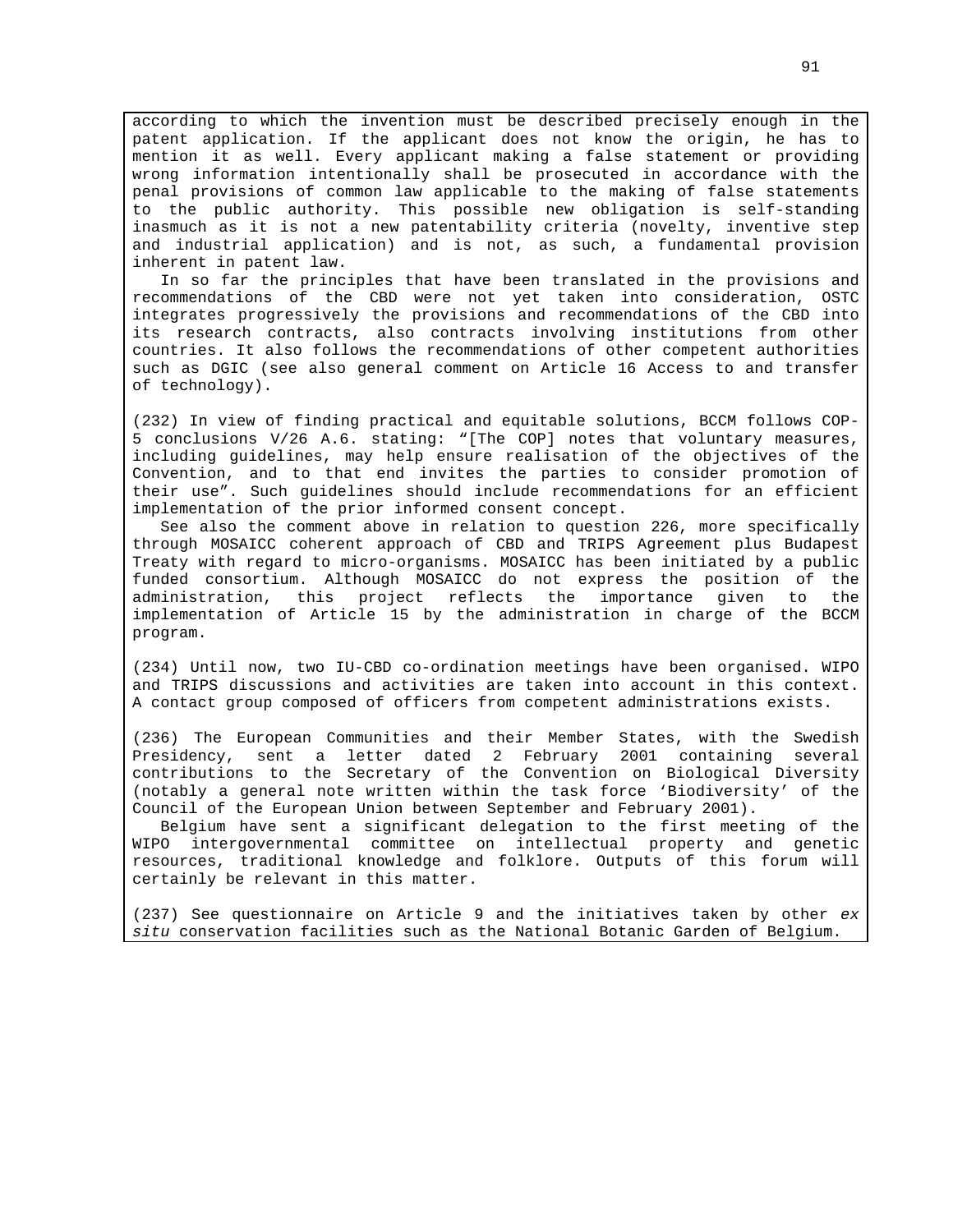according to which the invention must be described precisely enough in the patent application. If the applicant does not know the origin, he has to mention it as well. Every applicant making a false statement or providing wrong information intentionally shall be prosecuted in accordance with the penal provisions of common law applicable to the making of false statements to the public authority. This possible new obligation is self-standing inasmuch as it is not a new patentability criteria (novelty, inventive step and industrial application) and is not, as such, a fundamental provision inherent in patent law.

In so far the principles that have been translated in the provisions and recommendations of the CBD were not yet taken into consideration, OSTC integrates progressively the provisions and recommendations of the CBD into its research contracts, also contracts involving institutions from other countries. It also follows the recommendations of other competent authorities such as DGIC (see also general comment on Article 16 Access to and transfer of technology).

(232) In view of finding practical and equitable solutions, BCCM follows COP-5 conclusions V/26 A.6. stating: “[The COP] notes that voluntary measures, including guidelines, may help ensure realisation of the objectives of the Convention, and to that end invites the parties to consider promotion of their use”. Such guidelines should include recommendations for an efficient implementation of the prior informed consent concept.

See also the comment above in relation to question 226, more specifically through MOSAICC coherent approach of CBD and TRIPS Agreement plus Budapest Treaty with regard to micro-organisms. MOSAICC has been initiated by a public funded consortium. Although MOSAICC do not express the position of the administration, this project reflects the importance given to the implementation of Article 15 by the administration in charge of the BCCM program.

(234) Until now, two IU-CBD co-ordination meetings have been organised. WIPO and TRIPS discussions and activities are taken into account in this context. A contact group composed of officers from competent administrations exists.

(236) The European Communities and their Member States, with the Swedish Presidency, sent a letter dated 2 February 2001 containing several contributions to the Secretary of the Convention on Biological Diversity (notably a general note written within the task force ‘Biodiversity’ of the Council of the European Union between September and February 2001).

Belgium have sent a significant delegation to the first meeting of the WIPO intergovernmental committee on intellectual property and genetic resources, traditional knowledge and folklore. Outputs of this forum will certainly be relevant in this matter.

(237) See questionnaire on Article 9 and the initiatives taken by other *ex situ* conservation facilities such as the National Botanic Garden of Belgium.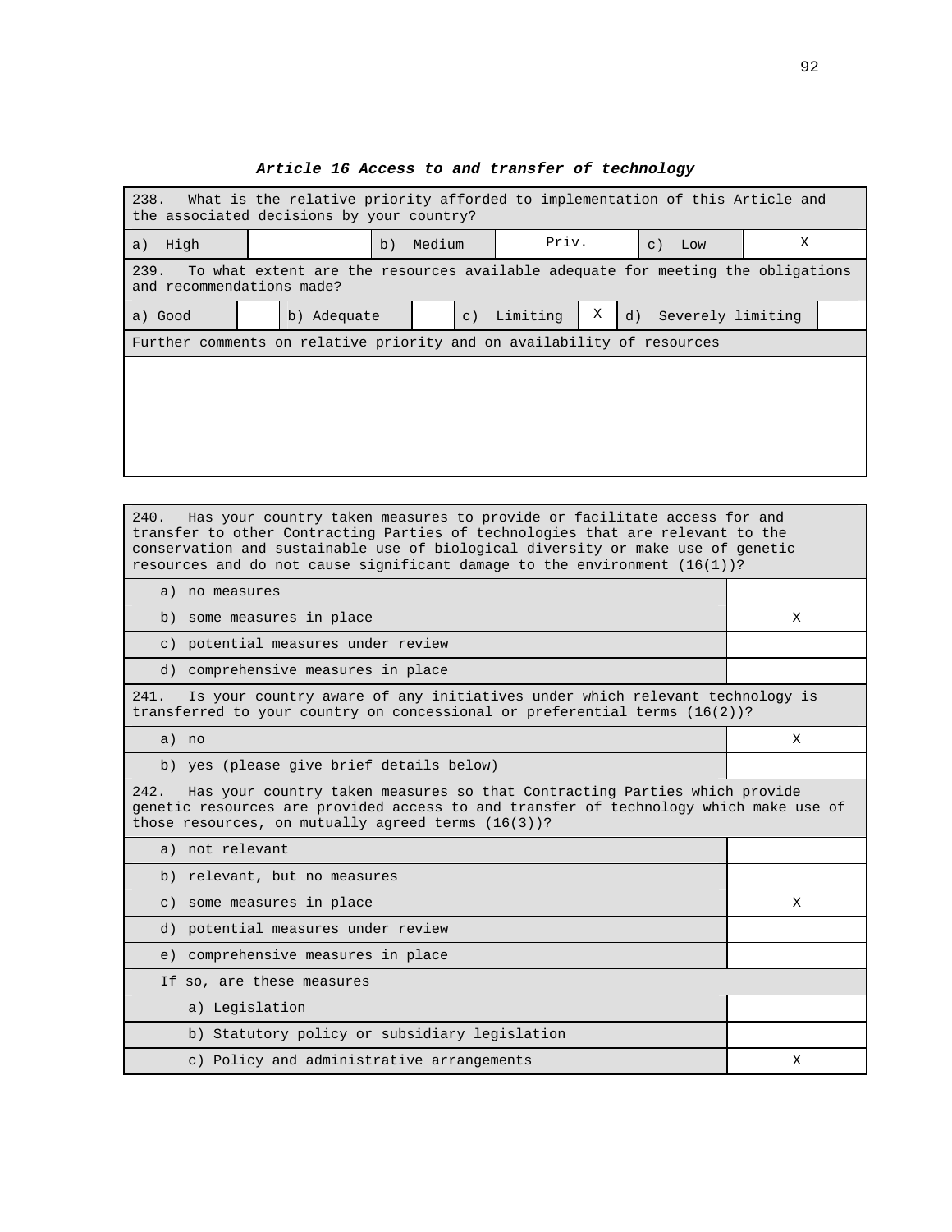***Article 16 Access to and transfer of technology***

| 238. What is the relative priority afforded to implementation of this Article and the associated decisions by your country? | | | | | |
|---|---|---|---|---|---|
| a) High | | b) Medium | Priv. | c) Low | X |

| 239. To what extent are the resources available adequate for meeting the obligations and recommendations made? | | | | | | | |
|---|---|---|---|---|---|---|---|
| a) Good | | b) Adequate | | c) Limiting | X | d) Severely limiting | |

| Further comments on relative priority and on availability of resources |
|---|
| |

| 240. Has your country taken measures to provide or facilitate access for and transfer to other Contracting Parties of technologies that are relevant to the conservation and sustainable use of biological diversity or make use of genetic resources and do not cause significant damage to the environment (16(1))? | |
|---|---|
| a) no measures | |
| b) some measures in place | X |
| c) potential measures under review | |
| d) comprehensive measures in place | |

| 241. Is your country aware of any initiatives under which relevant technology is transferred to your country on concessional or preferential terms (16(2))? | |
|---|---|
| a) no | X |
| b) yes (please give brief details below) | |

| 242. Has your country taken measures so that Contracting Parties which provide genetic resources are provided access to and transfer of technology which make use of those resources, on mutually agreed terms (16(3))? | |
|---|---|
| a) not relevant | |
| b) relevant, but no measures | |
| c) some measures in place | X |
| d) potential measures under review | |
| e) comprehensive measures in place | |
| If so, are these measures | |
| a) Legislation | |
| b) Statutory policy or subsidiary legislation | |
| c) Policy and administrative arrangements | X |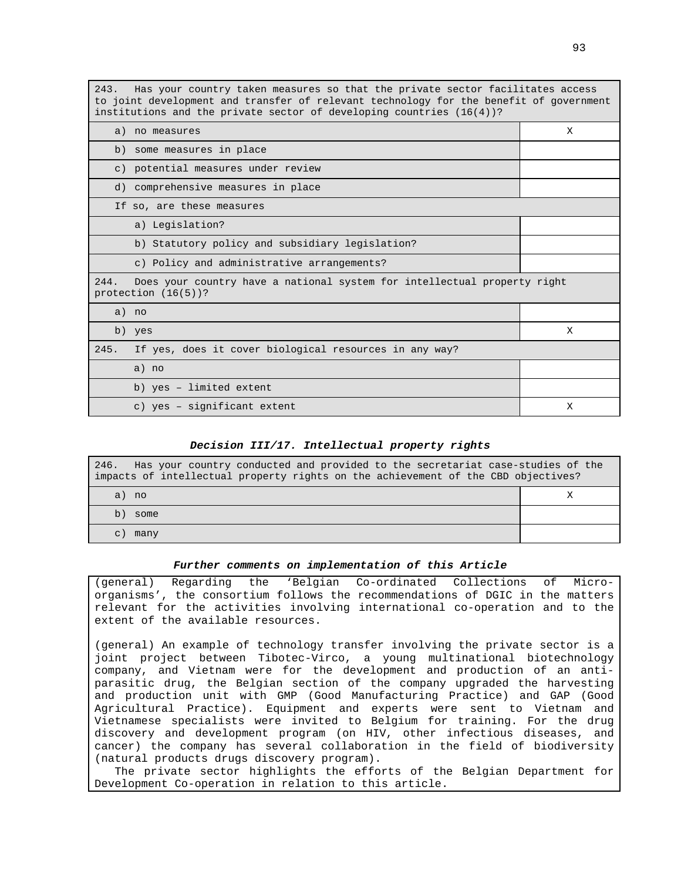| 243. Has your country taken measures so that the private sector facilitates access to joint development and transfer of relevant technology for the benefit of government institutions and the private sector of developing countries (16(4))? | |
|---|---|
| a) no measures | X |
| b) some measures in place | |
| c) potential measures under review | |
| d) comprehensive measures in place | |
| If so, are these measures | |
| a) Legislation? | |
| b) Statutory policy and subsidiary legislation? | |
| c) Policy and administrative arrangements? | |

| 244. Does your country have a national system for intellectual property right protection (16(5))? | |
|---|---|
| a) no | |
| b) yes | X |

| 245. If yes, does it cover biological resources in any way? | |
|---|---|
| a) no | |
| b) yes – limited extent | |
| c) yes – significant extent | X |

***Decision III/17. Intellectual property rights***

| 246. Has your country conducted and provided to the secretariat case-studies of the impacts of intellectual property rights on the achievement of the CBD objectives? | |
|---|---|
| a) no | X |
| b) some | |
| c) many | |

***Further comments on implementation of this Article***

(general) Regarding the 'Belgian Co-ordinated Collections of Micro-organisms', the consortium follows the recommendations of DGIC in the matters relevant for the activities involving international co-operation and to the extent of the available resources.

(general) An example of technology transfer involving the private sector is a joint project between Tibotec-Virco, a young multinational biotechnology company, and Vietnam were for the development and production of an anti-parasitic drug, the Belgian section of the company upgraded the harvesting and production unit with GMP (Good Manufacturing Practice) and GAP (Good Agricultural Practice). Equipment and experts were sent to Vietnam and Vietnamese specialists were invited to Belgium for training. For the drug discovery and development program (on HIV, other infectious diseases, and cancer) the company has several collaboration in the field of biodiversity (natural products drugs discovery program).

The private sector highlights the efforts of the Belgian Department for Development Co-operation in relation to this article.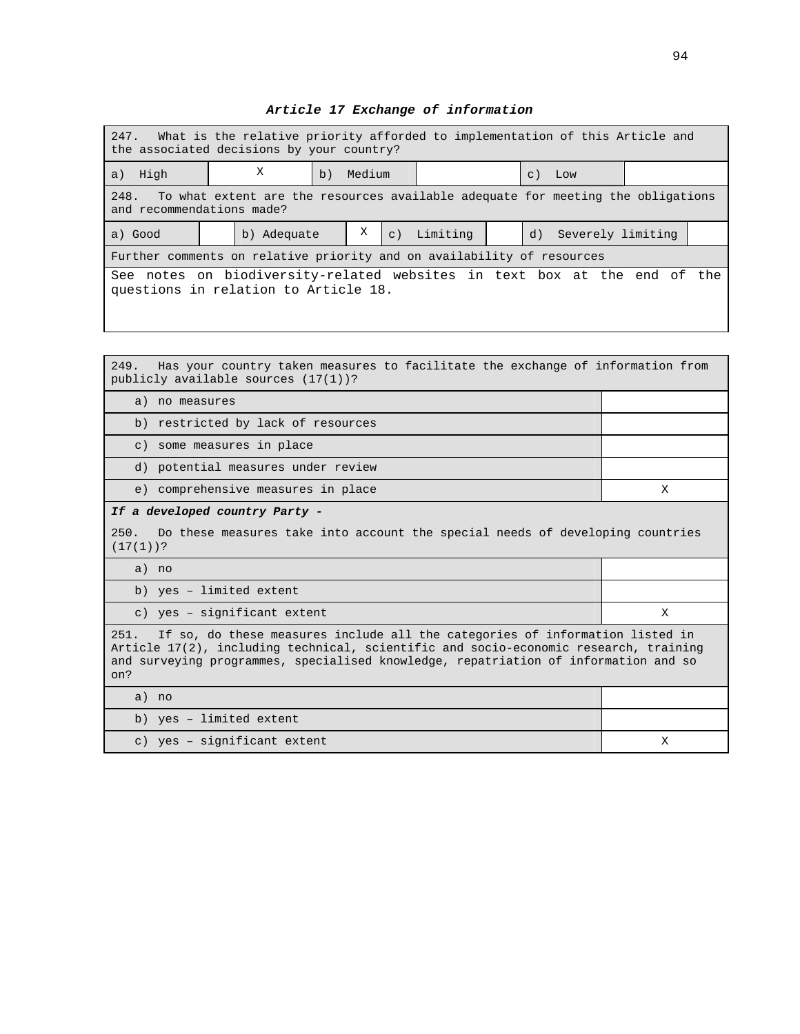### *Article 17 Exchange of information*

| 247. What is the relative priority afforded to implementation of this Article and the associated decisions by your country? | | | | | |
|---|---|---|---|---|---|
| a) High | X | b) Medium | | c) Low | |

| 248. To what extent are the resources available adequate for meeting the obligations and recommendations made? | | | | | | | |
|---|---|---|---|---|---|---|---|
| a) Good | | b) Adequate | X | c) Limiting | | d) Severely limiting | |

| Further comments on relative priority and on availability of resources |
|---|
| See notes on biodiversity-related websites in text box at the end of the questions in relation to Article 18. |

| 249. Has your country taken measures to facilitate the exchange of information from publicly available sources (17(1))? | |
|---|---|
| a) no measures | |
| b) restricted by lack of resources | |
| c) some measures in place | |
| d) potential measures under review | |
| e) comprehensive measures in place | X |
| ***If a developed country Party -*** 250. Do these measures take into account the special needs of developing countries (17(1))? | |
| a) no | |
| b) yes – limited extent | |
| c) yes – significant extent | X |
| 251. If so, do these measures include all the categories of information listed in Article 17(2), including technical, scientific and socio-economic research, training and surveying programmes, specialised knowledge, repatriation of information and so on? | |
| a) no | |
| b) yes – limited extent | |
| c) yes – significant extent | X |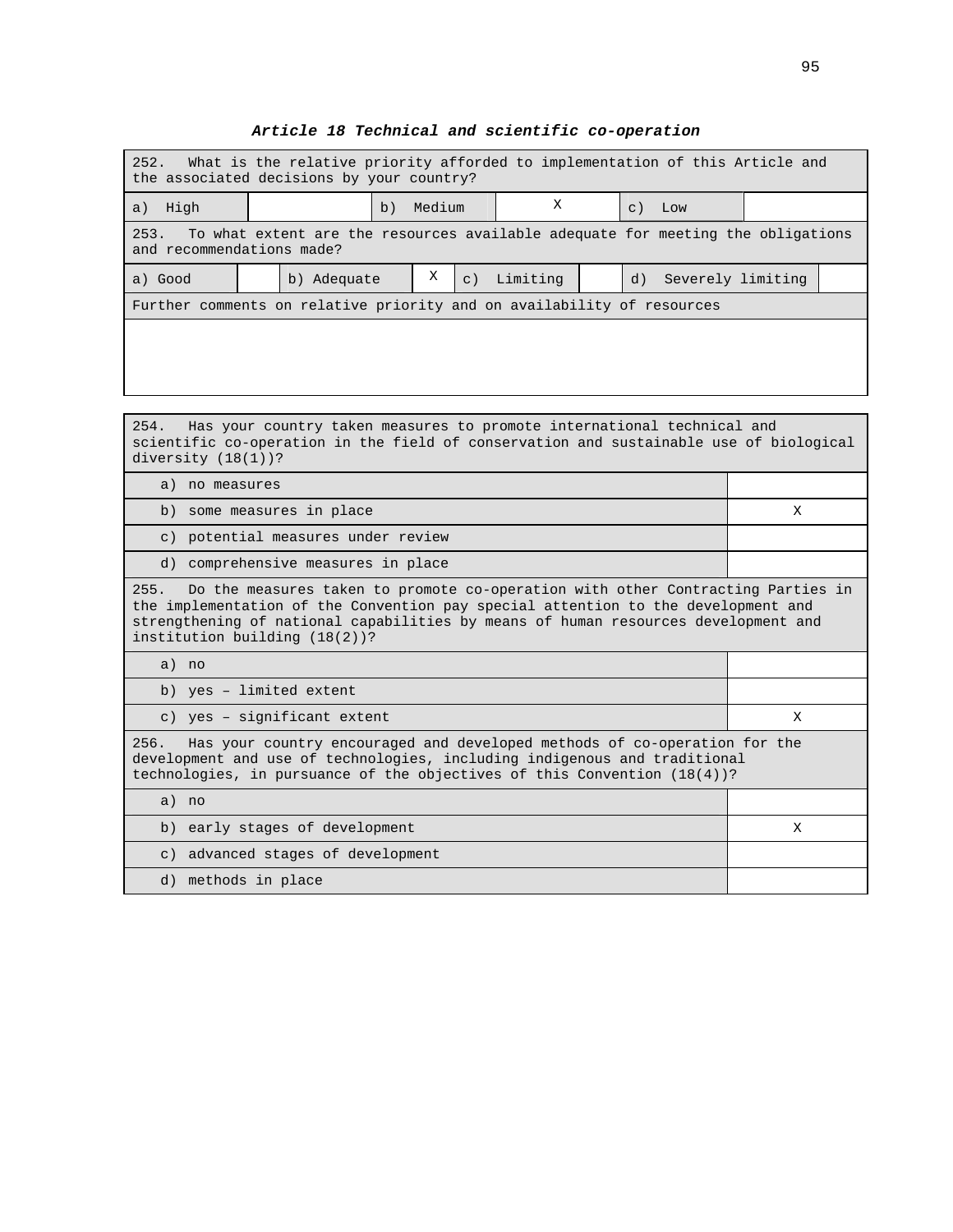### *Article 18 Technical and scientific co-operation*

| 252. What is the relative priority afforded to implementation of this Article and the associated decisions by your country? | | | | | |
|---|---|---|---|---|---|
| a) High | | b) Medium | X | c) Low | |

| 253. To what extent are the resources available adequate for meeting the obligations and recommendations made? | | | | | | | |
|---|---|---|---|---|---|---|---|
| a) Good | | b) Adequate | X | c) Limiting | | d) Severely limiting | |

| Further comments on relative priority and on availability of resources |
|---|
| |

| 254. Has your country taken measures to promote international technical and scientific co-operation in the field of conservation and sustainable use of biological diversity (18(1))? | |
|---|---|
| a) no measures | |
| b) some measures in place | X |
| c) potential measures under review | |
| d) comprehensive measures in place | |

| 255. Do the measures taken to promote co-operation with other Contracting Parties in the implementation of the Convention pay special attention to the development and strengthening of national capabilities by means of human resources development and institution building (18(2))? | |
|---|---|
| a) no | |
| b) yes – limited extent | |
| c) yes – significant extent | X |

| 256. Has your country encouraged and developed methods of co-operation for the development and use of technologies, including indigenous and traditional technologies, in pursuance of the objectives of this Convention (18(4))? | |
|---|---|
| a) no | |
| b) early stages of development | X |
| c) advanced stages of development | |
| d) methods in place | |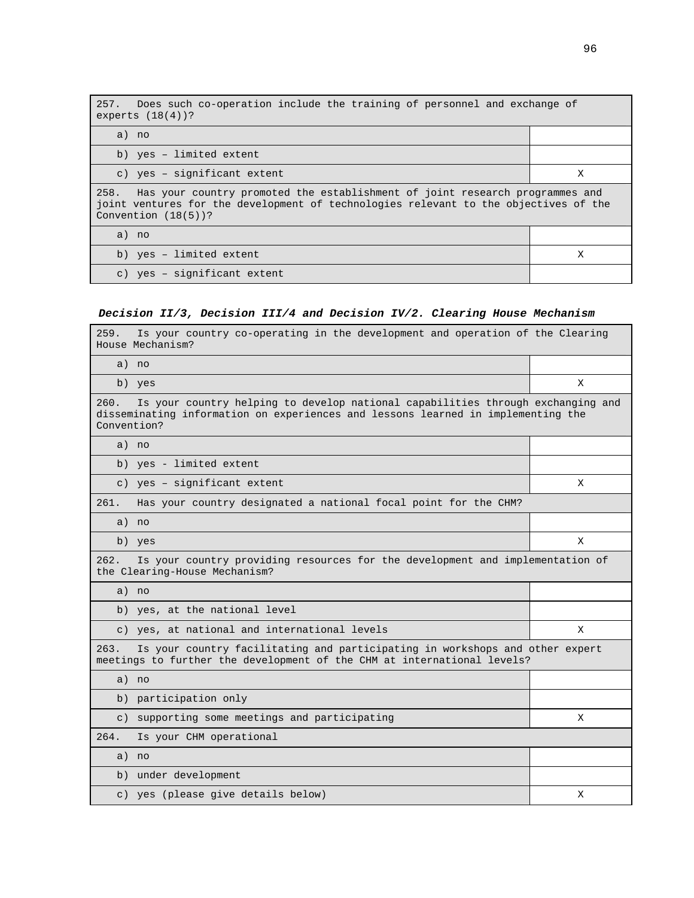| 257. Does such co-operation include the training of personnel and exchange of experts (18(4))? | |
|---|---|
| a) no | |
| b) yes – limited extent | |
| c) yes – significant extent | X |
| **258. Has your country promoted the establishment of joint research programmes and joint ventures for the development of technologies relevant to the objectives of the Convention (18(5))?** | |
| a) no | |
| b) yes – limited extent | X |
| c) yes – significant extent | |

***Decision II/3, Decision III/4 and Decision IV/2. Clearing House Mechanism***

| 259. Is your country co-operating in the development and operation of the Clearing House Mechanism? | |
|---|---|
| a) no | |
| b) yes | X |
| **260. Is your country helping to develop national capabilities through exchanging and disseminating information on experiences and lessons learned in implementing the Convention?** | |
| a) no | |
| b) yes - limited extent | |
| c) yes – significant extent | X |
| **261. Has your country designated a national focal point for the CHM?** | |
| a) no | |
| b) yes | X |
| **262. Is your country providing resources for the development and implementation of the Clearing-House Mechanism?** | |
| a) no | |
| b) yes, at the national level | |
| c) yes, at national and international levels | X |
| **263. Is your country facilitating and participating in workshops and other expert meetings to further the development of the CHM at international levels?** | |
| a) no | |
| b) participation only | |
| c) supporting some meetings and participating | X |
| **264. Is your CHM operational** | |
| a) no | |
| b) under development | |
| c) yes (please give details below) | X |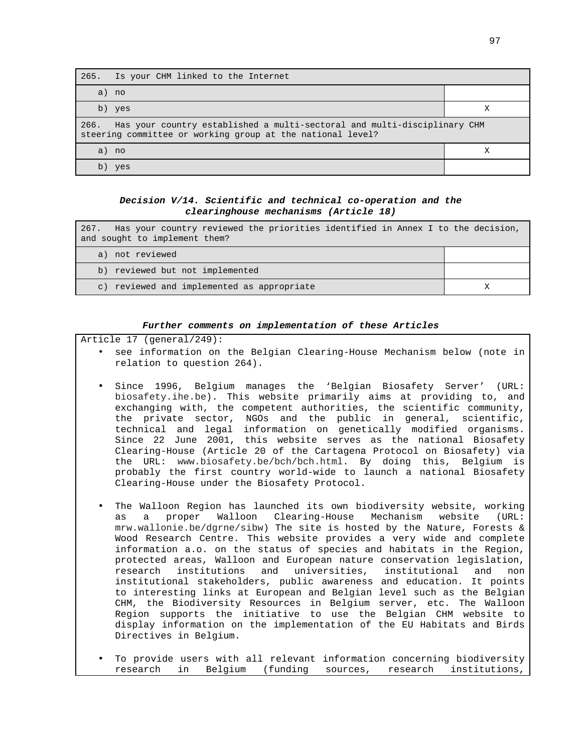| 265. Is your CHM linked to the Internet | |
|---|---|
| a) no | |
| b) yes | X |

| 266. Has your country established a multi-sectoral and multi-disciplinary CHM steering committee or working group at the national level? | |
|---|---|
| a) no | X |
| b) yes | |

***Decision V/14. Scientific and technical co-operation and the clearinghouse mechanisms (Article 18)***

| 267. Has your country reviewed the priorities identified in Annex I to the decision, and sought to implement them? | |
|---|---|
| a) not reviewed | |
| b) reviewed but not implemented | |
| c) reviewed and implemented as appropriate | X |

***Further comments on implementation of these Articles***

Article 17 (general/249):

- see information on the Belgian Clearing-House Mechanism below (note in relation to question 264).

- Since 1996, Belgium manages the 'Belgian Biosafety Server' (URL: biosafety.ihe.be). This website primarily aims at providing to, and exchanging with, the competent authorities, the scientific community, the private sector, NGOs and the public in general, scientific, technical and legal information on genetically modified organisms. Since 22 June 2001, this website serves as the national Biosafety Clearing-House (Article 20 of the Cartagena Protocol on Biosafety) via the URL: www.biosafety.be/bch/bch.html. By doing this, Belgium is probably the first country world-wide to launch a national Biosafety Clearing-House under the Biosafety Protocol.

- The Walloon Region has launched its own biodiversity website, working as a proper Walloon Clearing-House Mechanism website (URL: mrw.wallonie.be/dgrne/sibw) The site is hosted by the Nature, Forests & Wood Research Centre. This website provides a very wide and complete information a.o. on the status of species and habitats in the Region, protected areas, Walloon and European nature conservation legislation, research institutions and universities, institutional and non institutional stakeholders, public awareness and education. It points to interesting links at European and Belgian level such as the Belgian CHM, the Biodiversity Resources in Belgium server, etc. The Walloon Region supports the initiative to use the Belgian CHM website to display information on the implementation of the EU Habitats and Birds Directives in Belgium.

- To provide users with all relevant information concerning biodiversity research in Belgium (funding sources, research institutions,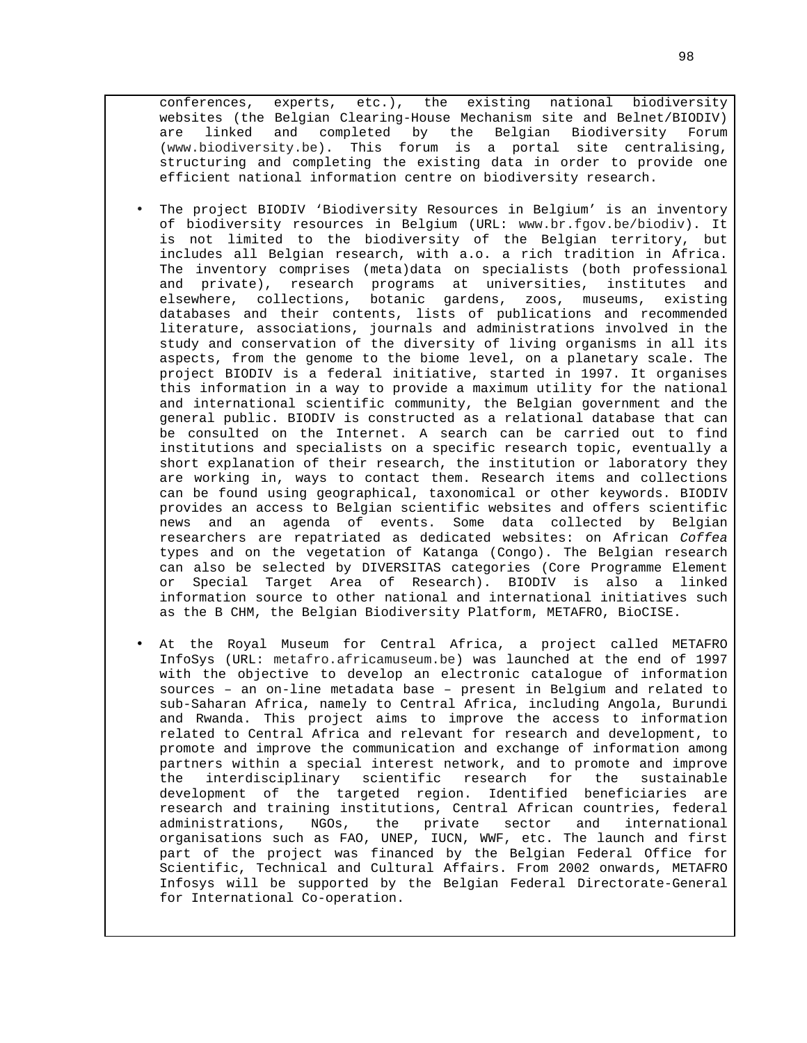conferences, experts, etc.), the existing national biodiversity websites (the Belgian Clearing-House Mechanism site and Belnet/BIODIV) are linked and completed by the Belgian Biodiversity Forum (www.biodiversity.be). This forum is a portal site centralising, structuring and completing the existing data in order to provide one efficient national information centre on biodiversity research.

- The project BIODIV 'Biodiversity Resources in Belgium' is an inventory of biodiversity resources in Belgium (URL: www.br.fgov.be/biodiv). It is not limited to the biodiversity of the Belgian territory, but includes all Belgian research, with a.o. a rich tradition in Africa. The inventory comprises (meta)data on specialists (both professional and private), research programs at universities, institutes and elsewhere, collections, botanic gardens, zoos, museums, existing databases and their contents, lists of publications and recommended literature, associations, journals and administrations involved in the study and conservation of the diversity of living organisms in all its aspects, from the genome to the biome level, on a planetary scale. The project BIODIV is a federal initiative, started in 1997. It organises this information in a way to provide a maximum utility for the national and international scientific community, the Belgian government and the general public. BIODIV is constructed as a relational database that can be consulted on the Internet. A search can be carried out to find institutions and specialists on a specific research topic, eventually a short explanation of their research, the institution or laboratory they are working in, ways to contact them. Research items and collections can be found using geographical, taxonomical or other keywords. BIODIV provides an access to Belgian scientific websites and offers scientific news and an agenda of events. Some data collected by Belgian researchers are repatriated as dedicated websites: on African *Coffea* types and on the vegetation of Katanga (Congo). The Belgian research can also be selected by DIVERSITAS categories (Core Programme Element or Special Target Area of Research). BIODIV is also a linked information source to other national and international initiatives such as the B CHM, the Belgian Biodiversity Platform, METAFRO, BioCISE.

- At the Royal Museum for Central Africa, a project called METAFRO InfoSys (URL: metafro.africamuseum.be) was launched at the end of 1997 with the objective to develop an electronic catalogue of information sources – an on-line metadata base – present in Belgium and related to sub-Saharan Africa, namely to Central Africa, including Angola, Burundi and Rwanda. This project aims to improve the access to information related to Central Africa and relevant for research and development, to promote and improve the communication and exchange of information among partners within a special interest network, and to promote and improve the interdisciplinary scientific research for the sustainable development of the targeted region. Identified beneficiaries are research and training institutions, Central African countries, federal administrations, NGOs, the private sector and international organisations such as FAO, UNEP, IUCN, WWF, etc. The launch and first part of the project was financed by the Belgian Federal Office for Scientific, Technical and Cultural Affairs. From 2002 onwards, METAFRO Infosys will be supported by the Belgian Federal Directorate-General for International Co-operation.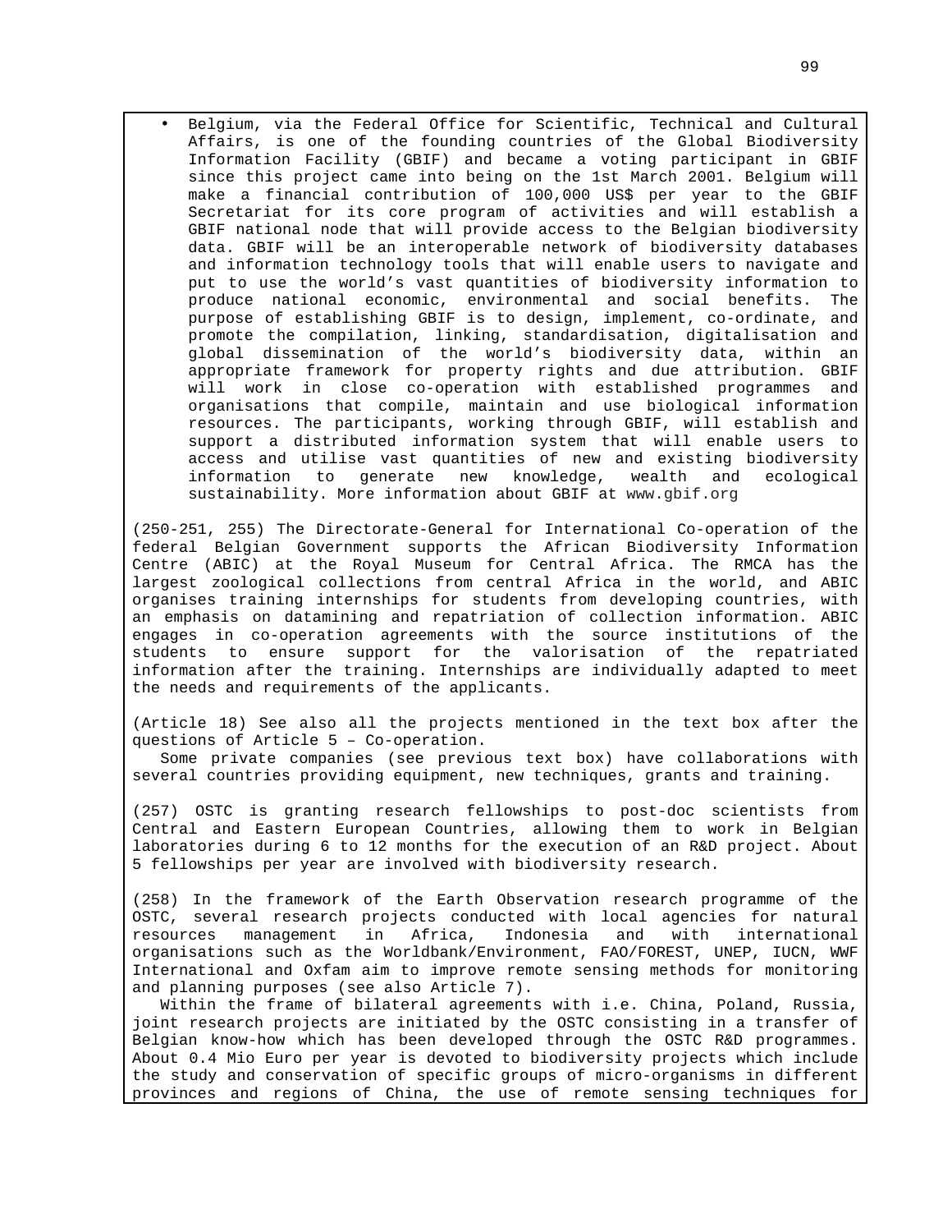- Belgium, via the Federal Office for Scientific, Technical and Cultural Affairs, is one of the founding countries of the Global Biodiversity Information Facility (GBIF) and became a voting participant in GBIF since this project came into being on the 1st March 2001. Belgium will make a financial contribution of 100,000 US$ per year to the GBIF Secretariat for its core program of activities and will establish a GBIF national node that will provide access to the Belgian biodiversity data. GBIF will be an interoperable network of biodiversity databases and information technology tools that will enable users to navigate and put to use the world's vast quantities of biodiversity information to produce national economic, environmental and social benefits. The purpose of establishing GBIF is to design, implement, co-ordinate, and promote the compilation, linking, standardisation, digitalisation and global dissemination of the world's biodiversity data, within an appropriate framework for property rights and due attribution. GBIF will work in close co-operation with established programmes and organisations that compile, maintain and use biological information resources. The participants, working through GBIF, will establish and support a distributed information system that will enable users to access and utilise vast quantities of new and existing biodiversity information to generate new knowledge, wealth and ecological sustainability. More information about GBIF at www.gbif.org

(250-251, 255) The Directorate-General for International Co-operation of the federal Belgian Government supports the African Biodiversity Information Centre (ABIC) at the Royal Museum for Central Africa. The RMCA has the largest zoological collections from central Africa in the world, and ABIC organises training internships for students from developing countries, with an emphasis on datamining and repatriation of collection information. ABIC engages in co-operation agreements with the source institutions of the students to ensure support for the valorisation of the repatriated information after the training. Internships are individually adapted to meet the needs and requirements of the applicants.

(Article 18) See also all the projects mentioned in the text box after the questions of Article 5 – Co-operation.

Some private companies (see previous text box) have collaborations with several countries providing equipment, new techniques, grants and training.

(257) OSTC is granting research fellowships to post-doc scientists from Central and Eastern European Countries, allowing them to work in Belgian laboratories during 6 to 12 months for the execution of an R&D project. About 5 fellowships per year are involved with biodiversity research.

(258) In the framework of the Earth Observation research programme of the OSTC, several research projects conducted with local agencies for natural resources management in Africa, Indonesia and with international organisations such as the Worldbank/Environment, FAO/FOREST, UNEP, IUCN, WWF International and Oxfam aim to improve remote sensing methods for monitoring and planning purposes (see also Article 7).

Within the frame of bilateral agreements with i.e. China, Poland, Russia, joint research projects are initiated by the OSTC consisting in a transfer of Belgian know-how which has been developed through the OSTC R&D programmes. About 0.4 Mio Euro per year is devoted to biodiversity projects which include the study and conservation of specific groups of micro-organisms in different provinces and regions of China, the use of remote sensing techniques for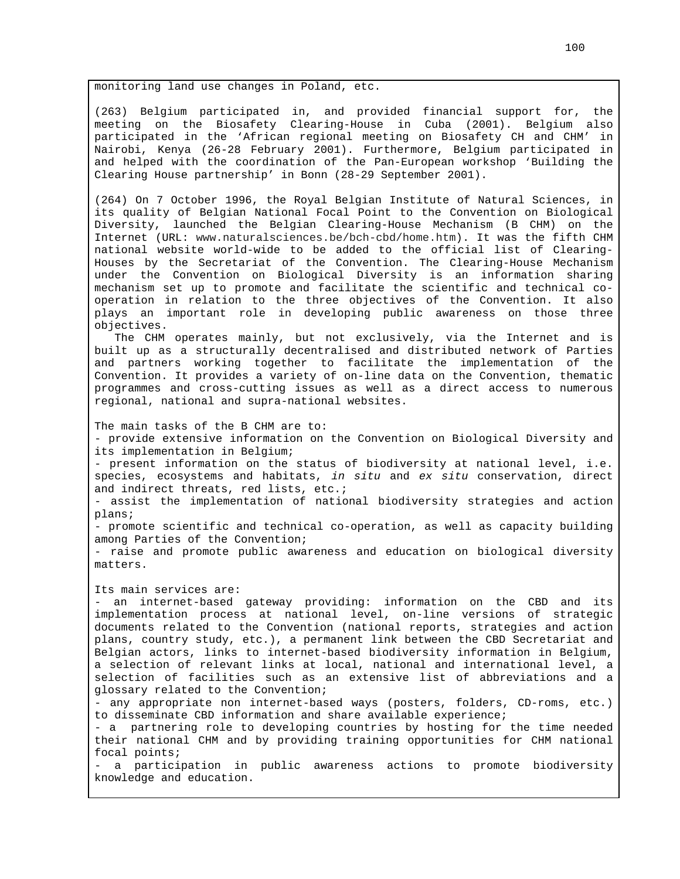monitoring land use changes in Poland, etc.

(263) Belgium participated in, and provided financial support for, the meeting on the Biosafety Clearing-House in Cuba (2001). Belgium also participated in the 'African regional meeting on Biosafety CH and CHM' in Nairobi, Kenya (26-28 February 2001). Furthermore, Belgium participated in and helped with the coordination of the Pan-European workshop 'Building the Clearing House partnership' in Bonn (28-29 September 2001).

(264) On 7 October 1996, the Royal Belgian Institute of Natural Sciences, in its quality of Belgian National Focal Point to the Convention on Biological Diversity, launched the Belgian Clearing-House Mechanism (B CHM) on the Internet (URL: www.naturalsciences.be/bch-cbd/home.htm). It was the fifth CHM national website world-wide to be added to the official list of Clearing-Houses by the Secretariat of the Convention. The Clearing-House Mechanism under the Convention on Biological Diversity is an information sharing mechanism set up to promote and facilitate the scientific and technical co-operation in relation to the three objectives of the Convention. It also plays an important role in developing public awareness on those three objectives.

The CHM operates mainly, but not exclusively, via the Internet and is built up as a structurally decentralised and distributed network of Parties and partners working together to facilitate the implementation of the Convention. It provides a variety of on-line data on the Convention, thematic programmes and cross-cutting issues as well as a direct access to numerous regional, national and supra-national websites.

The main tasks of the B CHM are to:

- provide extensive information on the Convention on Biological Diversity and its implementation in Belgium;
- present information on the status of biodiversity at national level, i.e. species, ecosystems and habitats, *in situ* and *ex situ* conservation, direct and indirect threats, red lists, etc.;
- assist the implementation of national biodiversity strategies and action plans;
- promote scientific and technical co-operation, as well as capacity building among Parties of the Convention;
- raise and promote public awareness and education on biological diversity matters.

Its main services are:

- an internet-based gateway providing: information on the CBD and its implementation process at national level, on-line versions of strategic documents related to the Convention (national reports, strategies and action plans, country study, etc.), a permanent link between the CBD Secretariat and Belgian actors, links to internet-based biodiversity information in Belgium, a selection of relevant links at local, national and international level, a selection of facilities such as an extensive list of abbreviations and a glossary related to the Convention;
- any appropriate non internet-based ways (posters, folders, CD-roms, etc.) to disseminate CBD information and share available experience;
- a partnering role to developing countries by hosting for the time needed their national CHM and by providing training opportunities for CHM national focal points;
- a participation in public awareness actions to promote biodiversity knowledge and education.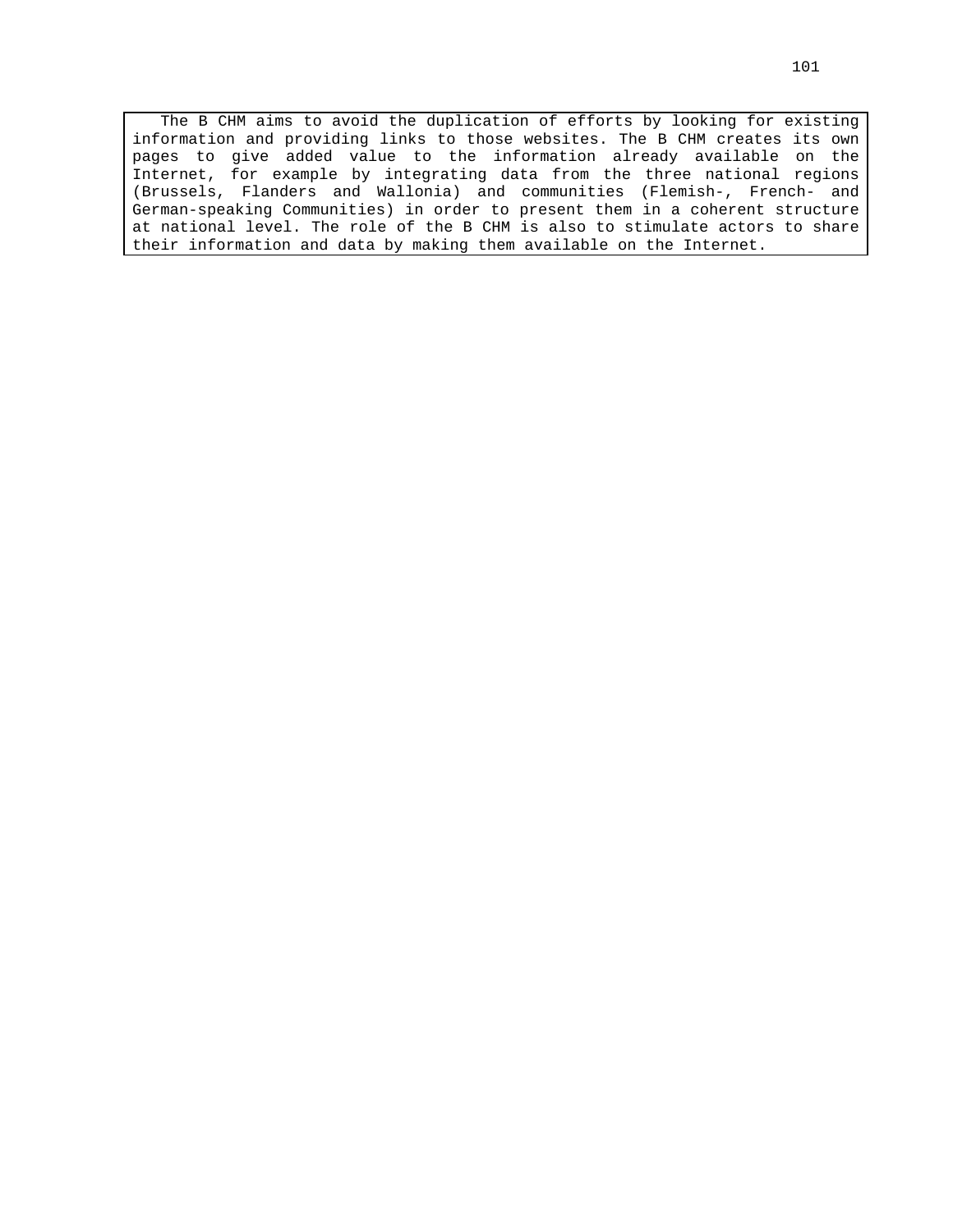The B CHM aims to avoid the duplication of efforts by looking for existing information and providing links to those websites. The B CHM creates its own pages to give added value to the information already available on the Internet, for example by integrating data from the three national regions (Brussels, Flanders and Wallonia) and communities (Flemish-, French- and German-speaking Communities) in order to present them in a coherent structure at national level. The role of the B CHM is also to stimulate actors to share their information and data by making them available on the Internet.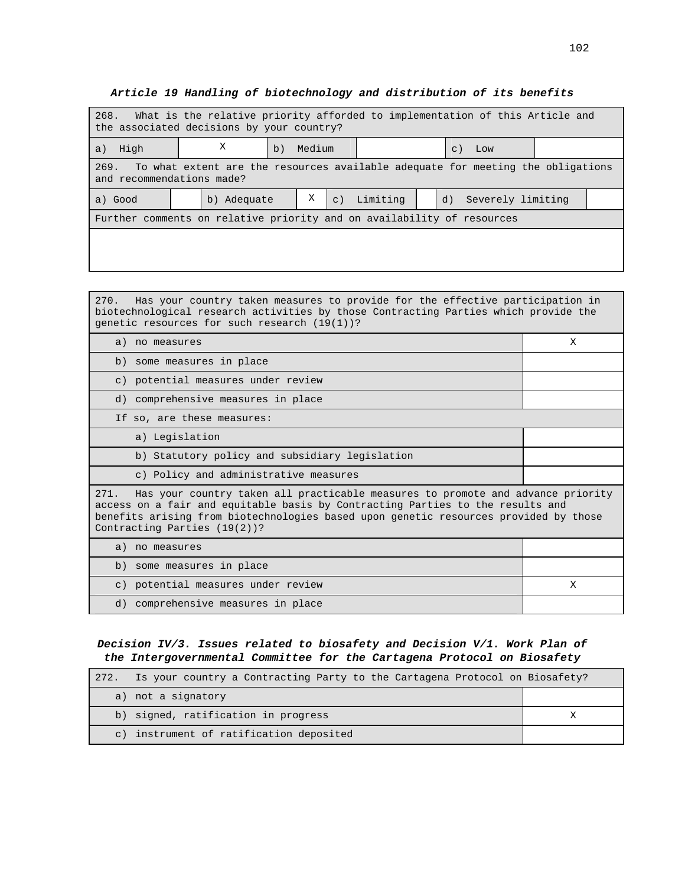### *Article 19 Handling of biotechnology and distribution of its benefits*

| 268. What is the relative priority afforded to implementation of this Article and the associated decisions by your country? | | | | | |
|---|---|---|---|---|---|
| a) High | X | b) Medium | | c) Low | |

| 269. To what extent are the resources available adequate for meeting the obligations and recommendations made? | | | | | | | |
|---|---|---|---|---|---|---|---|
| a) Good | | b) Adequate | X | c) Limiting | | d) Severely limiting | |
| Further comments on relative priority and on availability of resources | | | | | | | |
| | | | | | | | |

| 270. Has your country taken measures to provide for the effective participation in biotechnological research activities by those Contracting Parties which provide the genetic resources for such research (19(1))? | |
|---|---|
| a) no measures | X |
| b) some measures in place | |
| c) potential measures under review | |
| d) comprehensive measures in place | |
| If so, are these measures: | |
| a) Legislation | |
| b) Statutory policy and subsidiary legislation | |
| c) Policy and administrative measures | |

| 271. Has your country taken all practicable measures to promote and advance priority access on a fair and equitable basis by Contracting Parties to the results and benefits arising from biotechnologies based upon genetic resources provided by those Contracting Parties (19(2))? | |
|---|---|
| a) no measures | |
| b) some measures in place | |
| c) potential measures under review | X |
| d) comprehensive measures in place | |

### *Decision IV/3. Issues related to biosafety and Decision V/1. Work Plan of the Intergovernmental Committee for the Cartagena Protocol on Biosafety*

| 272. Is your country a Contracting Party to the Cartagena Protocol on Biosafety? | |
|---|---|
| a) not a signatory | |
| b) signed, ratification in progress | X |
| c) instrument of ratification deposited | |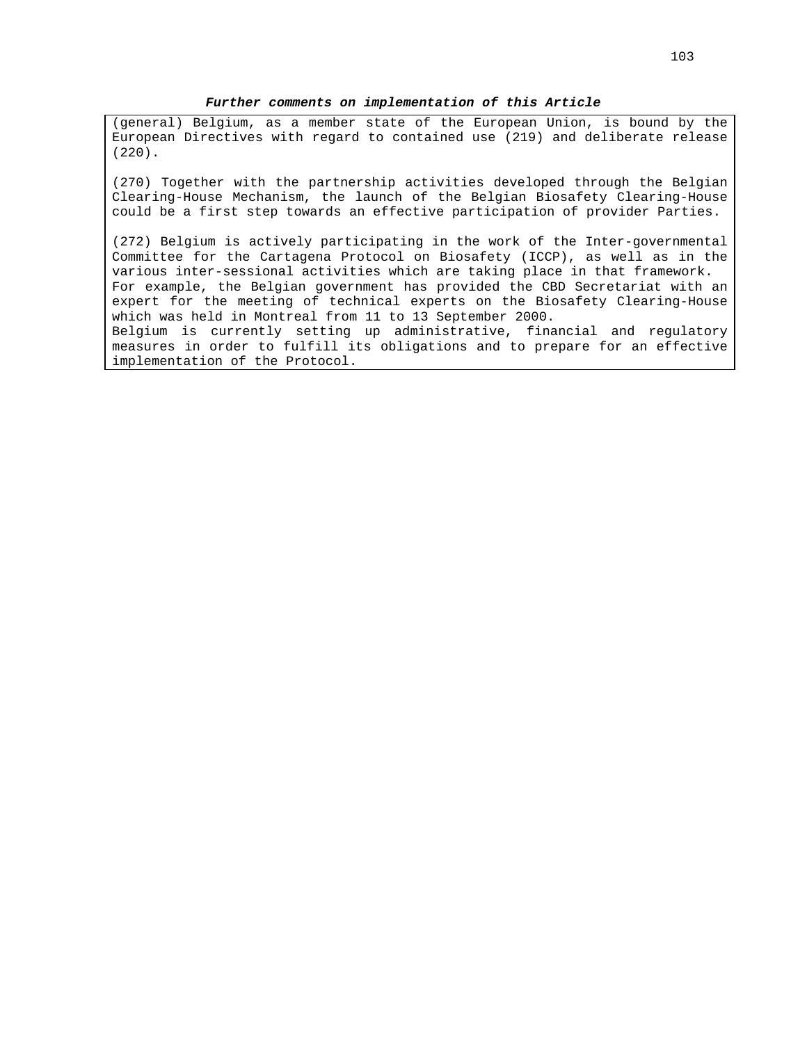***Further comments on implementation of this Article***

(general) Belgium, as a member state of the European Union, is bound by the European Directives with regard to contained use (219) and deliberate release (220).

(270) Together with the partnership activities developed through the Belgian Clearing-House Mechanism, the launch of the Belgian Biosafety Clearing-House could be a first step towards an effective participation of provider Parties.

(272) Belgium is actively participating in the work of the Inter-governmental Committee for the Cartagena Protocol on Biosafety (ICCP), as well as in the various inter-sessional activities which are taking place in that framework.
For example, the Belgian government has provided the CBD Secretariat with an expert for the meeting of technical experts on the Biosafety Clearing-House which was held in Montreal from 11 to 13 September 2000.
Belgium is currently setting up administrative, financial and regulatory measures in order to fulfill its obligations and to prepare for an effective implementation of the Protocol.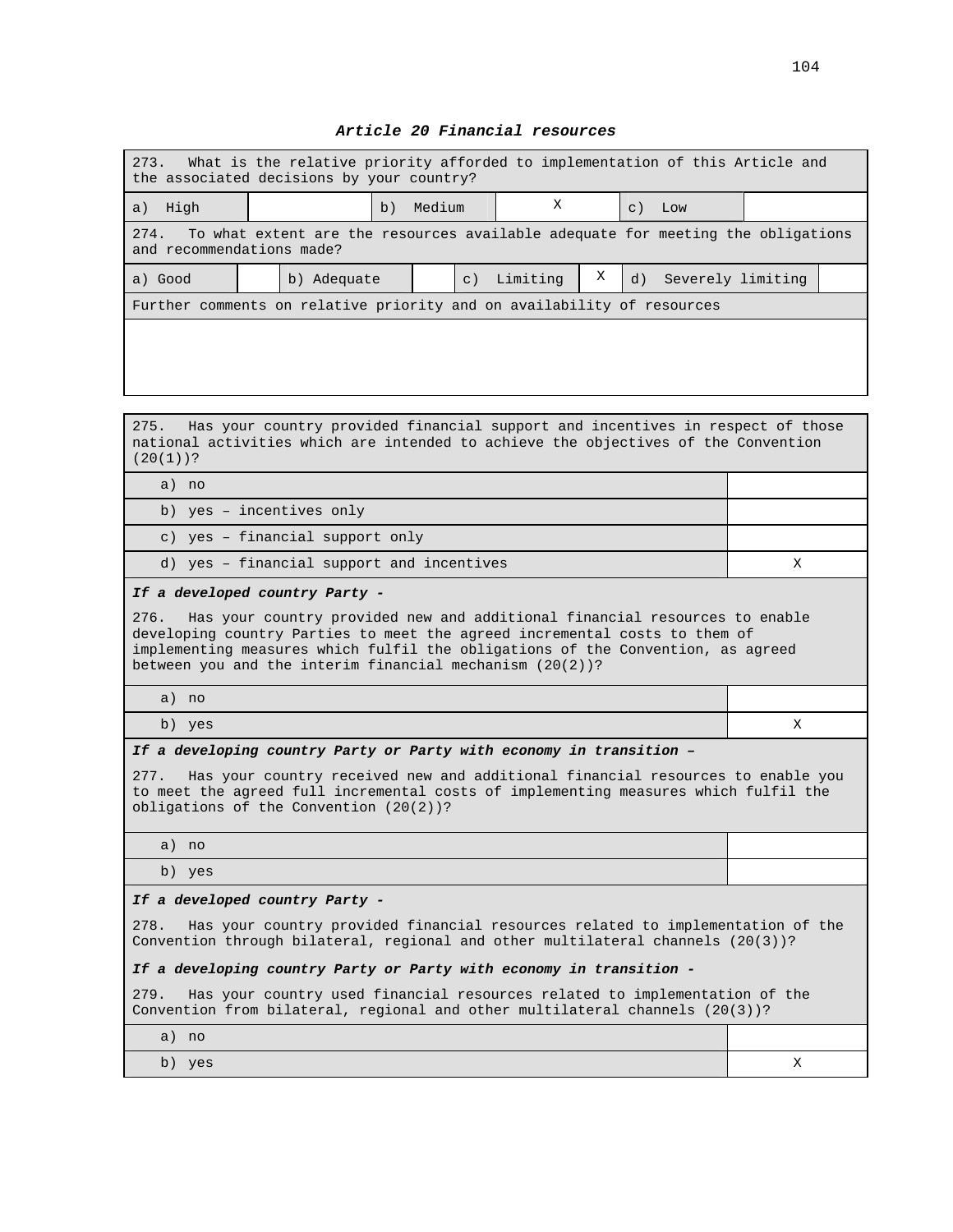***Article 20 Financial resources***

| 273. What is the relative priority afforded to implementation of this Article and the associated decisions by your country? | | | | | |
|---|---|---|---|---|---|
| a) High | | b) Medium | X | c) Low | |

| 274. To what extent are the resources available adequate for meeting the obligations and recommendations made? | | | | | | | |
|---|---|---|---|---|---|---|---|
| a) Good | | b) Adequate | | c) Limiting | X | d) Severely limiting | |
| Further comments on relative priority and on availability of resources | | | | | | | |
| | | | | | | | |

| 275. Has your country provided financial support and incentives in respect of those national activities which are intended to achieve the objectives of the Convention (20(1))? | |
|---|---|
| a) no | |
| b) yes – incentives only | |
| c) yes – financial support only | |
| d) yes – financial support and incentives | X |
| ***If a developed country Party -*** 276. Has your country provided new and additional financial resources to enable developing country Parties to meet the agreed incremental costs to them of implementing measures which fulfil the obligations of the Convention, as agreed between you and the interim financial mechanism (20(2))? | |
| a) no | |
| b) yes | X |
| ***If a developing country Party or Party with economy in transition –*** 277. Has your country received new and additional financial resources to enable you to meet the agreed full incremental costs of implementing measures which fulfil the obligations of the Convention (20(2))? | |
| a) no | |
| b) yes | |
| ***If a developed country Party -*** 278. Has your country provided financial resources related to implementation of the Convention through bilateral, regional and other multilateral channels (20(3))? ***If a developing country Party or Party with economy in transition -*** 279. Has your country used financial resources related to implementation of the Convention from bilateral, regional and other multilateral channels (20(3))? | |
| a) no | |
| b) yes | X |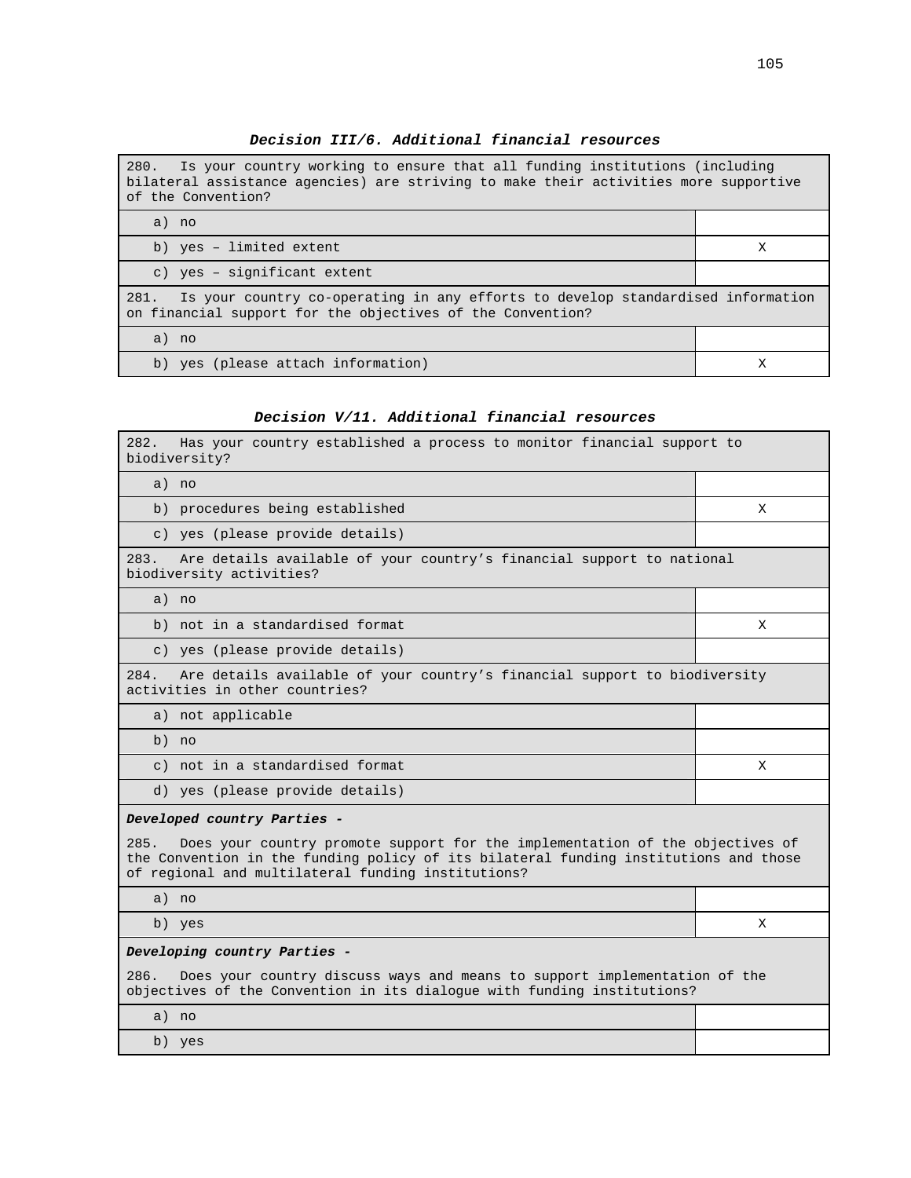### *Decision III/6. Additional financial resources*

| 280. Is your country working to ensure that all funding institutions (including bilateral assistance agencies) are striving to make their activities more supportive of the Convention? | |
|---|---|
| a) no | |
| b) yes – limited extent | X |
| c) yes – significant extent | |
| **281. Is your country co-operating in any efforts to develop standardised information on financial support for the objectives of the Convention?** | |
| a) no | |
| b) yes (please attach information) | X |

### *Decision V/11. Additional financial resources*

| 282. Has your country established a process to monitor financial support to biodiversity? | |
|---|---|
| a) no | |
| b) procedures being established | X |
| c) yes (please provide details) | |
| **283. Are details available of your country's financial support to national biodiversity activities?** | |
| a) no | |
| b) not in a standardised format | X |
| c) yes (please provide details) | |
| **284. Are details available of your country's financial support to biodiversity activities in other countries?** | |
| a) not applicable | |
| b) no | |
| c) not in a standardised format | X |
| d) yes (please provide details) | |
| ***Developed country Parties -*** 285. Does your country promote support for the implementation of the objectives of the Convention in the funding policy of its bilateral funding institutions and those of regional and multilateral funding institutions? | |
| a) no | |
| b) yes | X |
| ***Developing country Parties -*** 286. Does your country discuss ways and means to support implementation of the objectives of the Convention in its dialogue with funding institutions? | |
| a) no | |
| b) yes | |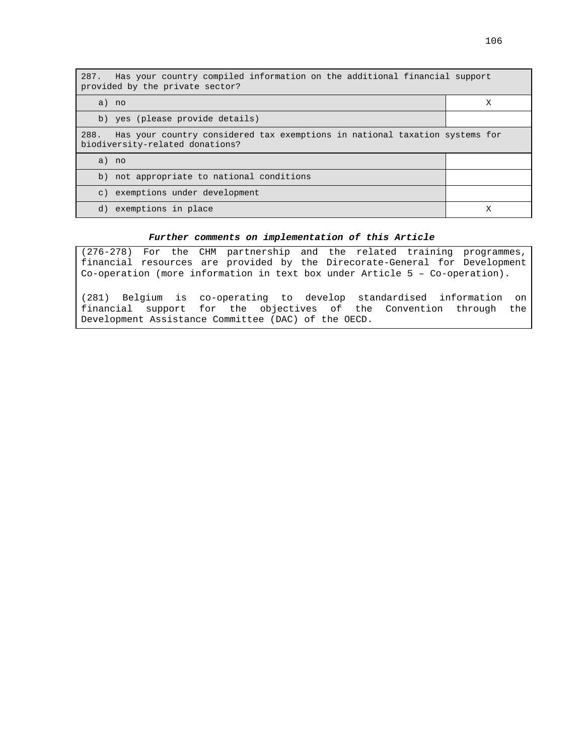| 287. Has your country compiled information on the additional financial support provided by the private sector? | |
|---|---|
| a) no | X |
| b) yes (please provide details) | |

| 288. Has your country considered tax exemptions in national taxation systems for biodiversity-related donations? | |
|---|---|
| a) no | |
| b) not appropriate to national conditions | |
| c) exemptions under development | |
| d) exemptions in place | X |

***Further comments on implementation of this Article***

(276-278) For the CHM partnership and the related training programmes, financial resources are provided by the Direcorate-General for Development Co-operation (more information in text box under Article 5 – Co-operation).

(281) Belgium is co-operating to develop standardised information on financial support for the objectives of the Convention through the Development Assistance Committee (DAC) of the OECD.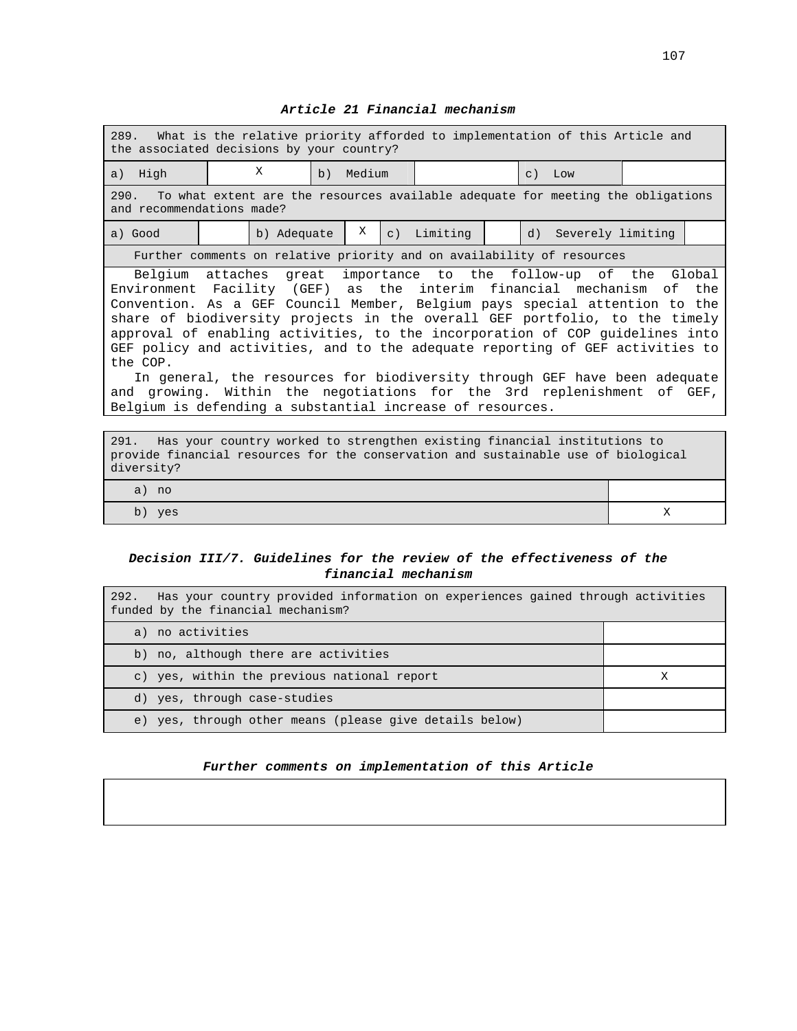### *Article 21 Financial mechanism*

| 289. What is the relative priority afforded to implementation of this Article and the associated decisions by your country? | | | | | |
|---|---|---|---|---|---|
| a) High | X | b) Medium | | c) Low | |

| 290. To what extent are the resources available adequate for meeting the obligations and recommendations made? | | | | | | | |
|---|---|---|---|---|---|---|---|
| a) Good | | b) Adequate | X | c) Limiting | | d) Severely limiting | |

Further comments on relative priority and on availability of resources

Belgium attaches great importance to the follow-up of the Global Environment Facility (GEF) as the interim financial mechanism of the Convention. As a GEF Council Member, Belgium pays special attention to the share of biodiversity projects in the overall GEF portfolio, to the timely approval of enabling activities, to the incorporation of COP guidelines into GEF policy and activities, and to the adequate reporting of GEF activities to the COP.

In general, the resources for biodiversity through GEF have been adequate and growing. Within the negotiations for the 3rd replenishment of GEF, Belgium is defending a substantial increase of resources.

| 291. Has your country worked to strengthen existing financial institutions to provide financial resources for the conservation and sustainable use of biological diversity? | |
|---|---|
| a) no | |
| b) yes | X |

### *Decision III/7. Guidelines for the review of the effectiveness of the financial mechanism*

| 292. Has your country provided information on experiences gained through activities funded by the financial mechanism? | |
|---|---|
| a) no activities | |
| b) no, although there are activities | |
| c) yes, within the previous national report | X |
| d) yes, through case-studies | |
| e) yes, through other means (please give details below) | |

### *Further comments on implementation of this Article*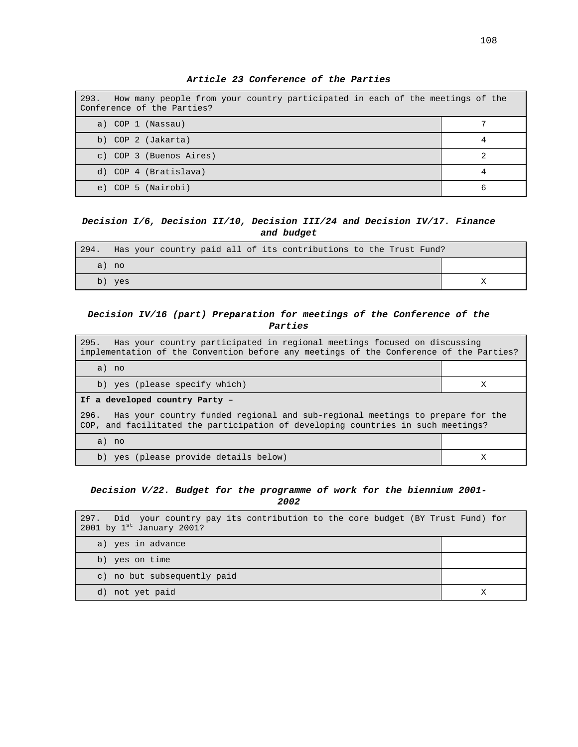### *Article 23 Conference of the Parties*

| 293. How many people from your country participated in each of the meetings of the Conference of the Parties? | |
|---|---|
| a) COP 1 (Nassau) | 7 |
| b) COP 2 (Jakarta) | 4 |
| c) COP 3 (Buenos Aires) | 2 |
| d) COP 4 (Bratislava) | 4 |
| e) COP 5 (Nairobi) | 6 |

### *Decision I/6, Decision II/10, Decision III/24 and Decision IV/17. Finance and budget*

| 294. Has your country paid all of its contributions to the Trust Fund? | |
|---|---|
| a) no | |
| b) yes | X |

### *Decision IV/16 (part) Preparation for meetings of the Conference of the Parties*

| 295. Has your country participated in regional meetings focused on discussing implementation of the Convention before any meetings of the Conference of the Parties? | |
|---|---|
| a) no | |
| b) yes (please specify which) | X |
| **If a developed country Party –** 296. Has your country funded regional and sub-regional meetings to prepare for the COP, and facilitated the participation of developing countries in such meetings? | |
| a) no | |
| b) yes (please provide details below) | X |

### *Decision V/22. Budget for the programme of work for the biennium 2001-2002*

| 297. Did your country pay its contribution to the core budget (BY Trust Fund) for 2001 by 1st January 2001? | |
|---|---|
| a) yes in advance | |
| b) yes on time | |
| c) no but subsequently paid | |
| d) not yet paid | X |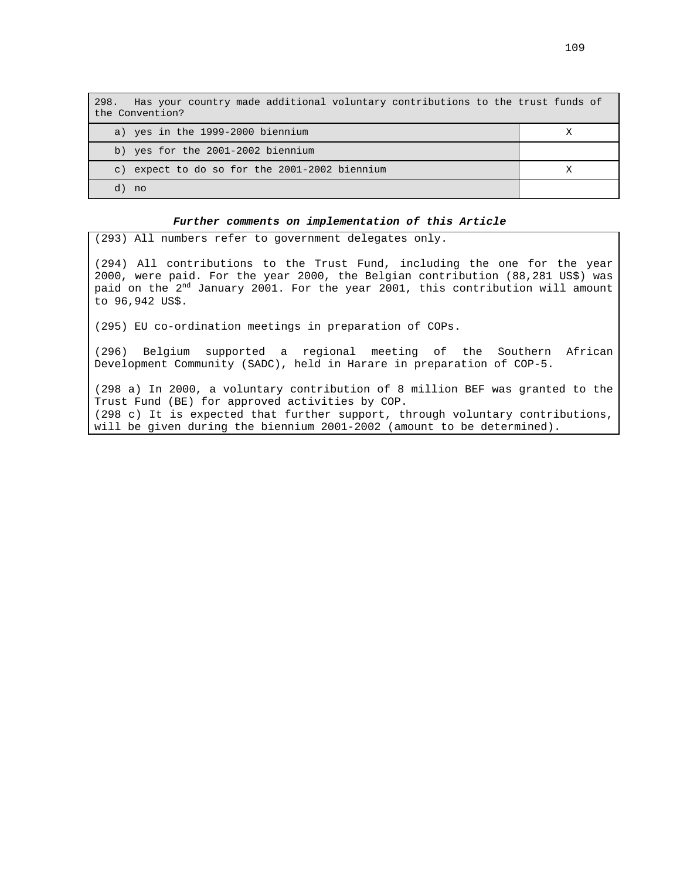| 298. Has your country made additional voluntary contributions to the trust funds of the Convention? | |
|---|---|
| a) yes in the 1999-2000 biennium | X |
| b) yes for the 2001-2002 biennium | |
| c) expect to do so for the 2001-2002 biennium | X |
| d) no | |

***Further comments on implementation of this Article***

(293) All numbers refer to government delegates only.

(294) All contributions to the Trust Fund, including the one for the year 2000, were paid. For the year 2000, the Belgian contribution (88,281 US$) was paid on the 2nd January 2001. For the year 2001, this contribution will amount to 96,942 US$.

(295) EU co-ordination meetings in preparation of COPs.

(296) Belgium supported a regional meeting of the Southern African Development Community (SADC), held in Harare in preparation of COP-5.

(298 a) In 2000, a voluntary contribution of 8 million BEF was granted to the Trust Fund (BE) for approved activities by COP.
(298 c) It is expected that further support, through voluntary contributions, will be given during the biennium 2001-2002 (amount to be determined).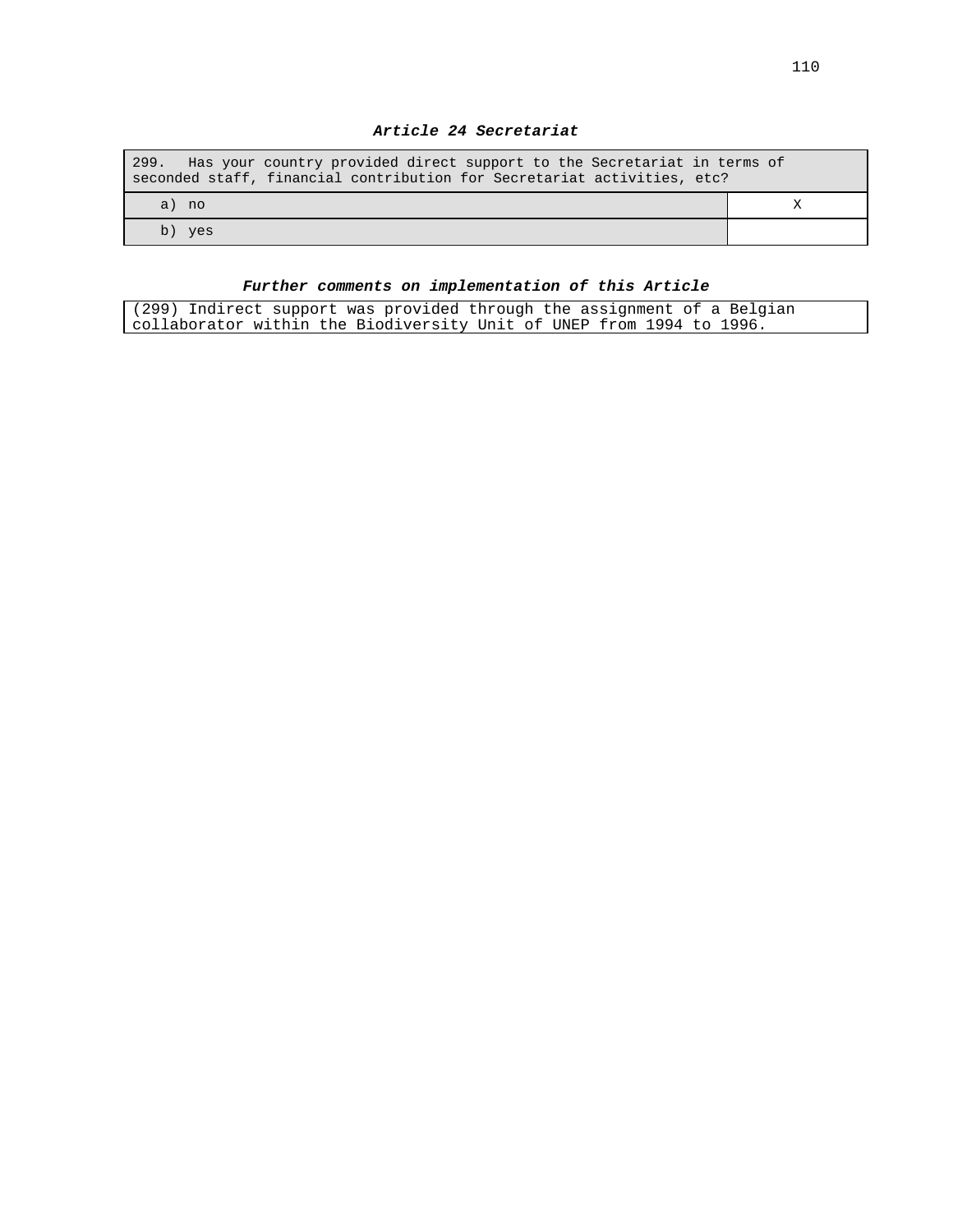### ***Article 24 Secretariat***

| 299. Has your country provided direct support to the Secretariat in terms of seconded staff, financial contribution for Secretariat activities, etc? | |
|---|---|
| a) no | X |
| b) yes | |

#### ***Further comments on implementation of this Article***

(299) Indirect support was provided through the assignment of a Belgian collaborator within the Biodiversity Unit of UNEP from 1994 to 1996.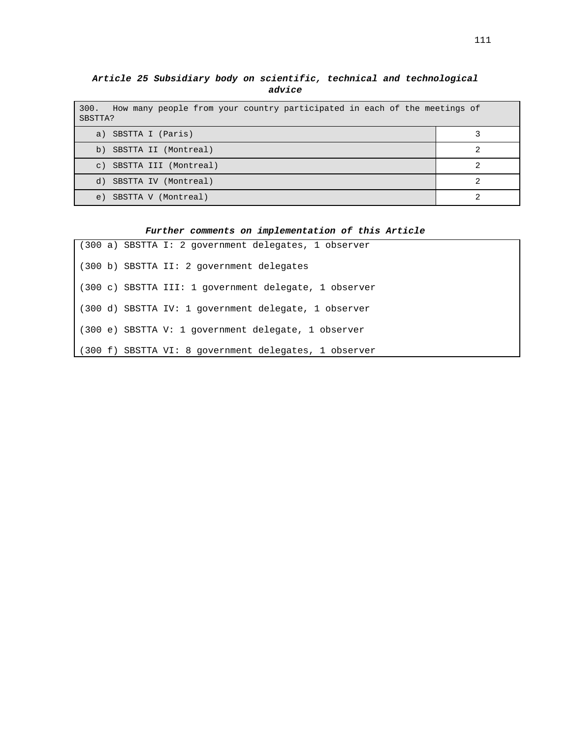### *Article 25 Subsidiary body on scientific, technical and technological advice*

| 300. How many people from your country participated in each of the meetings of SBSTTA? | |
|---|---|
| a) SBSTTA I (Paris) | 3 |
| b) SBSTTA II (Montreal) | 2 |
| c) SBSTTA III (Montreal) | 2 |
| d) SBSTTA IV (Montreal) | 2 |
| e) SBSTTA V (Montreal) | 2 |

### *Further comments on implementation of this Article*

(300 a) SBSTTA I: 2 government delegates, 1 observer

(300 b) SBSTTA II: 2 government delegates

(300 c) SBSTTA III: 1 government delegate, 1 observer

(300 d) SBSTTA IV: 1 government delegate, 1 observer

(300 e) SBSTTA V: 1 government delegate, 1 observer

(300 f) SBSTTA VI: 8 government delegates, 1 observer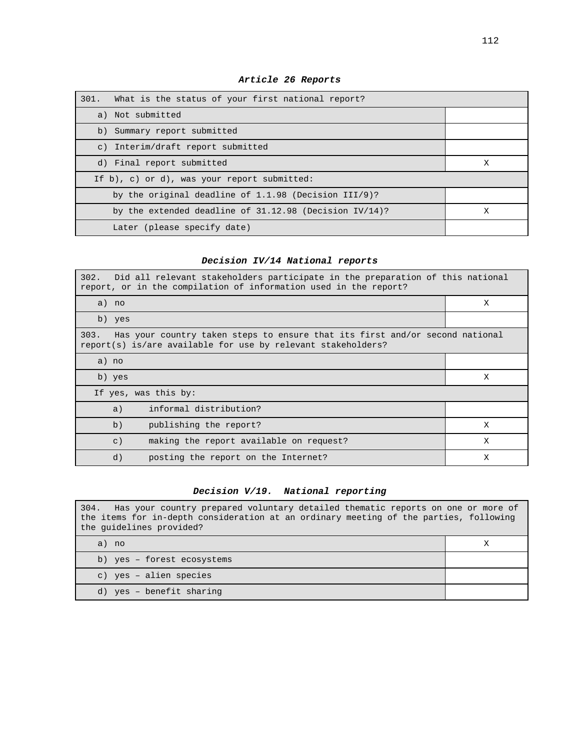### *Article 26 Reports*

| 301. What is the status of your first national report? | |
|---|---|
| a) Not submitted | |
| b) Summary report submitted | |
| c) Interim/draft report submitted | |
| d) Final report submitted | X |
| If b), c) or d), was your report submitted: | |
| by the original deadline of 1.1.98 (Decision III/9)? | |
| by the extended deadline of 31.12.98 (Decision IV/14)? | X |
| Later (please specify date) | |

### *Decision IV/14 National reports*

| 302. Did all relevant stakeholders participate in the preparation of this national report, or in the compilation of information used in the report? | |
|---|---|
| a) no | X |
| b) yes | |
| 303. Has your country taken steps to ensure that its first and/or second national report(s) is/are available for use by relevant stakeholders? | |
| a) no | |
| b) yes | X |
| If yes, was this by: | |
| a) informal distribution? | |
| b) publishing the report? | X |
| c) making the report available on request? | X |
| d) posting the report on the Internet? | X |

### *Decision V/19. National reporting*

| 304. Has your country prepared voluntary detailed thematic reports on one or more of the items for in-depth consideration at an ordinary meeting of the parties, following the guidelines provided? | |
|---|---|
| a) no | X |
| b) yes – forest ecosystems | |
| c) yes – alien species | |
| d) yes – benefit sharing | |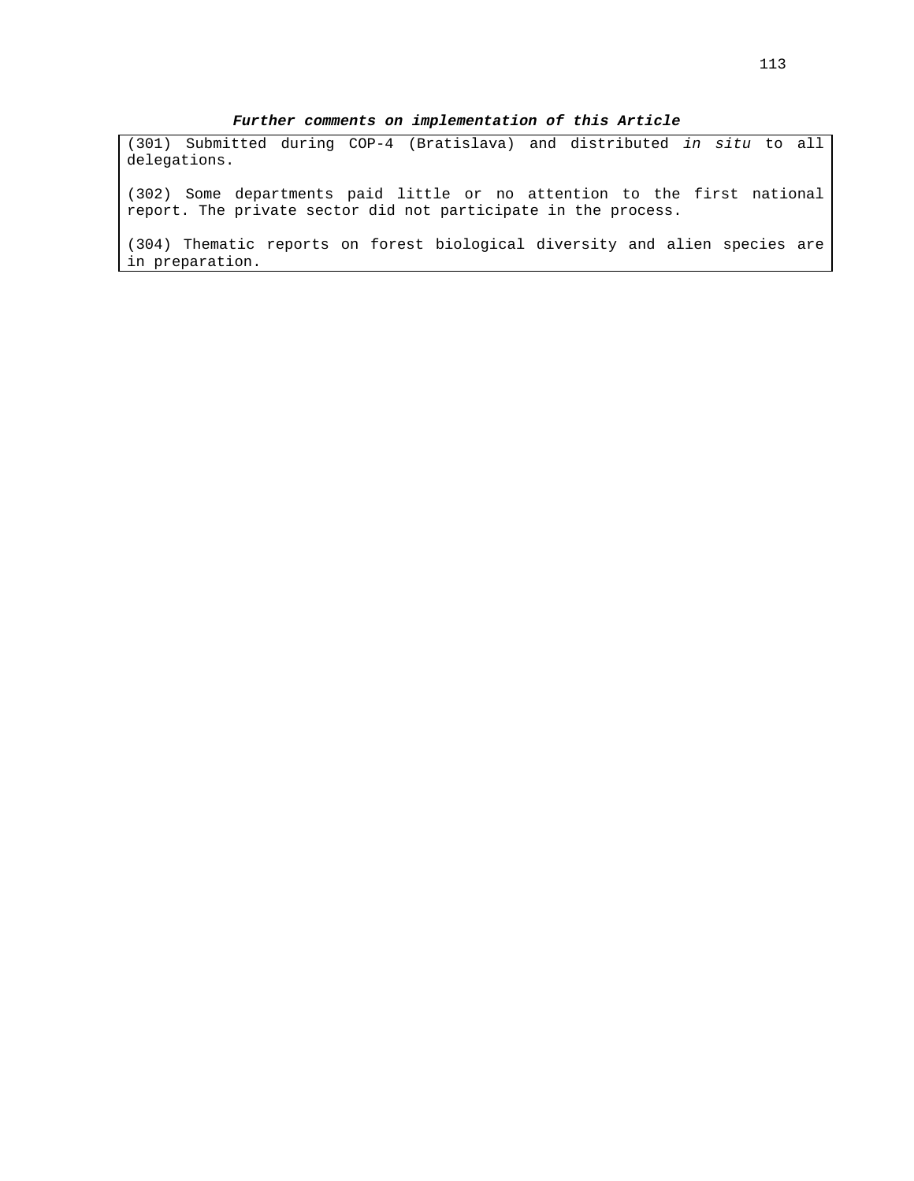***Further comments on implementation of this Article***

(301) Submitted during COP-4 (Bratislava) and distributed *in situ* to all delegations.

(302) Some departments paid little or no attention to the first national report. The private sector did not participate in the process.

(304) Thematic reports on forest biological diversity and alien species are in preparation.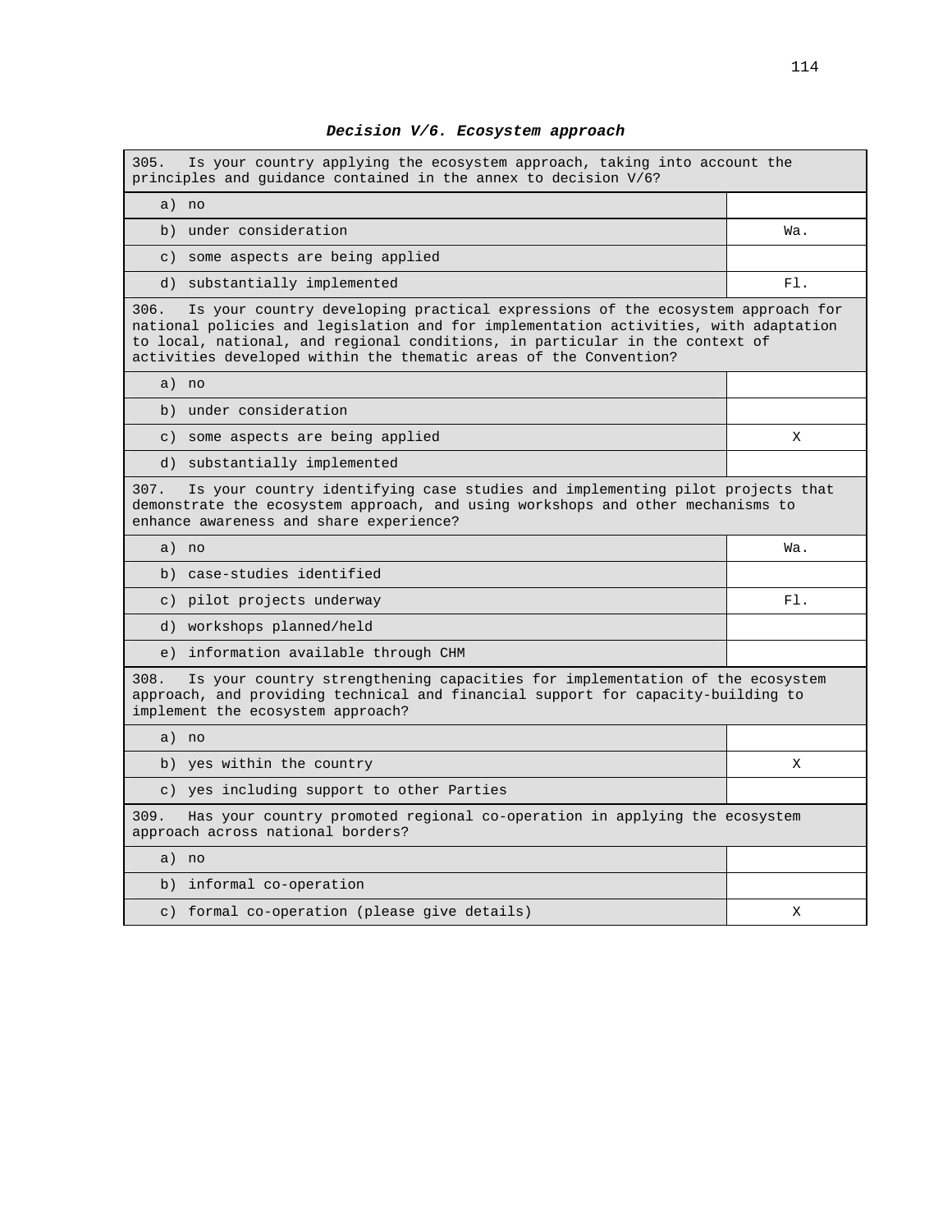***Decision V/6. Ecosystem approach***

| 305. Is your country applying the ecosystem approach, taking into account the principles and guidance contained in the annex to decision V/6? | |
|---|---|
| a) no | |
| b) under consideration | Wa. |
| c) some aspects are being applied | |
| d) substantially implemented | Fl. |

| 306. Is your country developing practical expressions of the ecosystem approach for national policies and legislation and for implementation activities, with adaptation to local, national, and regional conditions, in particular in the context of activities developed within the thematic areas of the Convention? | |
|---|---|
| a) no | |
| b) under consideration | |
| c) some aspects are being applied | X |
| d) substantially implemented | |

| 307. Is your country identifying case studies and implementing pilot projects that demonstrate the ecosystem approach, and using workshops and other mechanisms to enhance awareness and share experience? | |
|---|---|
| a) no | Wa. |
| b) case-studies identified | |
| c) pilot projects underway | Fl. |
| d) workshops planned/held | |
| e) information available through CHM | |

| 308. Is your country strengthening capacities for implementation of the ecosystem approach, and providing technical and financial support for capacity-building to implement the ecosystem approach? | |
|---|---|
| a) no | |
| b) yes within the country | X |
| c) yes including support to other Parties | |

| 309. Has your country promoted regional co-operation in applying the ecosystem approach across national borders? | |
|---|---|
| a) no | |
| b) informal co-operation | |
| c) formal co-operation (please give details) | X |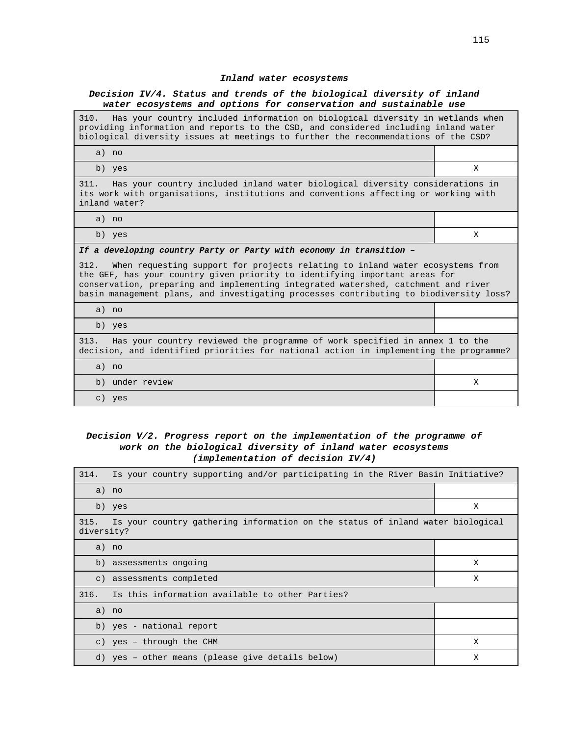### *Inland water ecosystems*

#### *Decision IV/4. Status and trends of the biological diversity of inland water ecosystems and options for conservation and sustainable use*

| 310. Has your country included information on biological diversity in wetlands when providing information and reports to the CSD, and considered including inland water biological diversity issues at meetings to further the recommendations of the CSD? | |
|---|---|
| a) no | |
| b) yes | X |
| **311.** Has your country included inland water biological diversity considerations in its work with organisations, institutions and conventions affecting or working with inland water? | |
| a) no | |
| b) yes | X |
| ***If a developing country Party or Party with economy in transition –*** 312. When requesting support for projects relating to inland water ecosystems from the GEF, has your country given priority to identifying important areas for conservation, preparing and implementing integrated watershed, catchment and river basin management plans, and investigating processes contributing to biodiversity loss? | |
| a) no | |
| b) yes | |
| 313. Has your country reviewed the programme of work specified in annex 1 to the decision, and identified priorities for national action in implementing the programme? | |
| a) no | |
| b) under review | X |
| c) yes | |

#### *Decision V/2. Progress report on the implementation of the programme of work on the biological diversity of inland water ecosystems (implementation of decision IV/4)*

| 314. Is your country supporting and/or participating in the River Basin Initiative? | |
|---|---|
| a) no | |
| b) yes | X |
| 315. Is your country gathering information on the status of inland water biological diversity? | |
| a) no | |
| b) assessments ongoing | X |
| c) assessments completed | X |
| 316. Is this information available to other Parties? | |
| a) no | |
| b) yes - national report | |
| c) yes – through the CHM | X |
| d) yes – other means (please give details below) | X |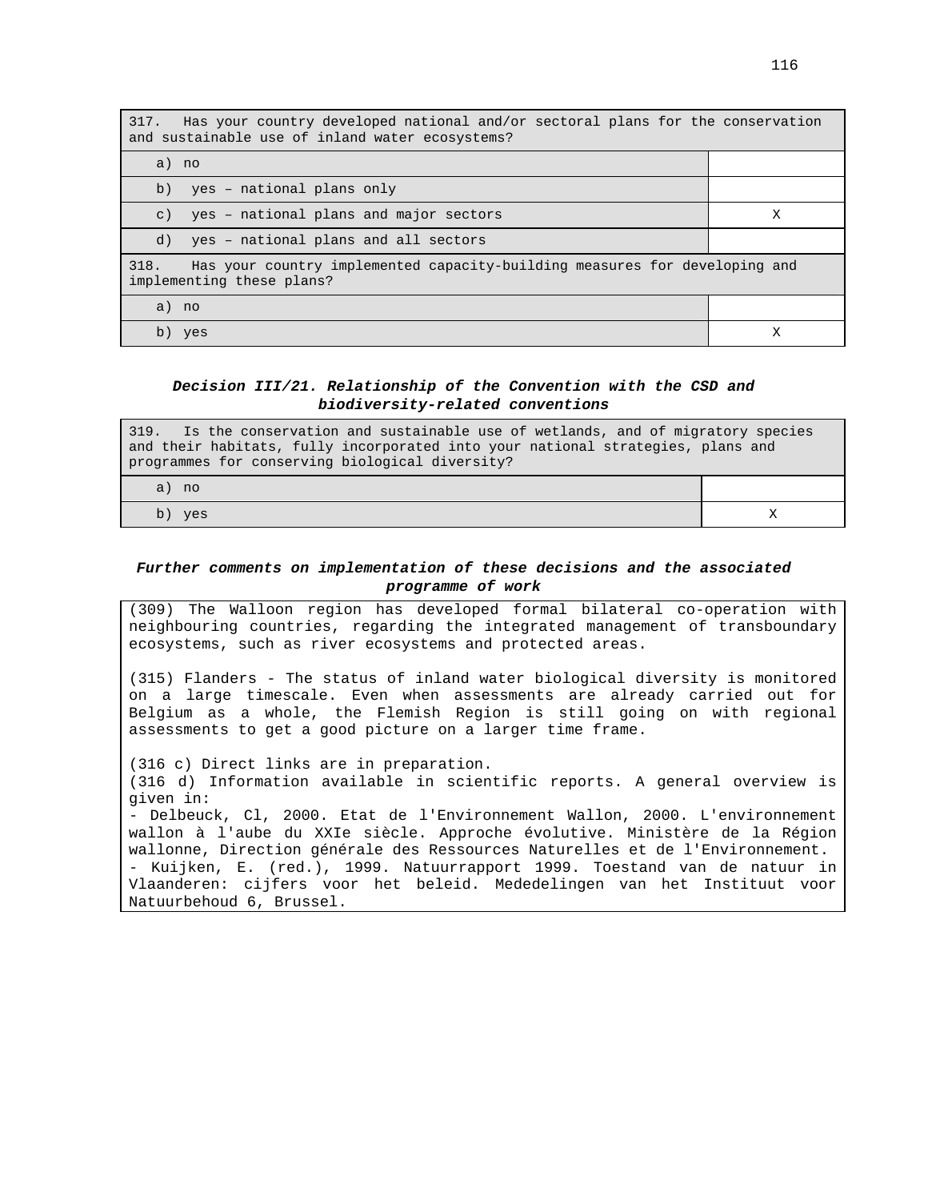| 317. Has your country developed national and/or sectoral plans for the conservation and sustainable use of inland water ecosystems? | |
|---|---|
| a) no | |
| b) yes – national plans only | |
| c) yes – national plans and major sectors | X |
| d) yes – national plans and all sectors | |

| 318. Has your country implemented capacity-building measures for developing and implementing these plans? | |
|---|---|
| a) no | |
| b) yes | X |

***Decision III/21. Relationship of the Convention with the CSD and biodiversity-related conventions***

| 319. Is the conservation and sustainable use of wetlands, and of migratory species and their habitats, fully incorporated into your national strategies, plans and programmes for conserving biological diversity? | |
|---|---|
| a) no | |
| b) yes | X |

***Further comments on implementation of these decisions and the associated programme of work***

(309) The Walloon region has developed formal bilateral co-operation with neighbouring countries, regarding the integrated management of transboundary ecosystems, such as river ecosystems and protected areas.

(315) Flanders - The status of inland water biological diversity is monitored on a large timescale. Even when assessments are already carried out for Belgium as a whole, the Flemish Region is still going on with regional assessments to get a good picture on a larger time frame.

(316 c) Direct links are in preparation.
(316 d) Information available in scientific reports. A general overview is given in:
- Delbeuck, Cl, 2000. Etat de l'Environnement Wallon, 2000. L'environnement wallon à l'aube du XXIe siècle. Approche évolutive. Ministère de la Région wallonne, Direction générale des Ressources Naturelles et de l'Environnement.
- Kuijken, E. (red.), 1999. Natuurrapport 1999. Toestand van de natuur in Vlaanderen: cijfers voor het beleid. Mededelingen van het Instituut voor Natuurbehoud 6, Brussel.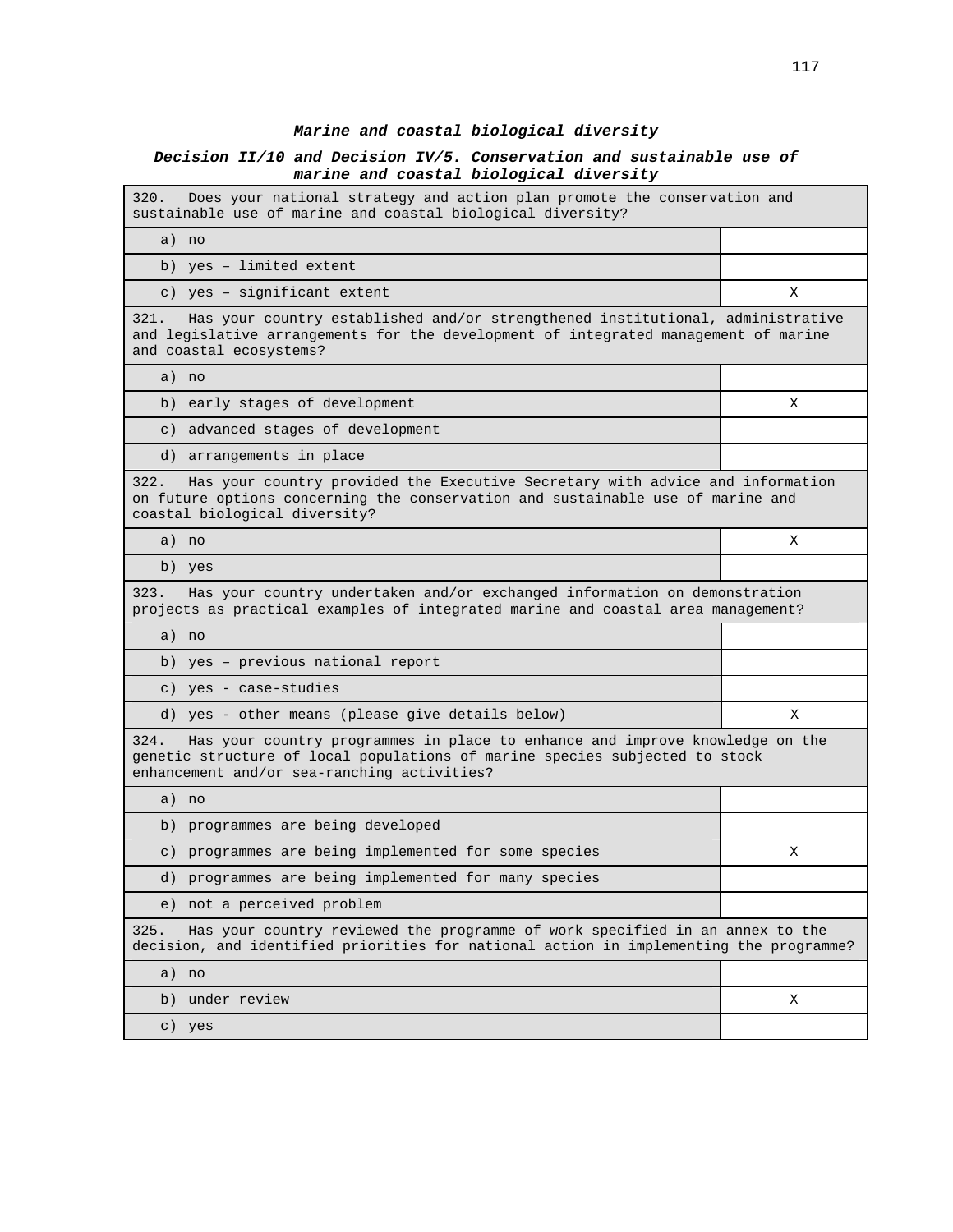### *Marine and coastal biological diversity*

### *Decision II/10 and Decision IV/5. Conservation and sustainable use of marine and coastal biological diversity*

| 320. Does your national strategy and action plan promote the conservation and sustainable use of marine and coastal biological diversity? | |
|---|---|
| a) no | |
| b) yes – limited extent | |
| c) yes – significant extent | X |
| **321. Has your country established and/or strengthened institutional, administrative and legislative arrangements for the development of integrated management of marine and coastal ecosystems?** | |
| a) no | |
| b) early stages of development | X |
| c) advanced stages of development | |
| d) arrangements in place | |
| **322. Has your country provided the Executive Secretary with advice and information on future options concerning the conservation and sustainable use of marine and coastal biological diversity?** | |
| a) no | X |
| b) yes | |
| **323. Has your country undertaken and/or exchanged information on demonstration projects as practical examples of integrated marine and coastal area management?** | |
| a) no | |
| b) yes – previous national report | |
| c) yes - case-studies | |
| d) yes - other means (please give details below) | X |
| **324. Has your country programmes in place to enhance and improve knowledge on the genetic structure of local populations of marine species subjected to stock enhancement and/or sea-ranching activities?** | |
| a) no | |
| b) programmes are being developed | |
| c) programmes are being implemented for some species | X |
| d) programmes are being implemented for many species | |
| e) not a perceived problem | |
| **325. Has your country reviewed the programme of work specified in an annex to the decision, and identified priorities for national action in implementing the programme?** | |
| a) no | |
| b) under review | X |
| c) yes | |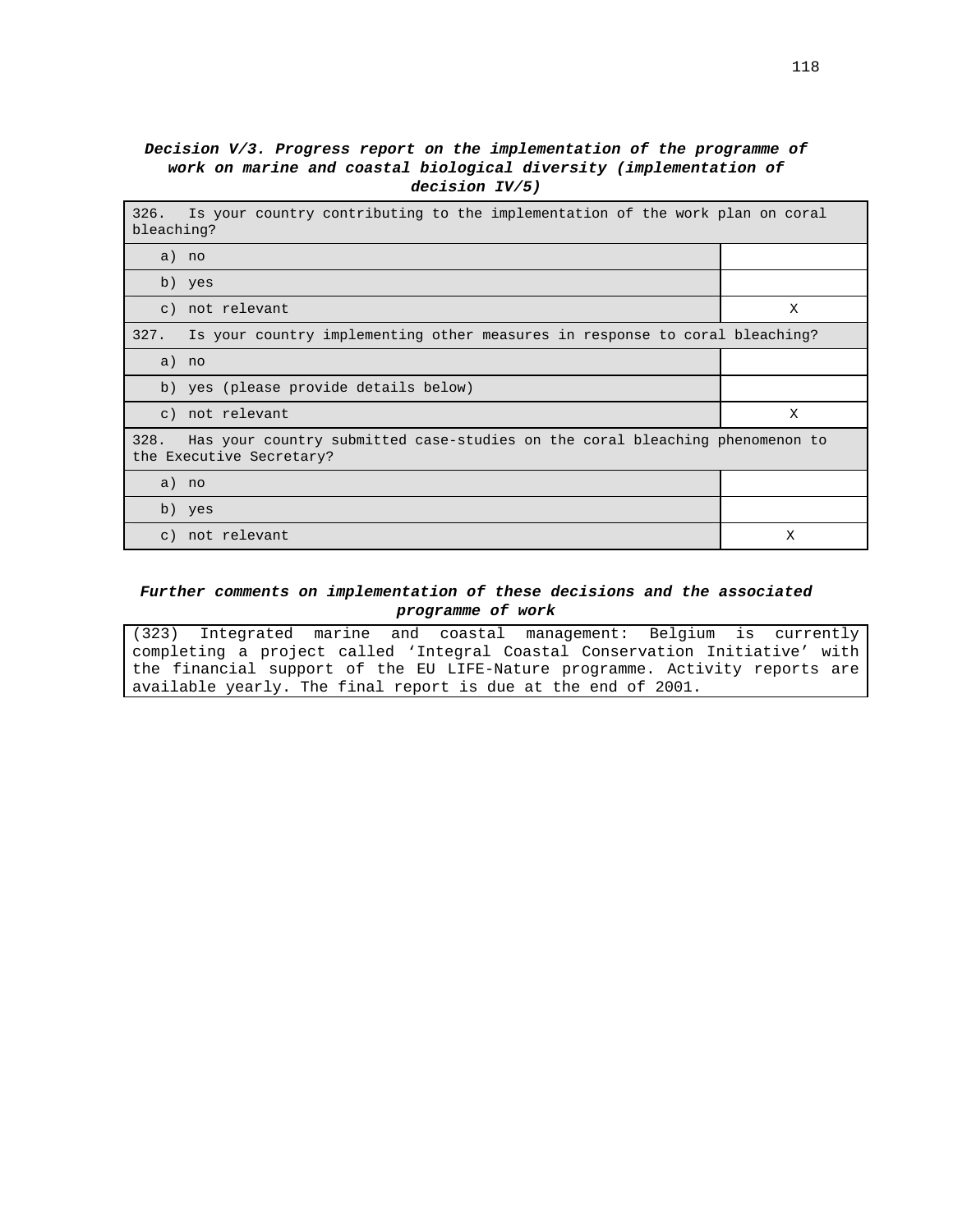***Decision V/3. Progress report on the implementation of the programme of work on marine and coastal biological diversity (implementation of decision IV/5)***

| 326. Is your country contributing to the implementation of the work plan on coral bleaching? | |
|---|---|
| a) no | |
| b) yes | |
| c) not relevant | X |
| **327. Is your country implementing other measures in response to coral bleaching?** | |
| a) no | |
| b) yes (please provide details below) | |
| c) not relevant | X |
| **328. Has your country submitted case-studies on the coral bleaching phenomenon to the Executive Secretary?** | |
| a) no | |
| b) yes | |
| c) not relevant | X |

***Further comments on implementation of these decisions and the associated programme of work***

(323) Integrated marine and coastal management: Belgium is currently completing a project called 'Integral Coastal Conservation Initiative' with the financial support of the EU LIFE-Nature programme. Activity reports are available yearly. The final report is due at the end of 2001.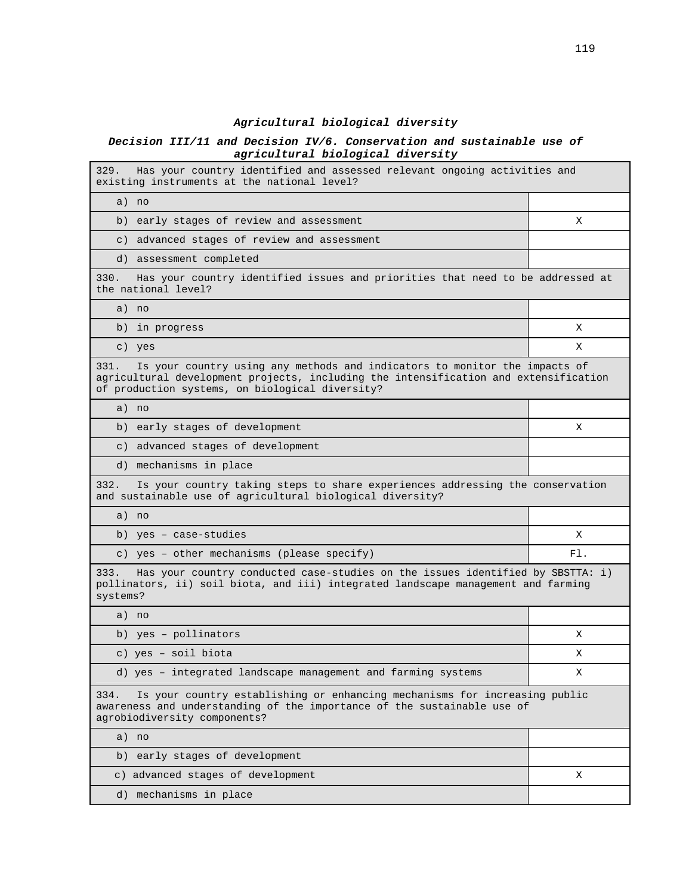***Agricultural biological diversity***

***Decision III/11 and Decision IV/6. Conservation and sustainable use of agricultural biological diversity***

| 329. Has your country identified and assessed relevant ongoing activities and existing instruments at the national level? | |
|---|---|
| a) no | |
| b) early stages of review and assessment | X |
| c) advanced stages of review and assessment | |
| d) assessment completed | |
| **330. Has your country identified issues and priorities that need to be addressed at the national level?** | |
| a) no | |
| b) in progress | X |
| c) yes | X |
| **331. Is your country using any methods and indicators to monitor the impacts of agricultural development projects, including the intensification and extensification of production systems, on biological diversity?** | |
| a) no | |
| b) early stages of development | X |
| c) advanced stages of development | |
| d) mechanisms in place | |
| **332. Is your country taking steps to share experiences addressing the conservation and sustainable use of agricultural biological diversity?** | |
| a) no | |
| b) yes – case-studies | X |
| c) yes – other mechanisms (please specify) | Fl. |
| **333. Has your country conducted case-studies on the issues identified by SBSTTA: i) pollinators, ii) soil biota, and iii) integrated landscape management and farming systems?** | |
| a) no | |
| b) yes – pollinators | X |
| c) yes – soil biota | X |
| d) yes – integrated landscape management and farming systems | X |
| **334. Is your country establishing or enhancing mechanisms for increasing public awareness and understanding of the importance of the sustainable use of agrobiodiversity components?** | |
| a) no | |
| b) early stages of development | |
| c) advanced stages of development | X |
| d) mechanisms in place | |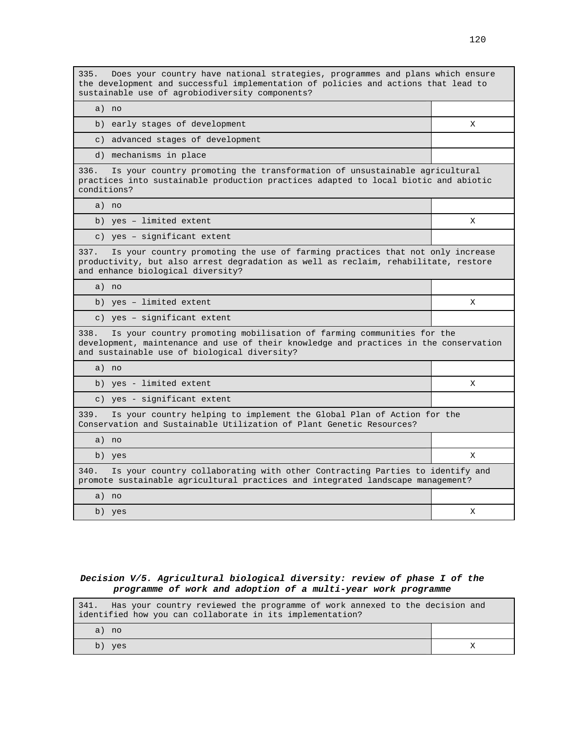| 335. Does your country have national strategies, programmes and plans which ensure the development and successful implementation of policies and actions that lead to sustainable use of agrobiodiversity components? | |
|---|---|
| a) no | |
| b) early stages of development | X |
| c) advanced stages of development | |
| d) mechanisms in place | |
| **336.** Is your country promoting the transformation of unsustainable agricultural practices into sustainable production practices adapted to local biotic and abiotic conditions? | |
| a) no | |
| b) yes – limited extent | X |
| c) yes – significant extent | |
| **337.** Is your country promoting the use of farming practices that not only increase productivity, but also arrest degradation as well as reclaim, rehabilitate, restore and enhance biological diversity? | |
| a) no | |
| b) yes – limited extent | X |
| c) yes – significant extent | |
| **338.** Is your country promoting mobilisation of farming communities for the development, maintenance and use of their knowledge and practices in the conservation and sustainable use of biological diversity? | |
| a) no | |
| b) yes - limited extent | X |
| c) yes - significant extent | |
| **339.** Is your country helping to implement the Global Plan of Action for the Conservation and Sustainable Utilization of Plant Genetic Resources? | |
| a) no | |
| b) yes | X |
| **340.** Is your country collaborating with other Contracting Parties to identify and promote sustainable agricultural practices and integrated landscape management? | |
| a) no | |
| b) yes | X |

***Decision V/5. Agricultural biological diversity: review of phase I of the programme of work and adoption of a multi-year work programme***

| 341. Has your country reviewed the programme of work annexed to the decision and identified how you can collaborate in its implementation? | |
|---|---|
| a) no | |
| b) yes | X |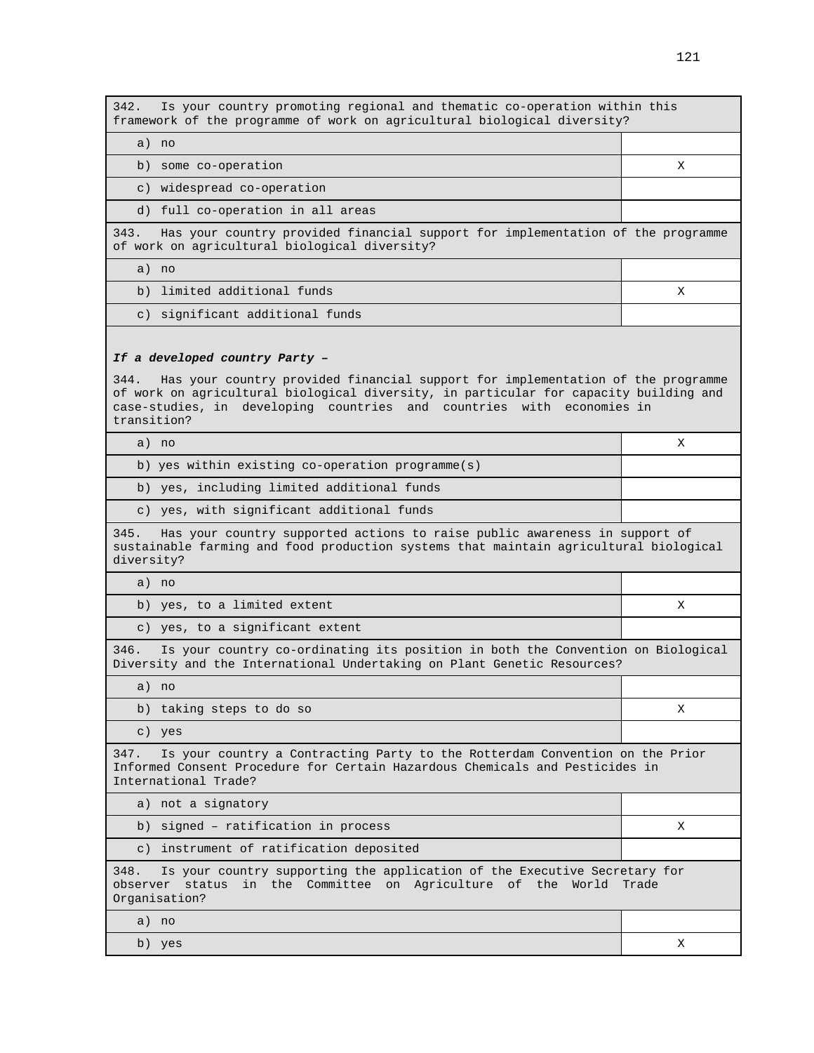| 342. Is your country promoting regional and thematic co-operation within this framework of the programme of work on agricultural biological diversity? | |
|---|---|
| a) no | |
| b) some co-operation | X |
| c) widespread co-operation | |
| d) full co-operation in all areas | |

| 343. Has your country provided financial support for implementation of the programme of work on agricultural biological diversity? | |
|---|---|
| a) no | |
| b) limited additional funds | X |
| c) significant additional funds | |

***If a developed country Party –***

| 344. Has your country provided financial support for implementation of the programme of work on agricultural biological diversity, in particular for capacity building and case-studies, in developing countries and countries with economies in transition? | |
|---|---|
| a) no | X |
| b) yes within existing co-operation programme(s) | |
| b) yes, including limited additional funds | |
| c) yes, with significant additional funds | |

| 345. Has your country supported actions to raise public awareness in support of sustainable farming and food production systems that maintain agricultural biological diversity? | |
|---|---|
| a) no | |
| b) yes, to a limited extent | X |
| c) yes, to a significant extent | |

| 346. Is your country co-ordinating its position in both the Convention on Biological Diversity and the International Undertaking on Plant Genetic Resources? | |
|---|---|
| a) no | |
| b) taking steps to do so | X |
| c) yes | |

| 347. Is your country a Contracting Party to the Rotterdam Convention on the Prior Informed Consent Procedure for Certain Hazardous Chemicals and Pesticides in International Trade? | |
|---|---|
| a) not a signatory | |
| b) signed – ratification in process | X |
| c) instrument of ratification deposited | |

| 348. Is your country supporting the application of the Executive Secretary for observer status in the Committee on Agriculture of the World Trade Organisation? | |
|---|---|
| a) no | |
| b) yes | X |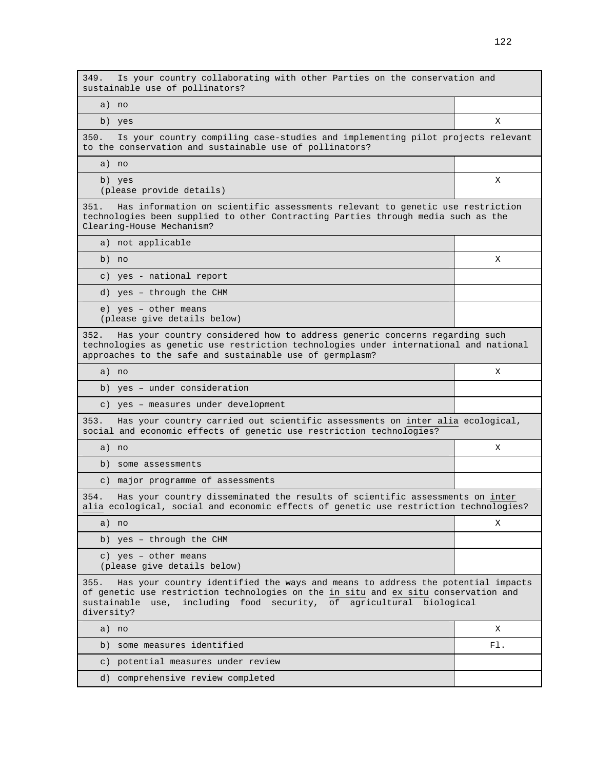| 349. Is your country collaborating with other Parties on the conservation and sustainable use of pollinators? | |
|---|---|
| a) no | |
| b) yes | X |
| **350. Is your country compiling case-studies and implementing pilot projects relevant to the conservation and sustainable use of pollinators?** | |
| a) no | |
| b) yes (please provide details) | X |
| **351. Has information on scientific assessments relevant to genetic use restriction technologies been supplied to other Contracting Parties through media such as the Clearing-House Mechanism?** | |
| a) not applicable | |
| b) no | X |
| c) yes - national report | |
| d) yes – through the CHM | |
| e) yes – other means (please give details below) | |
| **352. Has your country considered how to address generic concerns regarding such technologies as genetic use restriction technologies under international and national approaches to the safe and sustainable use of germplasm?** | |
| a) no | X |
| b) yes – under consideration | |
| c) yes – measures under development | |
| **353. Has your country carried out scientific assessments on *inter alia* ecological, social and economic effects of genetic use restriction technologies?** | |
| a) no | X |
| b) some assessments | |
| c) major programme of assessments | |
| **354. Has your country disseminated the results of scientific assessments on *inter alia* ecological, social and economic effects of genetic use restriction technologies?** | |
| a) no | X |
| b) yes – through the CHM | |
| c) yes – other means (please give details below) | |
| **355. Has your country identified the ways and means to address the potential impacts of genetic use restriction technologies on the *in situ* and *ex situ* conservation and sustainable use, including food security, of agricultural biological diversity?** | |
| a) no | X |
| b) some measures identified | Fl. |
| c) potential measures under review | |
| d) comprehensive review completed | |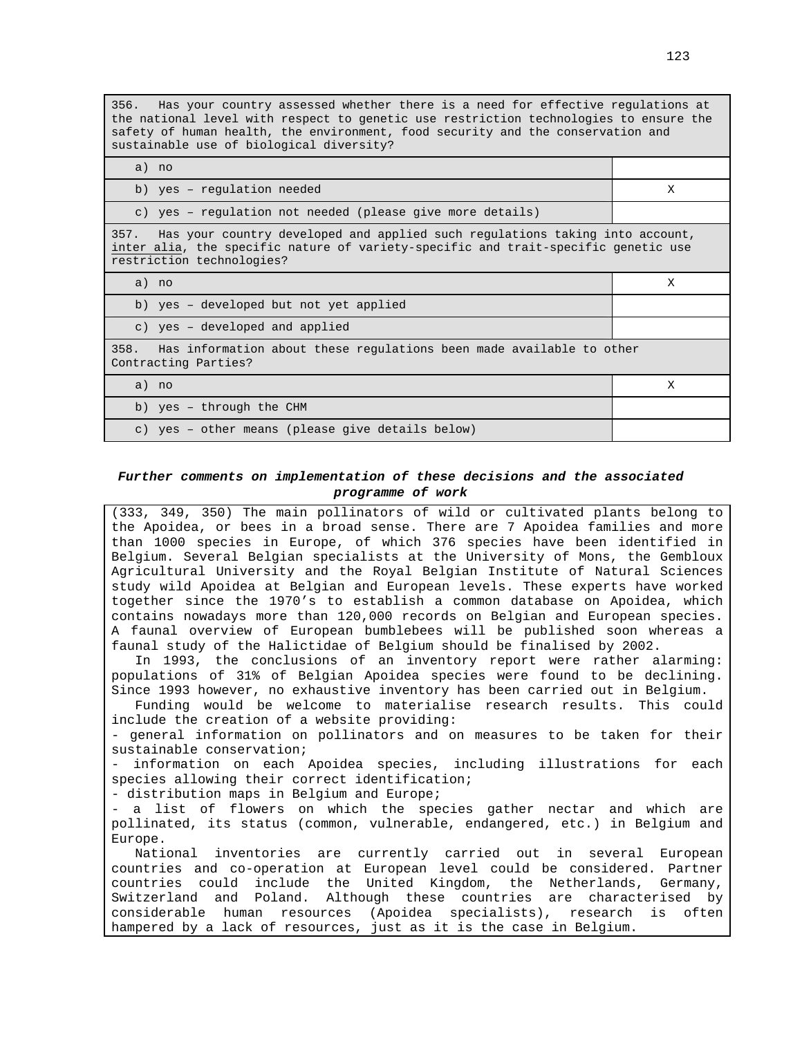| 356. Has your country assessed whether there is a need for effective regulations at the national level with respect to genetic use restriction technologies to ensure the safety of human health, the environment, food security and the conservation and sustainable use of biological diversity? | |
|---|---|
| a) no | |
| b) yes – regulation needed | X |
| c) yes – regulation not needed (please give more details) | |
| 357. Has your country developed and applied such regulations taking into account, inter alia, the specific nature of variety-specific and trait-specific genetic use restriction technologies? | |
| a) no | X |
| b) yes – developed but not yet applied | |
| c) yes – developed and applied | |
| 358. Has information about these regulations been made available to other Contracting Parties? | |
| a) no | X |
| b) yes – through the CHM | |
| c) yes – other means (please give details below) | |

***Further comments on implementation of these decisions and the associated programme of work***

(333, 349, 350) The main pollinators of wild or cultivated plants belong to the Apoidea, or bees in a broad sense. There are 7 Apoidea families and more than 1000 species in Europe, of which 376 species have been identified in Belgium. Several Belgian specialists at the University of Mons, the Gembloux Agricultural University and the Royal Belgian Institute of Natural Sciences study wild Apoidea at Belgian and European levels. These experts have worked together since the 1970's to establish a common database on Apoidea, which contains nowadays more than 120,000 records on Belgian and European species. A faunal overview of European bumblebees will be published soon whereas a faunal study of the Halictidae of Belgium should be finalised by 2002.

In 1993, the conclusions of an inventory report were rather alarming: populations of 31% of Belgian Apoidea species were found to be declining. Since 1993 however, no exhaustive inventory has been carried out in Belgium.

Funding would be welcome to materialise research results. This could include the creation of a website providing:

- general information on pollinators and on measures to be taken for their sustainable conservation;
- information on each Apoidea species, including illustrations for each species allowing their correct identification;
- distribution maps in Belgium and Europe;
- a list of flowers on which the species gather nectar and which are pollinated, its status (common, vulnerable, endangered, etc.) in Belgium and Europe.

National inventories are currently carried out in several European countries and co-operation at European level could be considered. Partner countries could include the United Kingdom, the Netherlands, Germany, Switzerland and Poland. Although these countries are characterised by considerable human resources (Apoidea specialists), research is often hampered by a lack of resources, just as it is the case in Belgium.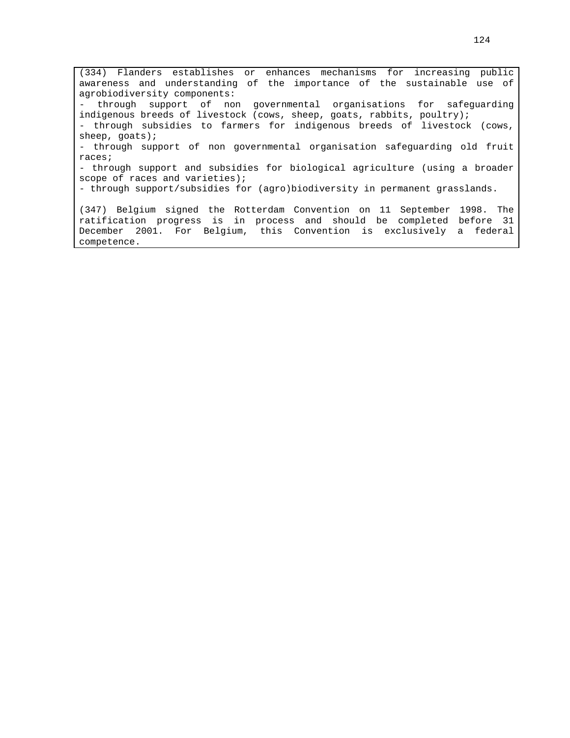(334) Flanders establishes or enhances mechanisms for increasing public awareness and understanding of the importance of the sustainable use of agrobiodiversity components:

- through support of non governmental organisations for safeguarding indigenous breeds of livestock (cows, sheep, goats, rabbits, poultry);
- through subsidies to farmers for indigenous breeds of livestock (cows, sheep, goats);
- through support of non governmental organisation safeguarding old fruit races;
- through support and subsidies for biological agriculture (using a broader scope of races and varieties);
- through support/subsidies for (agro)biodiversity in permanent grasslands.

(347) Belgium signed the Rotterdam Convention on 11 September 1998. The ratification progress is in process and should be completed before 31 December 2001. For Belgium, this Convention is exclusively a federal competence.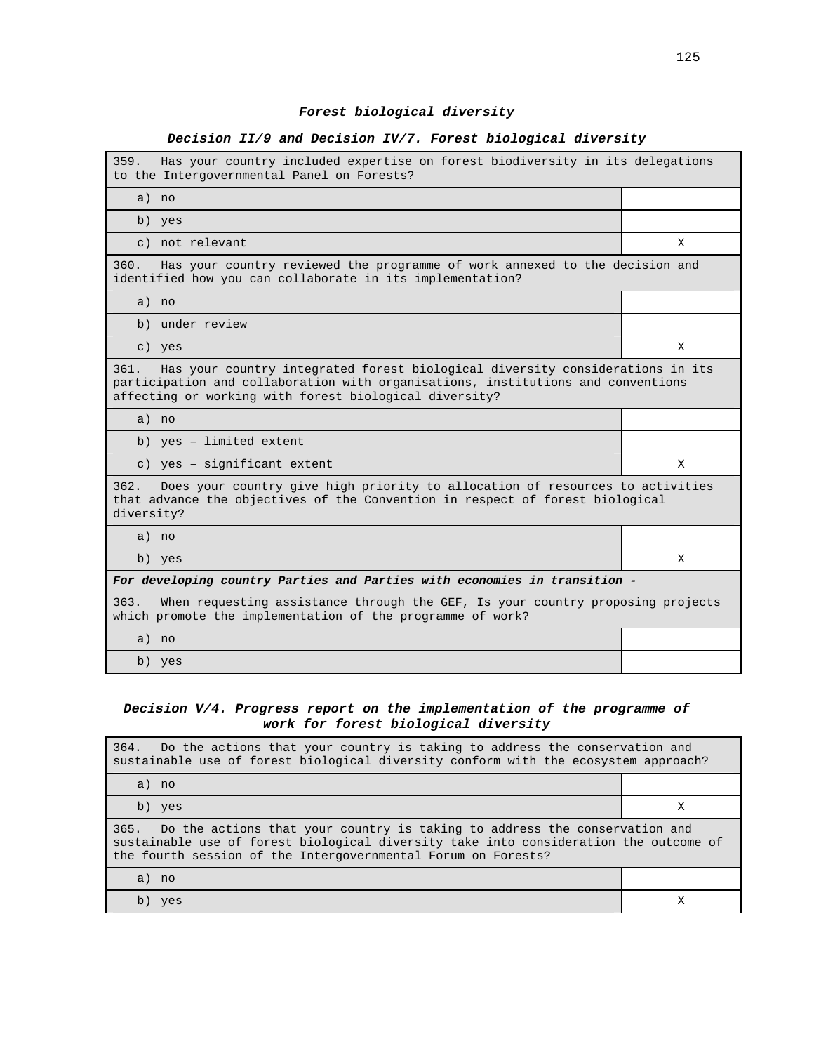### *Forest biological diversity*

### *Decision II/9 and Decision IV/7. Forest biological diversity*

| 359. Has your country included expertise on forest biodiversity in its delegations to the Intergovernmental Panel on Forests? | |
|---|---|
| a) no | |
| b) yes | |
| c) not relevant | X |
| 360. Has your country reviewed the programme of work annexed to the decision and identified how you can collaborate in its implementation? | |
| a) no | |
| b) under review | |
| c) yes | X |
| 361. Has your country integrated forest biological diversity considerations in its participation and collaboration with organisations, institutions and conventions affecting or working with forest biological diversity? | |
| a) no | |
| b) yes – limited extent | |
| c) yes – significant extent | X |
| 362. Does your country give high priority to allocation of resources to activities that advance the objectives of the Convention in respect of forest biological diversity? | |
| a) no | |
| b) yes | X |
| ***For developing country Parties and Parties with economies in transition -*** | |
| 363. When requesting assistance through the GEF, Is your country proposing projects which promote the implementation of the programme of work? | |
| a) no | |
| b) yes | |

### *Decision V/4. Progress report on the implementation of the programme of work for forest biological diversity*

| 364. Do the actions that your country is taking to address the conservation and sustainable use of forest biological diversity conform with the ecosystem approach? | |
|---|---|
| a) no | |
| b) yes | X |
| 365. Do the actions that your country is taking to address the conservation and sustainable use of forest biological diversity take into consideration the outcome of the fourth session of the Intergovernmental Forum on Forests? | |
| a) no | |
| b) yes | X |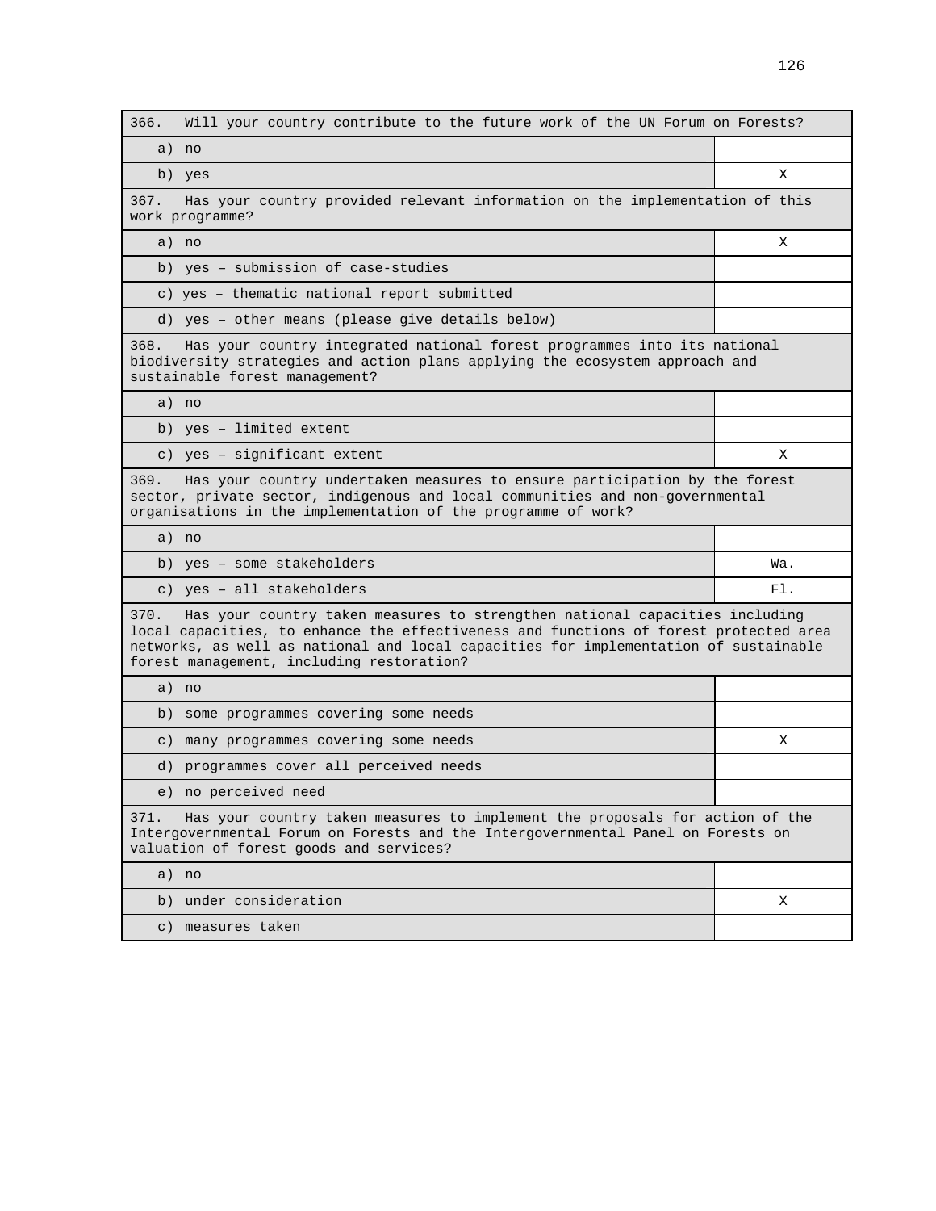| 366. Will your country contribute to the future work of the UN Forum on Forests? | |
|---|---|
| a) no | |
| b) yes | X |

| 367. Has your country provided relevant information on the implementation of this work programme? | |
|---|---|
| a) no | X |
| b) yes – submission of case-studies | |
| c) yes – thematic national report submitted | |
| d) yes – other means (please give details below) | |

| 368. Has your country integrated national forest programmes into its national biodiversity strategies and action plans applying the ecosystem approach and sustainable forest management? | |
|---|---|
| a) no | |
| b) yes – limited extent | |
| c) yes – significant extent | X |

| 369. Has your country undertaken measures to ensure participation by the forest sector, private sector, indigenous and local communities and non-governmental organisations in the implementation of the programme of work? | |
|---|---|
| a) no | |
| b) yes – some stakeholders | Wa. |
| c) yes – all stakeholders | Fl. |

| 370. Has your country taken measures to strengthen national capacities including local capacities, to enhance the effectiveness and functions of forest protected area networks, as well as national and local capacities for implementation of sustainable forest management, including restoration? | |
|---|---|
| a) no | |
| b) some programmes covering some needs | |
| c) many programmes covering some needs | X |
| d) programmes cover all perceived needs | |
| e) no perceived need | |

| 371. Has your country taken measures to implement the proposals for action of the Intergovernmental Forum on Forests and the Intergovernmental Panel on Forests on valuation of forest goods and services? | |
|---|---|
| a) no | |
| b) under consideration | X |
| c) measures taken | |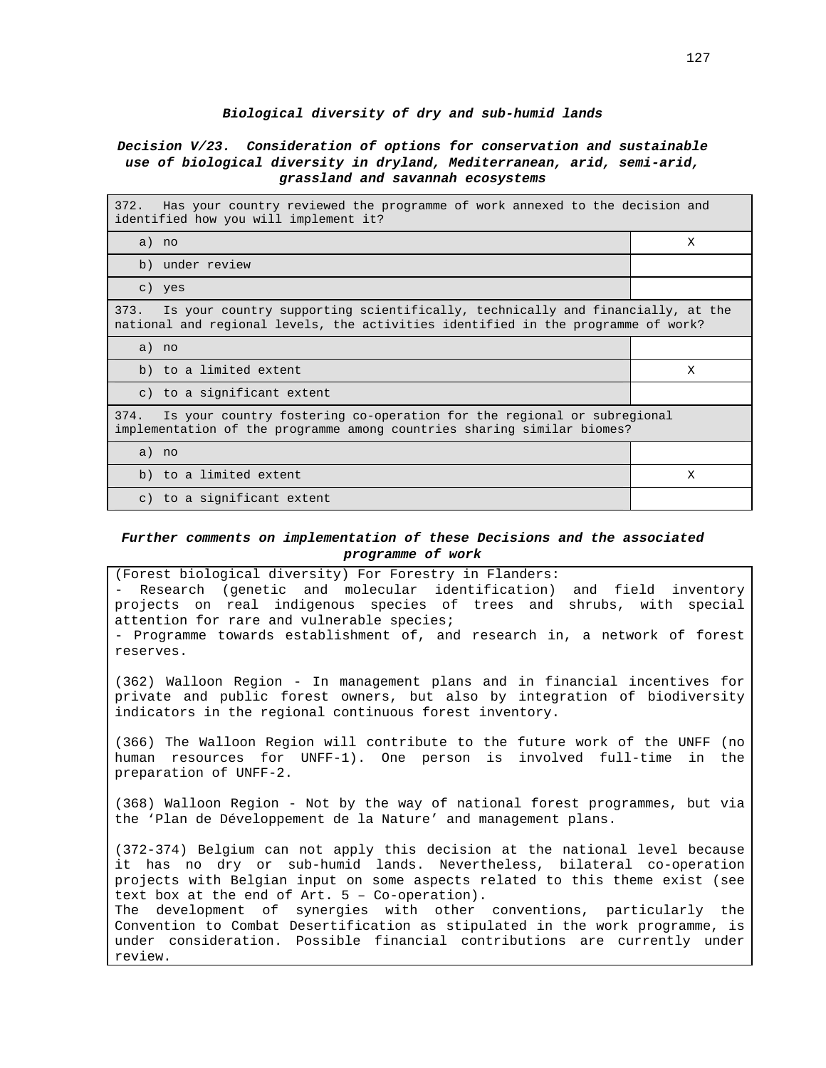### ***Biological diversity of dry and sub-humid lands***

### ***Decision V/23. Consideration of options for conservation and sustainable use of biological diversity in dryland, Mediterranean, arid, semi-arid, grassland and savannah ecosystems***

| 372. Has your country reviewed the programme of work annexed to the decision and identified how you will implement it? | |
|---|---|
| a) no | X |
| b) under review | |
| c) yes | |
| **373. Is your country supporting scientifically, technically and financially, at the national and regional levels, the activities identified in the programme of work?** | |
| a) no | |
| b) to a limited extent | X |
| c) to a significant extent | |
| **374. Is your country fostering co-operation for the regional or subregional implementation of the programme among countries sharing similar biomes?** | |
| a) no | |
| b) to a limited extent | X |
| c) to a significant extent | |

### ***Further comments on implementation of these Decisions and the associated programme of work***

(Forest biological diversity) For Forestry in Flanders:
- Research (genetic and molecular identification) and field inventory projects on real indigenous species of trees and shrubs, with special attention for rare and vulnerable species;
- Programme towards establishment of, and research in, a network of forest reserves.

(362) Walloon Region - In management plans and in financial incentives for private and public forest owners, but also by integration of biodiversity indicators in the regional continuous forest inventory.

(366) The Walloon Region will contribute to the future work of the UNFF (no human resources for UNFF-1). One person is involved full-time in the preparation of UNFF-2.

(368) Walloon Region - Not by the way of national forest programmes, but via the 'Plan de Développement de la Nature' and management plans.

(372-374) Belgium can not apply this decision at the national level because it has no dry or sub-humid lands. Nevertheless, bilateral co-operation projects with Belgian input on some aspects related to this theme exist (see text box at the end of Art. 5 – Co-operation).
The development of synergies with other conventions, particularly the Convention to Combat Desertification as stipulated in the work programme, is under consideration. Possible financial contributions are currently under review.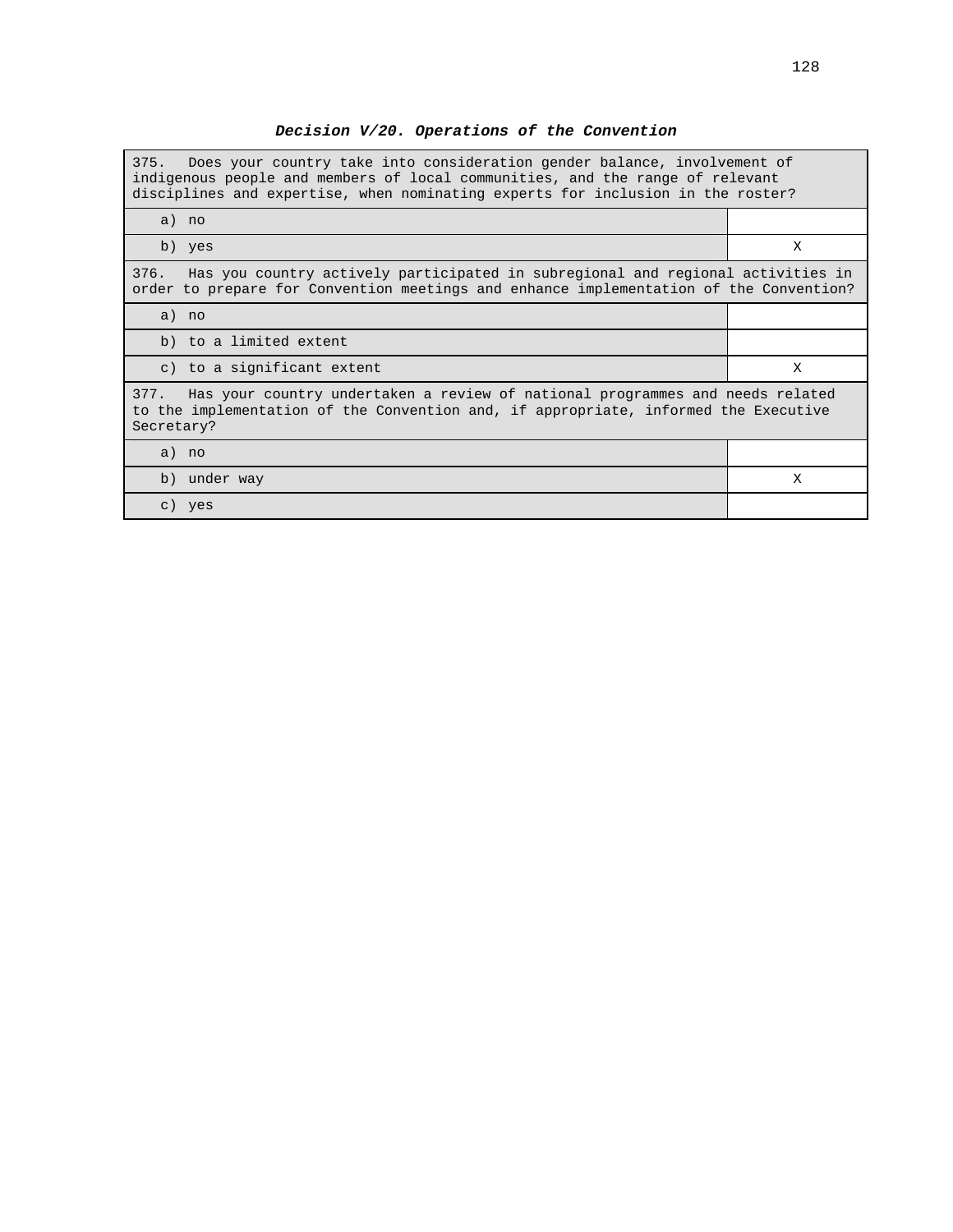### *Decision V/20. Operations of the Convention*

| 375. Does your country take into consideration gender balance, involvement of indigenous people and members of local communities, and the range of relevant disciplines and expertise, when nominating experts for inclusion in the roster? | |
|---|---|
| a) no | |
| b) yes | X |
| **376. Has you country actively participated in subregional and regional activities in order to prepare for Convention meetings and enhance implementation of the Convention?** | |
| a) no | |
| b) to a limited extent | |
| c) to a significant extent | X |
| **377. Has your country undertaken a review of national programmes and needs related to the implementation of the Convention and, if appropriate, informed the Executive Secretary?** | |
| a) no | |
| b) under way | X |
| c) yes | |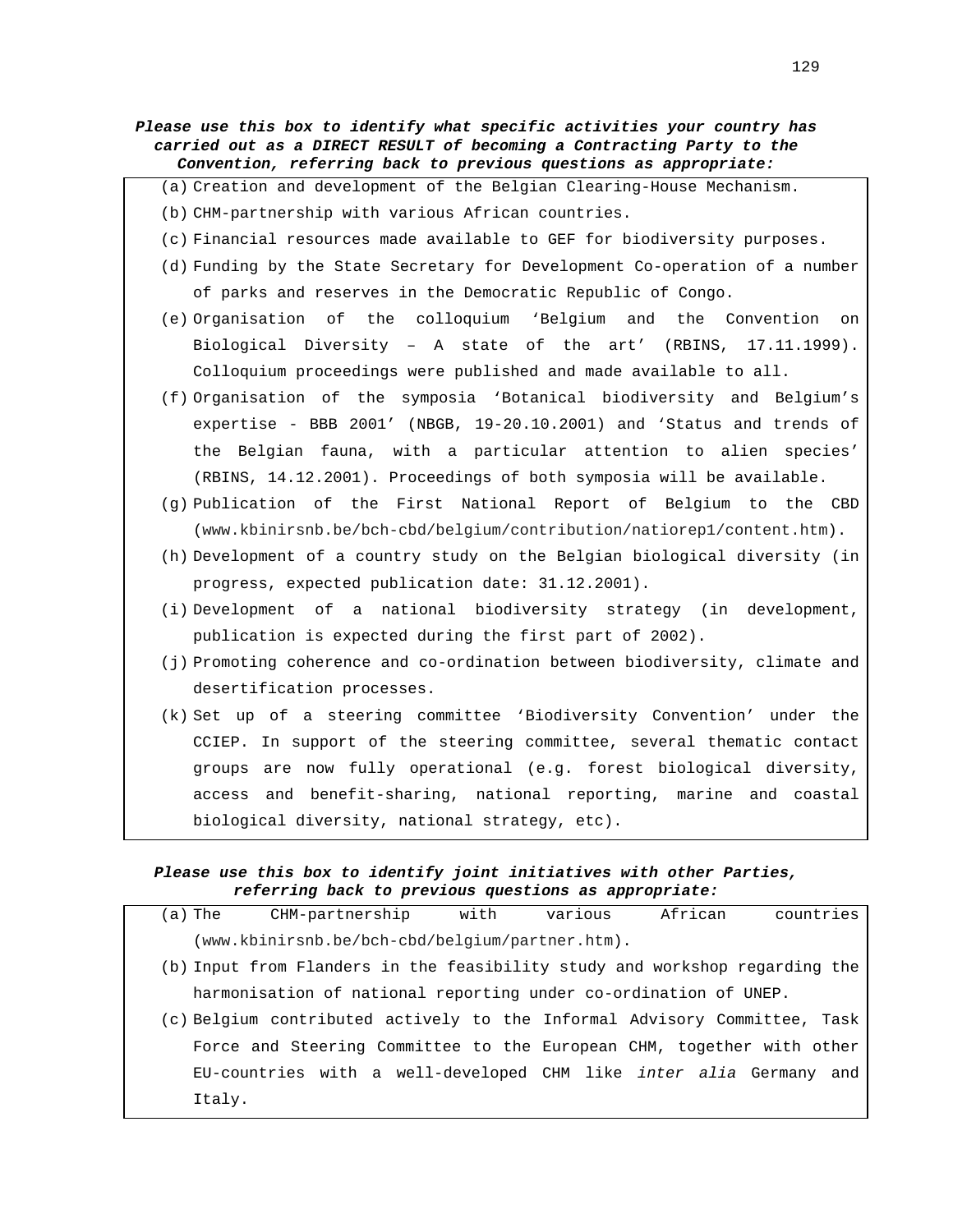***Please use this box to identify what specific activities your country has carried out as a DIRECT RESULT of becoming a Contracting Party to the Convention, referring back to previous questions as appropriate:***

(a) Creation and development of the Belgian Clearing-House Mechanism.

(b) CHM-partnership with various African countries.

(c) Financial resources made available to GEF for biodiversity purposes.

(d) Funding by the State Secretary for Development Co-operation of a number of parks and reserves in the Democratic Republic of Congo.

(e) Organisation of the colloquium 'Belgium and the Convention on Biological Diversity – A state of the art' (RBINS, 17.11.1999). Colloquium proceedings were published and made available to all.

(f) Organisation of the symposia 'Botanical biodiversity and Belgium's expertise - BBB 2001' (NBGB, 19-20.10.2001) and 'Status and trends of the Belgian fauna, with a particular attention to alien species' (RBINS, 14.12.2001). Proceedings of both symposia will be available.

(g) Publication of the First National Report of Belgium to the CBD (www.kbinirsnb.be/bch-cbd/belgium/contribution/natiorep1/content.htm).

(h) Development of a country study on the Belgian biological diversity (in progress, expected publication date: 31.12.2001).

(i) Development of a national biodiversity strategy (in development, publication is expected during the first part of 2002).

(j) Promoting coherence and co-ordination between biodiversity, climate and desertification processes.

(k) Set up of a steering committee 'Biodiversity Convention' under the CCIEP. In support of the steering committee, several thematic contact groups are now fully operational (e.g. forest biological diversity, access and benefit-sharing, national reporting, marine and coastal biological diversity, national strategy, etc).

***Please use this box to identify joint initiatives with other Parties, referring back to previous questions as appropriate:***

(a) The CHM-partnership with various African countries (www.kbinirsnb.be/bch-cbd/belgium/partner.htm).

(b) Input from Flanders in the feasibility study and workshop regarding the harmonisation of national reporting under co-ordination of UNEP.

(c) Belgium contributed actively to the Informal Advisory Committee, Task Force and Steering Committee to the European CHM, together with other EU-countries with a well-developed CHM like *inter alia* Germany and Italy.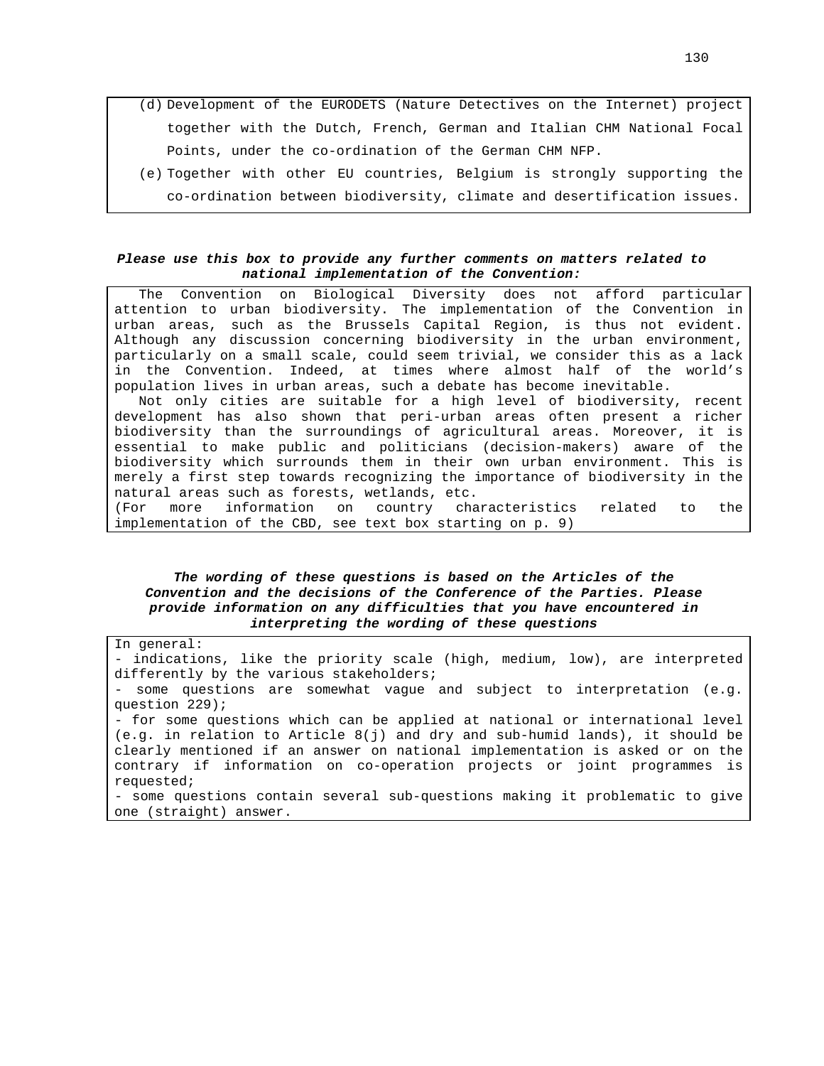(d) Development of the EURODETS (Nature Detectives on the Internet) project together with the Dutch, French, German and Italian CHM National Focal Points, under the co-ordination of the German CHM NFP.

(e) Together with other EU countries, Belgium is strongly supporting the co-ordination between biodiversity, climate and desertification issues.

***Please use this box to provide any further comments on matters related to national implementation of the Convention:***

The Convention on Biological Diversity does not afford particular attention to urban biodiversity. The implementation of the Convention in urban areas, such as the Brussels Capital Region, is thus not evident. Although any discussion concerning biodiversity in the urban environment, particularly on a small scale, could seem trivial, we consider this as a lack in the Convention. Indeed, at times where almost half of the world's population lives in urban areas, such a debate has become inevitable.

Not only cities are suitable for a high level of biodiversity, recent development has also shown that peri-urban areas often present a richer biodiversity than the surroundings of agricultural areas. Moreover, it is essential to make public and politicians (decision-makers) aware of the biodiversity which surrounds them in their own urban environment. This is merely a first step towards recognizing the importance of biodiversity in the natural areas such as forests, wetlands, etc.

(For more information on country characteristics related to the implementation of the CBD, see text box starting on p. 9)

***The wording of these questions is based on the Articles of the Convention and the decisions of the Conference of the Parties. Please provide information on any difficulties that you have encountered in interpreting the wording of these questions***

In general:

- indications, like the priority scale (high, medium, low), are interpreted differently by the various stakeholders;
- some questions are somewhat vague and subject to interpretation (e.g. question 229);
- for some questions which can be applied at national or international level (e.g. in relation to Article 8(j) and dry and sub-humid lands), it should be clearly mentioned if an answer on national implementation is asked or on the contrary if information on co-operation projects or joint programmes is requested;
- some questions contain several sub-questions making it problematic to give one (straight) answer.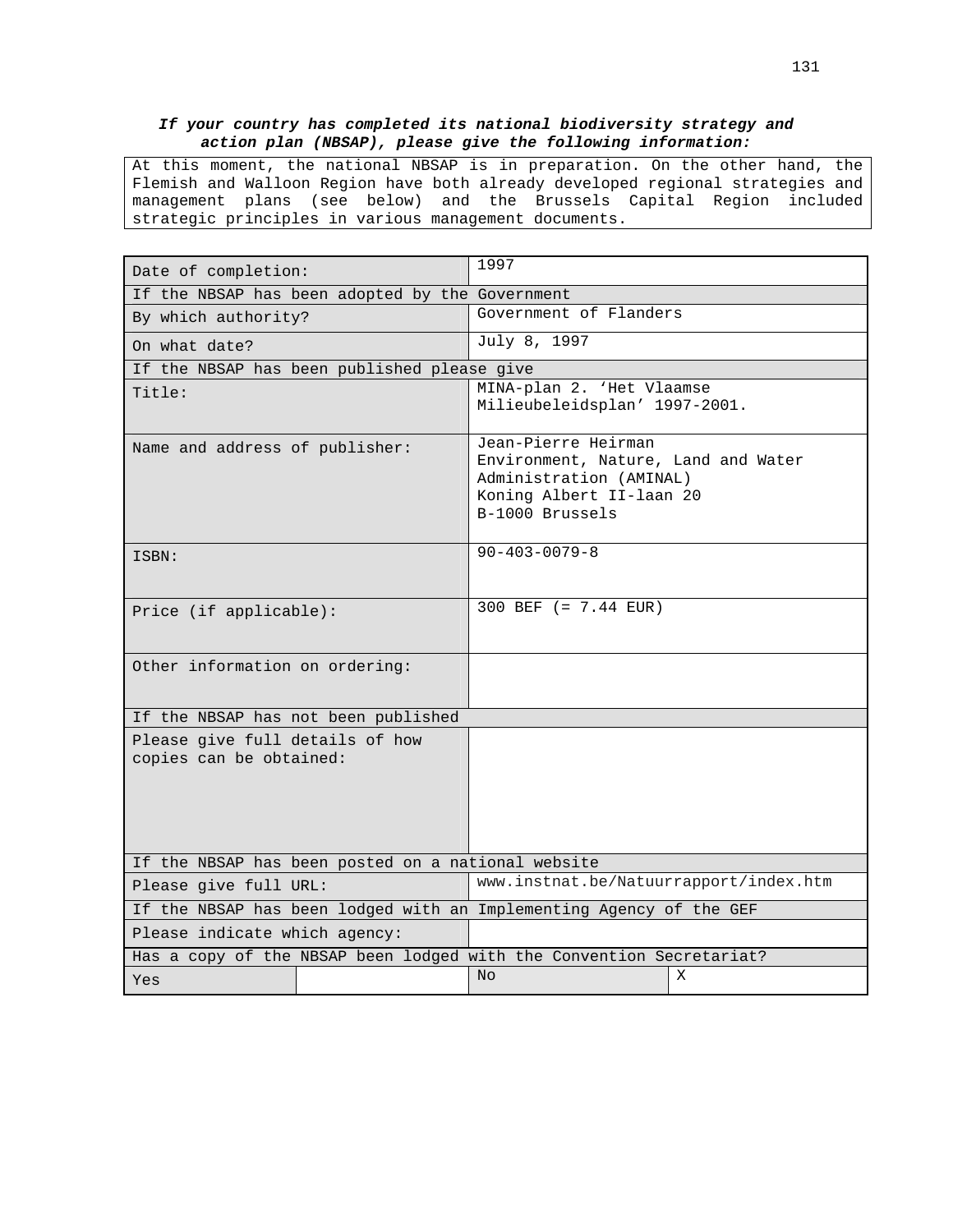***If your country has completed its national biodiversity strategy and action plan (NBSAP), please give the following information:***

At this moment, the national NBSAP is in preparation. On the other hand, the Flemish and Walloon Region have both already developed regional strategies and management plans (see below) and the Brussels Capital Region included strategic principles in various management documents.

| | | | |
|---|---|---|---|
| Date of completion: | | 1997 | |
| If the NBSAP has been adopted by the Government | | | |
| By which authority? | | Government of Flanders | |
| On what date? | | July 8, 1997 | |
| If the NBSAP has been published please give | | | |
| Title: | | MINA-plan 2. 'Het Vlaamse Milieubeleidsplan' 1997-2001. | |
| Name and address of publisher: | | Jean-Pierre Heirman<br>Environment, Nature, Land and Water Administration (AMINAL)<br>Koning Albert II-laan 20<br>B-1000 Brussels | |
| ISBN: | | 90-403-0079-8 | |
| Price (if applicable): | | 300 BEF (= 7.44 EUR) | |
| Other information on ordering: | | | |
| If the NBSAP has not been published | | | |
| Please give full details of how copies can be obtained: | | | |
| If the NBSAP has been posted on a national website | | | |
| Please give full URL: | | www.instnat.be/Natuurrapport/index.htm | |
| If the NBSAP has been lodged with an Implementing Agency of the GEF | | | |
| Please indicate which agency: | | | |
| Has a copy of the NBSAP been lodged with the Convention Secretariat? | | | |
| Yes | | No | X |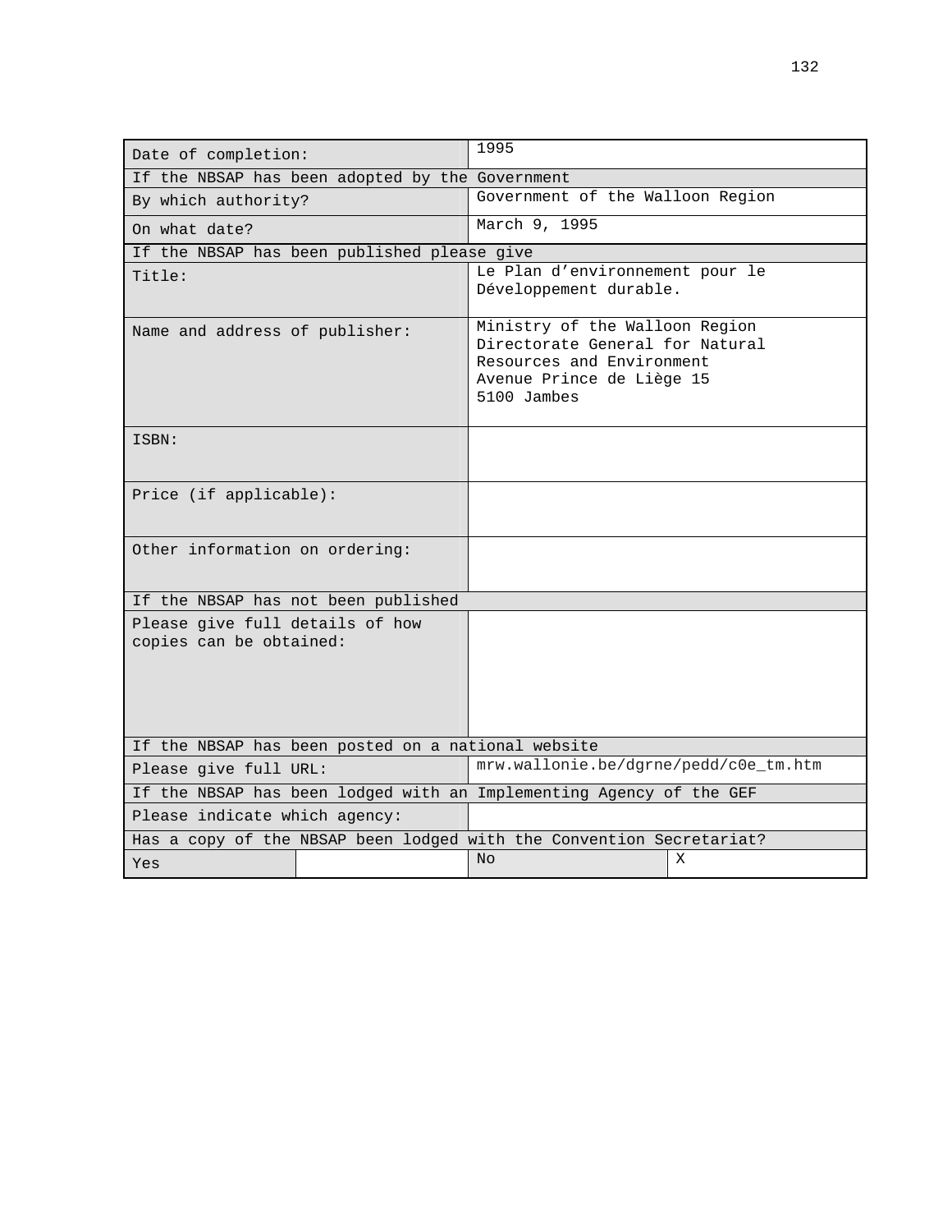| | | | |
|---|---|---|---|
| Date of completion: | | 1995 | |
| If the NBSAP has been adopted by the Government | | | |
| By which authority? | | Government of the Walloon Region | |
| On what date? | | March 9, 1995 | |
| If the NBSAP has been published please give | | | |
| Title: | | Le Plan d'environnement pour le Développement durable. | |
| Name and address of publisher: | | Ministry of the Walloon Region<br>Directorate General for Natural Resources and Environment<br>Avenue Prince de Liège 15<br>5100 Jambes | |
| ISBN: | | | |
| Price (if applicable): | | | |
| Other information on ordering: | | | |
| If the NBSAP has not been published | | | |
| Please give full details of how copies can be obtained: | | | |
| If the NBSAP has been posted on a national website | | | |
| Please give full URL: | | mrw.wallonie.be/dgrne/pedd/c0e_tm.htm | |
| If the NBSAP has been lodged with an Implementing Agency of the GEF | | | |
| Please indicate which agency: | | | |
| Has a copy of the NBSAP been lodged with the Convention Secretariat? | | | |
| Yes | | No | X |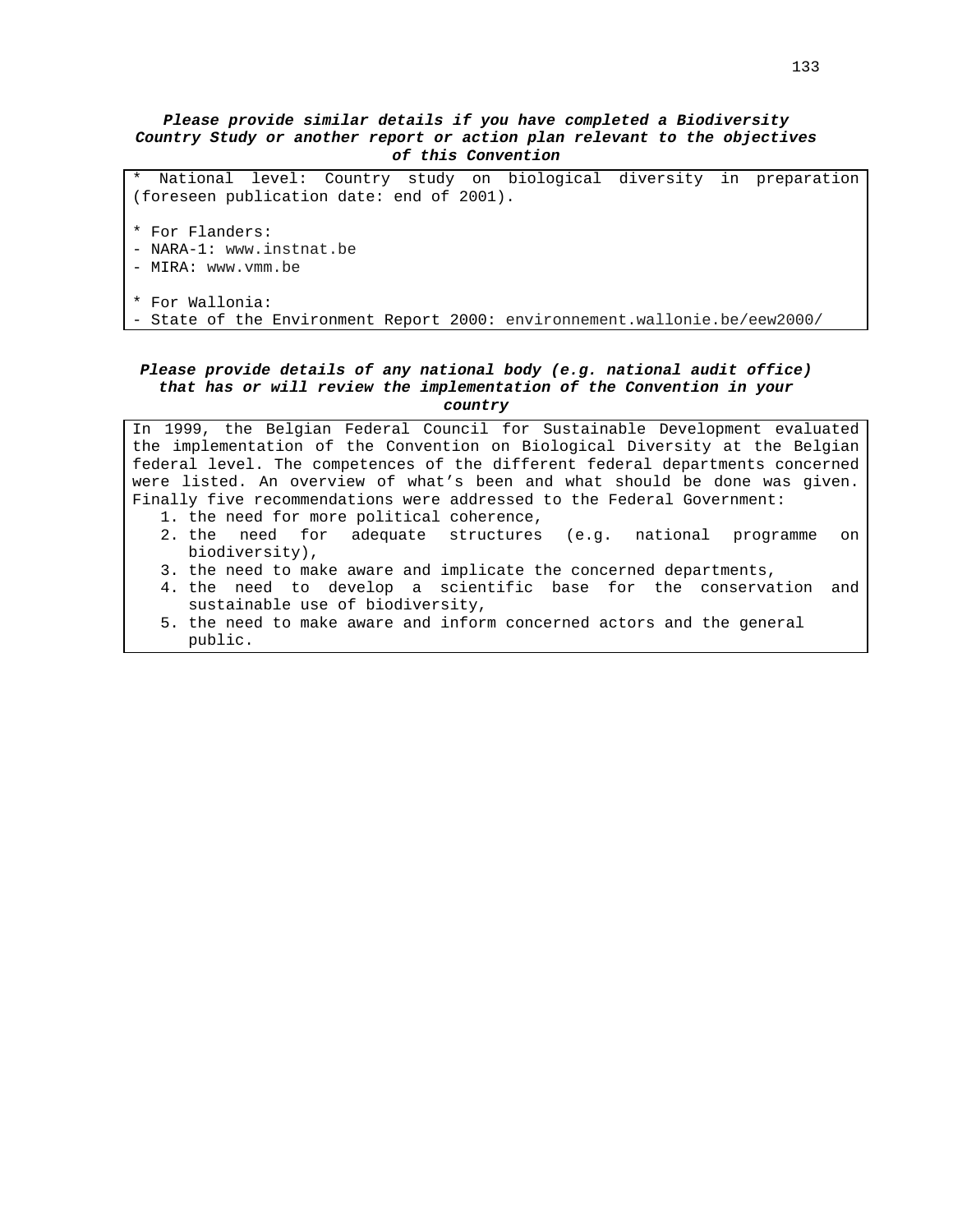***Please provide similar details if you have completed a Biodiversity Country Study or another report or action plan relevant to the objectives of this Convention***

* National level: Country study on biological diversity in preparation (foreseen publication date: end of 2001).

* For Flanders:
- NARA-1: www.instnat.be
- MIRA: www.vmm.be

* For Wallonia:
- State of the Environment Report 2000: environnement.wallonie.be/eew2000/

***Please provide details of any national body (e.g. national audit office) that has or will review the implementation of the Convention in your country***

In 1999, the Belgian Federal Council for Sustainable Development evaluated the implementation of the Convention on Biological Diversity at the Belgian federal level. The competences of the different federal departments concerned were listed. An overview of what's been and what should be done was given. Finally five recommendations were addressed to the Federal Government:

1. the need for more political coherence,
2. the need for adequate structures (e.g. national programme on biodiversity),
3. the need to make aware and implicate the concerned departments,
4. the need to develop a scientific base for the conservation and sustainable use of biodiversity,
5. the need to make aware and inform concerned actors and the general public.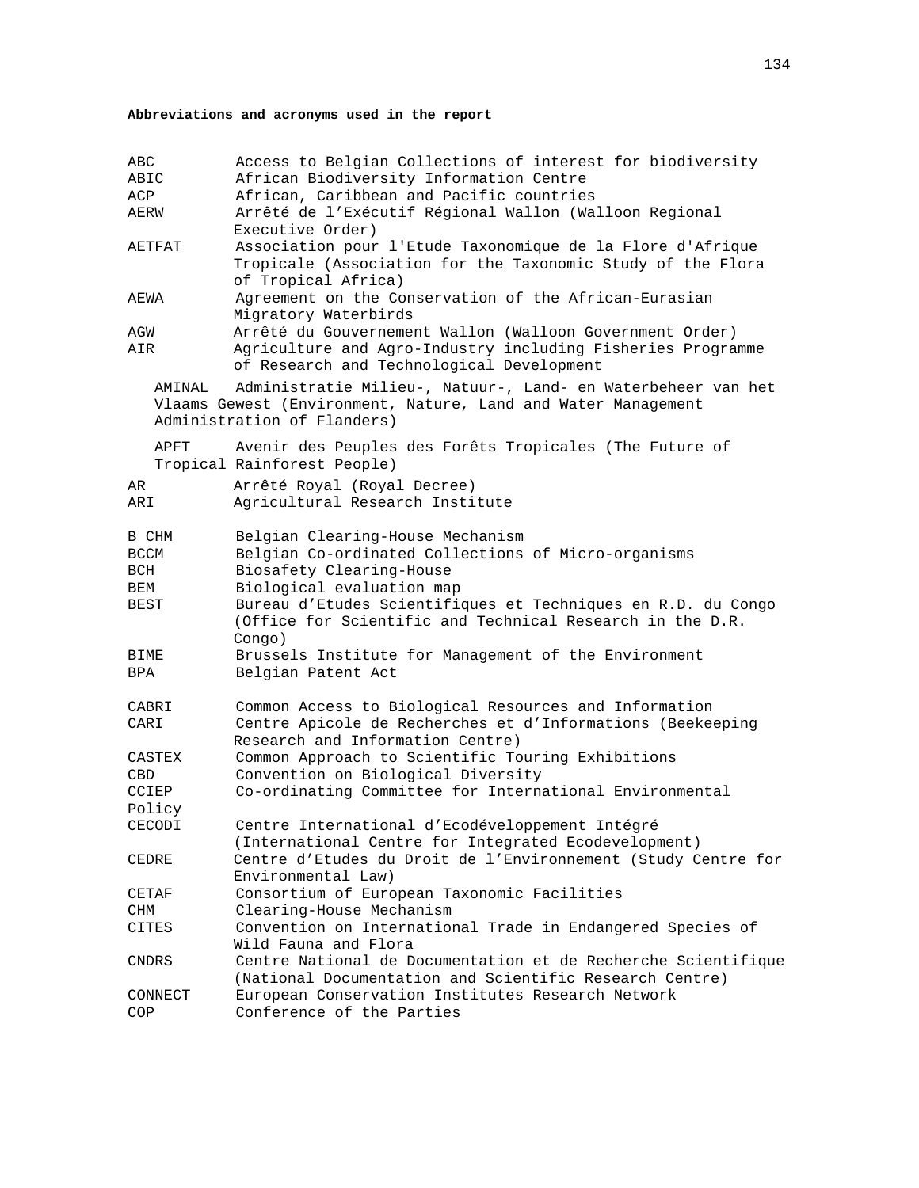**Abbreviations and acronyms used in the report**

| | |
|---|---|
| ABC | Access to Belgian Collections of interest for biodiversity |
| ABIC | African Biodiversity Information Centre |
| ACP | African, Caribbean and Pacific countries |
| AERW | Arrêté de l'Exécutif Régional Wallon (Walloon Regional Executive Order) |
| AETFAT | Association pour l'Etude Taxonomique de la Flore d'Afrique Tropicale (Association for the Taxonomic Study of the Flora of Tropical Africa) |
| AEWA | Agreement on the Conservation of the African-Eurasian Migratory Waterbirds |
| AGW | Arrêté du Gouvernement Wallon (Walloon Government Order) |
| AIR | Agriculture and Agro-Industry including Fisheries Programme of Research and Technological Development |
| AMINAL | Administratie Milieu-, Natuur-, Land- en Waterbeheer van het Vlaams Gewest (Environment, Nature, Land and Water Management Administration of Flanders) |
| APFT | Avenir des Peuples des Forêts Tropicales (The Future of Tropical Rainforest People) |
| AR | Arrêté Royal (Royal Decree) |
| ARI | Agricultural Research Institute |
| B CHM | Belgian Clearing-House Mechanism |
| BCCM | Belgian Co-ordinated Collections of Micro-organisms |
| BCH | Biosafety Clearing-House |
| BEM | Biological evaluation map |
| BEST | Bureau d'Etudes Scientifiques et Techniques en R.D. du Congo (Office for Scientific and Technical Research in the D.R. Congo) |
| BIME | Brussels Institute for Management of the Environment |
| BPA | Belgian Patent Act |
| CABRI | Common Access to Biological Resources and Information |
| CARI | Centre Apicole de Recherches et d'Informations (Beekeeping Research and Information Centre) |
| CASTEX | Common Approach to Scientific Touring Exhibitions |
| CBD | Convention on Biological Diversity |
| CCIEP | Co-ordinating Committee for International Environmental Policy |
| CECODI | Centre International d'Ecodéveloppement Intégré (International Centre for Integrated Ecodevelopment) |
| CEDRE | Centre d'Etudes du Droit de l'Environnement (Study Centre for Environmental Law) |
| CETAF | Consortium of European Taxonomic Facilities |
| CHM | Clearing-House Mechanism |
| CITES | Convention on International Trade in Endangered Species of Wild Fauna and Flora |
| CNDRS | Centre National de Documentation et de Recherche Scientifique (National Documentation and Scientific Research Centre) |
| CONNECT | European Conservation Institutes Research Network |
| COP | Conference of the Parties |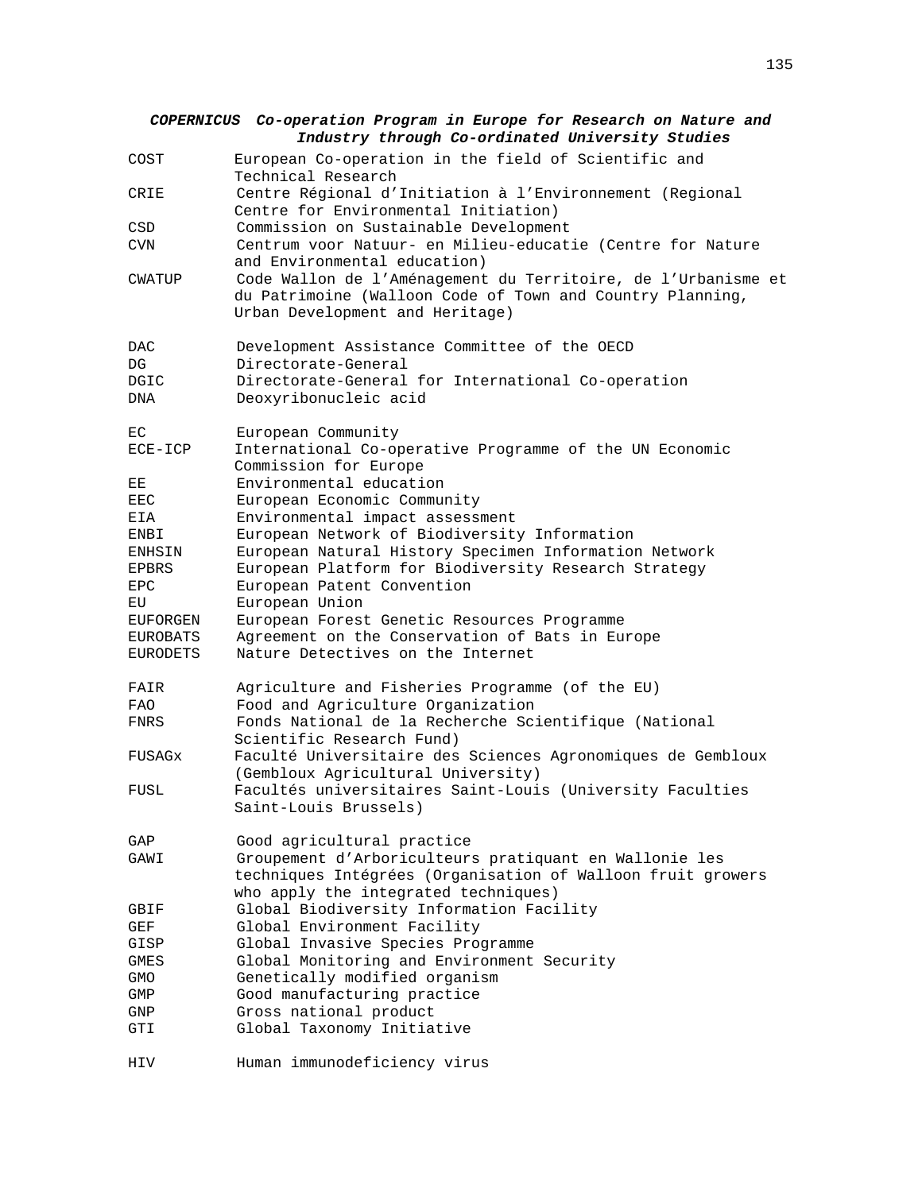***COPERNICUS Co-operation Program in Europe for Research on Nature and Industry through Co-ordinated University Studies***

| | |
|---|---|
| COST | European Co-operation in the field of Scientific and Technical Research |
| CRIE | Centre Régional d'Initiation à l'Environnement (Regional Centre for Environmental Initiation) |
| CSD | Commission on Sustainable Development |
| CVN | Centrum voor Natuur- en Milieu-educatie (Centre for Nature and Environmental education) |
| CWATUP | Code Wallon de l'Aménagement du Territoire, de l'Urbanisme et du Patrimoine (Walloon Code of Town and Country Planning, Urban Development and Heritage) |
| DAC | Development Assistance Committee of the OECD |
| DG | Directorate-General |
| DGIC | Directorate-General for International Co-operation |
| DNA | Deoxyribonucleic acid |
| EC | European Community |
| ECE-ICP | International Co-operative Programme of the UN Economic Commission for Europe |
| EE | Environmental education |
| EEC | European Economic Community |
| EIA | Environmental impact assessment |
| ENBI | European Network of Biodiversity Information |
| ENHSIN | European Natural History Specimen Information Network |
| EPBRS | European Platform for Biodiversity Research Strategy |
| EPC | European Patent Convention |
| EU | European Union |
| EUFORGEN | European Forest Genetic Resources Programme |
| EUROBATS | Agreement on the Conservation of Bats in Europe |
| EURODETS | Nature Detectives on the Internet |
| FAIR | Agriculture and Fisheries Programme (of the EU) |
| FAO | Food and Agriculture Organization |
| FNRS | Fonds National de la Recherche Scientifique (National Scientific Research Fund) |
| FUSAGx | Faculté Universitaire des Sciences Agronomiques de Gembloux (Gembloux Agricultural University) |
| FUSL | Facultés universitaires Saint-Louis (University Faculties Saint-Louis Brussels) |
| GAP | Good agricultural practice |
| GAWI | Groupement d'Arboriculteurs pratiquant en Wallonie les techniques Intégrées (Organisation of Walloon fruit growers who apply the integrated techniques) |
| GBIF | Global Biodiversity Information Facility |
| GEF | Global Environment Facility |
| GISP | Global Invasive Species Programme |
| GMES | Global Monitoring and Environment Security |
| GMO | Genetically modified organism |
| GMP | Good manufacturing practice |
| GNP | Gross national product |
| GTI | Global Taxonomy Initiative |
| HIV | Human immunodeficiency virus |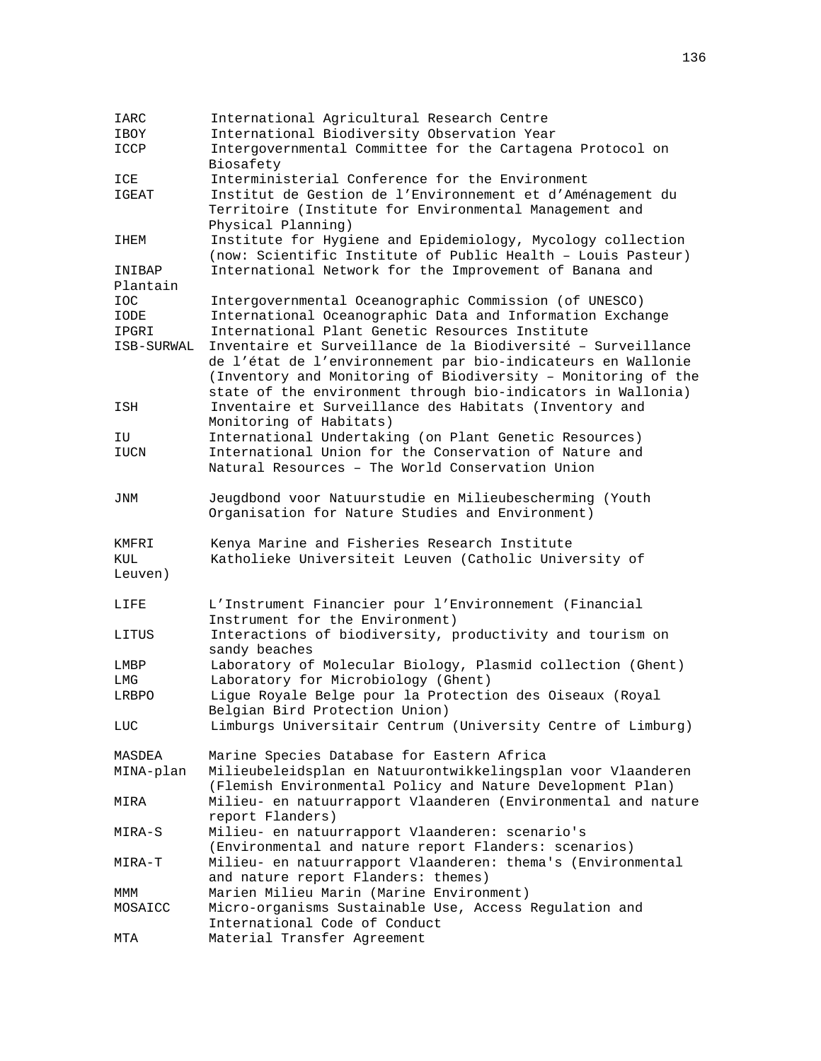| | |
|---|---|
| IARC | International Agricultural Research Centre |
| IBOY | International Biodiversity Observation Year |
| ICCP | Intergovernmental Committee for the Cartagena Protocol on Biosafety |
| ICE | Interministerial Conference for the Environment |
| IGEAT | Institut de Gestion de l'Environnement et d'Aménagement du Territoire (Institute for Environmental Management and Physical Planning) |
| IHEM | Institute for Hygiene and Epidemiology, Mycology collection (now: Scientific Institute of Public Health – Louis Pasteur) |
| INIBAP | International Network for the Improvement of Banana and Plantain |
| IOC | Intergovernmental Oceanographic Commission (of UNESCO) |
| IODE | International Oceanographic Data and Information Exchange |
| IPGRI | International Plant Genetic Resources Institute |
| ISB-SURWAL | Inventaire et Surveillance de la Biodiversité – Surveillance de l'état de l'environnement par bio-indicateurs en Wallonie (Inventory and Monitoring of Biodiversity – Monitoring of the state of the environment through bio-indicators in Wallonia) |
| ISH | Inventaire et Surveillance des Habitats (Inventory and Monitoring of Habitats) |
| IU | International Undertaking (on Plant Genetic Resources) |
| IUCN | International Union for the Conservation of Nature and Natural Resources – The World Conservation Union |
| JNM | Jeugdbond voor Natuurstudie en Milieubescherming (Youth Organisation for Nature Studies and Environment) |
| KMFRI | Kenya Marine and Fisheries Research Institute |
| KUL | Katholieke Universiteit Leuven (Catholic University of Leuven) |
| LIFE | L'Instrument Financier pour l'Environnement (Financial Instrument for the Environment) |
| LITUS | Interactions of biodiversity, productivity and tourism on sandy beaches |
| LMBP | Laboratory of Molecular Biology, Plasmid collection (Ghent) |
| LMG | Laboratory for Microbiology (Ghent) |
| LRBPO | Ligue Royale Belge pour la Protection des Oiseaux (Royal Belgian Bird Protection Union) |
| LUC | Limburgs Universitair Centrum (University Centre of Limburg) |
| MASDEA | Marine Species Database for Eastern Africa |
| MINA-plan | Milieubeleidsplan en Natuurontwikkelingsplan voor Vlaanderen (Flemish Environmental Policy and Nature Development Plan) |
| MIRA | Milieu- en natuurrapport Vlaanderen (Environmental and nature report Flanders) |
| MIRA-S | Milieu- en natuurrapport Vlaanderen: scenario's (Environmental and nature report Flanders: scenarios) |
| MIRA-T | Milieu- en natuurrapport Vlaanderen: thema's (Environmental and nature report Flanders: themes) |
| MMM | Marien Milieu Marin (Marine Environment) |
| MOSAICC | Micro-organisms Sustainable Use, Access Regulation and International Code of Conduct |
| MTA | Material Transfer Agreement |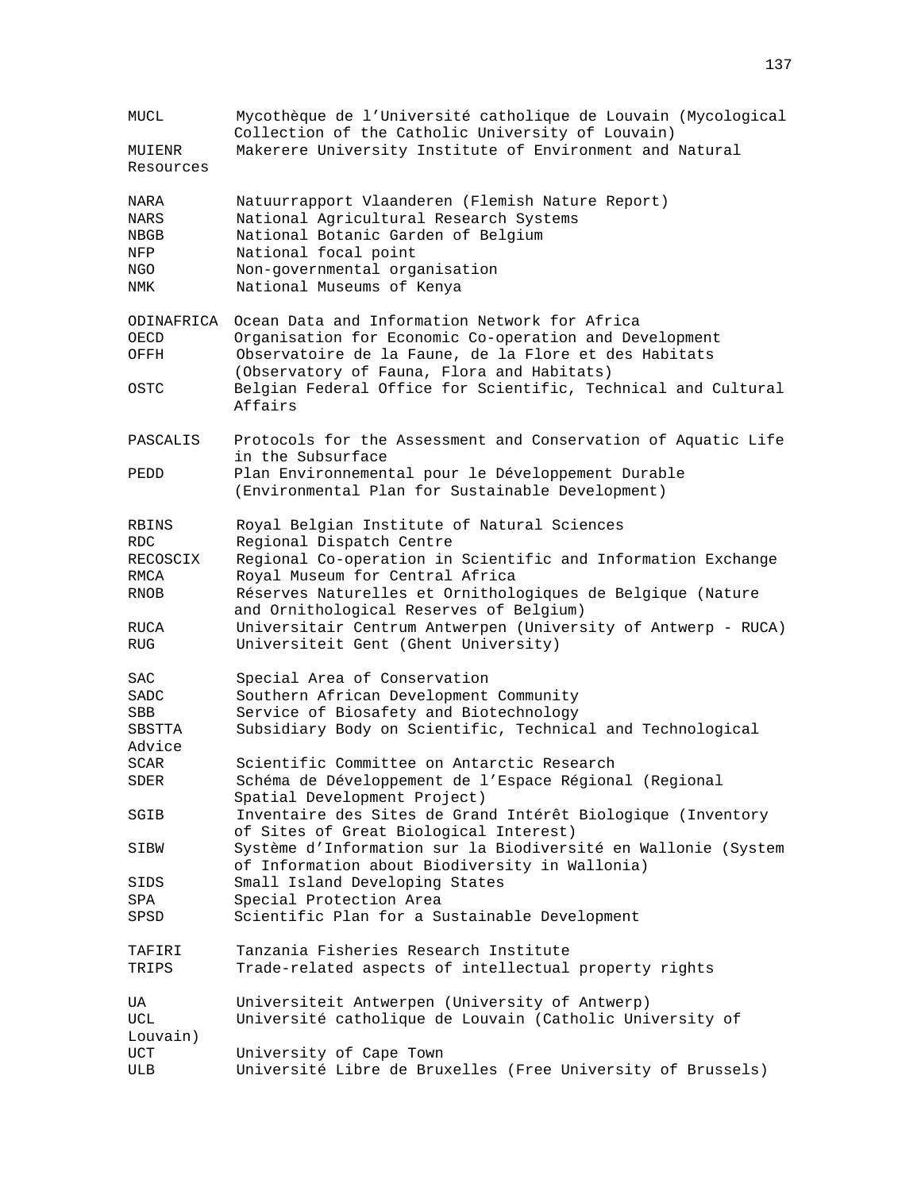| | |
|---|---|
| MUCL | Mycothèque de l'Université catholique de Louvain (Mycological Collection of the Catholic University of Louvain) |
| MUIENR | Makerere University Institute of Environment and Natural Resources |
| NARA | Natuurrapport Vlaanderen (Flemish Nature Report) |
| NARS | National Agricultural Research Systems |
| NBGB | National Botanic Garden of Belgium |
| NFP | National focal point |
| NGO | Non-governmental organisation |
| NMK | National Museums of Kenya |
| ODINAFRICA | Ocean Data and Information Network for Africa |
| OECD | Organisation for Economic Co-operation and Development |
| OFFH | Observatoire de la Faune, de la Flore et des Habitats (Observatory of Fauna, Flora and Habitats) |
| OSTC | Belgian Federal Office for Scientific, Technical and Cultural Affairs |
| PASCALIS | Protocols for the Assessment and Conservation of Aquatic Life in the Subsurface |
| PEDD | Plan Environnemental pour le Développement Durable (Environmental Plan for Sustainable Development) |
| RBINS | Royal Belgian Institute of Natural Sciences |
| RDC | Regional Dispatch Centre |
| RECOSCIX | Regional Co-operation in Scientific and Information Exchange |
| RMCA | Royal Museum for Central Africa |
| RNOB | Réserves Naturelles et Ornithologiques de Belgique (Nature and Ornithological Reserves of Belgium) |
| RUCA | Universitair Centrum Antwerpen (University of Antwerp - RUCA) |
| RUG | Universiteit Gent (Ghent University) |
| SAC | Special Area of Conservation |
| SADC | Southern African Development Community |
| SBB | Service of Biosafety and Biotechnology |
| SBSTTA | Subsidiary Body on Scientific, Technical and Technological Advice |
| SCAR | Scientific Committee on Antarctic Research |
| SDER | Schéma de Développement de l'Espace Régional (Regional Spatial Development Project) |
| SGIB | Inventaire des Sites de Grand Intérêt Biologique (Inventory of Sites of Great Biological Interest) |
| SIBW | Système d'Information sur la Biodiversité en Wallonie (System of Information about Biodiversity in Wallonia) |
| SIDS | Small Island Developing States |
| SPA | Special Protection Area |
| SPSD | Scientific Plan for a Sustainable Development |
| TAFIRI | Tanzania Fisheries Research Institute |
| TRIPS | Trade-related aspects of intellectual property rights |
| UA | Universiteit Antwerpen (University of Antwerp) |
| UCL | Université catholique de Louvain (Catholic University of Louvain) |
| UCT | University of Cape Town |
| ULB | Université Libre de Bruxelles (Free University of Brussels) |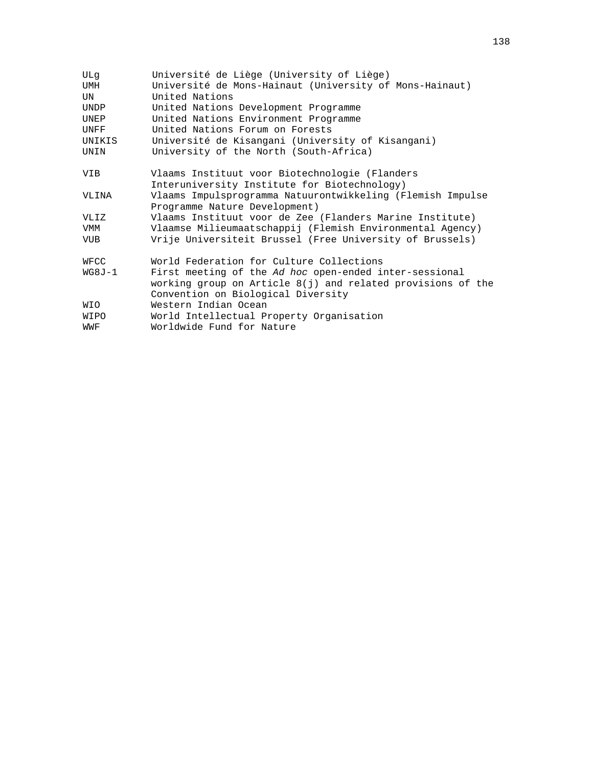| | |
|---|---|
| ULg | Université de Liège (University of Liège) |
| UMH | Université de Mons-Hainaut (University of Mons-Hainaut) |
| UN | United Nations |
| UNDP | United Nations Development Programme |
| UNEP | United Nations Environment Programme |
| UNFF | United Nations Forum on Forests |
| UNIKIS | Université de Kisangani (University of Kisangani) |
| UNIN | University of the North (South-Africa) |
| | |
| VIB | Vlaams Instituut voor Biotechnologie (Flanders Interuniversity Institute for Biotechnology) |
| VLINA | Vlaams Impulsprogramma Natuurontwikkeling (Flemish Impulse Programme Nature Development) |
| VLIZ | Vlaams Instituut voor de Zee (Flanders Marine Institute) |
| VMM | Vlaamse Milieumaatschappij (Flemish Environmental Agency) |
| VUB | Vrije Universiteit Brussel (Free University of Brussels) |
| | |
| WFCC | World Federation for Culture Collections |
| WG8J-1 | First meeting of the *Ad hoc* open-ended inter-sessional working group on Article 8(j) and related provisions of the Convention on Biological Diversity |
| WIO | Western Indian Ocean |
| WIPO | World Intellectual Property Organisation |
| WWF | Worldwide Fund for Nature |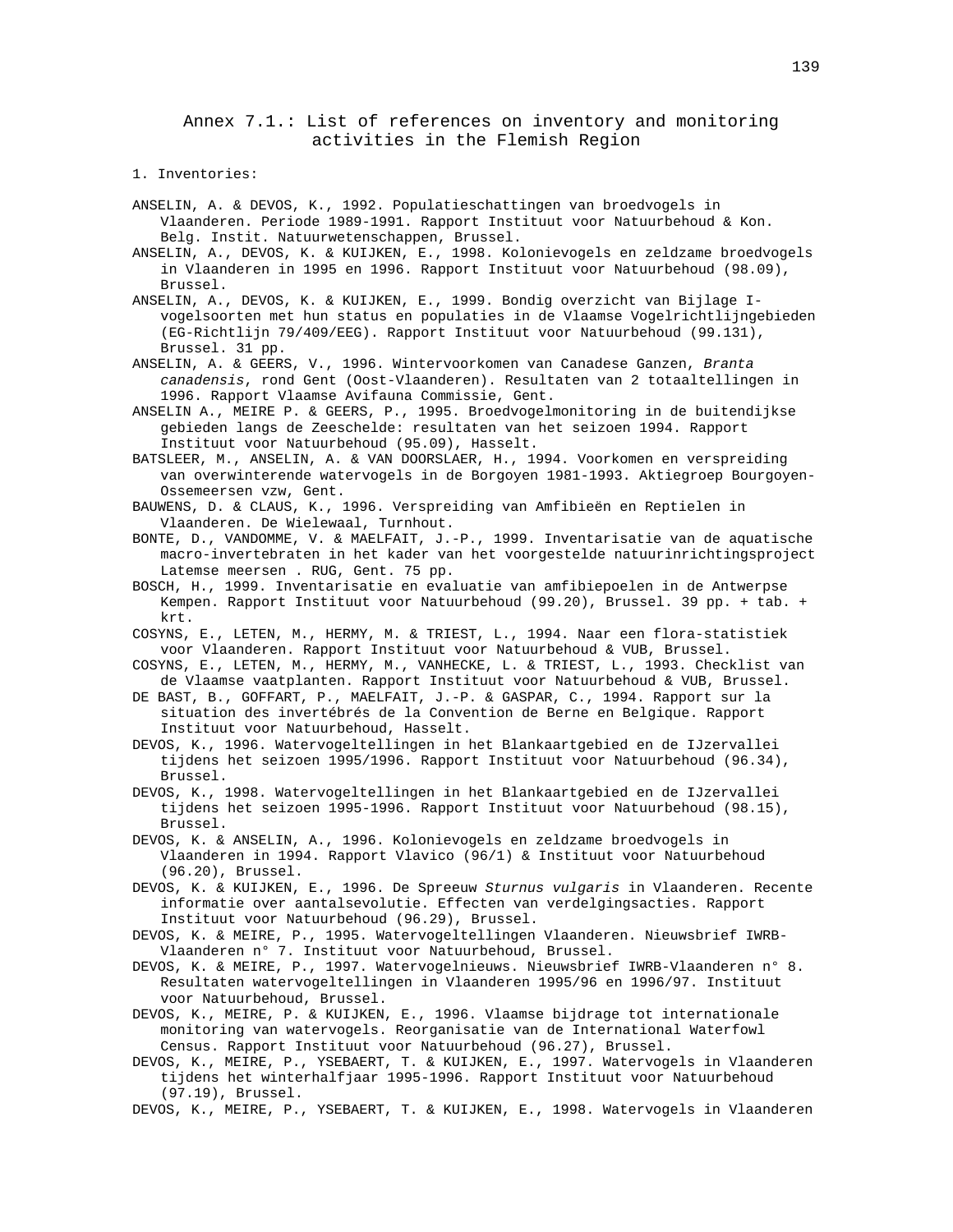# Annex 7.1.: List of references on inventory and monitoring activities in the Flemish Region

1. Inventories:

ANSELIN, A. & DEVOS, K., 1992. Populatieschattingen van broedvogels in Vlaanderen. Periode 1989-1991. Rapport Instituut voor Natuurbehoud & Kon. Belg. Instit. Natuurwetenschappen, Brussel.

ANSELIN, A., DEVOS, K. & KUIJKEN, E., 1998. Kolonievogels en zeldzame broedvogels in Vlaanderen in 1995 en 1996. Rapport Instituut voor Natuurbehoud (98.09), Brussel.

ANSELIN, A., DEVOS, K. & KUIJKEN, E., 1999. Bondig overzicht van Bijlage I-vogelsoorten met hun status en populaties in de Vlaamse Vogelrichtlijngebieden (EG-Richtlijn 79/409/EEG). Rapport Instituut voor Natuurbehoud (99.131), Brussel. 31 pp.

ANSELIN, A. & GEERS, V., 1996. Wintervoorkomen van Canadese Ganzen, *Branta canadensis*, rond Gent (Oost-Vlaanderen). Resultaten van 2 totaaltellingen in 1996. Rapport Vlaamse Avifauna Commissie, Gent.

ANSELIN A., MEIRE P. & GEERS, P., 1995. Broedvogelmonitoring in de buitendijkse gebieden langs de Zeeschelde: resultaten van het seizoen 1994. Rapport Instituut voor Natuurbehoud (95.09), Hasselt.

BATSLEER, M., ANSELIN, A. & VAN DOORSLAER, H., 1994. Voorkomen en verspreiding van overwinterende watervogels in de Borgoyen 1981-1993. Aktiegroep Bourgoyen-Ossemeersen vzw, Gent.

BAUWENS, D. & CLAUS, K., 1996. Verspreiding van Amfibieën en Reptielen in Vlaanderen. De Wielewaal, Turnhout.

BONTE, D., VANDOMME, V. & MAELFAIT, J.-P., 1999. Inventarisatie van de aquatische macro-invertebraten in het kader van het voorgestelde natuurinrichtingsproject Latemse meersen . RUG, Gent. 75 pp.

BOSCH, H., 1999. Inventarisatie en evaluatie van amfibiepoelen in de Antwerpse Kempen. Rapport Instituut voor Natuurbehoud (99.20), Brussel. 39 pp. + tab. + krt.

COSYNS, E., LETEN, M., HERMY, M. & TRIEST, L., 1994. Naar een flora-statistiek voor Vlaanderen. Rapport Instituut voor Natuurbehoud & VUB, Brussel.

COSYNS, E., LETEN, M., HERMY, M., VANHECKE, L. & TRIEST, L., 1993. Checklist van de Vlaamse vaatplanten. Rapport Instituut voor Natuurbehoud & VUB, Brussel.

DE BAST, B., GOFFART, P., MAELFAIT, J.-P. & GASPAR, C., 1994. Rapport sur la situation des invertébrés de la Convention de Berne en Belgique. Rapport Instituut voor Natuurbehoud, Hasselt.

DEVOS, K., 1996. Watervogeltellingen in het Blankaartgebied en de IJzervallei tijdens het seizoen 1995/1996. Rapport Instituut voor Natuurbehoud (96.34), Brussel.

DEVOS, K., 1998. Watervogeltellingen in het Blankaartgebied en de IJzervallei tijdens het seizoen 1995-1996. Rapport Instituut voor Natuurbehoud (98.15), Brussel.

DEVOS, K. & ANSELIN, A., 1996. Kolonievogels en zeldzame broedvogels in Vlaanderen in 1994. Rapport Vlavico (96/1) & Instituut voor Natuurbehoud (96.20), Brussel.

DEVOS, K. & KUIJKEN, E., 1996. De Spreeuw *Sturnus vulgaris* in Vlaanderen. Recente informatie over aantalsevolutie. Effecten van verdelgingsacties. Rapport Instituut voor Natuurbehoud (96.29), Brussel.

DEVOS, K. & MEIRE, P., 1995. Watervogeltellingen Vlaanderen. Nieuwsbrief IWRB-Vlaanderen n° 7. Instituut voor Natuurbehoud, Brussel.

DEVOS, K. & MEIRE, P., 1997. Watervogelnieuws. Nieuwsbrief IWRB-Vlaanderen n° 8. Resultaten watervogeltellingen in Vlaanderen 1995/96 en 1996/97. Instituut voor Natuurbehoud, Brussel.

DEVOS, K., MEIRE, P. & KUIJKEN, E., 1996. Vlaamse bijdrage tot internationale monitoring van watervogels. Reorganisatie van de International Waterfowl Census. Rapport Instituut voor Natuurbehoud (96.27), Brussel.

DEVOS, K., MEIRE, P., YSEBAERT, T. & KUIJKEN, E., 1997. Watervogels in Vlaanderen tijdens het winterhalfjaar 1995-1996. Rapport Instituut voor Natuurbehoud (97.19), Brussel.

DEVOS, K., MEIRE, P., YSEBAERT, T. & KUIJKEN, E., 1998. Watervogels in Vlaanderen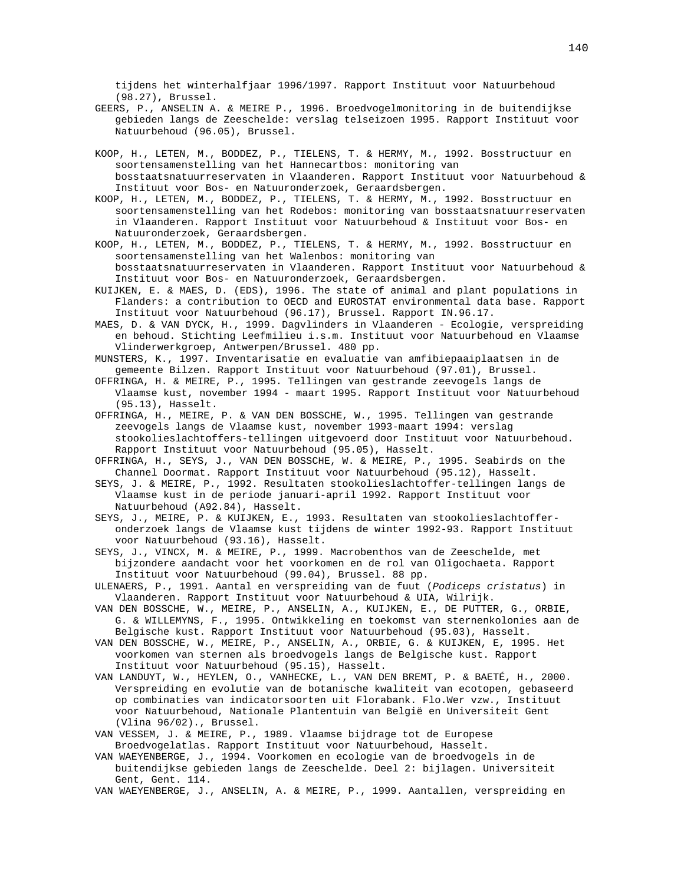tijdens het winterhalfjaar 1996/1997. Rapport Instituut voor Natuurbehoud (98.27), Brussel.

GEERS, P., ANSELIN A. & MEIRE P., 1996. Broedvogelmonitoring in de buitendijkse gebieden langs de Zeeschelde: verslag telseizoen 1995. Rapport Instituut voor Natuurbehoud (96.05), Brussel.

KOOP, H., LETEN, M., BODDEZ, P., TIELENS, T. & HERMY, M., 1992. Bosstructuur en soortensamenstelling van het Hannecartbos: monitoring van bosstaatsnatuurreservaten in Vlaanderen. Rapport Instituut voor Natuurbehoud & Instituut voor Bos- en Natuuronderzoek, Geraardsbergen.

KOOP, H., LETEN, M., BODDEZ, P., TIELENS, T. & HERMY, M., 1992. Bosstructuur en soortensamenstelling van het Rodebos: monitoring van bosstaatsnatuurreservaten in Vlaanderen. Rapport Instituut voor Natuurbehoud & Instituut voor Bos- en Natuuronderzoek, Geraardsbergen.

KOOP, H., LETEN, M., BODDEZ, P., TIELENS, T. & HERMY, M., 1992. Bosstructuur en soortensamenstelling van het Walenbos: monitoring van bosstaatsnatuurreservaten in Vlaanderen. Rapport Instituut voor Natuurbehoud & Instituut voor Bos- en Natuuronderzoek, Geraardsbergen.

KUIJKEN, E. & MAES, D. (EDS), 1996. The state of animal and plant populations in Flanders: a contribution to OECD and EUROSTAT environmental data base. Rapport Instituut voor Natuurbehoud (96.17), Brussel. Rapport IN.96.17.

MAES, D. & VAN DYCK, H., 1999. Dagvlinders in Vlaanderen - Ecologie, verspreiding en behoud. Stichting Leefmilieu i.s.m. Instituut voor Natuurbehoud en Vlaamse Vlinderwerkgroep, Antwerpen/Brussel. 480 pp.

MUNSTERS, K., 1997. Inventarisatie en evaluatie van amfibiepaaiplaatsen in de gemeente Bilzen. Rapport Instituut voor Natuurbehoud (97.01), Brussel.

OFFRINGA, H. & MEIRE, P., 1995. Tellingen van gestrande zeevogels langs de Vlaamse kust, november 1994 - maart 1995. Rapport Instituut voor Natuurbehoud (95.13), Hasselt.

OFFRINGA, H., MEIRE, P. & VAN DEN BOSSCHE, W., 1995. Tellingen van gestrande zeevogels langs de Vlaamse kust, november 1993-maart 1994: verslag stookolieslachtoffers-tellingen uitgevoerd door Instituut voor Natuurbehoud. Rapport Instituut voor Natuurbehoud (95.05), Hasselt.

OFFRINGA, H., SEYS, J., VAN DEN BOSSCHE, W. & MEIRE, P., 1995. Seabirds on the Channel Doormat. Rapport Instituut voor Natuurbehoud (95.12), Hasselt.

SEYS, J. & MEIRE, P., 1992. Resultaten stookolieslachtoffer-tellingen langs de Vlaamse kust in de periode januari-april 1992. Rapport Instituut voor Natuurbehoud (A92.84), Hasselt.

SEYS, J., MEIRE, P. & KUIJKEN, E., 1993. Resultaten van stookolieslachtoffer-onderzoek langs de Vlaamse kust tijdens de winter 1992-93. Rapport Instituut voor Natuurbehoud (93.16), Hasselt.

SEYS, J., VINCX, M. & MEIRE, P., 1999. Macrobenthos van de Zeeschelde, met bijzondere aandacht voor het voorkomen en de rol van Oligochaeta. Rapport Instituut voor Natuurbehoud (99.04), Brussel. 88 pp.

ULENAERS, P., 1991. Aantal en verspreiding van de fuut (*Podiceps cristatus*) in Vlaanderen. Rapport Instituut voor Natuurbehoud & UIA, Wilrijk.

VAN DEN BOSSCHE, W., MEIRE, P., ANSELIN, A., KUIJKEN, E., DE PUTTER, G., ORBIE, G. & WILLEMYNS, F., 1995. Ontwikkeling en toekomst van sternenkolonies aan de Belgische kust. Rapport Instituut voor Natuurbehoud (95.03), Hasselt.

VAN DEN BOSSCHE, W., MEIRE, P., ANSELIN, A., ORBIE, G. & KUIJKEN, E, 1995. Het voorkomen van sternen als broedvogels langs de Belgische kust. Rapport Instituut voor Natuurbehoud (95.15), Hasselt.

VAN LANDUYT, W., HEYLEN, O., VANHECKE, L., VAN DEN BREMT, P. & BAETÉ, H., 2000. Verspreiding en evolutie van de botanische kwaliteit van ecotopen, gebaseerd op combinaties van indicatorsoorten uit Florabank. Flo.Wer vzw., Instituut voor Natuurbehoud, Nationale Plantentuin van België en Universiteit Gent (Vlina 96/02)., Brussel.

VAN VESSEM, J. & MEIRE, P., 1989. Vlaamse bijdrage tot de Europese Broedvogelatlas. Rapport Instituut voor Natuurbehoud, Hasselt.

VAN WAEYENBERGE, J., 1994. Voorkomen en ecologie van de broedvogels in de buitendijkse gebieden langs de Zeeschelde. Deel 2: bijlagen. Universiteit Gent, Gent. 114.

VAN WAEYENBERGE, J., ANSELIN, A. & MEIRE, P., 1999. Aantallen, verspreiding en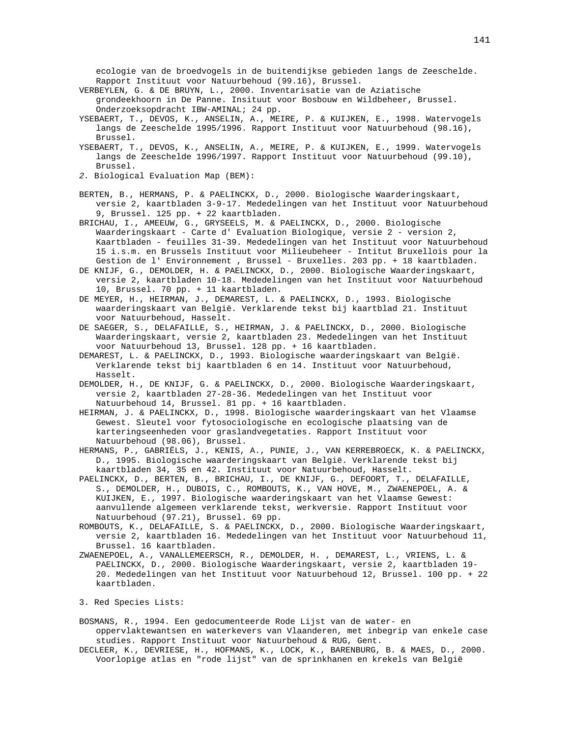ecologie van de broedvogels in de buitendijkse gebieden langs de Zeeschelde. Rapport Instituut voor Natuurbehoud (99.16), Brussel.

VERBEYLEN, G. & DE BRUYN, L., 2000. Inventarisatie van de Aziatische grondeekhoorn in De Panne. Insituut voor Bosbouw en Wildbeheer, Brussel. Onderzoeksopdracht IBW-AMINAL; 24 pp.

YSEBAERT, T., DEVOS, K., ANSELIN, A., MEIRE, P. & KUIJKEN, E., 1998. Watervogels langs de Zeeschelde 1995/1996. Rapport Instituut voor Natuurbehoud (98.16), Brussel.

YSEBAERT, T., DEVOS, K., ANSELIN, A., MEIRE, P. & KUIJKEN, E., 1999. Watervogels langs de Zeeschelde 1996/1997. Rapport Instituut voor Natuurbehoud (99.10), Brussel.

*2.* Biological Evaluation Map (BEM):

BERTEN, B., HERMANS, P. & PAELINCKX, D., 2000. Biologische Waarderingskaart, versie 2, kaartbladen 3-9-17. Mededelingen van het Instituut voor Natuurbehoud 9, Brussel. 125 pp. + 22 kaartbladen.

BRICHAU, I., AMEEUW, G., GRYSEELS, M. & PAELINCKX, D., 2000. Biologische Waarderingskaart - Carte d' Evaluation Biologique, versie 2 - version 2, Kaartbladen - feuilles 31-39. Mededelingen van het Instituut voor Natuurbehoud 15 i.s.m. en Brussels Instituut voor Milieubeheer - Intitut Bruxellois pour la Gestion de l' Environnement , Brussel - Bruxelles. 203 pp. + 18 kaartbladen.

DE KNIJF, G., DEMOLDER, H. & PAELINCKX, D., 2000. Biologische Waarderingskaart, versie 2, kaartbladen 10-18. Mededelingen van het Instituut voor Natuurbehoud 10, Brussel. 70 pp. + 11 kaartbladen.

DE MEYER, H., HEIRMAN, J., DEMAREST, L. & PAELINCKX, D., 1993. Biologische waarderingskaart van België. Verklarende tekst bij kaartblad 21. Instituut voor Natuurbehoud, Hasselt.

DE SAEGER, S., DELAFAILLE, S., HEIRMAN, J. & PAELINCKX, D., 2000. Biologische Waarderingskaart, versie 2, kaartbladen 23. Mededelingen van het Instituut voor Natuurbehoud 13, Brussel. 128 pp. + 16 kaartbladen.

DEMAREST, L. & PAELINCKX, D., 1993. Biologische waarderingskaart van België. Verklarende tekst bij kaartbladen 6 en 14. Instituut voor Natuurbehoud, Hasselt.

DEMOLDER, H., DE KNIJF, G. & PAELINCKX, D., 2000. Biologische Waarderingskaart, versie 2, kaartbladen 27-28-36. Mededelingen van het Instituut voor Natuurbehoud 14, Brussel. 81 pp. + 16 kaartbladen.

HEIRMAN, J. & PAELINCKX, D., 1998. Biologische waarderingskaart van het Vlaamse Gewest. Sleutel voor fytosociologische en ecologische plaatsing van de karteringseenheden voor graslandvegetaties. Rapport Instituut voor Natuurbehoud (98.06), Brussel.

HERMANS, P., GABRIËLS, J., KENIS, A., PUNIE, J., VAN KERREBROECK, K. & PAELINCKX, D., 1995. Biologische waarderingskaart van België. Verklarende tekst bij kaartbladen 34, 35 en 42. Instituut voor Natuurbehoud, Hasselt.

PAELINCKX, D., BERTEN, B., BRICHAU, I., DE KNIJF, G., DEFOORT, T., DELAFAILLE, S., DEMOLDER, H., DUBOIS, C., ROMBOUTS, K., VAN HOVE, M., ZWAENEPOEL, A. & KUIJKEN, E., 1997. Biologische waarderingskaart van het Vlaamse Gewest: aanvullende algemeen verklarende tekst, werkversie. Rapport Instituut voor Natuurbehoud (97.21), Brussel. 69 pp.

ROMBOUTS, K., DELAFAILLE, S. & PAELINCKX, D., 2000. Biologische Waarderingskaart, versie 2, kaartbladen 16. Mededelingen van het Instituut voor Natuurbehoud 11, Brussel. 16 kaartbladen.

ZWAENEPOEL, A., VANALLEMEERSCH, R., DEMOLDER, H. , DEMAREST, L., VRIENS, L. & PAELINCKX, D., 2000. Biologische Waarderingskaart, versie 2, kaartbladen 19-20. Mededelingen van het Instituut voor Natuurbehoud 12, Brussel. 100 pp. + 22 kaartbladen.

3. Red Species Lists:

BOSMANS, R., 1994. Een gedocumenteerde Rode Lijst van de water- en oppervlaktewantsen en waterkevers van Vlaanderen, met inbegrip van enkele case studies. Rapport Instituut voor Natuurbehoud & RUG, Gent.

DECLEER, K., DEVRIESE, H., HOFMANS, K., LOCK, K., BARENBURG, B. & MAES, D., 2000. Voorlopige atlas en "rode lijst" van de sprinkhanen en krekels van België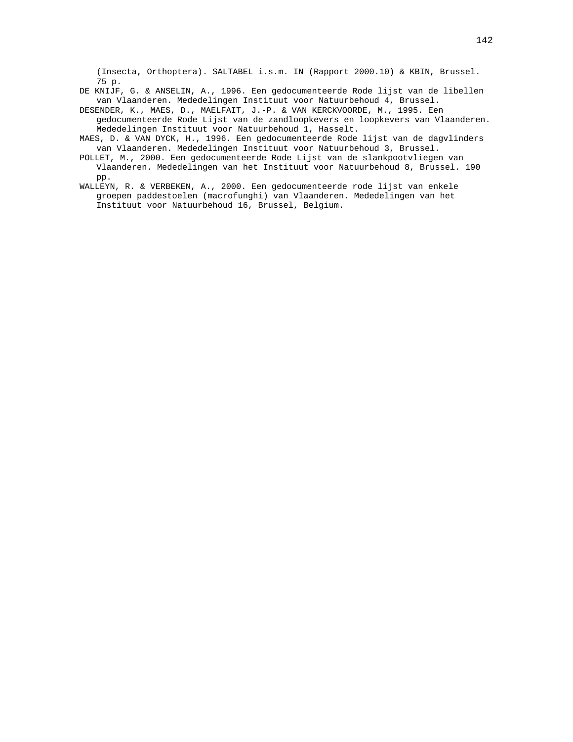(Insecta, Orthoptera). SALTABEL i.s.m. IN (Rapport 2000.10) & KBIN, Brussel. 75 p.

DE KNIJF, G. & ANSELIN, A., 1996. Een gedocumenteerde Rode lijst van de libellen van Vlaanderen. Mededelingen Instituut voor Natuurbehoud 4, Brussel.

DESENDER, K., MAES, D., MAELFAIT, J.-P. & VAN KERCKVOORDE, M., 1995. Een gedocumenteerde Rode Lijst van de zandloopkevers en loopkevers van Vlaanderen. Mededelingen Instituut voor Natuurbehoud 1, Hasselt.

MAES, D. & VAN DYCK, H., 1996. Een gedocumenteerde Rode lijst van de dagvlinders van Vlaanderen. Mededelingen Instituut voor Natuurbehoud 3, Brussel.

POLLET, M., 2000. Een gedocumenteerde Rode Lijst van de slankpootvliegen van Vlaanderen. Mededelingen van het Instituut voor Natuurbehoud 8, Brussel. 190 pp.

WALLEYN, R. & VERBEKEN, A., 2000. Een gedocumenteerde rode lijst van enkele groepen paddestoelen (macrofunghi) van Vlaanderen. Mededelingen van het Instituut voor Natuurbehoud 16, Brussel, Belgium.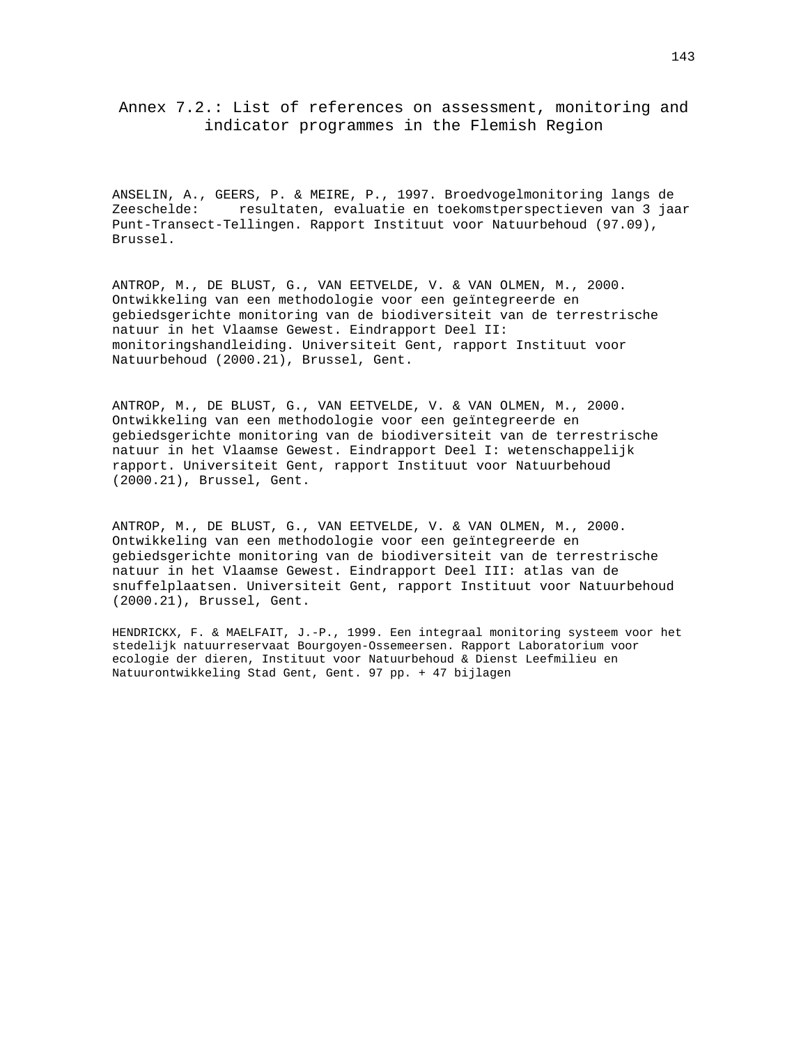# Annex 7.2.: List of references on assessment, monitoring and indicator programmes in the Flemish Region

ANSELIN, A., GEERS, P. & MEIRE, P., 1997. Broedvogelmonitoring langs de Zeeschelde: resultaten, evaluatie en toekomstperspectieven van 3 jaar Punt-Transect-Tellingen. Rapport Instituut voor Natuurbehoud (97.09), Brussel.

ANTROP, M., DE BLUST, G., VAN EETVELDE, V. & VAN OLMEN, M., 2000. Ontwikkeling van een methodologie voor een geïntegreerde en gebiedsgerichte monitoring van de biodiversiteit van de terrestrische natuur in het Vlaamse Gewest. Eindrapport Deel II: monitoringshandleiding. Universiteit Gent, rapport Instituut voor Natuurbehoud (2000.21), Brussel, Gent.

ANTROP, M., DE BLUST, G., VAN EETVELDE, V. & VAN OLMEN, M., 2000. Ontwikkeling van een methodologie voor een geïntegreerde en gebiedsgerichte monitoring van de biodiversiteit van de terrestrische natuur in het Vlaamse Gewest. Eindrapport Deel I: wetenschappelijk rapport. Universiteit Gent, rapport Instituut voor Natuurbehoud (2000.21), Brussel, Gent.

ANTROP, M., DE BLUST, G., VAN EETVELDE, V. & VAN OLMEN, M., 2000. Ontwikkeling van een methodologie voor een geïntegreerde en gebiedsgerichte monitoring van de biodiversiteit van de terrestrische natuur in het Vlaamse Gewest. Eindrapport Deel III: atlas van de snuffelplaatsen. Universiteit Gent, rapport Instituut voor Natuurbehoud (2000.21), Brussel, Gent.

HENDRICKX, F. & MAELFAIT, J.-P., 1999. Een integraal monitoring systeem voor het stedelijk natuurreservaat Bourgoyen-Ossemeersen. Rapport Laboratorium voor ecologie der dieren, Instituut voor Natuurbehoud & Dienst Leefmilieu en Natuurontwikkeling Stad Gent, Gent. 97 pp. + 47 bijlagen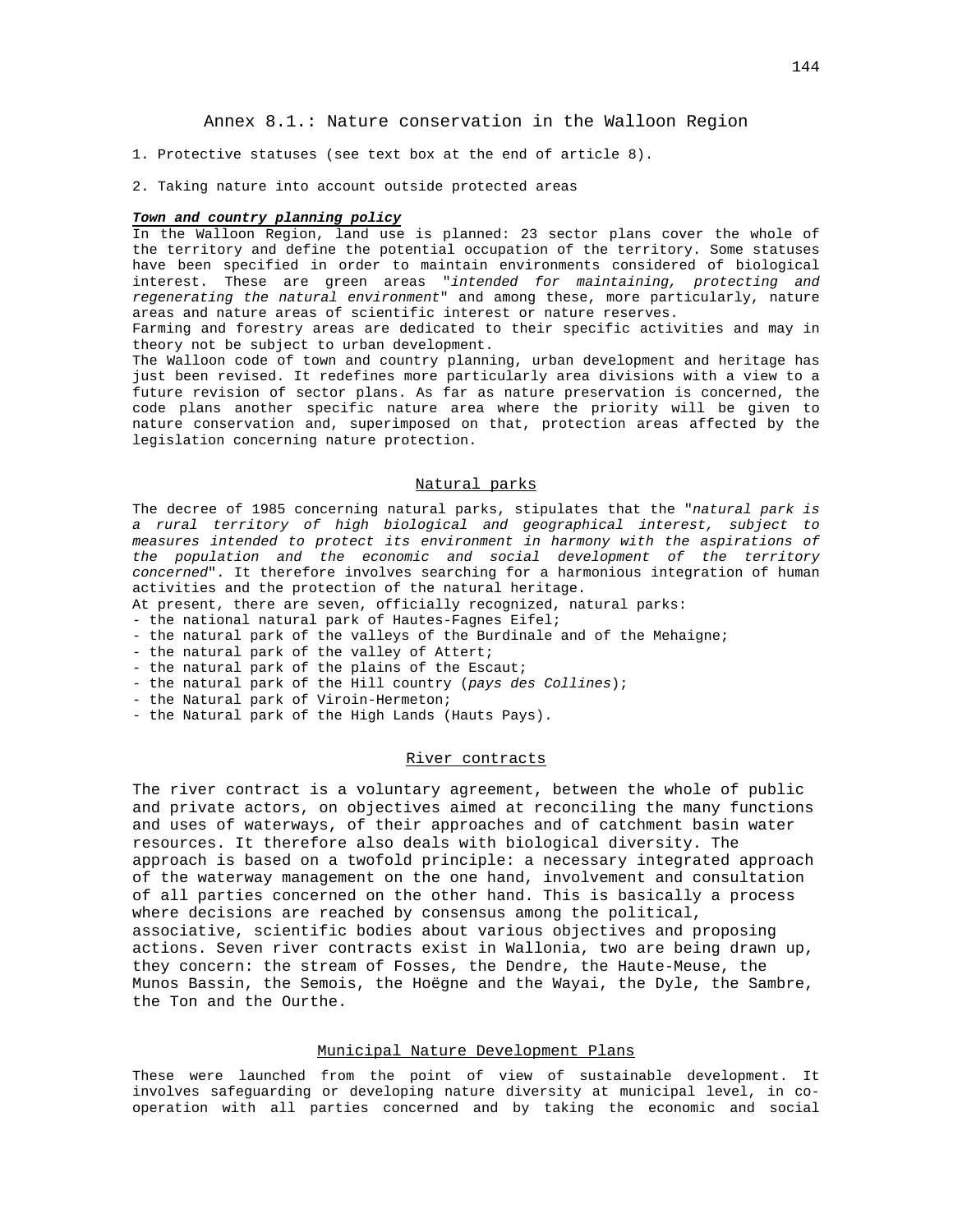# Annex 8.1.: Nature conservation in the Walloon Region

1. Protective statuses (see text box at the end of article 8).

2. Taking nature into account outside protected areas

***Town and country planning policy***

In the Walloon Region, land use is planned: 23 sector plans cover the whole of the territory and define the potential occupation of the territory. Some statuses have been specified in order to maintain environments considered of biological interest. These are green areas "*intended for maintaining, protecting and regenerating the natural environment*" and among these, more particularly, nature areas and nature areas of scientific interest or nature reserves.

Farming and forestry areas are dedicated to their specific activities and may in theory not be subject to urban development.

The Walloon code of town and country planning, urban development and heritage has just been revised. It redefines more particularly area divisions with a view to a future revision of sector plans. As far as nature preservation is concerned, the code plans another specific nature area where the priority will be given to nature conservation and, superimposed on that, protection areas affected by the legislation concerning nature protection.

## Natural parks

The decree of 1985 concerning natural parks, stipulates that the "*natural park is a rural territory of high biological and geographical interest, subject to measures intended to protect its environment in harmony with the aspirations of the population and the economic and social development of the territory concerned*". It therefore involves searching for a harmonious integration of human activities and the protection of the natural heritage.

At present, there are seven, officially recognized, natural parks:

- the national natural park of Hautes-Fagnes Eifel;
- the natural park of the valleys of the Burdinale and of the Mehaigne;
- the natural park of the valley of Attert;
- the natural park of the plains of the Escaut;
- the natural park of the Hill country (*pays des Collines*);
- the Natural park of Viroin-Hermeton;
- the Natural park of the High Lands (Hauts Pays).

## River contracts

The river contract is a voluntary agreement, between the whole of public and private actors, on objectives aimed at reconciling the many functions and uses of waterways, of their approaches and of catchment basin water resources. It therefore also deals with biological diversity. The approach is based on a twofold principle: a necessary integrated approach of the waterway management on the one hand, involvement and consultation of all parties concerned on the other hand. This is basically a process where decisions are reached by consensus among the political, associative, scientific bodies about various objectives and proposing actions. Seven river contracts exist in Wallonia, two are being drawn up, they concern: the stream of Fosses, the Dendre, the Haute-Meuse, the Munos Bassin, the Semois, the Hoëgne and the Wayai, the Dyle, the Sambre, the Ton and the Ourthe.

## Municipal Nature Development Plans

These were launched from the point of view of sustainable development. It involves safeguarding or developing nature diversity at municipal level, in co-operation with all parties concerned and by taking the economic and social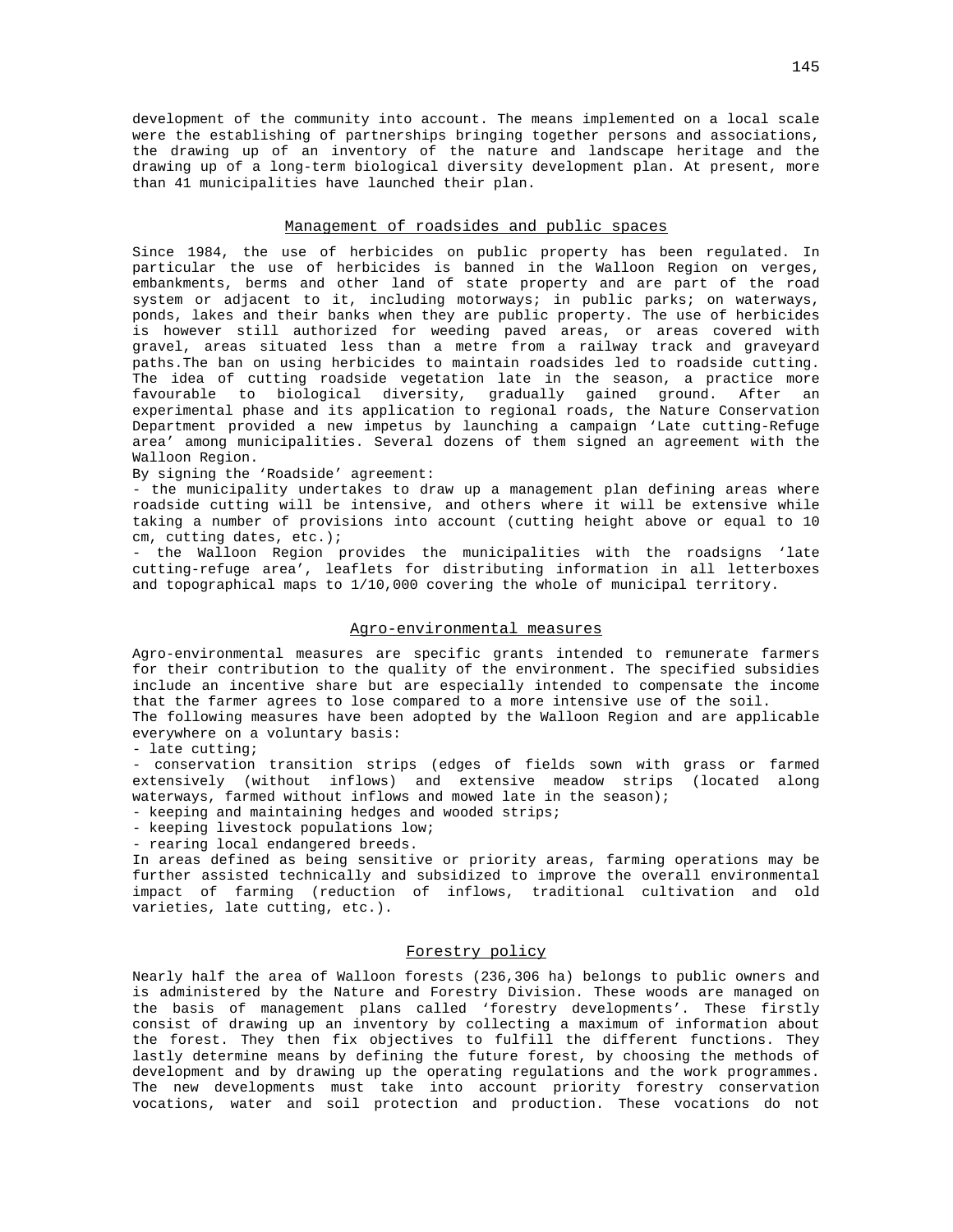development of the community into account. The means implemented on a local scale were the establishing of partnerships bringing together persons and associations, the drawing up of an inventory of the nature and landscape heritage and the drawing up of a long-term biological diversity development plan. At present, more than 41 municipalities have launched their plan.

## Management of roadsides and public spaces

Since 1984, the use of herbicides on public property has been regulated. In particular the use of herbicides is banned in the Walloon Region on verges, embankments, berms and other land of state property and are part of the road system or adjacent to it, including motorways; in public parks; on waterways, ponds, lakes and their banks when they are public property. The use of herbicides is however still authorized for weeding paved areas, or areas covered with gravel, areas situated less than a metre from a railway track and graveyard paths.The ban on using herbicides to maintain roadsides led to roadside cutting. The idea of cutting roadside vegetation late in the season, a practice more favourable to biological diversity, gradually gained ground. After an experimental phase and its application to regional roads, the Nature Conservation Department provided a new impetus by launching a campaign ‘Late cutting-Refuge area’ among municipalities. Several dozens of them signed an agreement with the Walloon Region.

By signing the ‘Roadside’ agreement:

- the municipality undertakes to draw up a management plan defining areas where roadside cutting will be intensive, and others where it will be extensive while taking a number of provisions into account (cutting height above or equal to 10 cm, cutting dates, etc.);
- the Walloon Region provides the municipalities with the roadsigns ‘late cutting-refuge area’, leaflets for distributing information in all letterboxes and topographical maps to 1/10,000 covering the whole of municipal territory.

## Agro-environmental measures

Agro-environmental measures are specific grants intended to remunerate farmers for their contribution to the quality of the environment. The specified subsidies include an incentive share but are especially intended to compensate the income that the farmer agrees to lose compared to a more intensive use of the soil.

The following measures have been adopted by the Walloon Region and are applicable everywhere on a voluntary basis:

- late cutting;
- conservation transition strips (edges of fields sown with grass or farmed extensively (without inflows) and extensive meadow strips (located along waterways, farmed without inflows and mowed late in the season);
- keeping and maintaining hedges and wooded strips;
- keeping livestock populations low;
- rearing local endangered breeds.

In areas defined as being sensitive or priority areas, farming operations may be further assisted technically and subsidized to improve the overall environmental impact of farming (reduction of inflows, traditional cultivation and old varieties, late cutting, etc.).

## Forestry policy

Nearly half the area of Walloon forests (236,306 ha) belongs to public owners and is administered by the Nature and Forestry Division. These woods are managed on the basis of management plans called ‘forestry developments’. These firstly consist of drawing up an inventory by collecting a maximum of information about the forest. They then fix objectives to fulfill the different functions. They lastly determine means by defining the future forest, by choosing the methods of development and by drawing up the operating regulations and the work programmes. The new developments must take into account priority forestry conservation vocations, water and soil protection and production. These vocations do not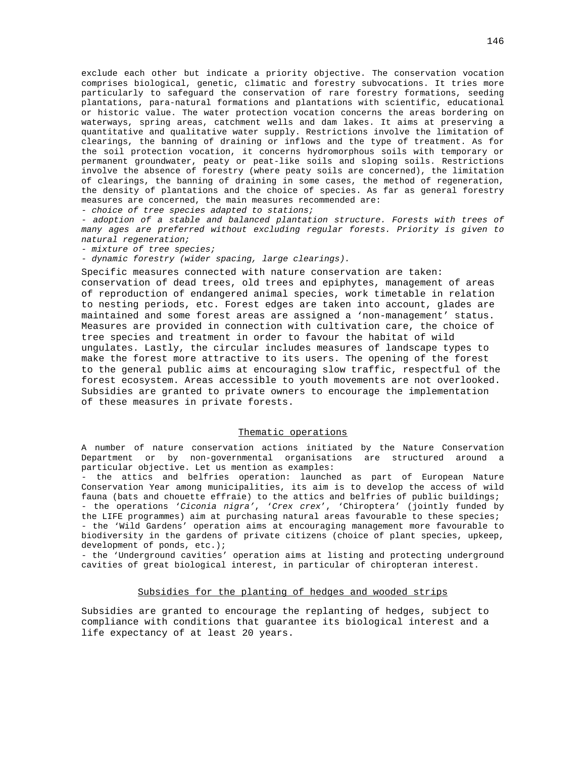exclude each other but indicate a priority objective. The conservation vocation comprises biological, genetic, climatic and forestry subvocations. It tries more particularly to safeguard the conservation of rare forestry formations, seeding plantations, para-natural formations and plantations with scientific, educational or historic value. The water protection vocation concerns the areas bordering on waterways, spring areas, catchment wells and dam lakes. It aims at preserving a quantitative and qualitative water supply. Restrictions involve the limitation of clearings, the banning of draining or inflows and the type of treatment. As for the soil protection vocation, it concerns hydromorphous soils with temporary or permanent groundwater, peaty or peat-like soils and sloping soils. Restrictions involve the absence of forestry (where peaty soils are concerned), the limitation of clearings, the banning of draining in some cases, the method of regeneration, the density of plantations and the choice of species. As far as general forestry measures are concerned, the main measures recommended are:

- *choice of tree species adapted to stations;*
- *adoption of a stable and balanced plantation structure. Forests with trees of many ages are preferred without excluding regular forests. Priority is given to natural regeneration;*
- *mixture of tree species;*
- *dynamic forestry (wider spacing, large clearings).*

Specific measures connected with nature conservation are taken: conservation of dead trees, old trees and epiphytes, management of areas of reproduction of endangered animal species, work timetable in relation to nesting periods, etc. Forest edges are taken into account, glades are maintained and some forest areas are assigned a 'non-management' status. Measures are provided in connection with cultivation care, the choice of tree species and treatment in order to favour the habitat of wild ungulates. Lastly, the circular includes measures of landscape types to make the forest more attractive to its users. The opening of the forest to the general public aims at encouraging slow traffic, respectful of the forest ecosystem. Areas accessible to youth movements are not overlooked. Subsidies are granted to private owners to encourage the implementation of these measures in private forests.

## Thematic operations

A number of nature conservation actions initiated by the Nature Conservation Department or by non-governmental organisations are structured around a particular objective. Let us mention as examples:

- the attics and belfries operation: launched as part of European Nature Conservation Year among municipalities, its aim is to develop the access of wild fauna (bats and chouette effraie) to the attics and belfries of public buildings;
- the operations '*Ciconia nigra*', '*Crex crex*', 'Chiroptera' (jointly funded by the LIFE programmes) aim at purchasing natural areas favourable to these species;
- the 'Wild Gardens' operation aims at encouraging management more favourable to biodiversity in the gardens of private citizens (choice of plant species, upkeep, development of ponds, etc.);
- the 'Underground cavities' operation aims at listing and protecting underground cavities of great biological interest, in particular of chiropteran interest.

## Subsidies for the planting of hedges and wooded strips

Subsidies are granted to encourage the replanting of hedges, subject to compliance with conditions that guarantee its biological interest and a life expectancy of at least 20 years.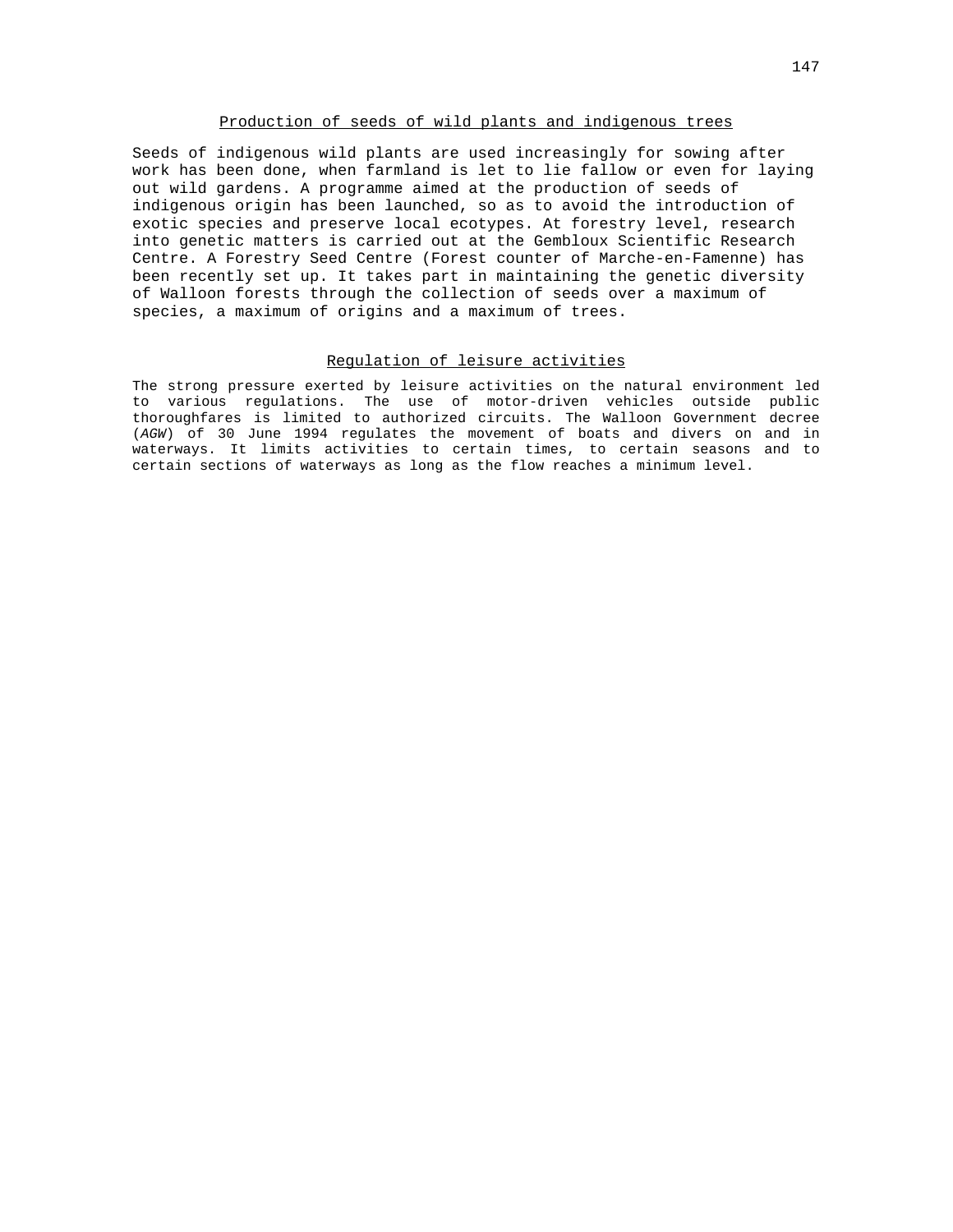## Production of seeds of wild plants and indigenous trees

Seeds of indigenous wild plants are used increasingly for sowing after work has been done, when farmland is let to lie fallow or even for laying out wild gardens. A programme aimed at the production of seeds of indigenous origin has been launched, so as to avoid the introduction of exotic species and preserve local ecotypes. At forestry level, research into genetic matters is carried out at the Gembloux Scientific Research Centre. A Forestry Seed Centre (Forest counter of Marche-en-Famenne) has been recently set up. It takes part in maintaining the genetic diversity of Walloon forests through the collection of seeds over a maximum of species, a maximum of origins and a maximum of trees.

## Regulation of leisure activities

The strong pressure exerted by leisure activities on the natural environment led to various regulations. The use of motor-driven vehicles outside public thoroughfares is limited to authorized circuits. The Walloon Government decree (*AGW*) of 30 June 1994 regulates the movement of boats and divers on and in waterways. It limits activities to certain times, to certain seasons and to certain sections of waterways as long as the flow reaches a minimum level.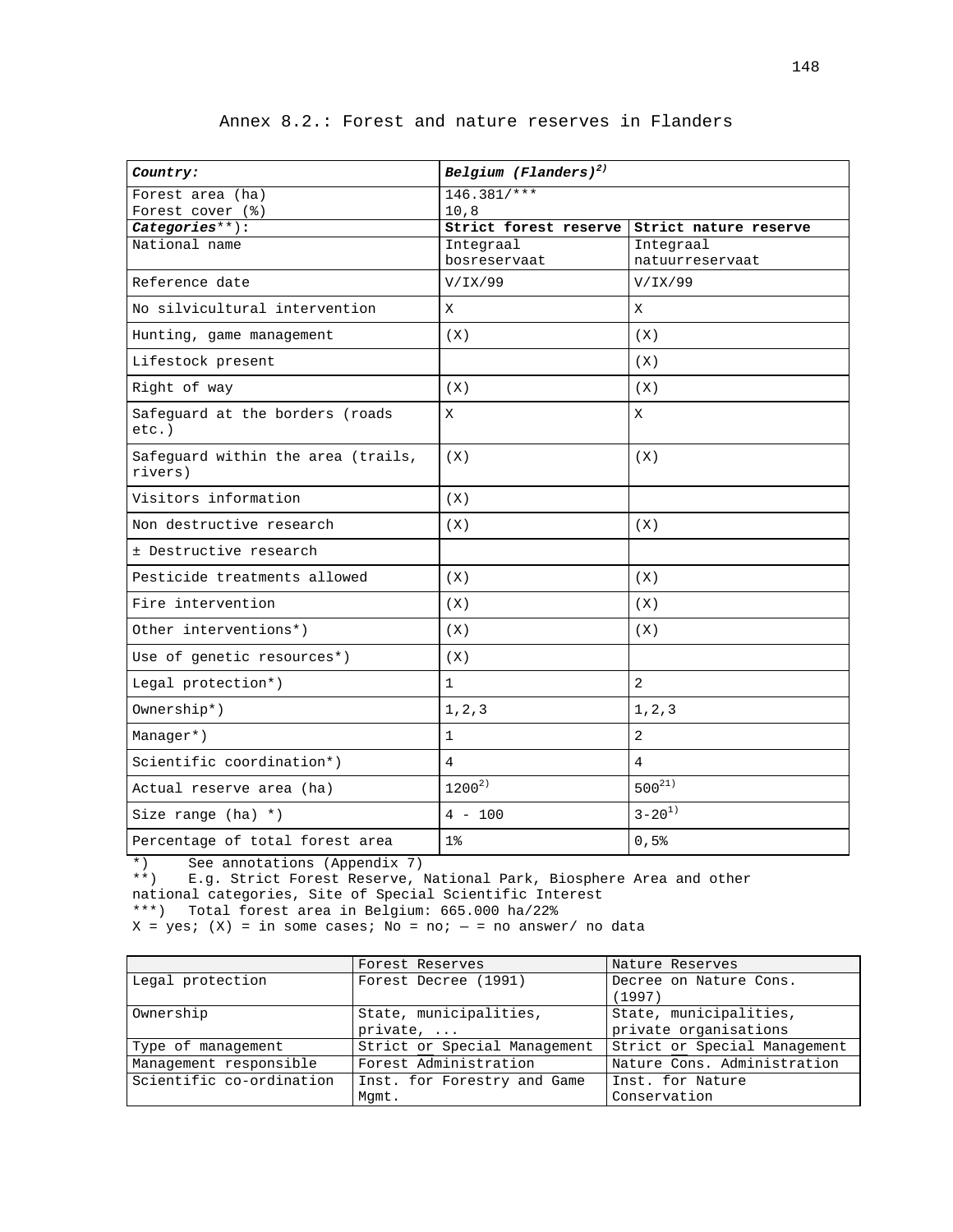# Annex 8.2.: Forest and nature reserves in Flanders

| ***Country:*** | ***Belgium (Flanders)*** [2] | |
|---|---|---|
| Forest area (ha)<br>Forest cover (%) | 146.381/***<br>10,8 | |
| ***Categories*** **): | **Strict forest reserve** | **Strict nature reserve** |
| National name | Integraal bosreservaat | Integraal natuurreservaat |
| Reference date | V/IX/99 | V/IX/99 |
| No silvicultural intervention | X | X |
| Hunting, game management | (X) | (X) |
| Lifestock present | | (X) |
| Right of way | (X) | (X) |
| Safeguard at the borders (roads etc.) | X | X |
| Safeguard within the area (trails, rivers) | (X) | (X) |
| Visitors information | (X) | |
| Non destructive research | (X) | (X) |
| ± Destructive research | | |
| Pesticide treatments allowed | (X) | (X) |
| Fire intervention | (X) | (X) |
| Other interventions*) | (X) | (X) |
| Use of genetic resources*) | (X) | |
| Legal protection*) | 1 | 2 |
| Ownership*) | 1,2,3 | 1,2,3 |
| Manager*) | 1 | 2 |
| Scientific coordination*) | 4 | 4 |
| Actual reserve area (ha) | 1200[2] | 500[21] |
| Size range (ha) *) | 4 - 100 | 3-20[1] |
| Percentage of total forest area | 1% | 0,5% |

*) See annotations (Appendix 7)
**) E.g. Strict Forest Reserve, National Park, Biosphere Area and other national categories, Site of Special Scientific Interest
***) Total forest area in Belgium: 665.000 ha/22%
X = yes; (X) = in some cases; No = no; — = no answer/ no data

| | Forest Reserves | Nature Reserves |
|---|---|---|
| Legal protection | Forest Decree (1991) | Decree on Nature Cons. (1997) |
| Ownership | State, municipalities, private, ... | State, municipalities, private organisations |
| Type of management | Strict or Special Management | Strict or Special Management |
| Management responsible | Forest Administration | Nature Cons. Administration |
| Scientific co-ordination | Inst. for Forestry and Game Mgmt. | Inst. for Nature Conservation |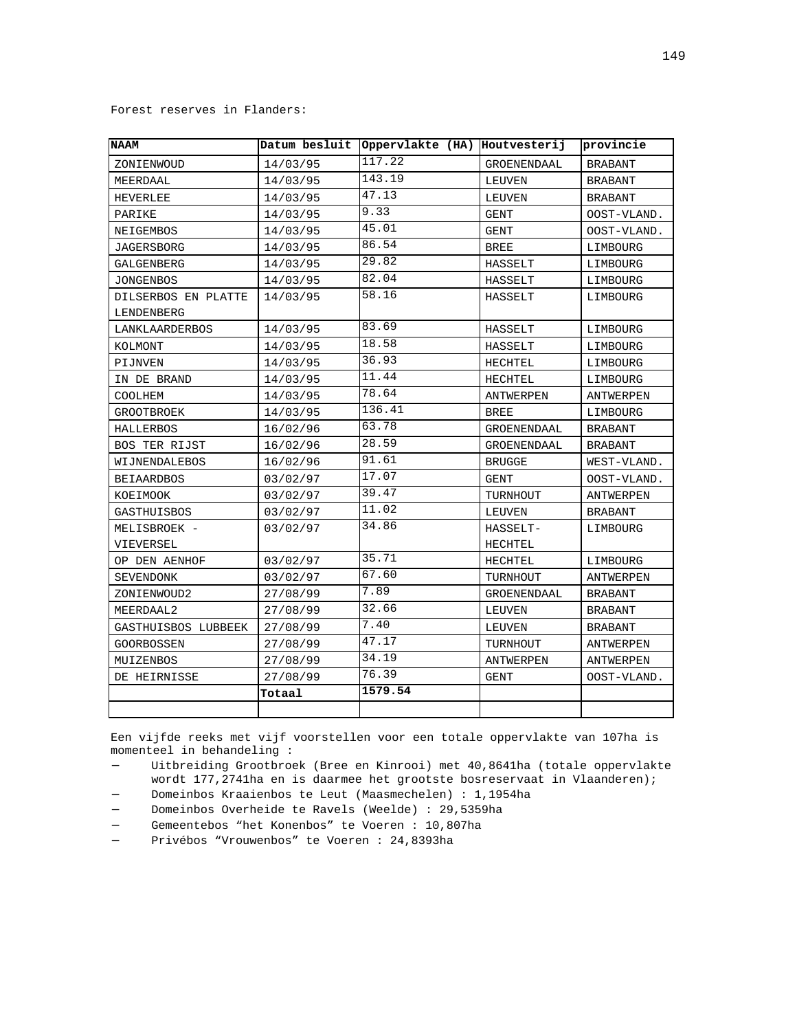Forest reserves in Flanders:

| NAAM | Datum besluit | Oppervlakte (HA) | Houtvesterij | provincie |
|---|---|---|---|---|
| ZONIENWOUD | 14/03/95 | 117.22 | GROENENDAAL | BRABANT |
| MEERDAAL | 14/03/95 | 143.19 | LEUVEN | BRABANT |
| HEVERLEE | 14/03/95 | 47.13 | LEUVEN | BRABANT |
| PARIKE | 14/03/95 | 9.33 | GENT | OOST-VLAND. |
| NEIGEMBOS | 14/03/95 | 45.01 | GENT | OOST-VLAND. |
| JAGERSBORG | 14/03/95 | 86.54 | BREE | LIMBOURG |
| GALGENBERG | 14/03/95 | 29.82 | HASSELT | LIMBOURG |
| JONGENBOS | 14/03/95 | 82.04 | HASSELT | LIMBOURG |
| DILSERBOS EN PLATTE LENDENBERG | 14/03/95 | 58.16 | HASSELT | LIMBOURG |
| LANKLAARDERBOS | 14/03/95 | 83.69 | HASSELT | LIMBOURG |
| KOLMONT | 14/03/95 | 18.58 | HASSELT | LIMBOURG |
| PIJNVEN | 14/03/95 | 36.93 | HECHTEL | LIMBOURG |
| IN DE BRAND | 14/03/95 | 11.44 | HECHTEL | LIMBOURG |
| COOLHEM | 14/03/95 | 78.64 | ANTWERPEN | ANTWERPEN |
| GROOTBROEK | 14/03/95 | 136.41 | BREE | LIMBOURG |
| HALLERBOS | 16/02/96 | 63.78 | GROENENDAAL | BRABANT |
| BOS TER RIJST | 16/02/96 | 28.59 | GROENENDAAL | BRABANT |
| WIJNENDALEBOS | 16/02/96 | 91.61 | BRUGGE | WEST-VLAND. |
| BEIAARDBOS | 03/02/97 | 17.07 | GENT | OOST-VLAND. |
| KOEIMOOK | 03/02/97 | 39.47 | TURNHOUT | ANTWERPEN |
| GASTHUISBOS | 03/02/97 | 11.02 | LEUVEN | BRABANT |
| MELISBROEK - VIEVERSEL | 03/02/97 | 34.86 | HASSELT-HECHTEL | LIMBOURG |
| OP DEN AENHOF | 03/02/97 | 35.71 | HECHTEL | LIMBOURG |
| SEVENDONK | 03/02/97 | 67.60 | TURNHOUT | ANTWERPEN |
| ZONIENWOUD2 | 27/08/99 | 7.89 | GROENENDAAL | BRABANT |
| MEERDAAL2 | 27/08/99 | 32.66 | LEUVEN | BRABANT |
| GASTHUISBOS LUBBEEK | 27/08/99 | 7.40 | LEUVEN | BRABANT |
| GOORBOSSEN | 27/08/99 | 47.17 | TURNHOUT | ANTWERPEN |
| MUIZENBOS | 27/08/99 | 34.19 | ANTWERPEN | ANTWERPEN |
| DE HEIRNISSE | 27/08/99 | 76.39 | GENT | OOST-VLAND. |
| | **Totaal** | **1579.54** | | |
| | | | | |

Een vijfde reeks met vijf voorstellen voor een totale oppervlakte van 107ha is momenteel in behandeling :

- Uitbreiding Grootbroek (Bree en Kinrooi) met 40,8641ha (totale oppervlakte wordt 177,2741ha en is daarmee het grootste bosreservaat in Vlaanderen);
- Domeinbos Kraaienbos te Leut (Maasmechelen) : 1,1954ha
- Domeinbos Overheide te Ravels (Weelde) : 29,5359ha
- Gemeentebos “het Konenbos” te Voeren : 10,807ha
- Privébos “Vrouwenbos” te Voeren : 24,8393ha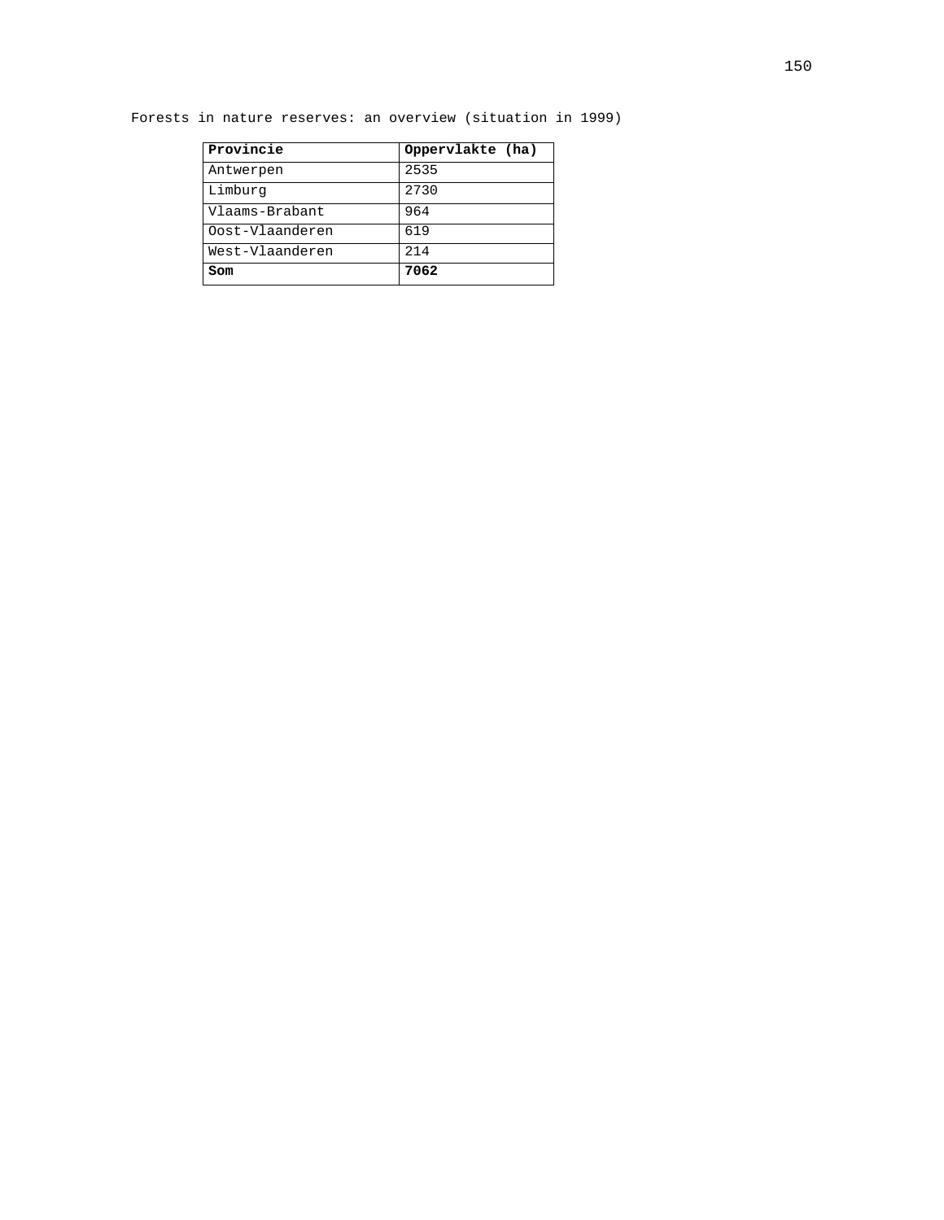Forests in nature reserves: an overview (situation in 1999)

| **Provincie** | **Oppervlakte (ha)** |
|---|---|
| Antwerpen | 2535 |
| Limburg | 2730 |
| Vlaams-Brabant | 964 |
| Oost-Vlaanderen | 619 |
| West-Vlaanderen | 214 |
| **Som** | **7062** |